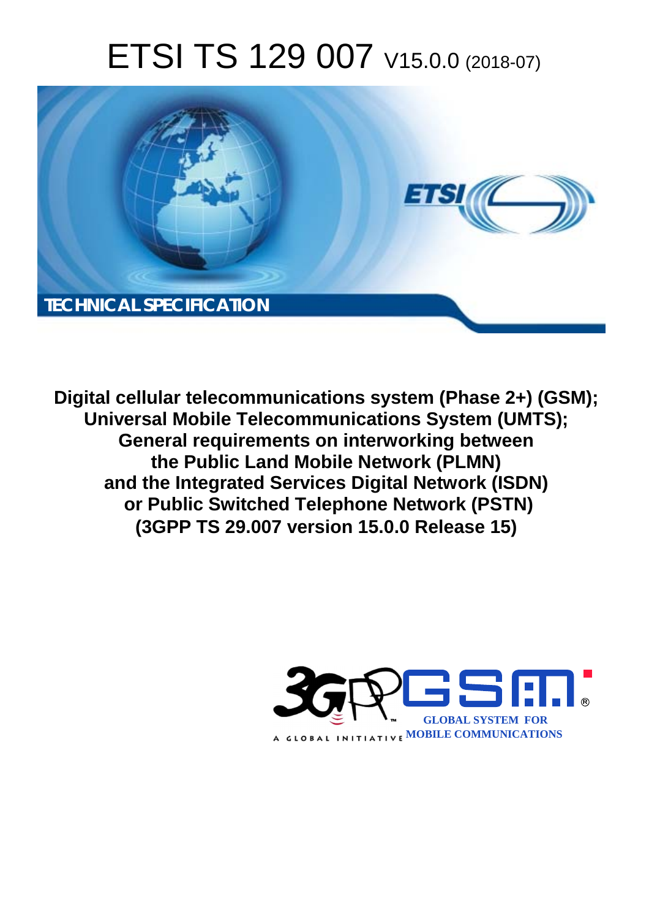# ETSI TS 129 007 V15.0.0 (2018-07)

TECHNICAL SPECIFICATION

**Digital cellular telecommunications system (Phase 2+) (GSM);
Universal Mobile Telecommunications System (UMTS);
General requirements on interworking between
the Public Land Mobile Network (PLMN)
and the Integrated Services Digital Network (ISDN)
or Public Switched Telephone Network (PSTN)
(3GPP TS 29.007 version 15.0.0 Release 15)**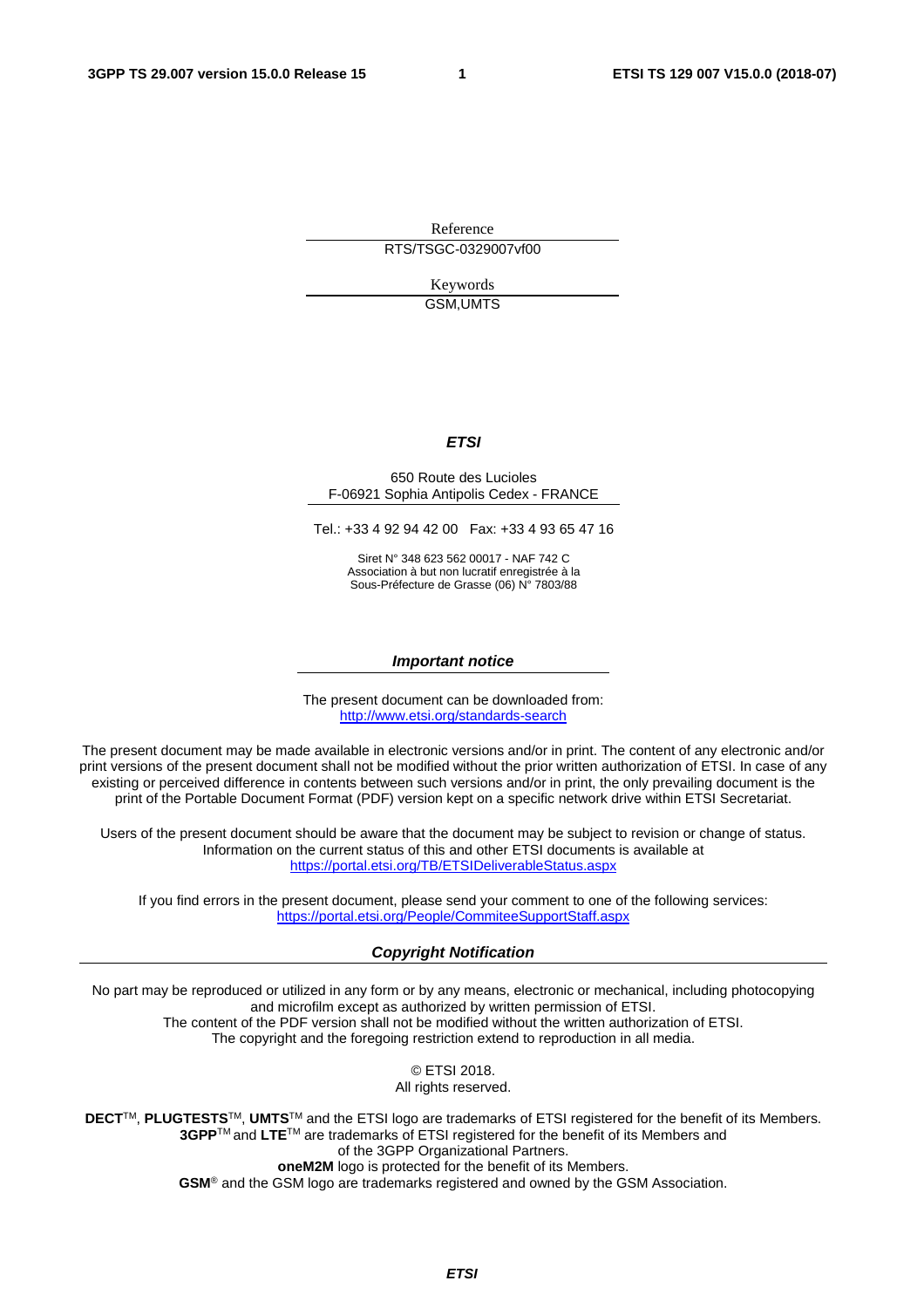Reference

RTS/TSGC-0329007vf00

Keywords

GSM,UMTS

***ETSI***

650 Route des Lucioles
F-06921 Sophia Antipolis Cedex - FRANCE

Tel.: +33 4 92 94 42 00   Fax: +33 4 93 65 47 16

Siret N° 348 623 562 00017 - NAF 742 C
Association à but non lucratif enregistrée à la
Sous-Préfecture de Grasse (06) N° 7803/88

***Important notice***

The present document can be downloaded from:
http://www.etsi.org/standards-search

The present document may be made available in electronic versions and/or in print. The content of any electronic and/or print versions of the present document shall not be modified without the prior written authorization of ETSI. In case of any existing or perceived difference in contents between such versions and/or in print, the only prevailing document is the print of the Portable Document Format (PDF) version kept on a specific network drive within ETSI Secretariat.

Users of the present document should be aware that the document may be subject to revision or change of status. Information on the current status of this and other ETSI documents is available at
https://portal.etsi.org/TB/ETSIDeliverableStatus.aspx

If you find errors in the present document, please send your comment to one of the following services:
https://portal.etsi.org/People/CommiteeSupportStaff.aspx

***Copyright Notification***

No part may be reproduced or utilized in any form or by any means, electronic or mechanical, including photocopying and microfilm except as authorized by written permission of ETSI.
The content of the PDF version shall not be modified without the written authorization of ETSI.
The copyright and the foregoing restriction extend to reproduction in all media.

© ETSI 2018.
All rights reserved.

**DECT**™, **PLUGTESTS**™, **UMTS**™ and the ETSI logo are trademarks of ETSI registered for the benefit of its Members.
**3GPP**™ and **LTE**™ are trademarks of ETSI registered for the benefit of its Members and
of the 3GPP Organizational Partners.
**oneM2M** logo is protected for the benefit of its Members.
**GSM**® and the GSM logo are trademarks registered and owned by the GSM Association.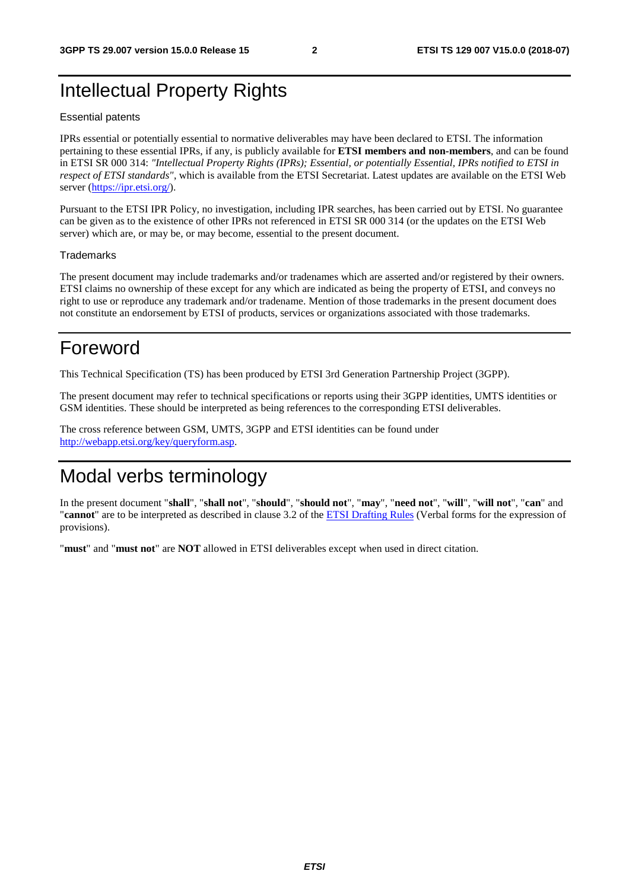# Intellectual Property Rights

Essential patents

IPRs essential or potentially essential to normative deliverables may have been declared to ETSI. The information pertaining to these essential IPRs, if any, is publicly available for **ETSI members and non-members**, and can be found in ETSI SR 000 314: *"Intellectual Property Rights (IPRs); Essential, or potentially Essential, IPRs notified to ETSI in respect of ETSI standards"*, which is available from the ETSI Secretariat. Latest updates are available on the ETSI Web server (https://ipr.etsi.org/).

Pursuant to the ETSI IPR Policy, no investigation, including IPR searches, has been carried out by ETSI. No guarantee can be given as to the existence of other IPRs not referenced in ETSI SR 000 314 (or the updates on the ETSI Web server) which are, or may be, or may become, essential to the present document.

Trademarks

The present document may include trademarks and/or tradenames which are asserted and/or registered by their owners. ETSI claims no ownership of these except for any which are indicated as being the property of ETSI, and conveys no right to use or reproduce any trademark and/or tradename. Mention of those trademarks in the present document does not constitute an endorsement by ETSI of products, services or organizations associated with those trademarks.

# Foreword

This Technical Specification (TS) has been produced by ETSI 3rd Generation Partnership Project (3GPP).

The present document may refer to technical specifications or reports using their 3GPP identities, UMTS identities or GSM identities. These should be interpreted as being references to the corresponding ETSI deliverables.

The cross reference between GSM, UMTS, 3GPP and ETSI identities can be found under http://webapp.etsi.org/key/queryform.asp.

# Modal verbs terminology

In the present document "**shall**", "**shall not**", "**should**", "**should not**", "**may**", "**need not**", "**will**", "**will not**", "**can**" and "**cannot**" are to be interpreted as described in clause 3.2 of the ETSI Drafting Rules (Verbal forms for the expression of provisions).

"**must**" and "**must not**" are **NOT** allowed in ETSI deliverables except when used in direct citation.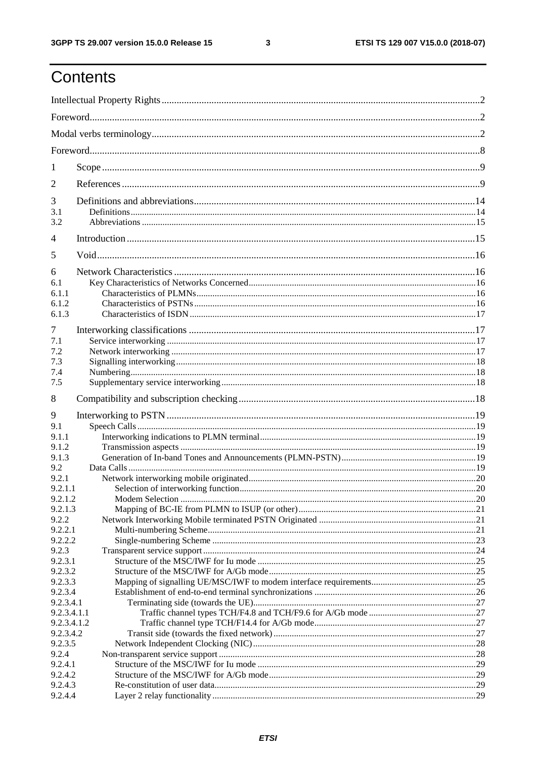# Contents

Intellectual Property Rights ... 2

Foreword ... 2

Modal verbs terminology ... 2

Foreword ... 8

1 Scope ... 9

2 References ... 9

3 Definitions and abbreviations ... 14
3.1 Definitions ... 14
3.2 Abbreviations ... 15

4 Introduction ... 15

5 Void ... 16

6 Network Characteristics ... 16
6.1 Key Characteristics of Networks Concerned ... 16
6.1.1 Characteristics of PLMNs ... 16
6.1.2 Characteristics of PSTNs ... 16
6.1.3 Characteristics of ISDN ... 17

7 Interworking classifications ... 17
7.1 Service interworking ... 17
7.2 Network interworking ... 17
7.3 Signalling interworking ... 18
7.4 Numbering ... 18
7.5 Supplementary service interworking ... 18

8 Compatibility and subscription checking ... 18

9 Interworking to PSTN ... 19
9.1 Speech Calls ... 19
9.1.1 Interworking indications to PLMN terminal ... 19
9.1.2 Transmission aspects ... 19
9.1.3 Generation of In-band Tones and Announcements (PLMN-PSTN) ... 19
9.2 Data Calls ... 19
9.2.1 Network interworking mobile originated ... 20
9.2.1.1 Selection of interworking function ... 20
9.2.1.2 Modem Selection ... 20
9.2.1.3 Mapping of BC-IE from PLMN to ISUP (or other) ... 21
9.2.2 Network Interworking Mobile terminated PSTN Originated ... 21
9.2.2.1 Multi-numbering Scheme ... 21
9.2.2.2 Single-numbering Scheme ... 23
9.2.3 Transparent service support ... 24
9.2.3.1 Structure of the MSC/IWF for Iu mode ... 25
9.2.3.2 Structure of the MSC/IWF for A/Gb mode ... 25
9.2.3.3 Mapping of signalling UE/MSC/IWF to modem interface requirements ... 25
9.2.3.4 Establishment of end-to-end terminal synchronizations ... 26
9.2.3.4.1 Terminating side (towards the UE) ... 27
9.2.3.4.1.1 Traffic channel types TCH/F4.8 and TCH/F9.6 for A/Gb mode ... 27
9.2.3.4.1.2 Traffic channel type TCH/F14.4 for A/Gb mode ... 27
9.2.3.4.2 Transit side (towards the fixed network) ... 27
9.2.3.5 Network Independent Clocking (NIC) ... 28
9.2.4 Non-transparent service support ... 28
9.2.4.1 Structure of the MSC/IWF for Iu mode ... 29
9.2.4.2 Structure of the MSC/IWF for A/Gb mode ... 29
9.2.4.3 Re-constitution of user data ... 29
9.2.4.4 Layer 2 relay functionality ... 29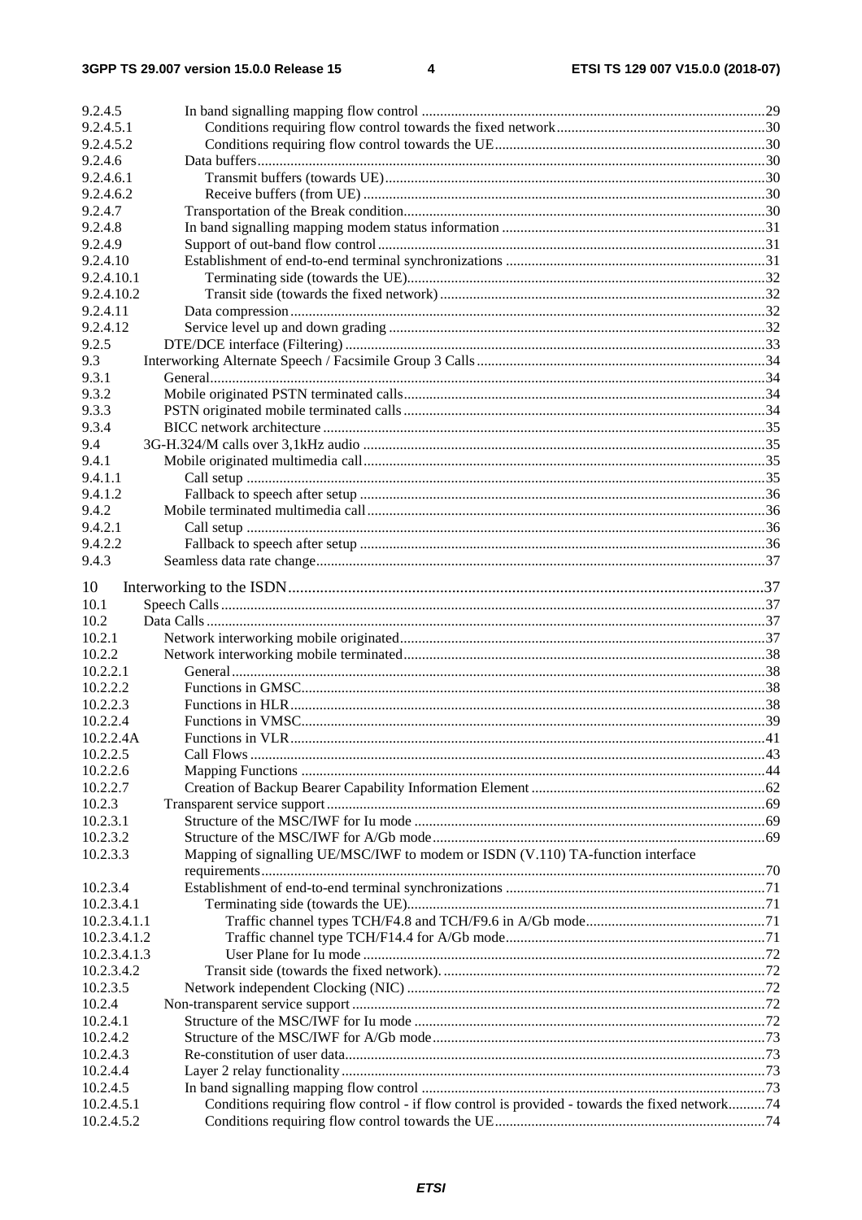9.2.4.5 In band signalling mapping flow control ..... 29
9.2.4.5.1 Conditions requiring flow control towards the fixed network ..... 30
9.2.4.5.2 Conditions requiring flow control towards the UE ..... 30
9.2.4.6 Data buffers ..... 30
9.2.4.6.1 Transmit buffers (towards UE) ..... 30
9.2.4.6.2 Receive buffers (from UE) ..... 30
9.2.4.7 Transportation of the Break condition ..... 30
9.2.4.8 In band signalling mapping modem status information ..... 31
9.2.4.9 Support of out-band flow control ..... 31
9.2.4.10 Establishment of end-to-end terminal synchronizations ..... 31
9.2.4.10.1 Terminating side (towards the UE) ..... 32
9.2.4.10.2 Transit side (towards the fixed network) ..... 32
9.2.4.11 Data compression ..... 32
9.2.4.12 Service level up and down grading ..... 32
9.2.5 DTE/DCE interface (Filtering) ..... 33
9.3 Interworking Alternate Speech / Facsimile Group 3 Calls ..... 34
9.3.1 General ..... 34
9.3.2 Mobile originated PSTN terminated calls ..... 34
9.3.3 PSTN originated mobile terminated calls ..... 34
9.3.4 BICC network architecture ..... 35
9.4 3G-H.324/M calls over 3,1kHz audio ..... 35
9.4.1 Mobile originated multimedia call ..... 35
9.4.1.1 Call setup ..... 35
9.4.1.2 Fallback to speech after setup ..... 36
9.4.2 Mobile terminated multimedia call ..... 36
9.4.2.1 Call setup ..... 36
9.4.2.2 Fallback to speech after setup ..... 36
9.4.3 Seamless data rate change ..... 37

10 Interworking to the ISDN ..... 37
10.1 Speech Calls ..... 37
10.2 Data Calls ..... 37
10.2.1 Network interworking mobile originated ..... 37
10.2.2 Network interworking mobile terminated ..... 38
10.2.2.1 General ..... 38
10.2.2.2 Functions in GMSC ..... 38
10.2.2.3 Functions in HLR ..... 38
10.2.2.4 Functions in VMSC ..... 39
10.2.2.4A Functions in VLR ..... 41
10.2.2.5 Call Flows ..... 43
10.2.2.6 Mapping Functions ..... 44
10.2.2.7 Creation of Backup Bearer Capability Information Element ..... 62
10.2.3 Transparent service support ..... 69
10.2.3.1 Structure of the MSC/IWF for Iu mode ..... 69
10.2.3.2 Structure of the MSC/IWF for A/Gb mode ..... 69
10.2.3.3 Mapping of signalling UE/MSC/IWF to modem or ISDN (V.110) TA-function interface requirements ..... 70
10.2.3.4 Establishment of end-to-end terminal synchronizations ..... 71
10.2.3.4.1 Terminating side (towards the UE) ..... 71
10.2.3.4.1.1 Traffic channel types TCH/F4.8 and TCH/F9.6 in A/Gb mode ..... 71
10.2.3.4.1.2 Traffic channel type TCH/F14.4 for A/Gb mode ..... 71
10.2.3.4.1.3 User Plane for Iu mode ..... 72
10.2.3.4.2 Transit side (towards the fixed network). ..... 72
10.2.3.5 Network independent Clocking (NIC) ..... 72
10.2.4 Non-transparent service support ..... 72
10.2.4.1 Structure of the MSC/IWF for Iu mode ..... 72
10.2.4.2 Structure of the MSC/IWF for A/Gb mode ..... 73
10.2.4.3 Re-constitution of user data ..... 73
10.2.4.4 Layer 2 relay functionality ..... 73
10.2.4.5 In band signalling mapping flow control ..... 73
10.2.4.5.1 Conditions requiring flow control - if flow control is provided - towards the fixed network ..... 74
10.2.4.5.2 Conditions requiring flow control towards the UE ..... 74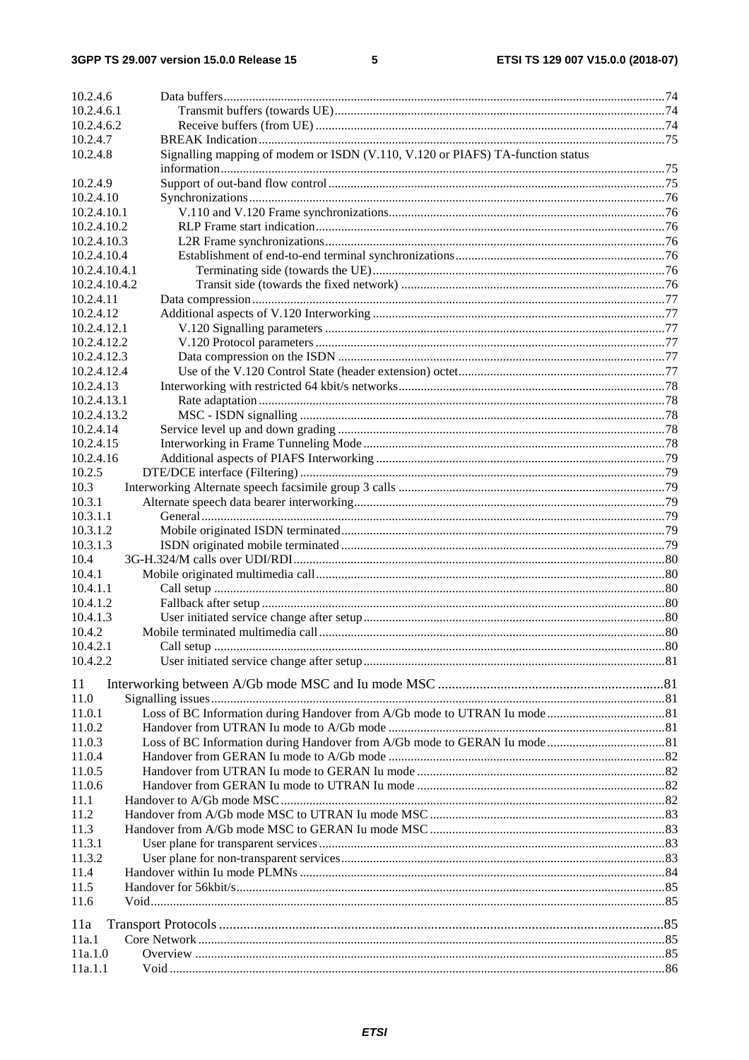10.2.4.6 Data buffers ... 74
10.2.4.6.1 Transmit buffers (towards UE) ... 74
10.2.4.6.2 Receive buffers (from UE) ... 74
10.2.4.7 BREAK Indication ... 75
10.2.4.8 Signalling mapping of modem or ISDN (V.110, V.120 or PIAFS) TA-function status information ... 75
10.2.4.9 Support of out-band flow control ... 75
10.2.4.10 Synchronizations ... 76
10.2.4.10.1 V.110 and V.120 Frame synchronizations ... 76
10.2.4.10.2 RLP Frame start indication ... 76
10.2.4.10.3 L2R Frame synchronizations ... 76
10.2.4.10.4 Establishment of end-to-end terminal synchronizations ... 76
10.2.4.10.4.1 Terminating side (towards the UE) ... 76
10.2.4.10.4.2 Transit side (towards the fixed network) ... 76
10.2.4.11 Data compression ... 77
10.2.4.12 Additional aspects of V.120 Interworking ... 77
10.2.4.12.1 V.120 Signalling parameters ... 77
10.2.4.12.2 V.120 Protocol parameters ... 77
10.2.4.12.3 Data compression on the ISDN ... 77
10.2.4.12.4 Use of the V.120 Control State (header extension) octet ... 77
10.2.4.13 Interworking with restricted 64 kbit/s networks ... 78
10.2.4.13.1 Rate adaptation ... 78
10.2.4.13.2 MSC - ISDN signalling ... 78
10.2.4.14 Service level up and down grading ... 78
10.2.4.15 Interworking in Frame Tunneling Mode ... 78
10.2.4.16 Additional aspects of PIAFS Interworking ... 79
10.2.5 DTE/DCE interface (Filtering) ... 79
10.3 Interworking Alternate speech facsimile group 3 calls ... 79
10.3.1 Alternate speech data bearer interworking ... 79
10.3.1.1 General ... 79
10.3.1.2 Mobile originated ISDN terminated ... 79
10.3.1.3 ISDN originated mobile terminated ... 79
10.4 3G-H.324/M calls over UDI/RDI ... 80
10.4.1 Mobile originated multimedia call ... 80
10.4.1.1 Call setup ... 80
10.4.1.2 Fallback after setup ... 80
10.4.1.3 User initiated service change after setup ... 80
10.4.2 Mobile terminated multimedia call ... 80
10.4.2.1 Call setup ... 80
10.4.2.2 User initiated service change after setup ... 81

11 Interworking between A/Gb mode MSC and Iu mode MSC ... 81
11.0 Signalling issues ... 81
11.0.1 Loss of BC Information during Handover from A/Gb mode to UTRAN Iu mode ... 81
11.0.2 Handover from UTRAN Iu mode to A/Gb mode ... 81
11.0.3 Loss of BC Information during Handover from A/Gb mode to GERAN Iu mode ... 81
11.0.4 Handover from GERAN Iu mode to A/Gb mode ... 82
11.0.5 Handover from UTRAN Iu mode to GERAN Iu mode ... 82
11.0.6 Handover from GERAN Iu mode to UTRAN Iu mode ... 82
11.1 Handover to A/Gb mode MSC ... 82
11.2 Handover from A/Gb mode MSC to UTRAN Iu mode MSC ... 83
11.3 Handover from A/Gb mode MSC to GERAN Iu mode MSC ... 83
11.3.1 User plane for transparent services ... 83
11.3.2 User plane for non-transparent services ... 83
11.4 Handover within Iu mode PLMNs ... 84
11.5 Handover for 56kbit/s ... 85
11.6 Void ... 85

11a Transport Protocols ... 85
11a.1 Core Network ... 85
11a.1.0 Overview ... 85
11a.1.1 Void ... 86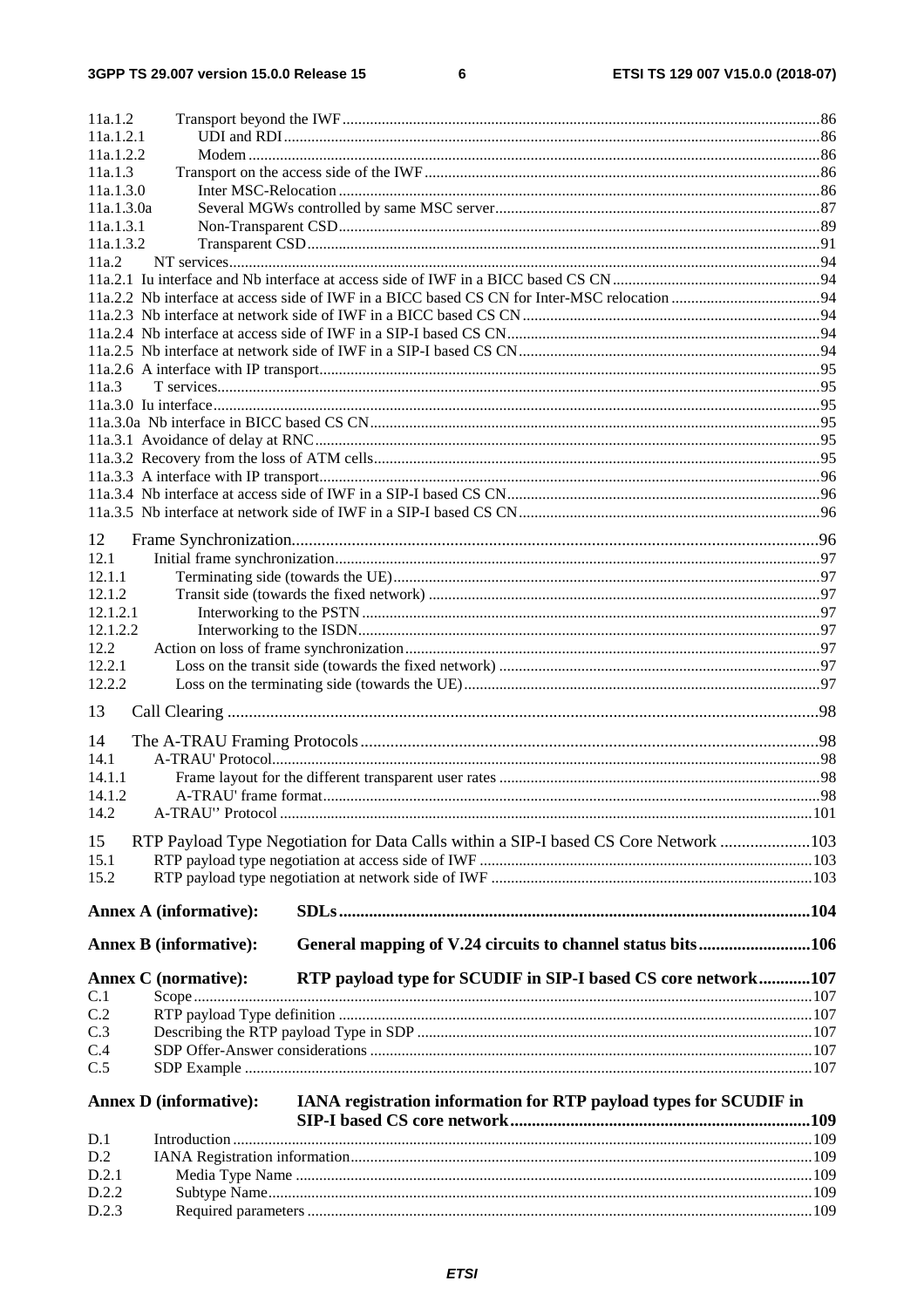11a.1.2 Transport beyond the IWF .......... 86
11a.1.2.1 UDI and RDI .......... 86
11a.1.2.2 Modem .......... 86
11a.1.3 Transport on the access side of the IWF .......... 86
11a.1.3.0 Inter MSC-Relocation .......... 86
11a.1.3.0a Several MGWs controlled by same MSC server .......... 87
11a.1.3.1 Non-Transparent CSD .......... 89
11a.1.3.2 Transparent CSD .......... 91
11a.2 NT services .......... 94
11a.2.1 Iu interface and Nb interface at access side of IWF in a BICC based CS CN .......... 94
11a.2.2 Nb interface at access side of IWF in a BICC based CS CN for Inter-MSC relocation .......... 94
11a.2.3 Nb interface at network side of IWF in a BICC based CS CN .......... 94
11a.2.4 Nb interface at access side of IWF in a SIP-I based CS CN .......... 94
11a.2.5 Nb interface at network side of IWF in a SIP-I based CS CN .......... 94
11a.2.6 A interface with IP transport .......... 95
11a.3 T services .......... 95
11a.3.0 Iu interface .......... 95
11a.3.0a Nb interface in BICC based CS CN .......... 95
11a.3.1 Avoidance of delay at RNC .......... 95
11a.3.2 Recovery from the loss of ATM cells .......... 95
11a.3.3 A interface with IP transport .......... 96
11a.3.4 Nb interface at access side of IWF in a SIP-I based CS CN .......... 96
11a.3.5 Nb interface at network side of IWF in a SIP-I based CS CN .......... 96

12 Frame Synchronization .......... 96
12.1 Initial frame synchronization .......... 97
12.1.1 Terminating side (towards the UE) .......... 97
12.1.2 Transit side (towards the fixed network) .......... 97
12.1.2.1 Interworking to the PSTN .......... 97
12.1.2.2 Interworking to the ISDN .......... 97
12.2 Action on loss of frame synchronization .......... 97
12.2.1 Loss on the transit side (towards the fixed network) .......... 97
12.2.2 Loss on the terminating side (towards the UE) .......... 97

13 Call Clearing .......... 98

14 The A-TRAU Framing Protocols .......... 98
14.1 A-TRAU' Protocol .......... 98
14.1.1 Frame layout for the different transparent user rates .......... 98
14.1.2 A-TRAU' frame format .......... 98
14.2 A-TRAU'' Protocol .......... 101

15 RTP Payload Type Negotiation for Data Calls within a SIP-I based Core Network .......... 103
15.1 RTP payload type negotiation at access side of IWF .......... 103
15.2 RTP payload type negotiation at network side of IWF .......... 103

**Annex A (informative): SDLs .......... 104**

**Annex B (informative): General mapping of V.24 circuits to channel status bits .......... 106**

**Annex C (normative): RTP payload type for SCUDIF in SIP-I based CS core network .......... 107**
C.1 Scope .......... 107
C.2 RTP payload Type definition .......... 107
C.3 Describing the RTP payload Type in SDP .......... 107
C.4 SDP Offer-Answer considerations .......... 107
C.5 SDP Example .......... 107

**Annex D (informative): IANA registration information for RTP payload types for SCUDIF in SIP-I based CS core network .......... 109**
D.1 Introduction .......... 109
D.2 IANA Registration information .......... 109
D.2.1 Media Type Name .......... 109
D.2.2 Subtype Name .......... 109
D.2.3 Required parameters .......... 109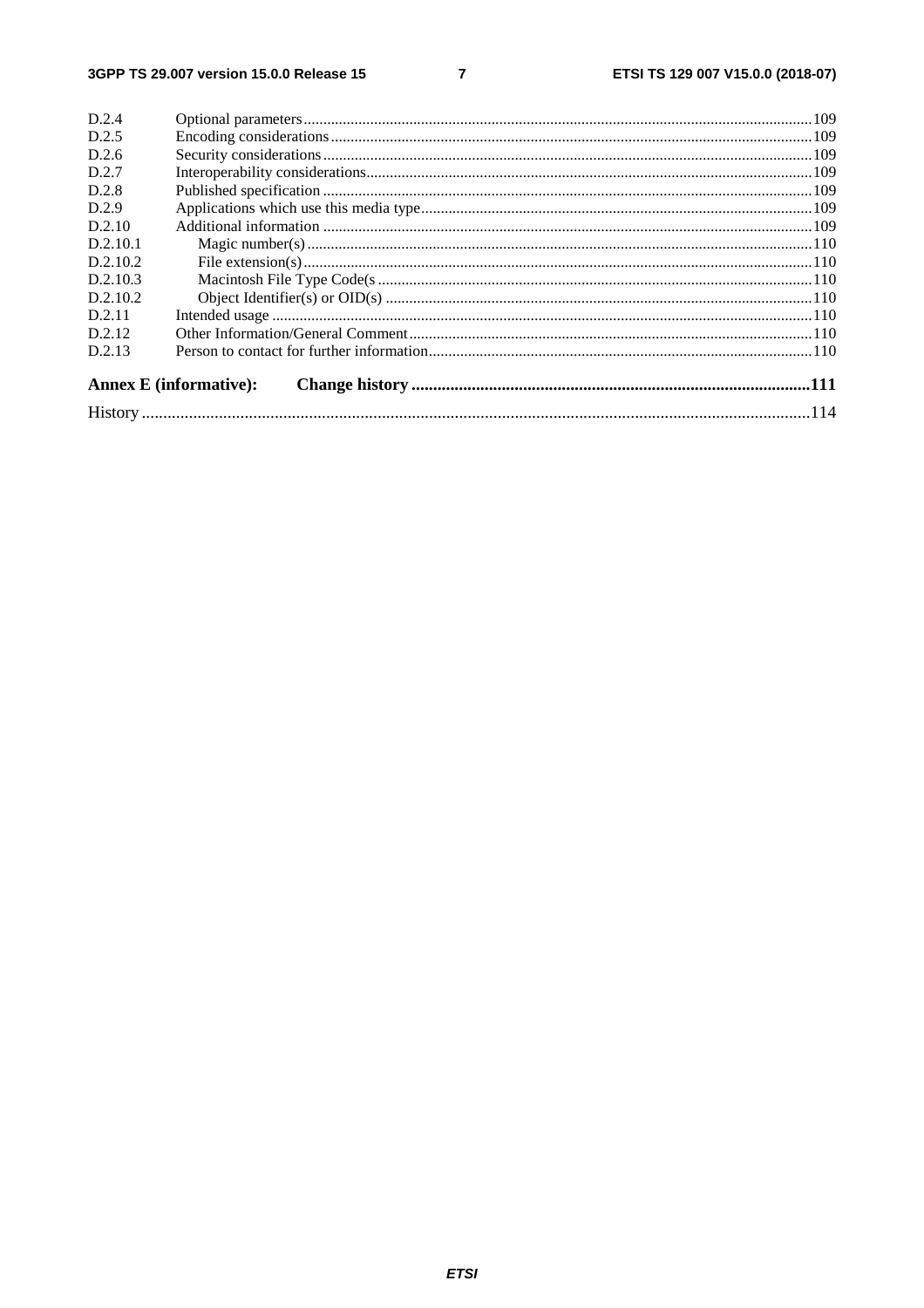D.2.4 Optional parameters ... 109
D.2.5 Encoding considerations ... 109
D.2.6 Security considerations ... 109
D.2.7 Interoperability considerations ... 109
D.2.8 Published specification ... 109
D.2.9 Applications which use this media type ... 109
D.2.10 Additional information ... 109
D.2.10.1 Magic number(s) ... 110
D.2.10.2 File extension(s) ... 110
D.2.10.3 Macintosh File Type Code(s ... 110
D.2.10.2 Object Identifier(s) or OID(s) ... 110
D.2.11 Intended usage ... 110
D.2.12 Other Information/General Comment ... 110
D.2.13 Person to contact for further information ... 110

**Annex E (informative): Change history ... 111**

History ... 114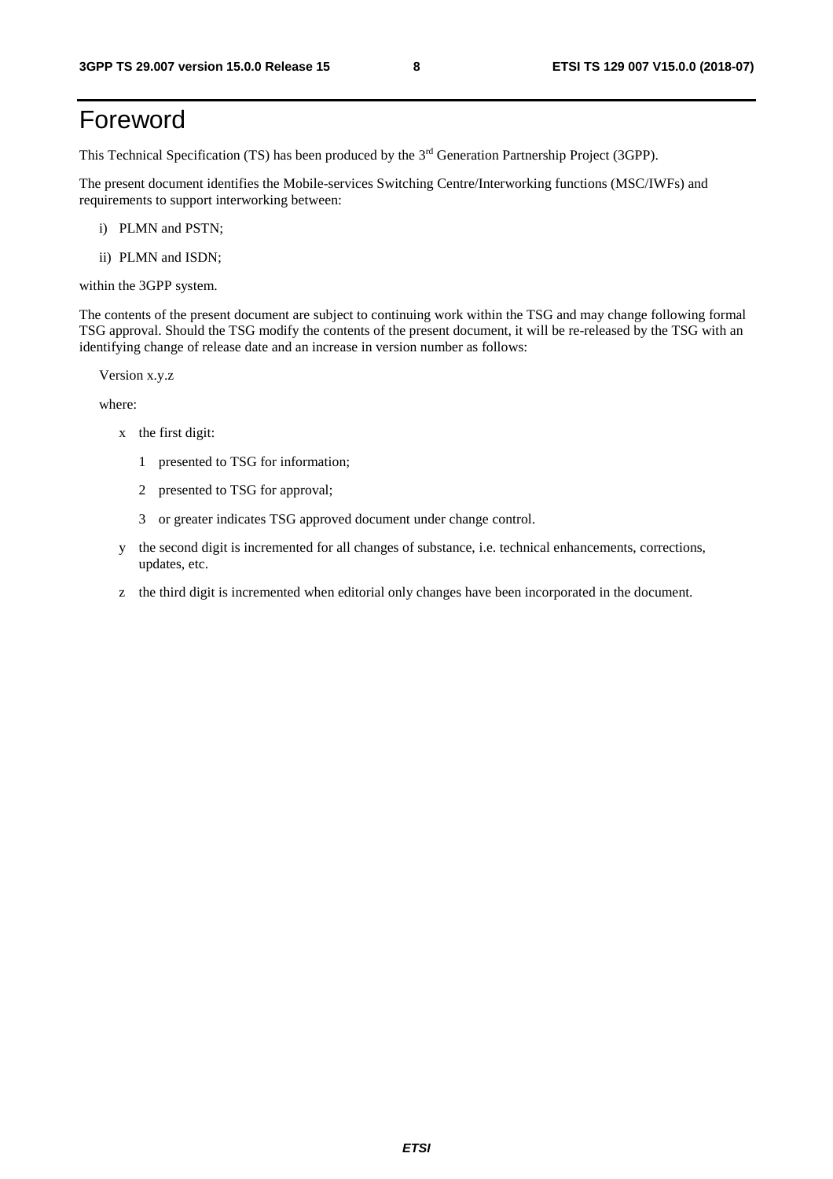# Foreword

This Technical Specification (TS) has been produced by the 3rd Generation Partnership Project (3GPP).

The present document identifies the Mobile-services Switching Centre/Interworking functions (MSC/IWFs) and requirements to support interworking between:

i) PLMN and PSTN;

ii) PLMN and ISDN;

within the 3GPP system.

The contents of the present document are subject to continuing work within the TSG and may change following formal TSG approval. Should the TSG modify the contents of the present document, it will be re-released by the TSG with an identifying change of release date and an increase in version number as follows:

Version x.y.z

where:

- x the first digit:
  - 1 presented to TSG for information;
  - 2 presented to TSG for approval;
  - 3 or greater indicates TSG approved document under change control.
- y the second digit is incremented for all changes of substance, i.e. technical enhancements, corrections, updates, etc.
- z the third digit is incremented when editorial only changes have been incorporated in the document.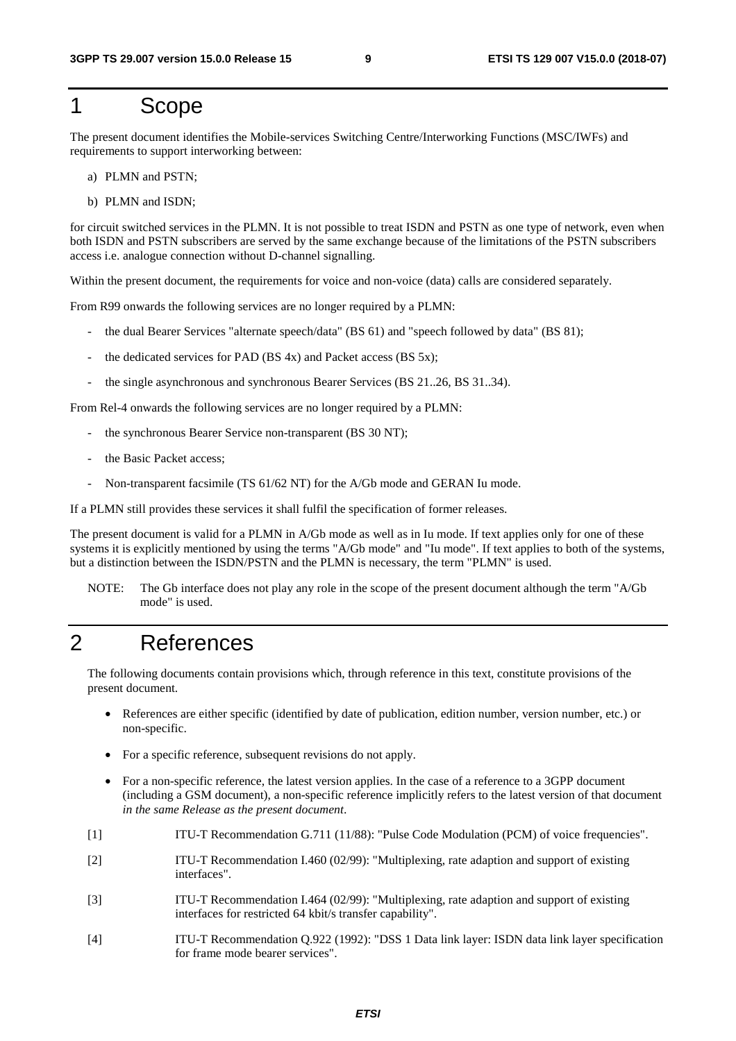# 1 Scope

The present document identifies the Mobile-services Switching Centre/Interworking Functions (MSC/IWFs) and requirements to support interworking between:

a) PLMN and PSTN;

b) PLMN and ISDN;

for circuit switched services in the PLMN. It is not possible to treat ISDN and PSTN as one type of network, even when both ISDN and PSTN subscribers are served by the same exchange because of the limitations of the PSTN subscribers access i.e. analogue connection without D-channel signalling.

Within the present document, the requirements for voice and non-voice (data) calls are considered separately.

From R99 onwards the following services are no longer required by a PLMN:

- the dual Bearer Services "alternate speech/data" (BS 61) and "speech followed by data" (BS 81);
- the dedicated services for PAD (BS 4x) and Packet access (BS 5x);
- the single asynchronous and synchronous Bearer Services (BS 21..26, BS 31..34).

From Rel-4 onwards the following services are no longer required by a PLMN:

- the synchronous Bearer Service non-transparent (BS 30 NT);
- the Basic Packet access;
- Non-transparent facsimile (TS 61/62 NT) for the A/Gb mode and GERAN Iu mode.

If a PLMN still provides these services it shall fulfil the specification of former releases.

The present document is valid for a PLMN in A/Gb mode as well as in Iu mode. If text applies only for one of these systems it is explicitly mentioned by using the terms "A/Gb mode" and "Iu mode". If text applies to both of the systems, but a distinction between the ISDN/PSTN and the PLMN is necessary, the term "PLMN" is used.

NOTE: The Gb interface does not play any role in the scope of the present document although the term "A/Gb mode" is used.

# 2 References

The following documents contain provisions which, through reference in this text, constitute provisions of the present document.

- References are either specific (identified by date of publication, edition number, version number, etc.) or non-specific.
- For a specific reference, subsequent revisions do not apply.
- For a non-specific reference, the latest version applies. In the case of a reference to a 3GPP document (including a GSM document), a non-specific reference implicitly refers to the latest version of that document *in the same Release as the present document*.

[1] ITU-T Recommendation G.711 (11/88): "Pulse Code Modulation (PCM) of voice frequencies".

[2] ITU-T Recommendation I.460 (02/99): "Multiplexing, rate adaption and support of existing interfaces".

[3] ITU-T Recommendation I.464 (02/99): "Multiplexing, rate adaption and support of existing interfaces for restricted 64 kbit/s transfer capability".

[4] ITU-T Recommendation Q.922 (1992): "DSS 1 Data link layer: ISDN data link layer specification for frame mode bearer services".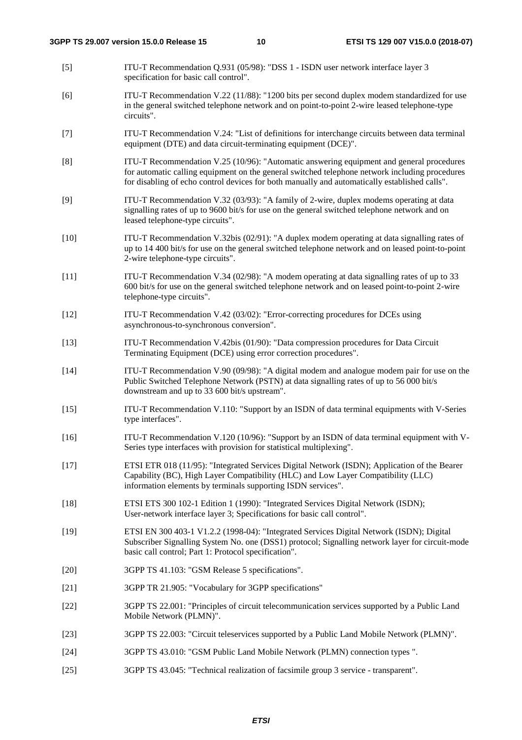[5] ITU-T Recommendation Q.931 (05/98): "DSS 1 - ISDN user network interface layer 3 specification for basic call control".

[6] ITU-T Recommendation V.22 (11/88): "1200 bits per second duplex modem standardized for use in the general switched telephone network and on point-to-point 2-wire leased telephone-type circuits".

[7] ITU-T Recommendation V.24: "List of definitions for interchange circuits between data terminal equipment (DTE) and data circuit-terminating equipment (DCE)".

[8] ITU-T Recommendation V.25 (10/96): "Automatic answering equipment and general procedures for automatic calling equipment on the general switched telephone network including procedures for disabling of echo control devices for both manually and automatically established calls".

[9] ITU-T Recommendation V.32 (03/93): "A family of 2-wire, duplex modems operating at data signalling rates of up to 9600 bit/s for use on the general switched telephone network and on leased telephone-type circuits".

[10] ITU-T Recommendation V.32bis (02/91): "A duplex modem operating at data signalling rates of up to 14 400 bit/s for use on the general switched telephone network and on leased point-to-point 2-wire telephone-type circuits".

[11] ITU-T Recommendation V.34 (02/98): "A modem operating at data signalling rates of up to 33 600 bit/s for use on the general switched telephone network and on leased point-to-point 2-wire telephone-type circuits".

[12] ITU-T Recommendation V.42 (03/02): "Error-correcting procedures for DCEs using asynchronous-to-synchronous conversion".

[13] ITU-T Recommendation V.42bis (01/90): "Data compression procedures for Data Circuit Terminating Equipment (DCE) using error correction procedures".

[14] ITU-T Recommendation V.90 (09/98): "A digital modem and analogue modem pair for use on the Public Switched Telephone Network (PSTN) at data signalling rates of up to 56 000 bit/s downstream and up to 33 600 bit/s upstream".

[15] ITU-T Recommendation V.110: "Support by an ISDN of data terminal equipments with V-Series type interfaces".

[16] ITU-T Recommendation V.120 (10/96): "Support by an ISDN of data terminal equipment with V-Series type interfaces with provision for statistical multiplexing".

[17] ETSI ETR 018 (11/95): "Integrated Services Digital Network (ISDN); Application of the Bearer Capability (BC), High Layer Compatibility (HLC) and Low Layer Compatibility (LLC) information elements by terminals supporting ISDN services".

[18] ETSI ETS 300 102-1 Edition 1 (1990): "Integrated Services Digital Network (ISDN); User-network interface layer 3; Specifications for basic call control".

[19] ETSI EN 300 403-1 V1.2.2 (1998-04): "Integrated Services Digital Network (ISDN); Digital Subscriber Signalling System No. one (DSS1) protocol; Signalling network layer for circuit-mode basic call control; Part 1: Protocol specification".

[20] 3GPP TS 41.103: "GSM Release 5 specifications".

[21] 3GPP TR 21.905: "Vocabulary for 3GPP specifications"

[22] 3GPP TS 22.001: "Principles of circuit telecommunication services supported by a Public Land Mobile Network (PLMN)".

[23] 3GPP TS 22.003: "Circuit teleservices supported by a Public Land Mobile Network (PLMN)".

[24] 3GPP TS 43.010: "GSM Public Land Mobile Network (PLMN) connection types ".

[25] 3GPP TS 43.045: "Technical realization of facsimile group 3 service - transparent".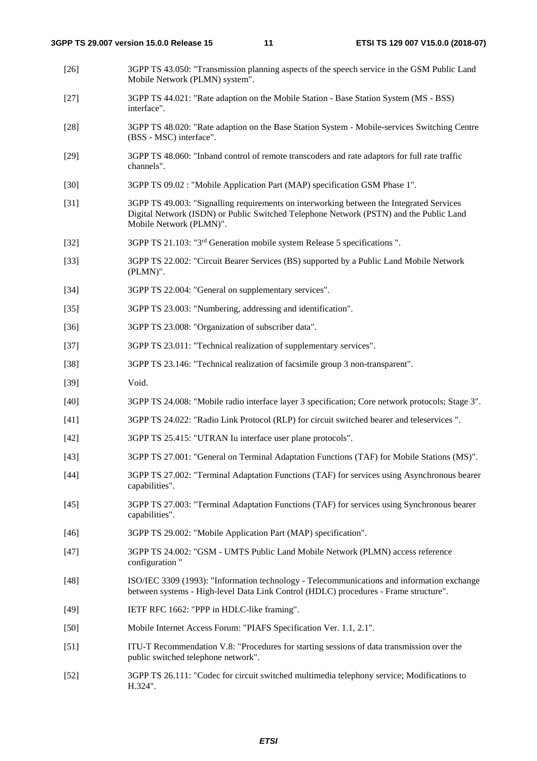[26] 3GPP TS 43.050: "Transmission planning aspects of the speech service in the GSM Public Land Mobile Network (PLMN) system".

[27] 3GPP TS 44.021: "Rate adaption on the Mobile Station - Base Station System (MS - BSS) interface".

[28] 3GPP TS 48.020: "Rate adaption on the Base Station System - Mobile-services Switching Centre (BSS - MSC) interface".

[29] 3GPP TS 48.060: "Inband control of remote transcoders and rate adaptors for full rate traffic channels".

[30] 3GPP TS 09.02 : "Mobile Application Part (MAP) specification GSM Phase 1".

[31] 3GPP TS 49.003: "Signalling requirements on interworking between the Integrated Services Digital Network (ISDN) or Public Switched Telephone Network (PSTN) and the Public Land Mobile Network (PLMN)".

[32] 3GPP TS 21.103: "3rd Generation mobile system Release 5 specifications ".

[33] 3GPP TS 22.002: "Circuit Bearer Services (BS) supported by a Public Land Mobile Network (PLMN)".

[34] 3GPP TS 22.004: "General on supplementary services".

[35] 3GPP TS 23.003: "Numbering, addressing and identification".

[36] 3GPP TS 23.008: "Organization of subscriber data".

[37] 3GPP TS 23.011: "Technical realization of supplementary services".

[38] 3GPP TS 23.146: "Technical realization of facsimile group 3 non-transparent".

[39] Void.

[40] 3GPP TS 24.008: "Mobile radio interface layer 3 specification; Core network protocols; Stage 3".

[41] 3GPP TS 24.022: "Radio Link Protocol (RLP) for circuit switched bearer and teleservices ".

[42] 3GPP TS 25.415: "UTRAN Iu interface user plane protocols".

[43] 3GPP TS 27.001: "General on Terminal Adaptation Functions (TAF) for Mobile Stations (MS)".

[44] 3GPP TS 27.002: "Terminal Adaptation Functions (TAF) for services using Asynchronous bearer capabilities".

[45] 3GPP TS 27.003: "Terminal Adaptation Functions (TAF) for services using Synchronous bearer capabilities".

[46] 3GPP TS 29.002: "Mobile Application Part (MAP) specification".

[47] 3GPP TS 24.002: "GSM - UMTS Public Land Mobile Network (PLMN) access reference configuration "

[48] ISO/IEC 3309 (1993): "Information technology - Telecommunications and information exchange between systems - High-level Data Link Control (HDLC) procedures - Frame structure".

[49] IETF RFC 1662: "PPP in HDLC-like framing".

[50] Mobile Internet Access Forum: "PIAFS Specification Ver. 1.1, 2.1".

[51] ITU-T Recommendation V.8: "Procedures for starting sessions of data transmission over the public switched telephone network".

[52] 3GPP TS 26.111: "Codec for circuit switched multimedia telephony service; Modifications to H.324".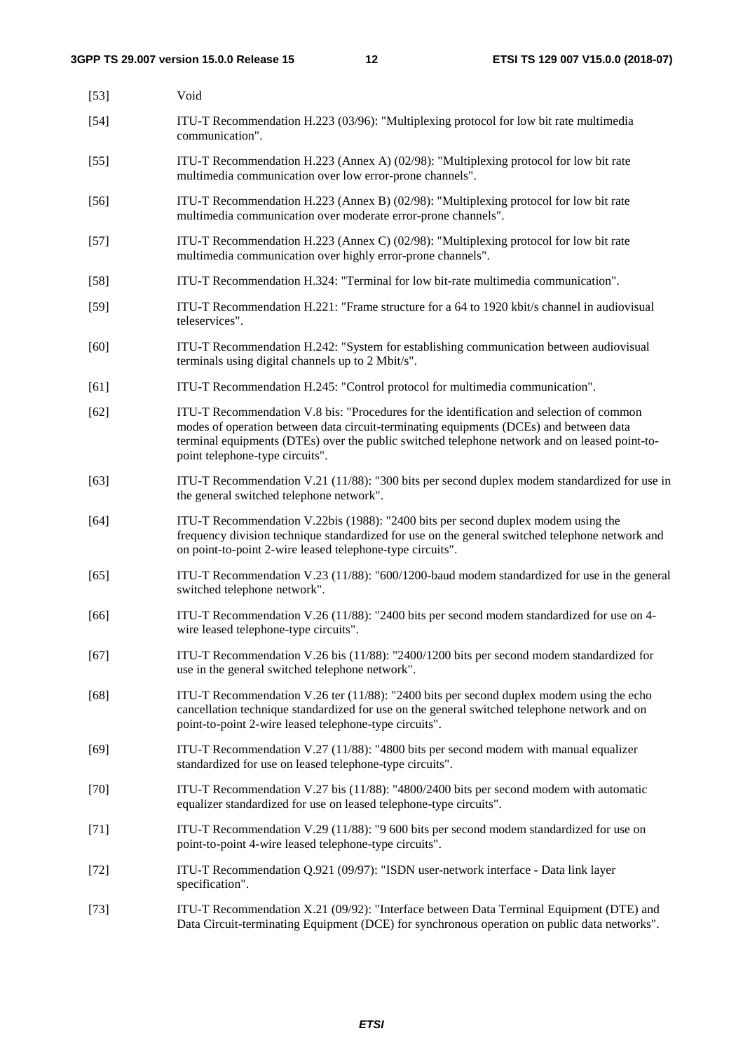[53] Void

[54] ITU-T Recommendation H.223 (03/96): "Multiplexing protocol for low bit rate multimedia communication".

[55] ITU-T Recommendation H.223 (Annex A) (02/98): "Multiplexing protocol for low bit rate multimedia communication over low error-prone channels".

[56] ITU-T Recommendation H.223 (Annex B) (02/98): "Multiplexing protocol for low bit rate multimedia communication over moderate error-prone channels".

[57] ITU-T Recommendation H.223 (Annex C) (02/98): "Multiplexing protocol for low bit rate multimedia communication over highly error-prone channels".

[58] ITU-T Recommendation H.324: "Terminal for low bit-rate multimedia communication".

[59] ITU-T Recommendation H.221: "Frame structure for a 64 to 1920 kbit/s channel in audiovisual teleservices".

[60] ITU-T Recommendation H.242: "System for establishing communication between audiovisual terminals using digital channels up to 2 Mbit/s".

[61] ITU-T Recommendation H.245: "Control protocol for multimedia communication".

[62] ITU-T Recommendation V.8 bis: "Procedures for the identification and selection of common modes of operation between data circuit-terminating equipments (DCEs) and between data terminal equipments (DTEs) over the public switched telephone network and on leased point-to-point telephone-type circuits".

[63] ITU-T Recommendation V.21 (11/88): "300 bits per second duplex modem standardized for use in the general switched telephone network".

[64] ITU-T Recommendation V.22bis (1988): "2400 bits per second duplex modem using the frequency division technique standardized for use on the general switched telephone network and on point-to-point 2-wire leased telephone-type circuits".

[65] ITU-T Recommendation V.23 (11/88): "600/1200-baud modem standardized for use in the general switched telephone network".

[66] ITU-T Recommendation V.26 (11/88): "2400 bits per second modem standardized for use on 4-wire leased telephone-type circuits".

[67] ITU-T Recommendation V.26 bis (11/88): "2400/1200 bits per second modem standardized for use in the general switched telephone network".

[68] ITU-T Recommendation V.26 ter (11/88): "2400 bits per second duplex modem using the echo cancellation technique standardized for use on the general switched telephone network and on point-to-point 2-wire leased telephone-type circuits".

[69] ITU-T Recommendation V.27 (11/88): "4800 bits per second modem with manual equalizer standardized for use on leased telephone-type circuits".

[70] ITU-T Recommendation V.27 bis (11/88): "4800/2400 bits per second modem with automatic equalizer standardized for use on leased telephone-type circuits".

[71] ITU-T Recommendation V.29 (11/88): "9 600 bits per second modem standardized for use on point-to-point 4-wire leased telephone-type circuits".

[72] ITU-T Recommendation Q.921 (09/97): "ISDN user-network interface - Data link layer specification".

[73] ITU-T Recommendation X.21 (09/92): "Interface between Data Terminal Equipment (DTE) and Data Circuit-terminating Equipment (DCE) for synchronous operation on public data networks".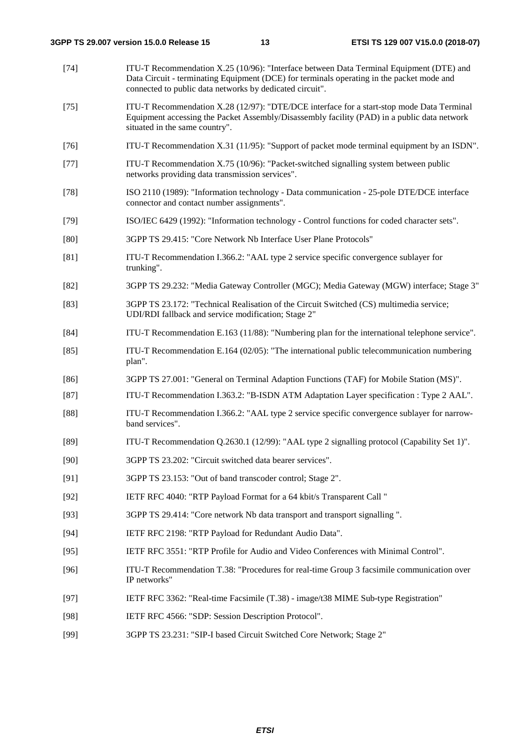[74] ITU-T Recommendation X.25 (10/96): "Interface between Data Terminal Equipment (DTE) and Data Circuit - terminating Equipment (DCE) for terminals operating in the packet mode and connected to public data networks by dedicated circuit".

[75] ITU-T Recommendation X.28 (12/97): "DTE/DCE interface for a start-stop mode Data Terminal Equipment accessing the Packet Assembly/Disassembly facility (PAD) in a public data network situated in the same country".

[76] ITU-T Recommendation X.31 (11/95): "Support of packet mode terminal equipment by an ISDN".

[77] ITU-T Recommendation X.75 (10/96): "Packet-switched signalling system between public networks providing data transmission services".

[78] ISO 2110 (1989): "Information technology - Data communication - 25-pole DTE/DCE interface connector and contact number assignments".

[79] ISO/IEC 6429 (1992): "Information technology - Control functions for coded character sets".

[80] 3GPP TS 29.415: "Core Network Nb Interface User Plane Protocols"

[81] ITU-T Recommendation I.366.2: "AAL type 2 service specific convergence sublayer for trunking".

[82] 3GPP TS 29.232: "Media Gateway Controller (MGC); Media Gateway (MGW) interface; Stage 3"

[83] 3GPP TS 23.172: "Technical Realisation of the Circuit Switched (CS) multimedia service; UDI/RDI fallback and service modification; Stage 2"

[84] ITU-T Recommendation E.163 (11/88): "Numbering plan for the international telephone service".

[85] ITU-T Recommendation E.164 (02/05): "The international public telecommunication numbering plan".

[86] 3GPP TS 27.001: "General on Terminal Adaption Functions (TAF) for Mobile Station (MS)".

[87] ITU-T Recommendation I.363.2: "B-ISDN ATM Adaptation Layer specification : Type 2 AAL".

[88] ITU-T Recommendation I.366.2: "AAL type 2 service specific convergence sublayer for narrow-band services".

[89] ITU-T Recommendation Q.2630.1 (12/99): "AAL type 2 signalling protocol (Capability Set 1)".

[90] 3GPP TS 23.202: "Circuit switched data bearer services".

[91] 3GPP TS 23.153: "Out of band transcoder control; Stage 2".

[92] IETF RFC 4040: "RTP Payload Format for a 64 kbit/s Transparent Call "

[93] 3GPP TS 29.414: "Core network Nb data transport and transport signalling ".

[94] IETF RFC 2198: "RTP Payload for Redundant Audio Data".

[95] IETF RFC 3551: "RTP Profile for Audio and Video Conferences with Minimal Control".

[96] ITU-T Recommendation T.38: "Procedures for real-time Group 3 facsimile communication over IP networks"

[97] IETF RFC 3362: "Real-time Facsimile (T.38) - image/t38 MIME Sub-type Registration"

[98] IETF RFC 4566: "SDP: Session Description Protocol".

[99] 3GPP TS 23.231: "SIP-I based Circuit Switched Core Network; Stage 2"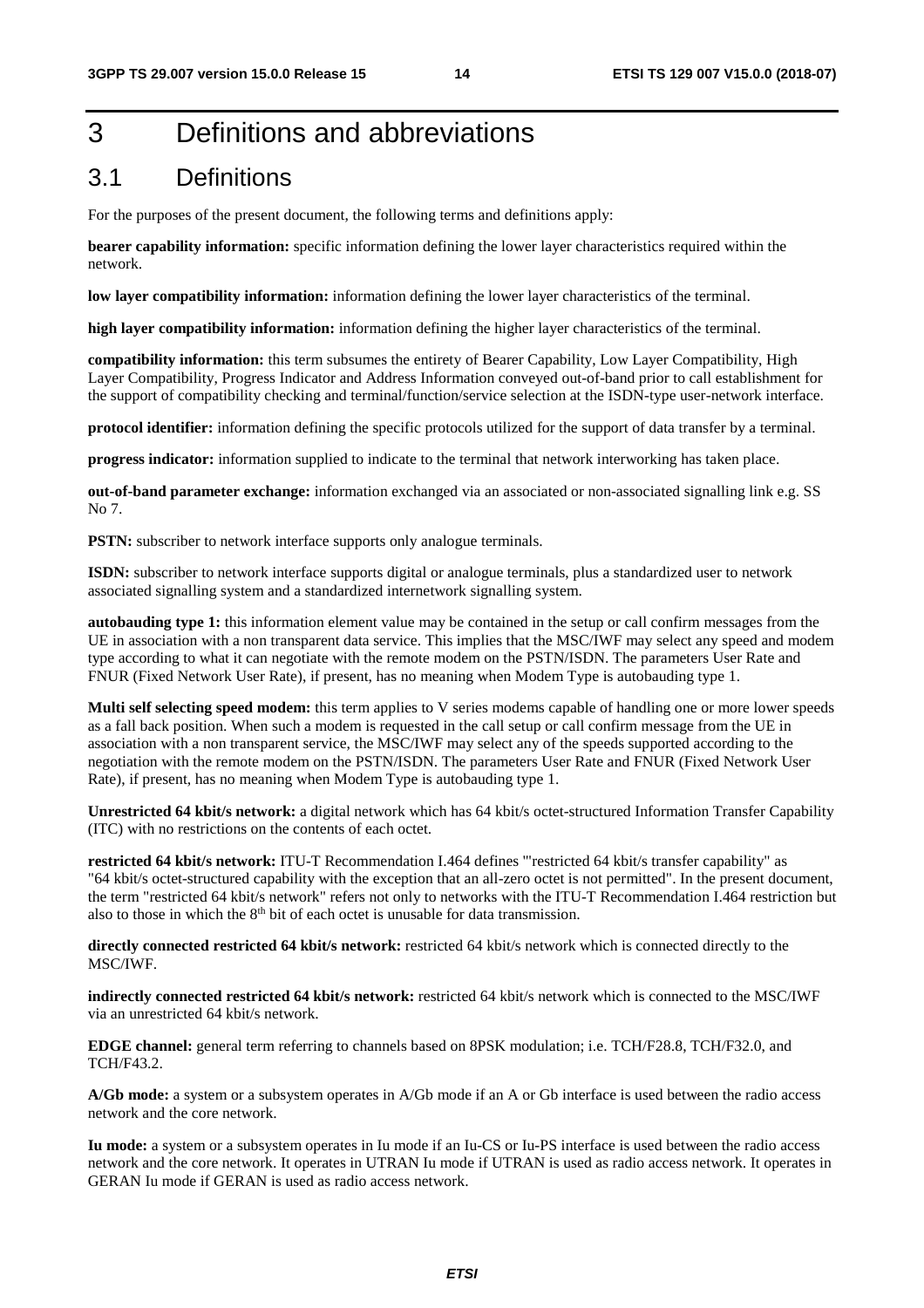# 3 Definitions and abbreviations

## 3.1 Definitions

For the purposes of the present document, the following terms and definitions apply:

**bearer capability information:** specific information defining the lower layer characteristics required within the network.

**low layer compatibility information:** information defining the lower layer characteristics of the terminal.

**high layer compatibility information:** information defining the higher layer characteristics of the terminal.

**compatibility information:** this term subsumes the entirety of Bearer Capability, Low Layer Compatibility, High Layer Compatibility, Progress Indicator and Address Information conveyed out-of-band prior to call establishment for the support of compatibility checking and terminal/function/service selection at the ISDN-type user-network interface.

**protocol identifier:** information defining the specific protocols utilized for the support of data transfer by a terminal.

**progress indicator:** information supplied to indicate to the terminal that network interworking has taken place.

**out-of-band parameter exchange:** information exchanged via an associated or non-associated signalling link e.g. SS No 7.

**PSTN:** subscriber to network interface supports only analogue terminals.

**ISDN:** subscriber to network interface supports digital or analogue terminals, plus a standardized user to network associated signalling system and a standardized internetwork signalling system.

**autobauding type 1:** this information element value may be contained in the setup or call confirm messages from the UE in association with a non transparent data service. This implies that the MSC/IWF may select any speed and modem type according to what it can negotiate with the remote modem on the PSTN/ISDN. The parameters User Rate and FNUR (Fixed Network User Rate), if present, has no meaning when Modem Type is autobauding type 1.

**Multi self selecting speed modem:** this term applies to V series modems capable of handling one or more lower speeds as a fall back position. When such a modem is requested in the call setup or call confirm message from the UE in association with a non transparent service, the MSC/IWF may select any of the speeds supported according to the negotiation with the remote modem on the PSTN/ISDN. The parameters User Rate and FNUR (Fixed Network User Rate), if present, has no meaning when Modem Type is autobauding type 1.

**Unrestricted 64 kbit/s network:** a digital network which has 64 kbit/s octet-structured Information Transfer Capability (ITC) with no restrictions on the contents of each octet.

**restricted 64 kbit/s network:** ITU-T Recommendation I.464 defines '"restricted 64 kbit/s transfer capability" as "64 kbit/s octet-structured capability with the exception that an all-zero octet is not permitted". In the present document, the term "restricted 64 kbit/s network" refers not only to networks with the ITU-T Recommendation I.464 restriction but also to those in which the 8th bit of each octet is unusable for data transmission.

**directly connected restricted 64 kbit/s network:** restricted 64 kbit/s network which is connected directly to the MSC/IWF.

**indirectly connected restricted 64 kbit/s network:** restricted 64 kbit/s network which is connected to the MSC/IWF via an unrestricted 64 kbit/s network.

**EDGE channel:** general term referring to channels based on 8PSK modulation; i.e. TCH/F28.8, TCH/F32.0, and TCH/F43.2.

**A/Gb mode:** a system or a subsystem operates in A/Gb mode if an A or Gb interface is used between the radio access network and the core network.

**Iu mode:** a system or a subsystem operates in Iu mode if an Iu-CS or Iu-PS interface is used between the radio access network and the core network. It operates in UTRAN Iu mode if UTRAN is used as radio access network. It operates in GERAN Iu mode if GERAN is used as radio access network.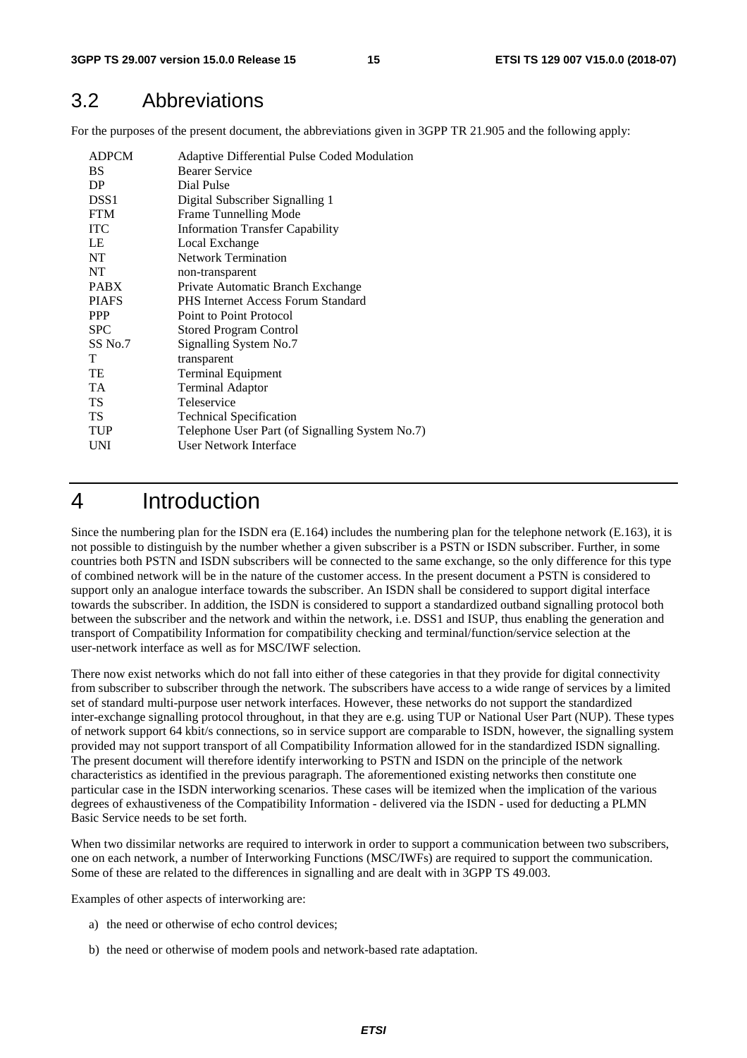## 3.2 Abbreviations

For the purposes of the present document, the abbreviations given in 3GPP TR 21.905 and the following apply:

| | |
|---|---|
| ADPCM | Adaptive Differential Pulse Coded Modulation |
| BS | Bearer Service |
| DP | Dial Pulse |
| DSS1 | Digital Subscriber Signalling 1 |
| FTM | Frame Tunnelling Mode |
| ITC | Information Transfer Capability |
| LE | Local Exchange |
| NT | Network Termination |
| NT | non-transparent |
| PABX | Private Automatic Branch Exchange |
| PIAFS | PHS Internet Access Forum Standard |
| PPP | Point to Point Protocol |
| SPC | Stored Program Control |
| SS No.7 | Signalling System No.7 |
| T | transparent |
| TE | Terminal Equipment |
| TA | Terminal Adaptor |
| TS | Teleservice |
| TS | Technical Specification |
| TUP | Telephone User Part (of Signalling System No.7) |
| UNI | User Network Interface |

# 4 Introduction

Since the numbering plan for the ISDN era (E.164) includes the numbering plan for the telephone network (E.163), it is not possible to distinguish by the number whether a given subscriber is a PSTN or ISDN subscriber. Further, in some countries both PSTN and ISDN subscribers will be connected to the same exchange, so the only difference for this type of combined network will be in the nature of the customer access. In the present document a PSTN is considered to support only an analogue interface towards the subscriber. An ISDN shall be considered to support digital interface towards the subscriber. In addition, the ISDN is considered to support a standardized outband signalling protocol both between the subscriber and the network and within the network, i.e. DSS1 and ISUP, thus enabling the generation and transport of Compatibility Information for compatibility checking and terminal/function/service selection at the user-network interface as well as for MSC/IWF selection.

There now exist networks which do not fall into either of these categories in that they provide for digital connectivity from subscriber to subscriber through the network. The subscribers have access to a wide range of services by a limited set of standard multi-purpose user network interfaces. However, these networks do not support the standardized inter-exchange signalling protocol throughout, in that they are e.g. using TUP or National User Part (NUP). These types of network support 64 kbit/s connections, so in service support are comparable to ISDN, however, the signalling system provided may not support transport of all Compatibility Information allowed for in the standardized ISDN signalling. The present document will therefore identify interworking to PSTN and ISDN on the principle of the network characteristics as identified in the previous paragraph. The aforementioned existing networks then constitute one particular case in the ISDN interworking scenarios. These cases will be itemized when the implication of the various degrees of exhaustiveness of the Compatibility Information - delivered via the ISDN - used for deducting a PLMN Basic Service needs to be set forth.

When two dissimilar networks are required to interwork in order to support a communication between two subscribers, one on each network, a number of Interworking Functions (MSC/IWFs) are required to support the communication. Some of these are related to the differences in signalling and are dealt with in 3GPP TS 49.003.

Examples of other aspects of interworking are:

a) the need or otherwise of echo control devices;

b) the need or otherwise of modem pools and network-based rate adaptation.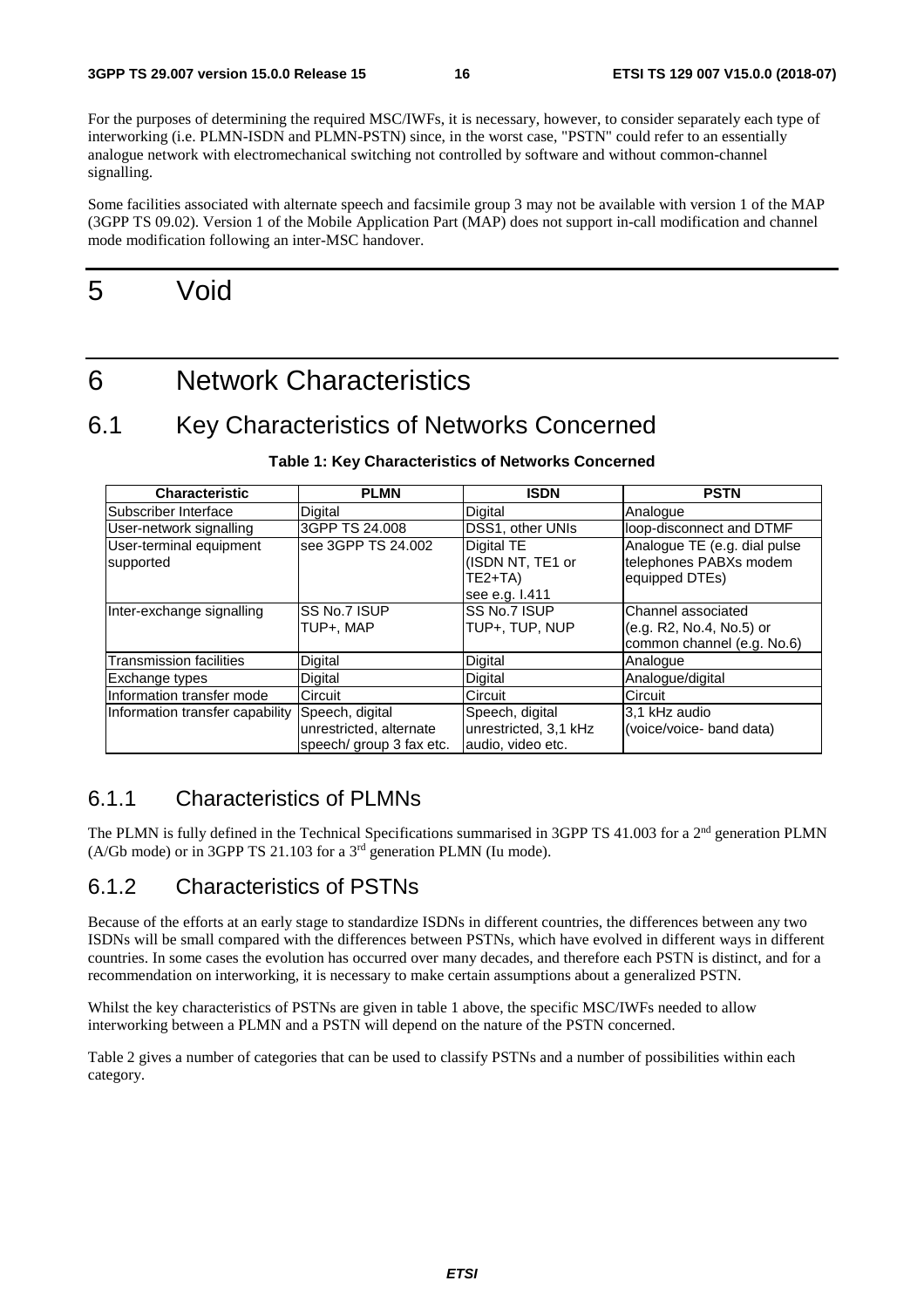For the purposes of determining the required MSC/IWFs, it is necessary, however, to consider separately each type of interworking (i.e. PLMN-ISDN and PLMN-PSTN) since, in the worst case, "PSTN" could refer to an essentially analogue network with electromechanical switching not controlled by software and without common-channel signalling.

Some facilities associated with alternate speech and facsimile group 3 may not be available with version 1 of the MAP (3GPP TS 09.02). Version 1 of the Mobile Application Part (MAP) does not support in-call modification and channel mode modification following an inter-MSC handover.

# 5 Void

# 6 Network Characteristics

## 6.1 Key Characteristics of Networks Concerned

**Table 1: Key Characteristics of Networks Concerned**

| Characteristic | PLMN | ISDN | PSTN |
|---|---|---|---|
| Subscriber Interface | Digital | Digital | Analogue |
| User-network signalling | 3GPP TS 24.008 | DSS1, other UNIs | loop-disconnect and DTMF |
| User-terminal equipment supported | see 3GPP TS 24.002 | Digital TE (ISDN NT, TE1 or TE2+TA) see e.g. I.411 | Analogue TE (e.g. dial pulse telephones PABXs modem equipped DTEs) |
| Inter-exchange signalling | SS No.7 ISUP TUP+, MAP | SS No.7 ISUP TUP+, TUP, NUP | Channel associated (e.g. R2, No.4, No.5) or common channel (e.g. No.6) |
| Transmission facilities | Digital | Digital | Analogue |
| Exchange types | Digital | Digital | Analogue/digital |
| Information transfer mode | Circuit | Circuit | Circuit |
| Information transfer capability | Speech, digital unrestricted, alternate speech/ group 3 fax etc. | Speech, digital unrestricted, 3,1 kHz audio, video etc. | 3,1 kHz audio (voice/voice- band data) |

### 6.1.1 Characteristics of PLMNs

The PLMN is fully defined in the Technical Specifications summarised in 3GPP TS 41.003 for a 2nd generation PLMN (A/Gb mode) or in 3GPP TS 21.103 for a 3rd generation PLMN (Iu mode).

### 6.1.2 Characteristics of PSTNs

Because of the efforts at an early stage to standardize ISDNs in different countries, the differences between any two ISDNs will be small compared with the differences between PSTNs, which have evolved in different ways in different countries. In some cases the evolution has occurred over many decades, and therefore each PSTN is distinct, and for a recommendation on interworking, it is necessary to make certain assumptions about a generalized PSTN.

Whilst the key characteristics of PSTNs are given in table 1 above, the specific MSC/IWFs needed to allow interworking between a PLMN and a PSTN will depend on the nature of the PSTN concerned.

Table 2 gives a number of categories that can be used to classify PSTNs and a number of possibilities within each category.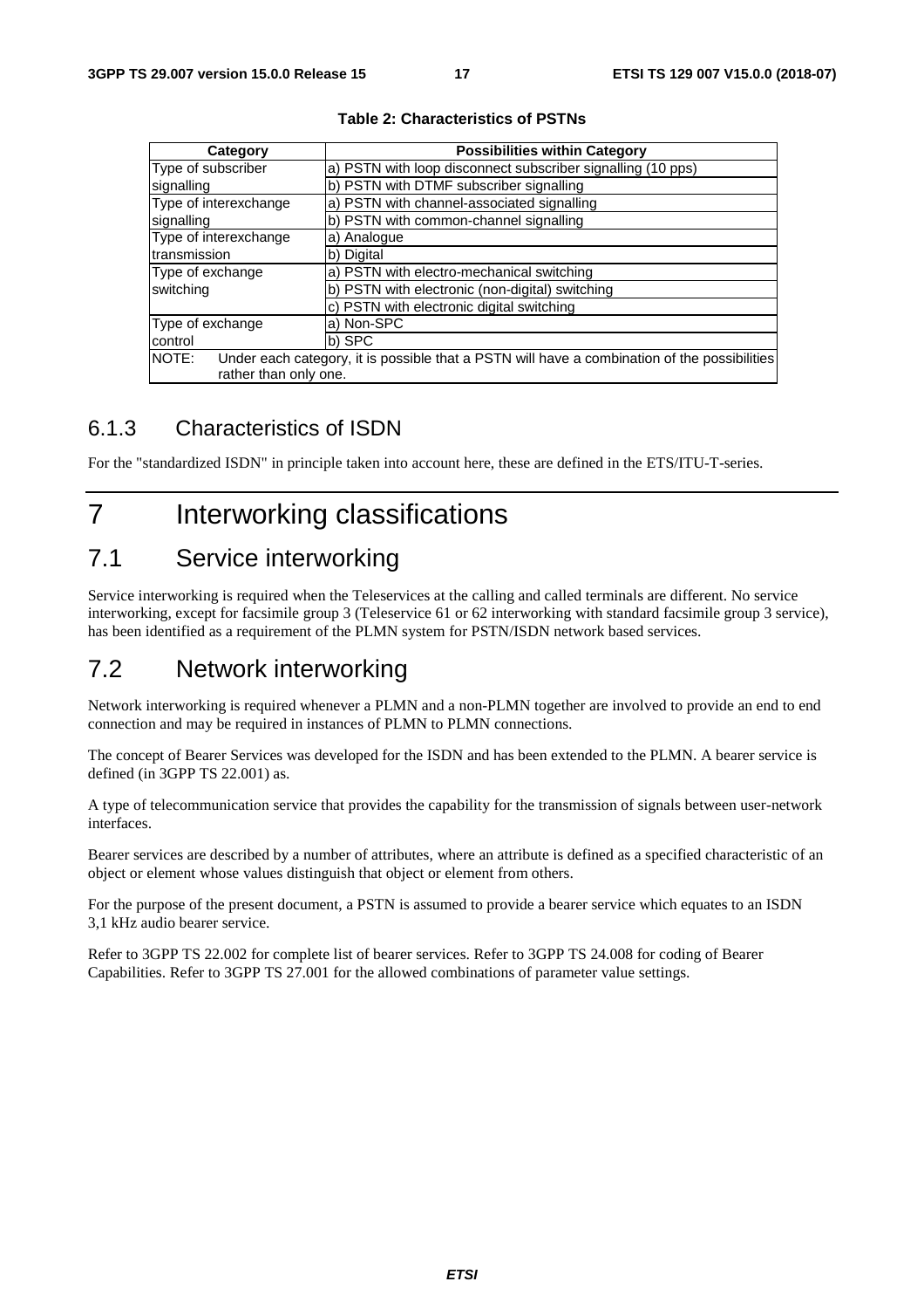**Table 2: Characteristics of PSTNs**

| Category | Possibilities within Category |
|---|---|
| Type of subscriber signalling | a) PSTN with loop disconnect subscriber signalling (10 pps) |
| | b) PSTN with DTMF subscriber signalling |
| Type of interexchange signalling | a) PSTN with channel-associated signalling |
| | b) PSTN with common-channel signalling |
| Type of interexchange transmission | a) Analogue |
| | b) Digital |
| Type of exchange switching | a) PSTN with electro-mechanical switching |
| | b) PSTN with electronic (non-digital) switching |
| | c) PSTN with electronic digital switching |
| Type of exchange control | a) Non-SPC |
| | b) SPC |
| NOTE: Under each category, it is possible that a PSTN will have a combination of the possibilities rather than only one. | |

### 6.1.3 Characteristics of ISDN

For the "standardized ISDN" in principle taken into account here, these are defined in the ETS/ITU-T-series.

# 7 Interworking classifications

## 7.1 Service interworking

Service interworking is required when the Teleservices at the calling and called terminals are different. No service interworking, except for facsimile group 3 (Teleservice 61 or 62 interworking with standard facsimile group 3 service), has been identified as a requirement of the PLMN system for PSTN/ISDN network based services.

## 7.2 Network interworking

Network interworking is required whenever a PLMN and a non-PLMN together are involved to provide an end to end connection and may be required in instances of PLMN to PLMN connections.

The concept of Bearer Services was developed for the ISDN and has been extended to the PLMN. A bearer service is defined (in 3GPP TS 22.001) as.

A type of telecommunication service that provides the capability for the transmission of signals between user-network interfaces.

Bearer services are described by a number of attributes, where an attribute is defined as a specified characteristic of an object or element whose values distinguish that object or element from others.

For the purpose of the present document, a PSTN is assumed to provide a bearer service which equates to an ISDN 3,1 kHz audio bearer service.

Refer to 3GPP TS 22.002 for complete list of bearer services. Refer to 3GPP TS 24.008 for coding of Bearer Capabilities. Refer to 3GPP TS 27.001 for the allowed combinations of parameter value settings.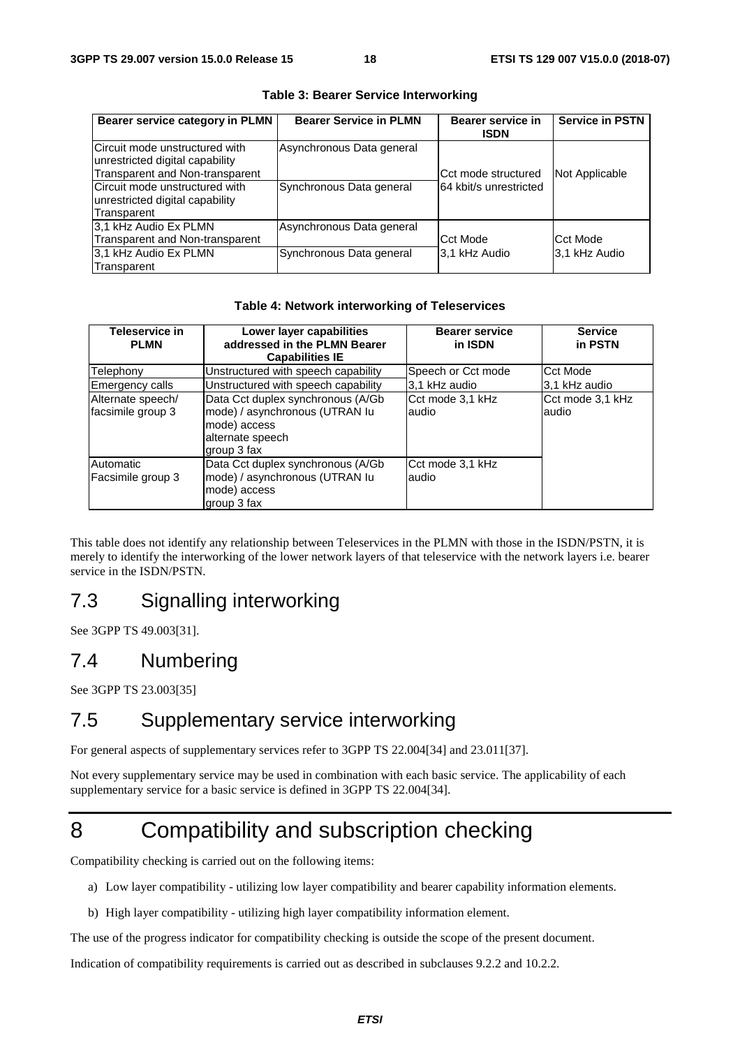**Table 3: Bearer Service Interworking**

| Bearer service category in PLMN | Bearer Service in PLMN | Bearer service in ISDN | Service in PSTN |
|---|---|---|---|
| Circuit mode unstructured with unrestricted digital capability Transparent and Non-transparent | Asynchronous Data general | Cct mode structured 64 kbit/s unrestricted | Not Applicable |
| Circuit mode unstructured with unrestricted digital capability Transparent | Synchronous Data general | | |
| 3,1 kHz Audio Ex PLMN Transparent and Non-transparent | Asynchronous Data general | Cct Mode 3,1 kHz Audio | Cct Mode 3,1 kHz Audio |
| 3,1 kHz Audio Ex PLMN Transparent | Synchronous Data general | | |

**Table 4: Network interworking of Teleservices**

| Teleservice in PLMN | Lower layer capabilities addressed in the PLMN Bearer Capabilities IE | Bearer service in ISDN | Service in PSTN |
|---|---|---|---|
| Telephony | Unstructured with speech capability | Speech or Cct mode | Cct Mode |
| Emergency calls | Unstructured with speech capability | 3,1 kHz audio | 3,1 kHz audio |
| Alternate speech/ facsimile group 3 | Data Cct duplex synchronous (A/Gb mode) / asynchronous (UTRAN Iu mode) access alternate speech group 3 fax | Cct mode 3,1 kHz audio | Cct mode 3,1 kHz audio |
| Automatic Facsimile group 3 | Data Cct duplex synchronous (A/Gb mode) / asynchronous (UTRAN Iu mode) access group 3 fax | Cct mode 3,1 kHz audio | |

This table does not identify any relationship between Teleservices in the PLMN with those in the ISDN/PSTN, it is merely to identify the interworking of the lower network layers of that teleservice with the network layers i.e. bearer service in the ISDN/PSTN.

## 7.3 Signalling interworking

See 3GPP TS 49.003[31].

## 7.4 Numbering

See 3GPP TS 23.003[35]

## 7.5 Supplementary service interworking

For general aspects of supplementary services refer to 3GPP TS 22.004[34] and 23.011[37].

Not every supplementary service may be used in combination with each basic service. The applicability of each supplementary service for a basic service is defined in 3GPP TS 22.004[34].

# 8 Compatibility and subscription checking

Compatibility checking is carried out on the following items:

a) Low layer compatibility - utilizing low layer compatibility and bearer capability information elements.

b) High layer compatibility - utilizing high layer compatibility information element.

The use of the progress indicator for compatibility checking is outside the scope of the present document.

Indication of compatibility requirements is carried out as described in subclauses 9.2.2 and 10.2.2.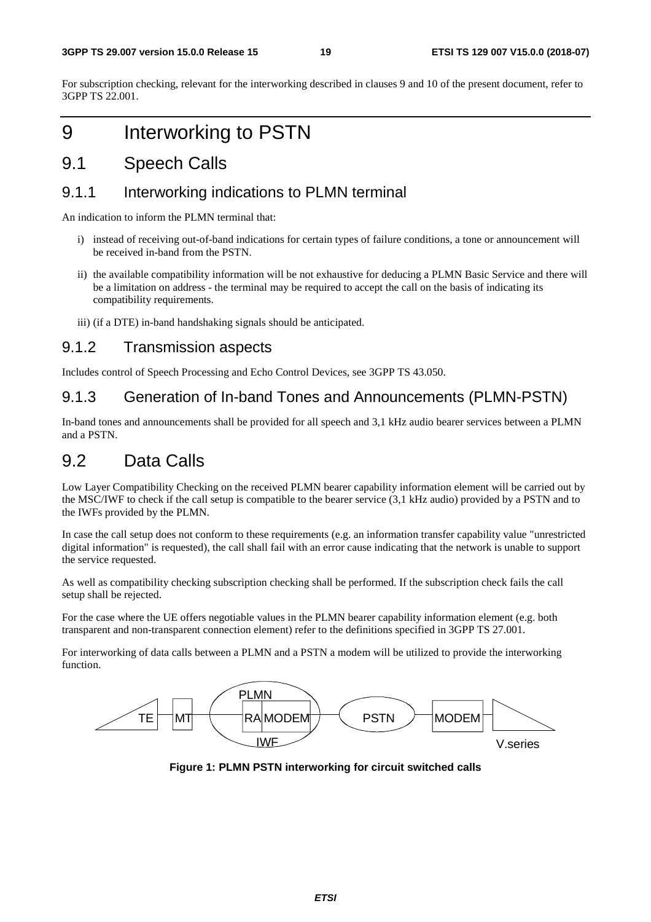For subscription checking, relevant for the interworking described in clauses 9 and 10 of the present document, refer to 3GPP TS 22.001.

# 9 Interworking to PSTN

## 9.1 Speech Calls

### 9.1.1 Interworking indications to PLMN terminal

An indication to inform the PLMN terminal that:

i) instead of receiving out-of-band indications for certain types of failure conditions, a tone or announcement will be received in-band from the PSTN.

ii) the available compatibility information will be not exhaustive for deducing a PLMN Basic Service and there will be a limitation on address - the terminal may be required to accept the call on the basis of indicating its compatibility requirements.

iii) (if a DTE) in-band handshaking signals should be anticipated.

### 9.1.2 Transmission aspects

Includes control of Speech Processing and Echo Control Devices, see 3GPP TS 43.050.

### 9.1.3 Generation of In-band Tones and Announcements (PLMN-PSTN)

In-band tones and announcements shall be provided for all speech and 3,1 kHz audio bearer services between a PLMN and a PSTN.

## 9.2 Data Calls

Low Layer Compatibility Checking on the received PLMN bearer capability information element will be carried out by the MSC/IWF to check if the call setup is compatible to the bearer service (3,1 kHz audio) provided by a PSTN and to the IWFs provided by the PLMN.

In case the call setup does not conform to these requirements (e.g. an information transfer capability value "unrestricted digital information" is requested), the call shall fail with an error cause indicating that the network is unable to support the service requested.

As well as compatibility checking subscription checking shall be performed. If the subscription check fails the call setup shall be rejected.

For the case where the UE offers negotiable values in the PLMN bearer capability information element (e.g. both transparent and non-transparent connection element) refer to the definitions specified in 3GPP TS 27.001.

For interworking of data calls between a PLMN and a PSTN a modem will be utilized to provide the interworking function.

TE MT PLMN RA MODEM IWF PSTN MODEM V.series

**Figure 1: PLMN PSTN interworking for circuit switched calls**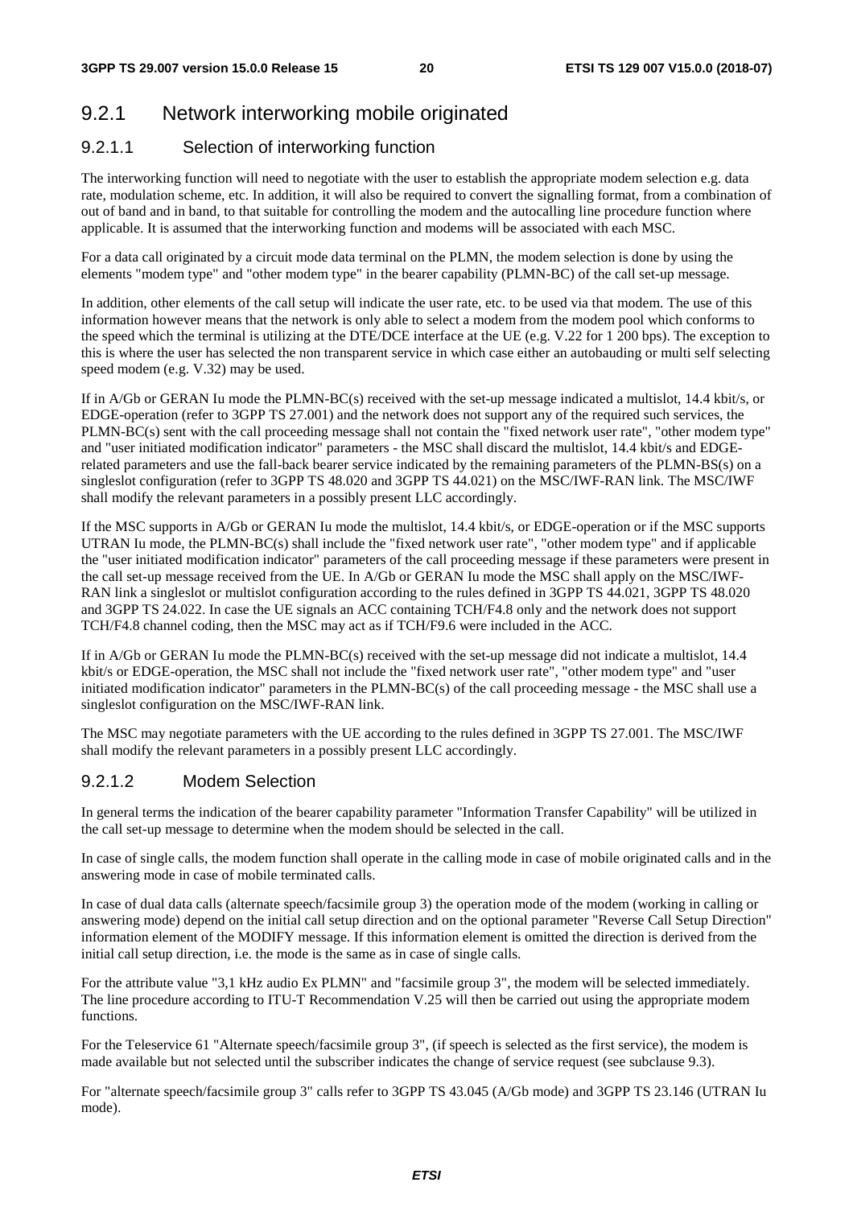## 9.2.1 Network interworking mobile originated

### 9.2.1.1 Selection of interworking function

The interworking function will need to negotiate with the user to establish the appropriate modem selection e.g. data rate, modulation scheme, etc. In addition, it will also be required to convert the signalling format, from a combination of out of band and in band, to that suitable for controlling the modem and the autocalling line procedure function where applicable. It is assumed that the interworking function and modems will be associated with each MSC.

For a data call originated by a circuit mode data terminal on the PLMN, the modem selection is done by using the elements "modem type" and "other modem type" in the bearer capability (PLMN-BC) of the call set-up message.

In addition, other elements of the call setup will indicate the user rate, etc. to be used via that modem. The use of this information however means that the network is only able to select a modem from the modem pool which conforms to the speed which the terminal is utilizing at the DTE/DCE interface at the UE (e.g. V.22 for 1 200 bps). The exception to this is where the user has selected the non transparent service in which case either an autobauding or multi self selecting speed modem (e.g. V.32) may be used.

If in A/Gb or GERAN Iu mode the PLMN-BC(s) received with the set-up message indicated a multislot, 14.4 kbit/s, or EDGE-operation (refer to 3GPP TS 27.001) and the network does not support any of the required such services, the PLMN-BC(s) sent with the call proceeding message shall not contain the "fixed network user rate", "other modem type" and "user initiated modification indicator" parameters - the MSC shall discard the multislot, 14.4 kbit/s and EDGE-related parameters and use the fall-back bearer service indicated by the remaining parameters of the PLMN-BS(s) on a singleslot configuration (refer to 3GPP TS 48.020 and 3GPP TS 44.021) on the MSC/IWF-RAN link. The MSC/IWF shall modify the relevant parameters in a possibly present LLC accordingly.

If the MSC supports in A/Gb or GERAN Iu mode the multislot, 14.4 kbit/s, or EDGE-operation or if the MSC supports UTRAN Iu mode, the PLMN-BC(s) shall include the "fixed network user rate", "other modem type" and if applicable the "user initiated modification indicator" parameters of the call proceeding message if these parameters were present in the call set-up message received from the UE. In A/Gb or GERAN Iu mode the MSC shall apply on the MSC/IWF-RAN link a singleslot or multislot configuration according to the rules defined in 3GPP TS 44.021, 3GPP TS 48.020 and 3GPP TS 24.022. In case the UE signals an ACC containing TCH/F4.8 only and the network does not support TCH/F4.8 channel coding, then the MSC may act as if TCH/F9.6 were included in the ACC.

If in A/Gb or GERAN Iu mode the PLMN-BC(s) received with the set-up message did not indicate a multislot, 14.4 kbit/s or EDGE-operation, the MSC shall not include the "fixed network user rate", "other modem type" and "user initiated modification indicator" parameters in the PLMN-BC(s) of the call proceeding message - the MSC shall use a singleslot configuration on the MSC/IWF-RAN link.

The MSC may negotiate parameters with the UE according to the rules defined in 3GPP TS 27.001. The MSC/IWF shall modify the relevant parameters in a possibly present LLC accordingly.

### 9.2.1.2 Modem Selection

In general terms the indication of the bearer capability parameter "Information Transfer Capability" will be utilized in the call set-up message to determine when the modem should be selected in the call.

In case of single calls, the modem function shall operate in the calling mode in case of mobile originated calls and in the answering mode in case of mobile terminated calls.

In case of dual data calls (alternate speech/facsimile group 3) the operation mode of the modem (working in calling or answering mode) depend on the initial call setup direction and on the optional parameter "Reverse Call Setup Direction" information element of the MODIFY message. If this information element is omitted the direction is derived from the initial call setup direction, i.e. the mode is the same as in case of single calls.

For the attribute value "3,1 kHz audio Ex PLMN" and "facsimile group 3", the modem will be selected immediately. The line procedure according to ITU-T Recommendation V.25 will then be carried out using the appropriate modem functions.

For the Teleservice 61 "Alternate speech/facsimile group 3", (if speech is selected as the first service), the modem is made available but not selected until the subscriber indicates the change of service request (see subclause 9.3).

For "alternate speech/facsimile group 3" calls refer to 3GPP TS 43.045 (A/Gb mode) and 3GPP TS 23.146 (UTRAN Iu mode).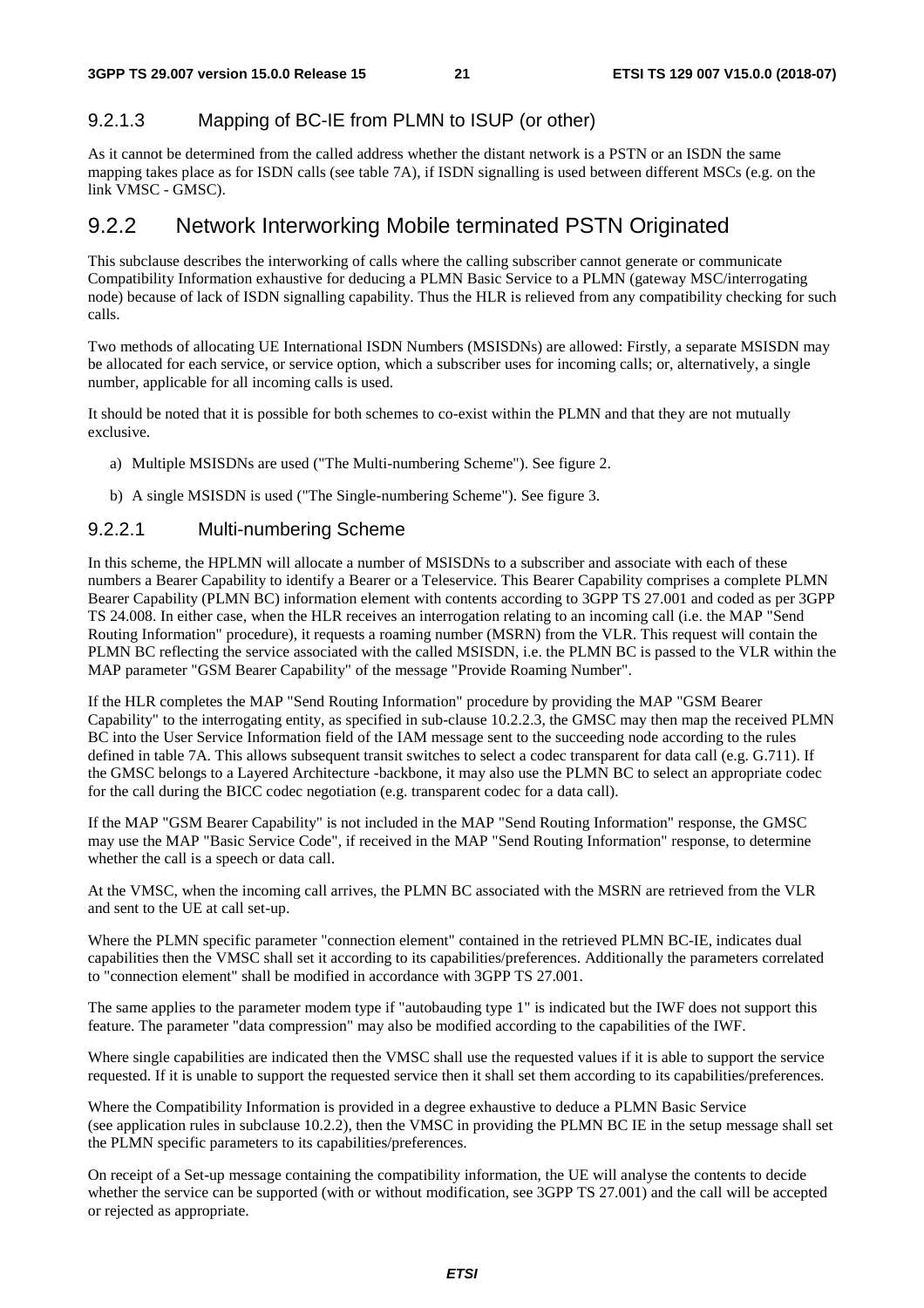#### 9.2.1.3 Mapping of BC-IE from PLMN to ISUP (or other)

As it cannot be determined from the called address whether the distant network is a PSTN or an ISDN the same mapping takes place as for ISDN calls (see table 7A), if ISDN signalling is used between different MSCs (e.g. on the link VMSC - GMSC).

### 9.2.2 Network Interworking Mobile terminated PSTN Originated

This subclause describes the interworking of calls where the calling subscriber cannot generate or communicate Compatibility Information exhaustive for deducing a PLMN Basic Service to a PLMN (gateway MSC/interrogating node) because of lack of ISDN signalling capability. Thus the HLR is relieved from any compatibility checking for such calls.

Two methods of allocating UE International ISDN Numbers (MSISDNs) are allowed: Firstly, a separate MSISDN may be allocated for each service, or service option, which a subscriber uses for incoming calls; or, alternatively, a single number, applicable for all incoming calls is used.

It should be noted that it is possible for both schemes to co-exist within the PLMN and that they are not mutually exclusive.

a) Multiple MSISDNs are used ("The Multi-numbering Scheme"). See figure 2.

b) A single MSISDN is used ("The Single-numbering Scheme"). See figure 3.

#### 9.2.2.1 Multi-numbering Scheme

In this scheme, the HPLMN will allocate a number of MSISDNs to a subscriber and associate with each of these numbers a Bearer Capability to identify a Bearer or a Teleservice. This Bearer Capability comprises a complete PLMN Bearer Capability (PLMN BC) information element with contents according to 3GPP TS 27.001 and coded as per 3GPP TS 24.008. In either case, when the HLR receives an interrogation relating to an incoming call (i.e. the MAP "Send Routing Information" procedure), it requests a roaming number (MSRN) from the VLR. This request will contain the PLMN BC reflecting the service associated with the called MSISDN, i.e. the PLMN BC is passed to the VLR within the MAP parameter "GSM Bearer Capability" of the message "Provide Roaming Number".

If the HLR completes the MAP "Send Routing Information" procedure by providing the MAP "GSM Bearer Capability" to the interrogating entity, as specified in sub-clause 10.2.2.3, the GMSC may then map the received PLMN BC into the User Service Information field of the IAM message sent to the succeeding node according to the rules defined in table 7A. This allows subsequent transit switches to select a codec transparent for data call (e.g. G.711). If the GMSC belongs to a Layered Architecture -backbone, it may also use the PLMN BC to select an appropriate codec for the call during the BICC codec negotiation (e.g. transparent codec for a data call).

If the MAP "GSM Bearer Capability" is not included in the MAP "Send Routing Information" response, the GMSC may use the MAP "Basic Service Code", if received in the MAP "Send Routing Information" response, to determine whether the call is a speech or data call.

At the VMSC, when the incoming call arrives, the PLMN BC associated with the MSRN are retrieved from the VLR and sent to the UE at call set-up.

Where the PLMN specific parameter "connection element" contained in the retrieved PLMN BC-IE, indicates dual capabilities then the VMSC shall set it according to its capabilities/preferences. Additionally the parameters correlated to "connection element" shall be modified in accordance with 3GPP TS 27.001.

The same applies to the parameter modem type if "autobauding type 1" is indicated but the IWF does not support this feature. The parameter "data compression" may also be modified according to the capabilities of the IWF.

Where single capabilities are indicated then the VMSC shall use the requested values if it is able to support the service requested. If it is unable to support the requested service then it shall set them according to its capabilities/preferences.

Where the Compatibility Information is provided in a degree exhaustive to deduce a PLMN Basic Service (see application rules in subclause 10.2.2), then the VMSC in providing the PLMN BC IE in the setup message shall set the PLMN specific parameters to its capabilities/preferences.

On receipt of a Set-up message containing the compatibility information, the UE will analyse the contents to decide whether the service can be supported (with or without modification, see 3GPP TS 27.001) and the call will be accepted or rejected as appropriate.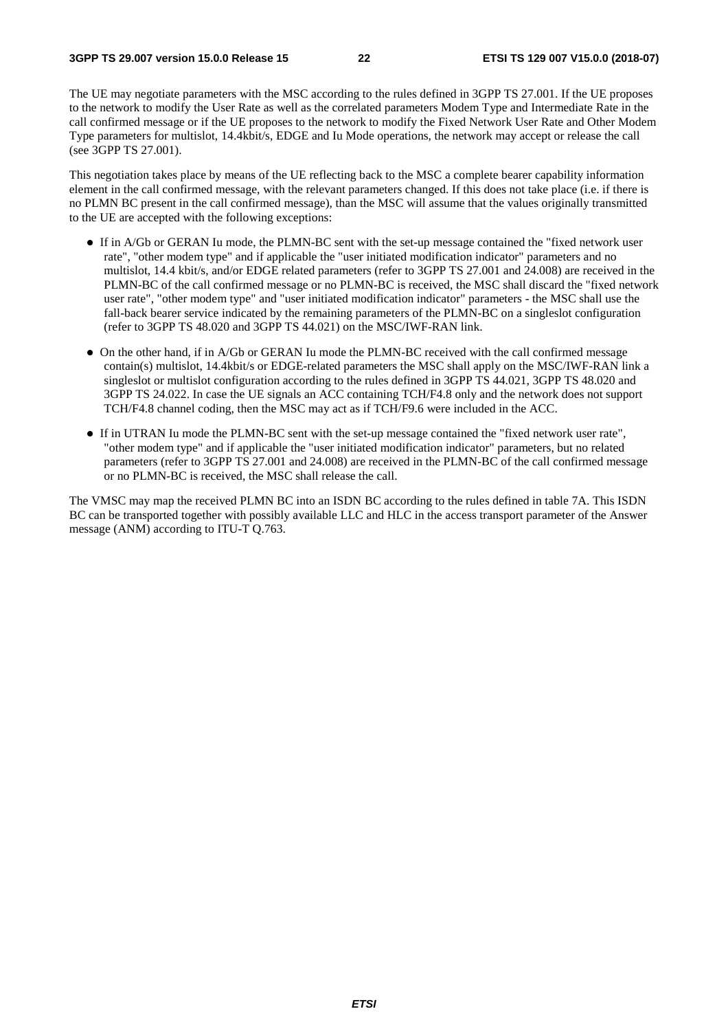The UE may negotiate parameters with the MSC according to the rules defined in 3GPP TS 27.001. If the UE proposes to the network to modify the User Rate as well as the correlated parameters Modem Type and Intermediate Rate in the call confirmed message or if the UE proposes to the network to modify the Fixed Network User Rate and Other Modem Type parameters for multislot, 14.4kbit/s, EDGE and Iu Mode operations, the network may accept or release the call (see 3GPP TS 27.001).

This negotiation takes place by means of the UE reflecting back to the MSC a complete bearer capability information element in the call confirmed message, with the relevant parameters changed. If this does not take place (i.e. if there is no PLMN BC present in the call confirmed message), than the MSC will assume that the values originally transmitted to the UE are accepted with the following exceptions:

- If in A/Gb or GERAN Iu mode, the PLMN-BC sent with the set-up message contained the "fixed network user rate", "other modem type" and if applicable the "user initiated modification indicator" parameters and no multislot, 14.4 kbit/s, and/or EDGE related parameters (refer to 3GPP TS 27.001 and 24.008) are received in the PLMN-BC of the call confirmed message or no PLMN-BC is received, the MSC shall discard the "fixed network user rate", "other modem type" and "user initiated modification indicator" parameters - the MSC shall use the fall-back bearer service indicated by the remaining parameters of the PLMN-BC on a singleslot configuration (refer to 3GPP TS 48.020 and 3GPP TS 44.021) on the MSC/IWF-RAN link.
- On the other hand, if in A/Gb or GERAN Iu mode the PLMN-BC received with the call confirmed message contain(s) multislot, 14.4kbit/s or EDGE-related parameters the MSC shall apply on the MSC/IWF-RAN link a singleslot or multislot configuration according to the rules defined in 3GPP TS 44.021, 3GPP TS 48.020 and 3GPP TS 24.022. In case the UE signals an ACC containing TCH/F4.8 only and the network does not support TCH/F4.8 channel coding, then the MSC may act as if TCH/F9.6 were included in the ACC.
- If in UTRAN Iu mode the PLMN-BC sent with the set-up message contained the "fixed network user rate", "other modem type" and if applicable the "user initiated modification indicator" parameters, but no related parameters (refer to 3GPP TS 27.001 and 24.008) are received in the PLMN-BC of the call confirmed message or no PLMN-BC is received, the MSC shall release the call.

The VMSC may map the received PLMN BC into an ISDN BC according to the rules defined in table 7A. This ISDN BC can be transported together with possibly available LLC and HLC in the access transport parameter of the Answer message (ANM) according to ITU-T Q.763.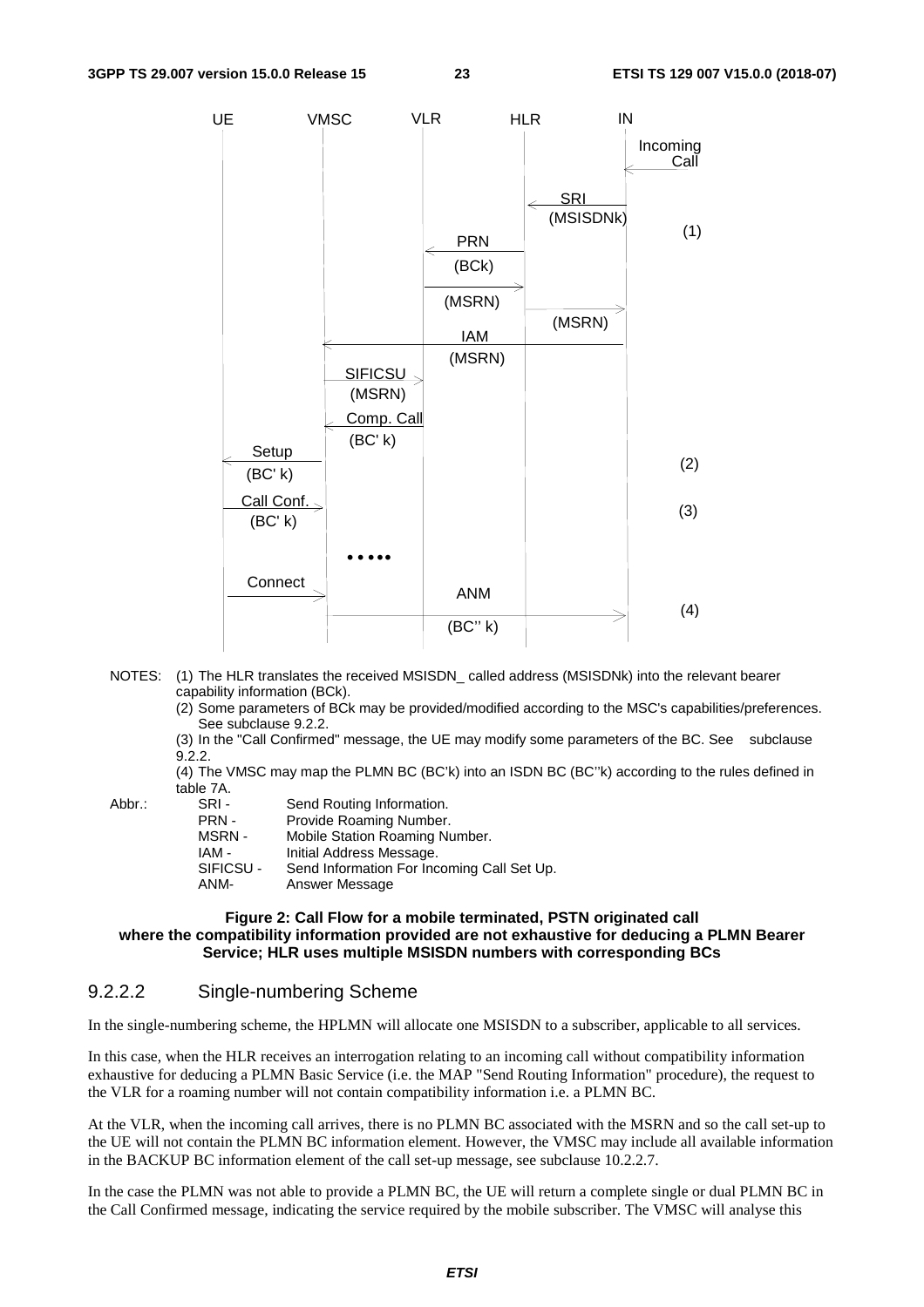NOTES: (1) The HLR translates the received MSISDN_ called address (MSISDNk) into the relevant bearer capability information (BCk).

(2) Some parameters of BCk may be provided/modified according to the MSC's capabilities/preferences. See subclause 9.2.2.

(3) In the "Call Confirmed" message, the UE may modify some parameters of the BC. See subclause 9.2.2.

(4) The VMSC may map the PLMN BC (BC'k) into an ISDN BC (BC''k) according to the rules defined in table 7A.

Abbr.:

| | |
|---|---|
| SRI - | Send Routing Information. |
| PRN - | Provide Roaming Number. |
| MSRN - | Mobile Station Roaming Number. |
| IAM - | Initial Address Message. |
| SIFICSU - | Send Information For Incoming Call Set Up. |
| ANM- | Answer Message |

**Figure 2: Call Flow for a mobile terminated, PSTN originated call where the compatibility information provided are not exhaustive for deducing a PLMN Bearer Service; HLR uses multiple MSISDN numbers with corresponding BCs**

#### 9.2.2.2 Single-numbering Scheme

In the single-numbering scheme, the HPLMN will allocate one MSISDN to a subscriber, applicable to all services.

In this case, when the HLR receives an interrogation relating to an incoming call without compatibility information exhaustive for deducing a PLMN Basic Service (i.e. the MAP "Send Routing Information" procedure), the request to the VLR for a roaming number will not contain compatibility information i.e. a PLMN BC.

At the VLR, when the incoming call arrives, there is no PLMN BC associated with the MSRN and so the call set-up to the UE will not contain the PLMN BC information element. However, the VMSC may include all available information in the BACKUP BC information element of the call set-up message, see subclause 10.2.2.7.

In the case the PLMN was not able to provide a PLMN BC, the UE will return a complete single or dual PLMN BC in the Call Confirmed message, indicating the service required by the mobile subscriber. The VMSC will analyse this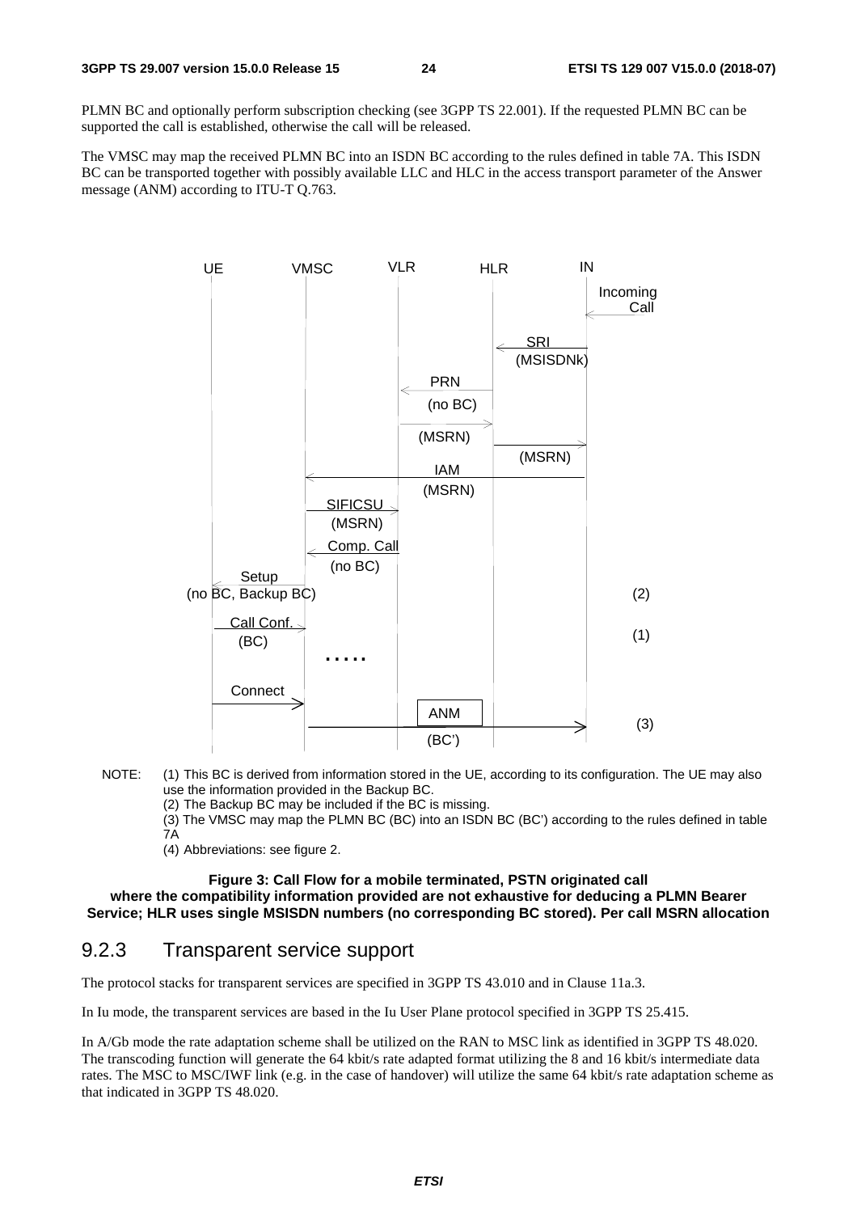PLMN BC and optionally perform subscription checking (see 3GPP TS 22.001). If the requested PLMN BC can be supported the call is established, otherwise the call will be released.

The VMSC may map the received PLMN BC into an ISDN BC according to the rules defined in table 7A. This ISDN BC can be transported together with possibly available LLC and HLC in the access transport parameter of the Answer message (ANM) according to ITU-T Q.763.

UE VMSC VLR HLR IN

Incoming Call

SRI (MSISDNk)

PRN (no BC)

(MSRN)

(MSRN)

IAM (MSRN)

SIFICSU (MSRN)

Comp. Call (no BC)

Setup (no BC, Backup BC) (2)

Call Conf. (BC) (1)

.....

Connect

ANM (BC') (3)

NOTE: (1) This BC is derived from information stored in the UE, according to its configuration. The UE may also use the information provided in the Backup BC.
(2) The Backup BC may be included if the BC is missing.
(3) The VMSC may map the PLMN BC (BC) into an ISDN BC (BC') according to the rules defined in table 7A
(4) Abbreviations: see figure 2.

**Figure 3: Call Flow for a mobile terminated, PSTN originated call where the compatibility information provided are not exhaustive for deducing a PLMN Bearer Service; HLR uses single MSISDN numbers (no corresponding BC stored). Per call MSRN allocation**

### 9.2.3 Transparent service support

The protocol stacks for transparent services are specified in 3GPP TS 43.010 and in Clause 11a.3.

In Iu mode, the transparent services are based in the Iu User Plane protocol specified in 3GPP TS 25.415.

In A/Gb mode the rate adaptation scheme shall be utilized on the RAN to MSC link as identified in 3GPP TS 48.020. The transcoding function will generate the 64 kbit/s rate adapted format utilizing the 8 and 16 kbit/s intermediate data rates. The MSC to MSC/IWF link (e.g. in the case of handover) will utilize the same 64 kbit/s rate adaptation scheme as that indicated in 3GPP TS 48.020.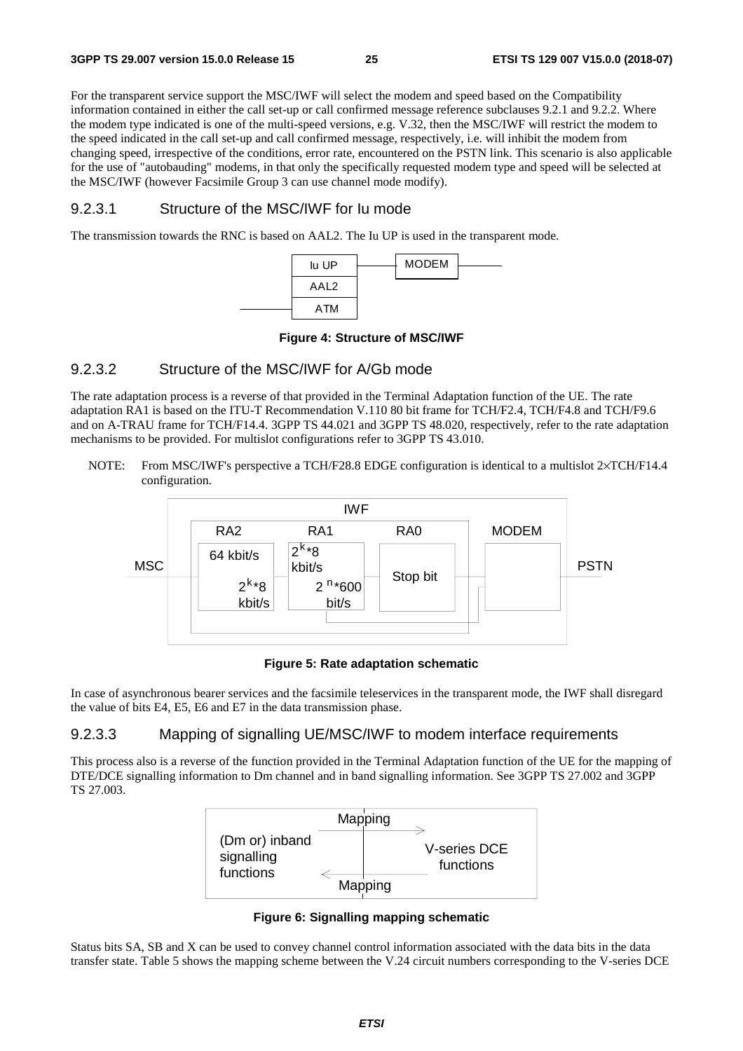For the transparent service support the MSC/IWF will select the modem and speed based on the Compatibility information contained in either the call set-up or call confirmed message reference subclauses 9.2.1 and 9.2.2. Where the modem type indicated is one of the multi-speed versions, e.g. V.32, then the MSC/IWF will restrict the modem to the speed indicated in the call set-up and call confirmed message, respectively, i.e. will inhibit the modem from changing speed, irrespective of the conditions, error rate, encountered on the PSTN link. This scenario is also applicable for the use of "autobauding" modems, in that only the specifically requested modem type and speed will be selected at the MSC/IWF (however Facsimile Group 3 can use channel mode modify).

### 9.2.3.1 Structure of the MSC/IWF for Iu mode

The transmission towards the RNC is based on AAL2. The Iu UP is used in the transparent mode.

Iu UP — MODEM
AAL2
ATM

**Figure 4: Structure of MSC/IWF**

### 9.2.3.2 Structure of the MSC/IWF for A/Gb mode

The rate adaptation process is a reverse of that provided in the Terminal Adaptation function of the UE. The rate adaptation RA1 is based on the ITU-T Recommendation V.110 80 bit frame for TCH/F2.4, TCH/F4.8 and TCH/F9.6 and on A-TRAU frame for TCH/F14.4. 3GPP TS 44.021 and 3GPP TS 48.020, respectively, refer to the rate adaptation mechanisms to be provided. For multislot configurations refer to 3GPP TS 43.010.

NOTE: From MSC/IWF's perspective a TCH/F28.8 EDGE configuration is identical to a multislot 2×TCH/F14.4 configuration.

IWF: MSC — RA2 (64 kbit/s, $2^k$*8 kbit/s) — RA1 ($2^k$*8 kbit/s, $2^n$*600 bit/s) — RA0 (Stop bit) — MODEM — PSTN

**Figure 5: Rate adaptation schematic**

In case of asynchronous bearer services and the facsimile teleservices in the transparent mode, the IWF shall disregard the value of bits E4, E5, E6 and E7 in the data transmission phase.

### 9.2.3.3 Mapping of signalling UE/MSC/IWF to modem interface requirements

This process also is a reverse of the function provided in the Terminal Adaptation function of the UE for the mapping of DTE/DCE signalling information to Dm channel and in band signalling information. See 3GPP TS 27.002 and 3GPP TS 27.003.

(Dm or) inband signalling functions ⇄ Mapping ⇄ V-series DCE functions

**Figure 6: Signalling mapping schematic**

Status bits SA, SB and X can be used to convey channel control information associated with the data bits in the data transfer state. Table 5 shows the mapping scheme between the V.24 circuit numbers corresponding to the V-series DCE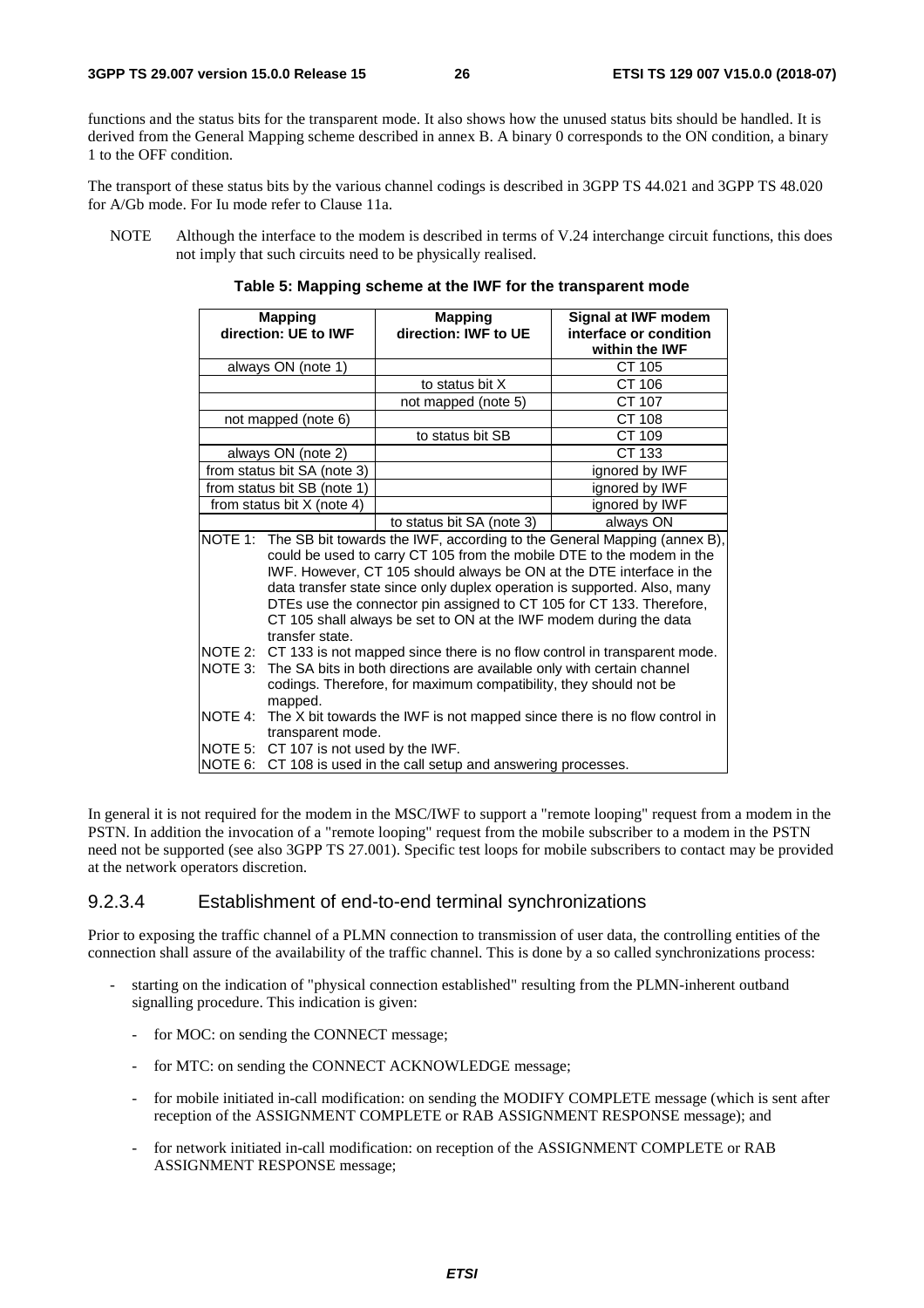functions and the status bits for the transparent mode. It also shows how the unused status bits should be handled. It is derived from the General Mapping scheme described in annex B. A binary 0 corresponds to the ON condition, a binary 1 to the OFF condition.

The transport of these status bits by the various channel codings is described in 3GPP TS 44.021 and 3GPP TS 48.020 for A/Gb mode. For Iu mode refer to Clause 11a.

NOTE Although the interface to the modem is described in terms of V.24 interchange circuit functions, this does not imply that such circuits need to be physically realised.

**Table 5: Mapping scheme at the IWF for the transparent mode**

| Mapping direction: UE to IWF | Mapping direction: IWF to UE | Signal at IWF modem interface or condition within the IWF |
|---|---|---|
| always ON (note 1) | | CT 105 |
| | to status bit X | CT 106 |
| | not mapped (note 5) | CT 107 |
| not mapped (note 6) | | CT 108 |
| | to status bit SB | CT 109 |
| always ON (note 2) | | CT 133 |
| from status bit SA (note 3) | | ignored by IWF |
| from status bit SB (note 1) | | ignored by IWF |
| from status bit X (note 4) | | ignored by IWF |
| | to status bit SA (note 3) | always ON |

NOTE 1: The SB bit towards the IWF, according to the General Mapping (annex B), could be used to carry CT 105 from the mobile DTE to the modem in the IWF. However, CT 105 should always be ON at the DTE interface in the data transfer state since only duplex operation is supported. Also, many DTEs use the connector pin assigned to CT 105 for CT 133. Therefore, CT 105 shall always be set to ON at the IWF modem during the data transfer state.

NOTE 2: CT 133 is not mapped since there is no flow control in transparent mode.

NOTE 3: The SA bits in both directions are available only with certain channel codings. Therefore, for maximum compatibility, they should not be mapped.

NOTE 4: The X bit towards the IWF is not mapped since there is no flow control in transparent mode.

NOTE 5: CT 107 is not used by the IWF.

NOTE 6: CT 108 is used in the call setup and answering processes.

In general it is not required for the modem in the MSC/IWF to support a "remote looping" request from a modem in the PSTN. In addition the invocation of a "remote looping" request from the mobile subscriber to a modem in the PSTN need not be supported (see also 3GPP TS 27.001). Specific test loops for mobile subscribers to contact may be provided at the network operators discretion.

### 9.2.3.4 Establishment of end-to-end terminal synchronizations

Prior to exposing the traffic channel of a PLMN connection to transmission of user data, the controlling entities of the connection shall assure of the availability of the traffic channel. This is done by a so called synchronizations process:

- starting on the indication of "physical connection established" resulting from the PLMN-inherent outband signalling procedure. This indication is given:
  - for MOC: on sending the CONNECT message;
  - for MTC: on sending the CONNECT ACKNOWLEDGE message;
  - for mobile initiated in-call modification: on sending the MODIFY COMPLETE message (which is sent after reception of the ASSIGNMENT COMPLETE or RAB ASSIGNMENT RESPONSE message); and
  - for network initiated in-call modification: on reception of the ASSIGNMENT COMPLETE or RAB ASSIGNMENT RESPONSE message;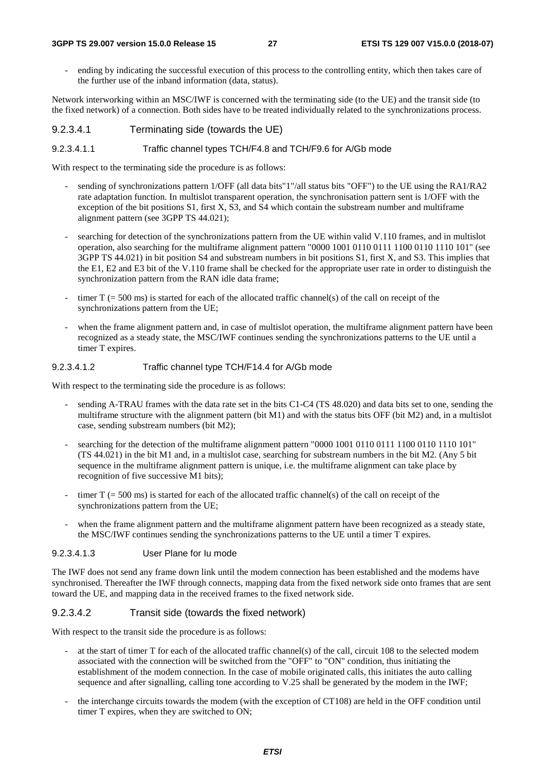- ending by indicating the successful execution of this process to the controlling entity, which then takes care of the further use of the inband information (data, status).

Network interworking within an MSC/IWF is concerned with the terminating side (to the UE) and the transit side (to the fixed network) of a connection. Both sides have to be treated individually related to the synchronizations process.

#### 9.2.3.4.1 Terminating side (towards the UE)

##### 9.2.3.4.1.1 Traffic channel types TCH/F4.8 and TCH/F9.6 for A/Gb mode

With respect to the terminating side the procedure is as follows:

- sending of synchronizations pattern 1/OFF (all data bits"1"/all status bits "OFF") to the UE using the RA1/RA2 rate adaptation function. In multislot transparent operation, the synchronisation pattern sent is 1/OFF with the exception of the bit positions S1, first X, S3, and S4 which contain the substream number and multiframe alignment pattern (see 3GPP TS 44.021);
- searching for detection of the synchronizations pattern from the UE within valid V.110 frames, and in multislot operation, also searching for the multiframe alignment pattern "0000 1001 0110 0111 1100 0110 1110 101" (see 3GPP TS 44.021) in bit position S4 and substream numbers in bit positions S1, first X, and S3. This implies that the E1, E2 and E3 bit of the V.110 frame shall be checked for the appropriate user rate in order to distinguish the synchronization pattern from the RAN idle data frame;
- timer T (= 500 ms) is started for each of the allocated traffic channel(s) of the call on receipt of the synchronizations pattern from the UE;
- when the frame alignment pattern and, in case of multislot operation, the multiframe alignment pattern have been recognized as a steady state, the MSC/IWF continues sending the synchronizations patterns to the UE until a timer T expires.

##### 9.2.3.4.1.2 Traffic channel type TCH/F14.4 for A/Gb mode

With respect to the terminating side the procedure is as follows:

- sending A-TRAU frames with the data rate set in the bits C1-C4 (TS 48.020) and data bits set to one, sending the multiframe structure with the alignment pattern (bit M1) and with the status bits OFF (bit M2) and, in a multislot case, sending substream numbers (bit M2);
- searching for the detection of the multiframe alignment pattern "0000 1001 0110 0111 1100 0110 1110 101" (TS 44.021) in the bit M1 and, in a multislot case, searching for substream numbers in the bit M2. (Any 5 bit sequence in the multiframe alignment pattern is unique, i.e. the multiframe alignment can take place by recognition of five successive M1 bits);
- timer T (= 500 ms) is started for each of the allocated traffic channel(s) of the call on receipt of the synchronizations pattern from the UE;
- when the frame alignment pattern and the multiframe alignment pattern have been recognized as a steady state, the MSC/IWF continues sending the synchronizations patterns to the UE until a timer T expires.

##### 9.2.3.4.1.3 User Plane for Iu mode

The IWF does not send any frame down link until the modem connection has been established and the modems have synchronised. Thereafter the IWF through connects, mapping data from the fixed network side onto frames that are sent toward the UE, and mapping data in the received frames to the fixed network side.

#### 9.2.3.4.2 Transit side (towards the fixed network)

With respect to the transit side the procedure is as follows:

- at the start of timer T for each of the allocated traffic channel(s) of the call, circuit 108 to the selected modem associated with the connection will be switched from the "OFF" to "ON" condition, thus initiating the establishment of the modem connection. In the case of mobile originated calls, this initiates the auto calling sequence and after signalling, calling tone according to V.25 shall be generated by the modem in the IWF;
- the interchange circuits towards the modem (with the exception of CT108) are held in the OFF condition until timer T expires, when they are switched to ON;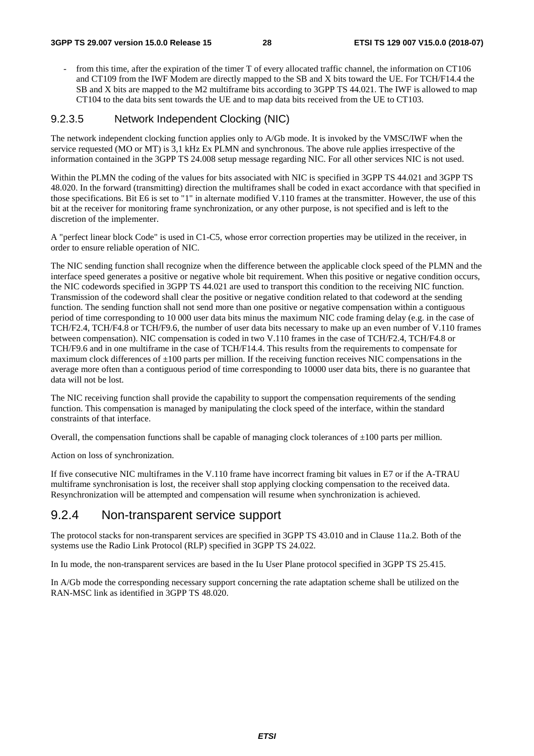- from this time, after the expiration of the timer T of every allocated traffic channel, the information on CT106 and CT109 from the IWF Modem are directly mapped to the SB and X bits toward the UE. For TCH/F14.4 the SB and X bits are mapped to the M2 multiframe bits according to 3GPP TS 44.021. The IWF is allowed to map CT104 to the data bits sent towards the UE and to map data bits received from the UE to CT103.

#### 9.2.3.5 Network Independent Clocking (NIC)

The network independent clocking function applies only to A/Gb mode. It is invoked by the VMSC/IWF when the service requested (MO or MT) is 3,1 kHz Ex PLMN and synchronous. The above rule applies irrespective of the information contained in the 3GPP TS 24.008 setup message regarding NIC. For all other services NIC is not used.

Within the PLMN the coding of the values for bits associated with NIC is specified in 3GPP TS 44.021 and 3GPP TS 48.020. In the forward (transmitting) direction the multiframes shall be coded in exact accordance with that specified in those specifications. Bit E6 is set to "1" in alternate modified V.110 frames at the transmitter. However, the use of this bit at the receiver for monitoring frame synchronization, or any other purpose, is not specified and is left to the discretion of the implementer.

A "perfect linear block Code" is used in C1-C5, whose error correction properties may be utilized in the receiver, in order to ensure reliable operation of NIC.

The NIC sending function shall recognize when the difference between the applicable clock speed of the PLMN and the interface speed generates a positive or negative whole bit requirement. When this positive or negative condition occurs, the NIC codewords specified in 3GPP TS 44.021 are used to transport this condition to the receiving NIC function. Transmission of the codeword shall clear the positive or negative condition related to that codeword at the sending function. The sending function shall not send more than one positive or negative compensation within a contiguous period of time corresponding to 10 000 user data bits minus the maximum NIC code framing delay (e.g. in the case of TCH/F2.4, TCH/F4.8 or TCH/F9.6, the number of user data bits necessary to make up an even number of V.110 frames between compensation). NIC compensation is coded in two V.110 frames in the case of TCH/F2.4, TCH/F4.8 or TCH/F9.6 and in one multiframe in the case of TCH/F14.4. This results from the requirements to compensate for maximum clock differences of ±100 parts per million. If the receiving function receives NIC compensations in the average more often than a contiguous period of time corresponding to 10000 user data bits, there is no guarantee that data will not be lost.

The NIC receiving function shall provide the capability to support the compensation requirements of the sending function. This compensation is managed by manipulating the clock speed of the interface, within the standard constraints of that interface.

Overall, the compensation functions shall be capable of managing clock tolerances of ±100 parts per million.

Action on loss of synchronization.

If five consecutive NIC multiframes in the V.110 frame have incorrect framing bit values in E7 or if the A-TRAU multiframe synchronisation is lost, the receiver shall stop applying clocking compensation to the received data. Resynchronization will be attempted and compensation will resume when synchronization is achieved.

### 9.2.4 Non-transparent service support

The protocol stacks for non-transparent services are specified in 3GPP TS 43.010 and in Clause 11a.2. Both of the systems use the Radio Link Protocol (RLP) specified in 3GPP TS 24.022.

In Iu mode, the non-transparent services are based in the Iu User Plane protocol specified in 3GPP TS 25.415.

In A/Gb mode the corresponding necessary support concerning the rate adaptation scheme shall be utilized on the RAN-MSC link as identified in 3GPP TS 48.020.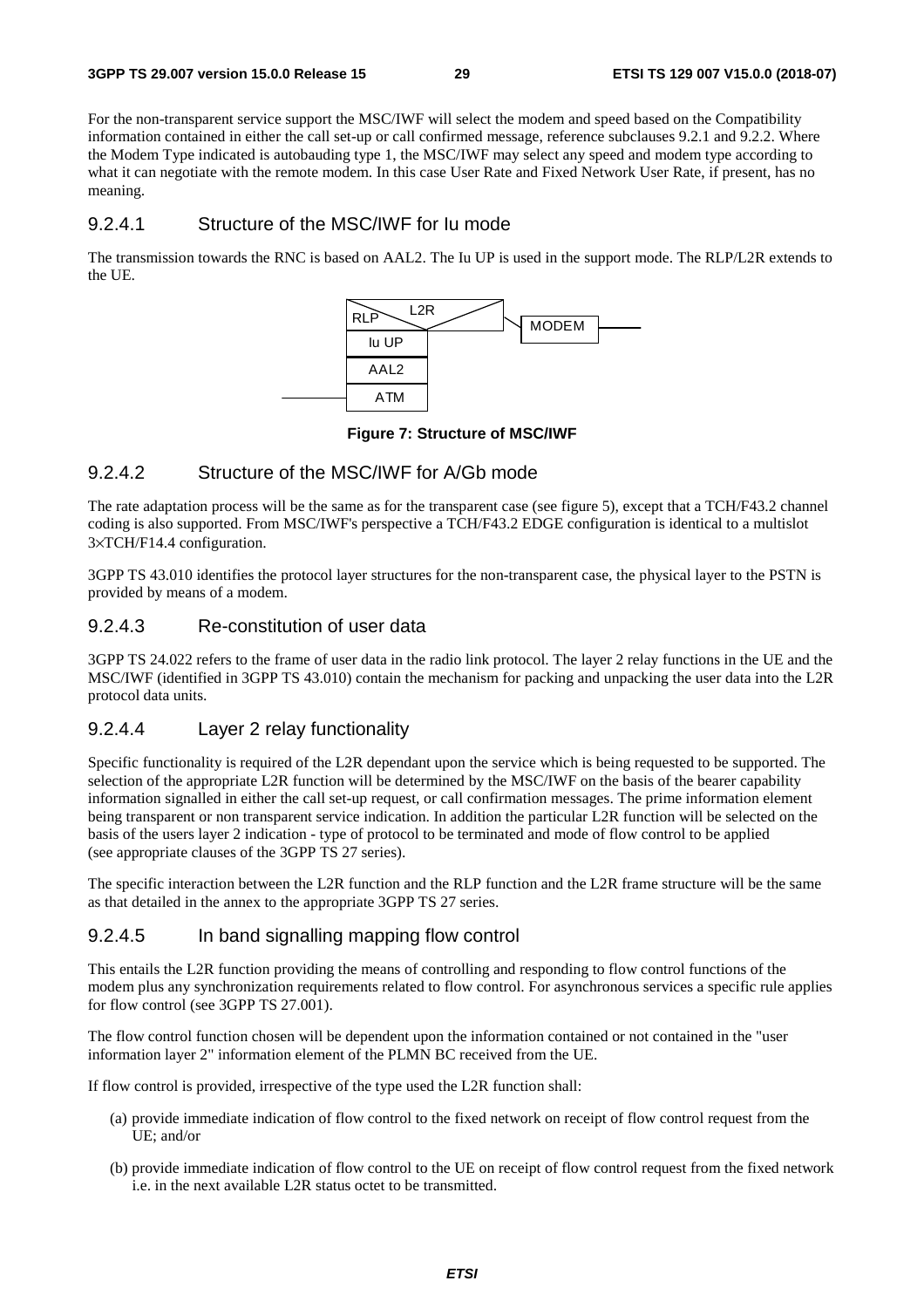For the non-transparent service support the MSC/IWF will select the modem and speed based on the Compatibility information contained in either the call set-up or call confirmed message, reference subclauses 9.2.1 and 9.2.2. Where the Modem Type indicated is autobauding type 1, the MSC/IWF may select any speed and modem type according to what it can negotiate with the remote modem. In this case User Rate and Fixed Network User Rate, if present, has no meaning.

#### 9.2.4.1 Structure of the MSC/IWF for Iu mode

The transmission towards the RNC is based on AAL2. The Iu UP is used in the support mode. The RLP/L2R extends to the UE.

RLP L2R MODEM
Iu UP
AAL2
ATM

**Figure 7: Structure of MSC/IWF**

#### 9.2.4.2 Structure of the MSC/IWF for A/Gb mode

The rate adaptation process will be the same as for the transparent case (see figure 5), except that a TCH/F43.2 channel coding is also supported. From MSC/IWF's perspective a TCH/F43.2 EDGE configuration is identical to a multislot 3×TCH/F14.4 configuration.

3GPP TS 43.010 identifies the protocol layer structures for the non-transparent case, the physical layer to the PSTN is provided by means of a modem.

#### 9.2.4.3 Re-constitution of user data

3GPP TS 24.022 refers to the frame of user data in the radio link protocol. The layer 2 relay functions in the UE and the MSC/IWF (identified in 3GPP TS 43.010) contain the mechanism for packing and unpacking the user data into the L2R protocol data units.

#### 9.2.4.4 Layer 2 relay functionality

Specific functionality is required of the L2R dependant upon the service which is being requested to be supported. The selection of the appropriate L2R function will be determined by the MSC/IWF on the basis of the bearer capability information signalled in either the call set-up request, or call confirmation messages. The prime information element being transparent or non transparent service indication. In addition the particular L2R function will be selected on the basis of the users layer 2 indication - type of protocol to be terminated and mode of flow control to be applied (see appropriate clauses of the 3GPP TS 27 series).

The specific interaction between the L2R function and the RLP function and the L2R frame structure will be the same as that detailed in the annex to the appropriate 3GPP TS 27 series.

#### 9.2.4.5 In band signalling mapping flow control

This entails the L2R function providing the means of controlling and responding to flow control functions of the modem plus any synchronization requirements related to flow control. For asynchronous services a specific rule applies for flow control (see 3GPP TS 27.001).

The flow control function chosen will be dependent upon the information contained or not contained in the "user information layer 2" information element of the PLMN BC received from the UE.

If flow control is provided, irrespective of the type used the L2R function shall:

(a) provide immediate indication of flow control to the fixed network on receipt of flow control request from the UE; and/or

(b) provide immediate indication of flow control to the UE on receipt of flow control request from the fixed network i.e. in the next available L2R status octet to be transmitted.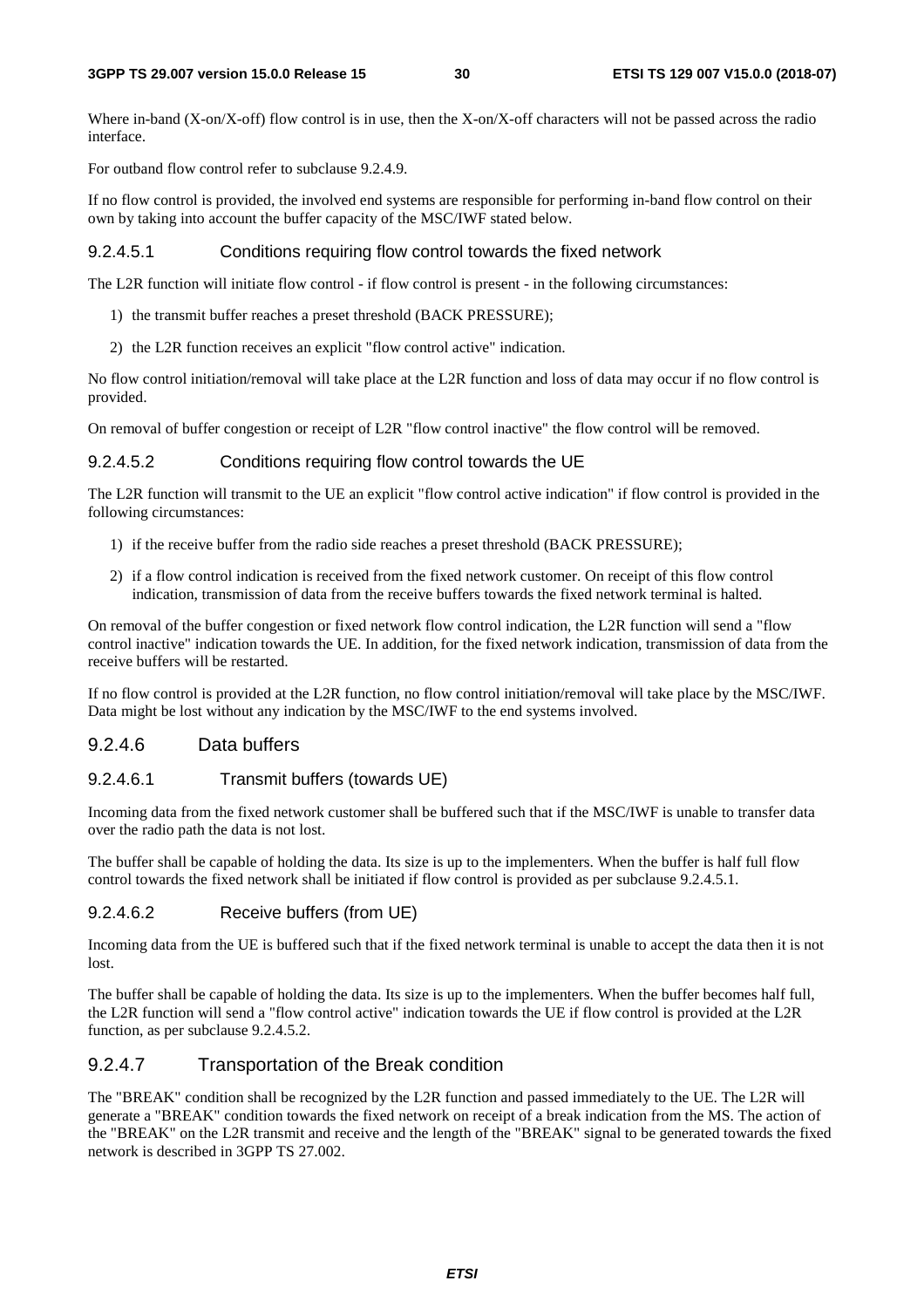Where in-band (X-on/X-off) flow control is in use, then the X-on/X-off characters will not be passed across the radio interface.

For outband flow control refer to subclause 9.2.4.9.

If no flow control is provided, the involved end systems are responsible for performing in-band flow control on their own by taking into account the buffer capacity of the MSC/IWF stated below.

##### 9.2.4.5.1 Conditions requiring flow control towards the fixed network

The L2R function will initiate flow control - if flow control is present - in the following circumstances:

1) the transmit buffer reaches a preset threshold (BACK PRESSURE);

2) the L2R function receives an explicit "flow control active" indication.

No flow control initiation/removal will take place at the L2R function and loss of data may occur if no flow control is provided.

On removal of buffer congestion or receipt of L2R "flow control inactive" the flow control will be removed.

##### 9.2.4.5.2 Conditions requiring flow control towards the UE

The L2R function will transmit to the UE an explicit "flow control active indication" if flow control is provided in the following circumstances:

1) if the receive buffer from the radio side reaches a preset threshold (BACK PRESSURE);

2) if a flow control indication is received from the fixed network customer. On receipt of this flow control indication, transmission of data from the receive buffers towards the fixed network terminal is halted.

On removal of the buffer congestion or fixed network flow control indication, the L2R function will send a "flow control inactive" indication towards the UE. In addition, for the fixed network indication, transmission of data from the receive buffers will be restarted.

If no flow control is provided at the L2R function, no flow control initiation/removal will take place by the MSC/IWF. Data might be lost without any indication by the MSC/IWF to the end systems involved.

#### 9.2.4.6 Data buffers

##### 9.2.4.6.1 Transmit buffers (towards UE)

Incoming data from the fixed network customer shall be buffered such that if the MSC/IWF is unable to transfer data over the radio path the data is not lost.

The buffer shall be capable of holding the data. Its size is up to the implementers. When the buffer is half full flow control towards the fixed network shall be initiated if flow control is provided as per subclause 9.2.4.5.1.

##### 9.2.4.6.2 Receive buffers (from UE)

Incoming data from the UE is buffered such that if the fixed network terminal is unable to accept the data then it is not lost.

The buffer shall be capable of holding the data. Its size is up to the implementers. When the buffer becomes half full, the L2R function will send a "flow control active" indication towards the UE if flow control is provided at the L2R function, as per subclause 9.2.4.5.2.

#### 9.2.4.7 Transportation of the Break condition

The "BREAK" condition shall be recognized by the L2R function and passed immediately to the UE. The L2R will generate a "BREAK" condition towards the fixed network on receipt of a break indication from the MS. The action of the "BREAK" on the L2R transmit and receive and the length of the "BREAK" signal to be generated towards the fixed network is described in 3GPP TS 27.002.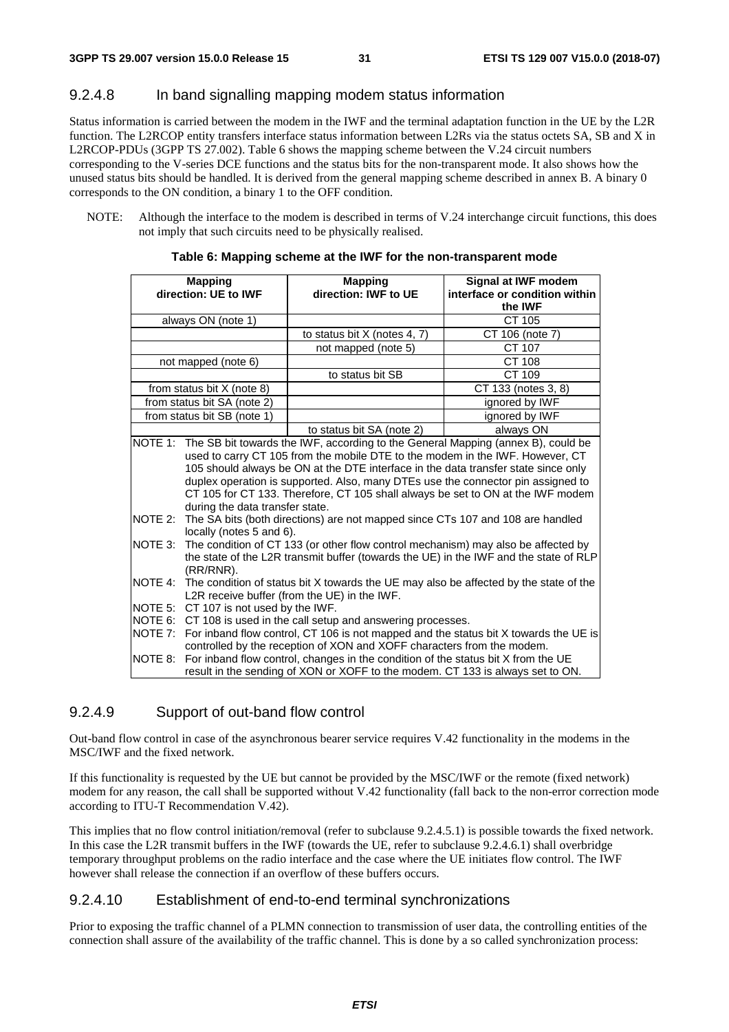### 9.2.4.8 In band signalling mapping modem status information

Status information is carried between the modem in the IWF and the terminal adaptation function in the UE by the L2R function. The L2RCOP entity transfers interface status information between L2Rs via the status octets SA, SB and X in L2RCOP-PDUs (3GPP TS 27.002). Table 6 shows the mapping scheme between the V.24 circuit numbers corresponding to the V-series DCE functions and the status bits for the non-transparent mode. It also shows how the unused status bits should be handled. It is derived from the general mapping scheme described in annex B. A binary 0 corresponds to the ON condition, a binary 1 to the OFF condition.

NOTE: Although the interface to the modem is described in terms of V.24 interchange circuit functions, this does not imply that such circuits need to be physically realised.

**Table 6: Mapping scheme at the IWF for the non-transparent mode**

| Mapping direction: UE to IWF | Mapping direction: IWF to UE | Signal at IWF modem interface or condition within the IWF |
|---|---|---|
| always ON (note 1) | | CT 105 |
| | to status bit X (notes 4, 7) | CT 106 (note 7) |
| | not mapped (note 5) | CT 107 |
| not mapped (note 6) | | CT 108 |
| | to status bit SB | CT 109 |
| from status bit X (note 8) | | CT 133 (notes 3, 8) |
| from status bit SA (note 2) | | ignored by IWF |
| from status bit SB (note 1) | | ignored by IWF |
| | to status bit SA (note 2) | always ON |

NOTE 1: The SB bit towards the IWF, according to the General Mapping (annex B), could be used to carry CT 105 from the mobile DTE to the modem in the IWF. However, CT 105 should always be ON at the DTE interface in the data transfer state since only duplex operation is supported. Also, many DTEs use the connector pin assigned to CT 105 for CT 133. Therefore, CT 105 shall always be set to ON at the IWF modem during the data transfer state.

NOTE 2: The SA bits (both directions) are not mapped since CTs 107 and 108 are handled locally (notes 5 and 6).

NOTE 3: The condition of CT 133 (or other flow control mechanism) may also be affected by the state of the L2R transmit buffer (towards the UE) in the IWF and the state of RLP (RR/RNR).

NOTE 4: The condition of status bit X towards the UE may also be affected by the state of the L2R receive buffer (from the UE) in the IWF.

NOTE 5: CT 107 is not used by the IWF.

NOTE 6: CT 108 is used in the call setup and answering processes.

NOTE 7: For inband flow control, CT 106 is not mapped and the status bit X towards the UE is controlled by the reception of XON and XOFF characters from the modem.

NOTE 8: For inband flow control, changes in the condition of the status bit X from the UE result in the sending of XON or XOFF to the modem. CT 133 is always set to ON.

### 9.2.4.9 Support of out-band flow control

Out-band flow control in case of the asynchronous bearer service requires V.42 functionality in the modems in the MSC/IWF and the fixed network.

If this functionality is requested by the UE but cannot be provided by the MSC/IWF or the remote (fixed network) modem for any reason, the call shall be supported without V.42 functionality (fall back to the non-error correction mode according to ITU-T Recommendation V.42).

This implies that no flow control initiation/removal (refer to subclause 9.2.4.5.1) is possible towards the fixed network. In this case the L2R transmit buffers in the IWF (towards the UE, refer to subclause 9.2.4.6.1) shall overbridge temporary throughput problems on the radio interface and the case where the UE initiates flow control. The IWF however shall release the connection if an overflow of these buffers occurs.

### 9.2.4.10 Establishment of end-to-end terminal synchronizations

Prior to exposing the traffic channel of a PLMN connection to transmission of user data, the controlling entities of the connection shall assure of the availability of the traffic channel. This is done by a so called synchronization process: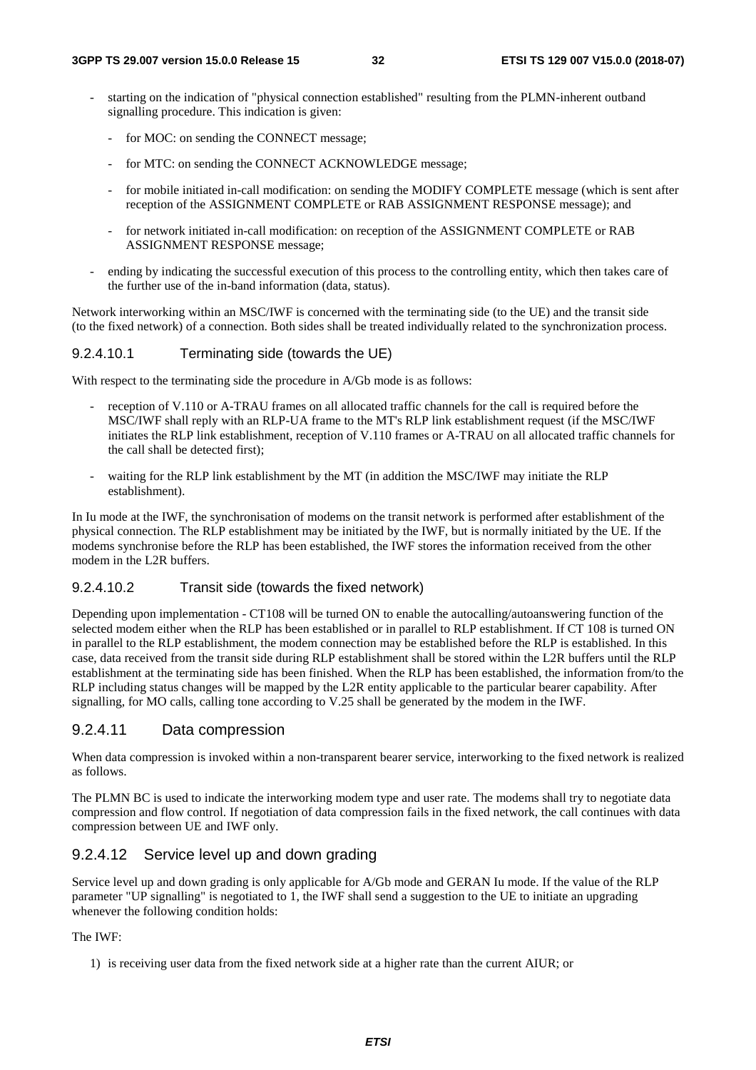- starting on the indication of "physical connection established" resulting from the PLMN-inherent outband signalling procedure. This indication is given:
  - for MOC: on sending the CONNECT message;
  - for MTC: on sending the CONNECT ACKNOWLEDGE message;
  - for mobile initiated in-call modification: on sending the MODIFY COMPLETE message (which is sent after reception of the ASSIGNMENT COMPLETE or RAB ASSIGNMENT RESPONSE message); and
  - for network initiated in-call modification: on reception of the ASSIGNMENT COMPLETE or RAB ASSIGNMENT RESPONSE message;
- ending by indicating the successful execution of this process to the controlling entity, which then takes care of the further use of the in-band information (data, status).

Network interworking within an MSC/IWF is concerned with the terminating side (to the UE) and the transit side (to the fixed network) of a connection. Both sides shall be treated individually related to the synchronization process.

#### 9.2.4.10.1 Terminating side (towards the UE)

With respect to the terminating side the procedure in A/Gb mode is as follows:

- reception of V.110 or A-TRAU frames on all allocated traffic channels for the call is required before the MSC/IWF shall reply with an RLP-UA frame to the MT's RLP link establishment request (if the MSC/IWF initiates the RLP link establishment, reception of V.110 frames or A-TRAU on all allocated traffic channels for the call shall be detected first);
- waiting for the RLP link establishment by the MT (in addition the MSC/IWF may initiate the RLP establishment).

In Iu mode at the IWF, the synchronisation of modems on the transit network is performed after establishment of the physical connection. The RLP establishment may be initiated by the IWF, but is normally initiated by the UE. If the modems synchronise before the RLP has been established, the IWF stores the information received from the other modem in the L2R buffers.

#### 9.2.4.10.2 Transit side (towards the fixed network)

Depending upon implementation - CT108 will be turned ON to enable the autocalling/autoanswering function of the selected modem either when the RLP has been established or in parallel to RLP establishment. If CT 108 is turned ON in parallel to the RLP establishment, the modem connection may be established before the RLP is established. In this case, data received from the transit side during RLP establishment shall be stored within the L2R buffers until the RLP establishment at the terminating side has been finished. When the RLP has been established, the information from/to the RLP including status changes will be mapped by the L2R entity applicable to the particular bearer capability. After signalling, for MO calls, calling tone according to V.25 shall be generated by the modem in the IWF.

### 9.2.4.11 Data compression

When data compression is invoked within a non-transparent bearer service, interworking to the fixed network is realized as follows.

The PLMN BC is used to indicate the interworking modem type and user rate. The modems shall try to negotiate data compression and flow control. If negotiation of data compression fails in the fixed network, the call continues with data compression between UE and IWF only.

### 9.2.4.12 Service level up and down grading

Service level up and down grading is only applicable for A/Gb mode and GERAN Iu mode. If the value of the RLP parameter "UP signalling" is negotiated to 1, the IWF shall send a suggestion to the UE to initiate an upgrading whenever the following condition holds:

The IWF:

1) is receiving user data from the fixed network side at a higher rate than the current AIUR; or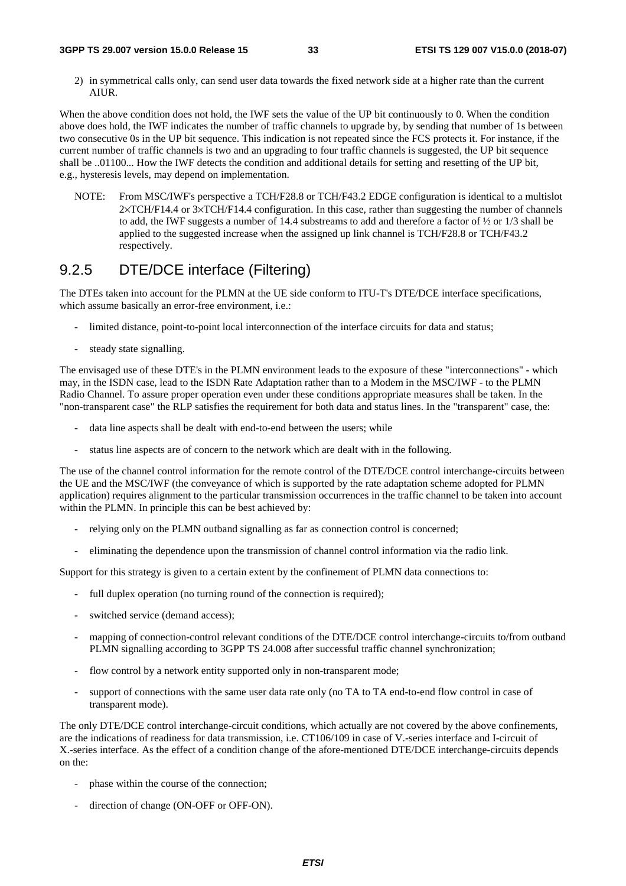2) in symmetrical calls only, can send user data towards the fixed network side at a higher rate than the current AIUR.

When the above condition does not hold, the IWF sets the value of the UP bit continuously to 0. When the condition above does hold, the IWF indicates the number of traffic channels to upgrade by, by sending that number of 1s between two consecutive 0s in the UP bit sequence. This indication is not repeated since the FCS protects it. For instance, if the current number of traffic channels is two and an upgrading to four traffic channels is suggested, the UP bit sequence shall be ..01100... How the IWF detects the condition and additional details for setting and resetting of the UP bit, e.g., hysteresis levels, may depend on implementation.

NOTE: From MSC/IWF's perspective a TCH/F28.8 or TCH/F43.2 EDGE configuration is identical to a multislot 2×TCH/F14.4 or 3×TCH/F14.4 configuration. In this case, rather than suggesting the number of channels to add, the IWF suggests a number of 14.4 substreams to add and therefore a factor of ½ or 1/3 shall be applied to the suggested increase when the assigned up link channel is TCH/F28.8 or TCH/F43.2 respectively.

## 9.2.5 DTE/DCE interface (Filtering)

The DTEs taken into account for the PLMN at the UE side conform to ITU-T's DTE/DCE interface specifications, which assume basically an error-free environment, i.e.:

- limited distance, point-to-point local interconnection of the interface circuits for data and status;
- steady state signalling.

The envisaged use of these DTE's in the PLMN environment leads to the exposure of these "interconnections" - which may, in the ISDN case, lead to the ISDN Rate Adaptation rather than to a Modem in the MSC/IWF - to the PLMN Radio Channel. To assure proper operation even under these conditions appropriate measures shall be taken. In the "non-transparent case" the RLP satisfies the requirement for both data and status lines. In the "transparent" case, the:

- data line aspects shall be dealt with end-to-end between the users; while
- status line aspects are of concern to the network which are dealt with in the following.

The use of the channel control information for the remote control of the DTE/DCE control interchange-circuits between the UE and the MSC/IWF (the conveyance of which is supported by the rate adaptation scheme adopted for PLMN application) requires alignment to the particular transmission occurrences in the traffic channel to be taken into account within the PLMN. In principle this can be best achieved by:

- relying only on the PLMN outband signalling as far as connection control is concerned;
- eliminating the dependence upon the transmission of channel control information via the radio link.

Support for this strategy is given to a certain extent by the confinement of PLMN data connections to:

- full duplex operation (no turning round of the connection is required);
- switched service (demand access);
- mapping of connection-control relevant conditions of the DTE/DCE control interchange-circuits to/from outband PLMN signalling according to 3GPP TS 24.008 after successful traffic channel synchronization;
- flow control by a network entity supported only in non-transparent mode;
- support of connections with the same user data rate only (no TA to TA end-to-end flow control in case of transparent mode).

The only DTE/DCE control interchange-circuit conditions, which actually are not covered by the above confinements, are the indications of readiness for data transmission, i.e. CT106/109 in case of V.-series interface and I-circuit of X.-series interface. As the effect of a condition change of the afore-mentioned DTE/DCE interchange-circuits depends on the:

- phase within the course of the connection;
- direction of change (ON-OFF or OFF-ON).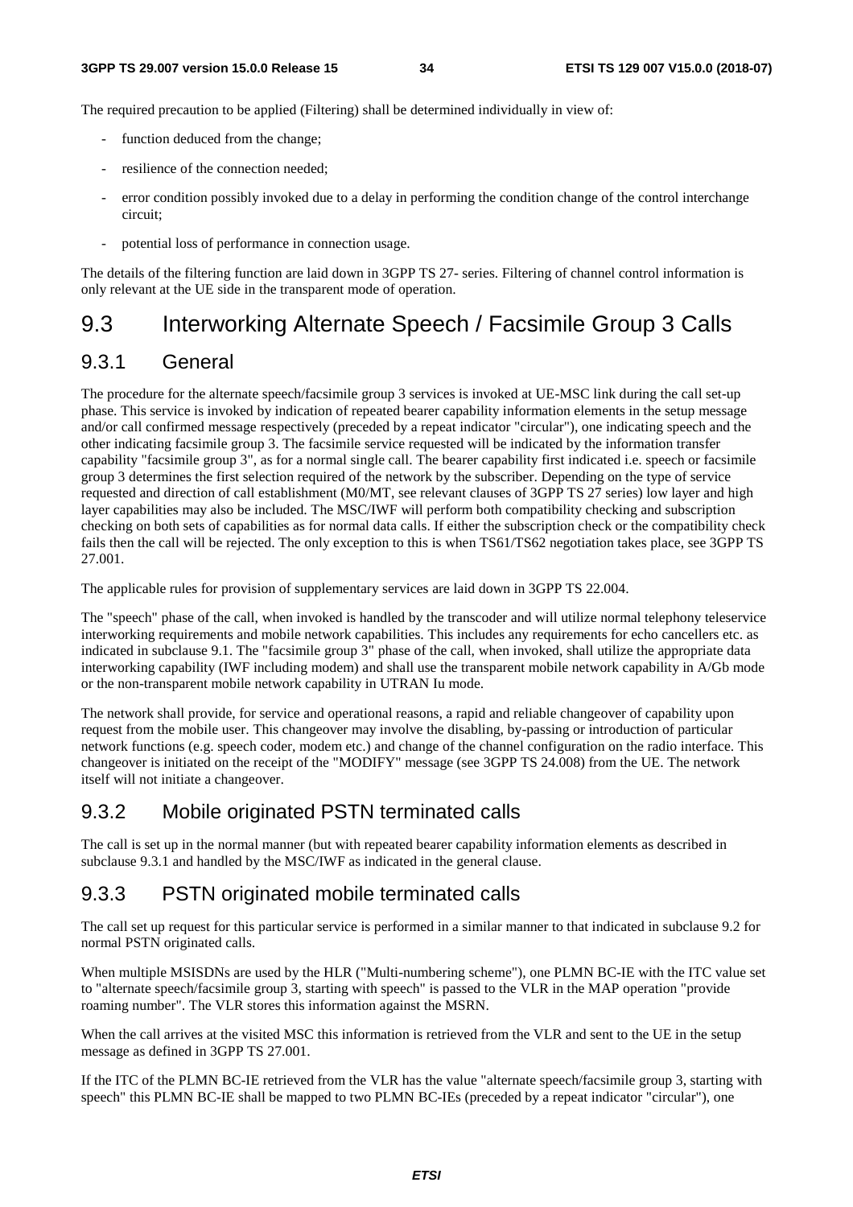The required precaution to be applied (Filtering) shall be determined individually in view of:

- function deduced from the change;
- resilience of the connection needed;
- error condition possibly invoked due to a delay in performing the condition change of the control interchange circuit;
- potential loss of performance in connection usage.

The details of the filtering function are laid down in 3GPP TS 27- series. Filtering of channel control information is only relevant at the UE side in the transparent mode of operation.

# 9.3 Interworking Alternate Speech / Facsimile Group 3 Calls

## 9.3.1 General

The procedure for the alternate speech/facsimile group 3 services is invoked at UE-MSC link during the call set-up phase. This service is invoked by indication of repeated bearer capability information elements in the setup message and/or call confirmed message respectively (preceded by a repeat indicator "circular"), one indicating speech and the other indicating facsimile group 3. The facsimile service requested will be indicated by the information transfer capability "facsimile group 3", as for a normal single call. The bearer capability first indicated i.e. speech or facsimile group 3 determines the first selection required of the network by the subscriber. Depending on the type of service requested and direction of call establishment (M0/MT, see relevant clauses of 3GPP TS 27 series) low layer and high layer capabilities may also be included. The MSC/IWF will perform both compatibility checking and subscription checking on both sets of capabilities as for normal data calls. If either the subscription check or the compatibility check fails then the call will be rejected. The only exception to this is when TS61/TS62 negotiation takes place, see 3GPP TS 27.001.

The applicable rules for provision of supplementary services are laid down in 3GPP TS 22.004.

The "speech" phase of the call, when invoked is handled by the transcoder and will utilize normal telephony teleservice interworking requirements and mobile network capabilities. This includes any requirements for echo cancellers etc. as indicated in subclause 9.1. The "facsimile group 3" phase of the call, when invoked, shall utilize the appropriate data interworking capability (IWF including modem) and shall use the transparent mobile network capability in A/Gb mode or the non-transparent mobile network capability in UTRAN Iu mode.

The network shall provide, for service and operational reasons, a rapid and reliable changeover of capability upon request from the mobile user. This changeover may involve the disabling, by-passing or introduction of particular network functions (e.g. speech coder, modem etc.) and change of the channel configuration on the radio interface. This changeover is initiated on the receipt of the "MODIFY" message (see 3GPP TS 24.008) from the UE. The network itself will not initiate a changeover.

## 9.3.2 Mobile originated PSTN terminated calls

The call is set up in the normal manner (but with repeated bearer capability information elements as described in subclause 9.3.1 and handled by the MSC/IWF as indicated in the general clause.

## 9.3.3 PSTN originated mobile terminated calls

The call set up request for this particular service is performed in a similar manner to that indicated in subclause 9.2 for normal PSTN originated calls.

When multiple MSISDNs are used by the HLR ("Multi-numbering scheme"), one PLMN BC-IE with the ITC value set to "alternate speech/facsimile group 3, starting with speech" is passed to the VLR in the MAP operation "provide roaming number". The VLR stores this information against the MSRN.

When the call arrives at the visited MSC this information is retrieved from the VLR and sent to the UE in the setup message as defined in 3GPP TS 27.001.

If the ITC of the PLMN BC-IE retrieved from the VLR has the value "alternate speech/facsimile group 3, starting with speech" this PLMN BC-IE shall be mapped to two PLMN BC-IEs (preceded by a repeat indicator "circular"), one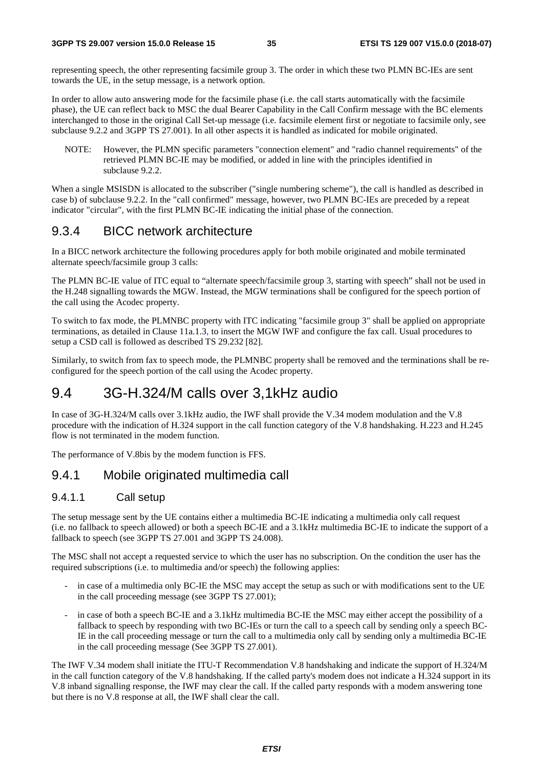representing speech, the other representing facsimile group 3. The order in which these two PLMN BC-IEs are sent towards the UE, in the setup message, is a network option.

In order to allow auto answering mode for the facsimile phase (i.e. the call starts automatically with the facsimile phase), the UE can reflect back to MSC the dual Bearer Capability in the Call Confirm message with the BC elements interchanged to those in the original Call Set-up message (i.e. facsimile element first or negotiate to facsimile only, see subclause 9.2.2 and 3GPP TS 27.001). In all other aspects it is handled as indicated for mobile originated.

NOTE: However, the PLMN specific parameters "connection element" and "radio channel requirements" of the retrieved PLMN BC-IE may be modified, or added in line with the principles identified in subclause 9.2.2.

When a single MSISDN is allocated to the subscriber ("single numbering scheme"), the call is handled as described in case b) of subclause 9.2.2. In the "call confirmed" message, however, two PLMN BC-IEs are preceded by a repeat indicator "circular", with the first PLMN BC-IE indicating the initial phase of the connection.

### 9.3.4 BICC network architecture

In a BICC network architecture the following procedures apply for both mobile originated and mobile terminated alternate speech/facsimile group 3 calls:

The PLMN BC-IE value of ITC equal to "alternate speech/facsimile group 3, starting with speech" shall not be used in the H.248 signalling towards the MGW. Instead, the MGW terminations shall be configured for the speech portion of the call using the Acodec property.

To switch to fax mode, the PLMNBC property with ITC indicating "facsimile group 3" shall be applied on appropriate terminations, as detailed in Clause 11a.1.3, to insert the MGW IWF and configure the fax call. Usual procedures to setup a CSD call is followed as described TS 29.232 [82].

Similarly, to switch from fax to speech mode, the PLMNBC property shall be removed and the terminations shall be re-configured for the speech portion of the call using the Acodec property.

## 9.4 3G-H.324/M calls over 3,1kHz audio

In case of 3G-H.324/M calls over 3.1kHz audio, the IWF shall provide the V.34 modem modulation and the V.8 procedure with the indication of H.324 support in the call function category of the V.8 handshaking. H.223 and H.245 flow is not terminated in the modem function.

The performance of V.8bis by the modem function is FFS.

### 9.4.1 Mobile originated multimedia call

#### 9.4.1.1 Call setup

The setup message sent by the UE contains either a multimedia BC-IE indicating a multimedia only call request (i.e. no fallback to speech allowed) or both a speech BC-IE and a 3.1kHz multimedia BC-IE to indicate the support of a fallback to speech (see 3GPP TS 27.001 and 3GPP TS 24.008).

The MSC shall not accept a requested service to which the user has no subscription. On the condition the user has the required subscriptions (i.e. to multimedia and/or speech) the following applies:

- in case of a multimedia only BC-IE the MSC may accept the setup as such or with modifications sent to the UE in the call proceeding message (see 3GPP TS 27.001);
- in case of both a speech BC-IE and a 3.1kHz multimedia BC-IE the MSC may either accept the possibility of a fallback to speech by responding with two BC-IEs or turn the call to a speech call by sending only a speech BC-IE in the call proceeding message or turn the call to a multimedia only call by sending only a multimedia BC-IE in the call proceeding message (See 3GPP TS 27.001).

The IWF V.34 modem shall initiate the ITU-T Recommendation V.8 handshaking and indicate the support of H.324/M in the call function category of the V.8 handshaking. If the called party's modem does not indicate a H.324 support in its V.8 inband signalling response, the IWF may clear the call. If the called party responds with a modem answering tone but there is no V.8 response at all, the IWF shall clear the call.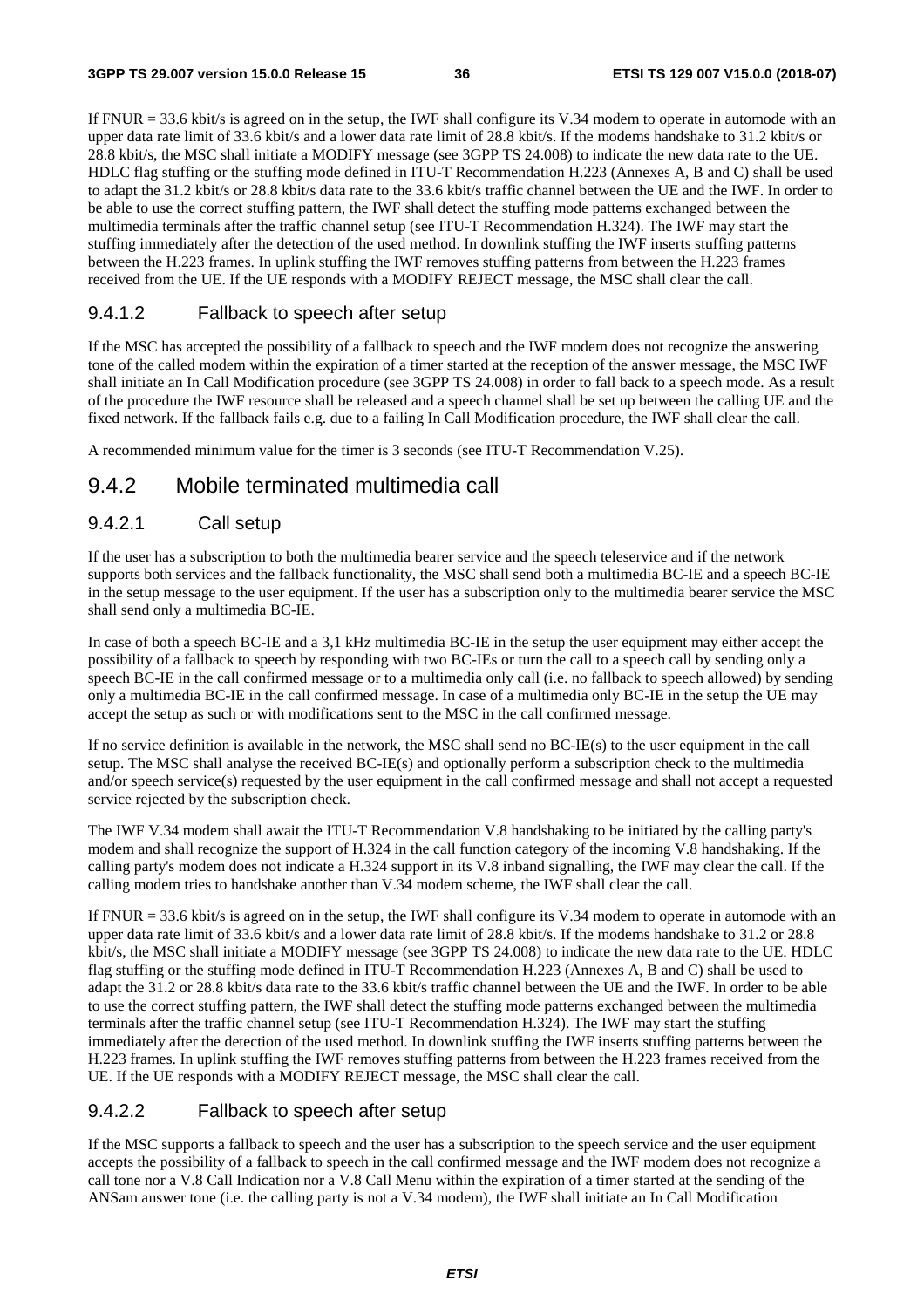If FNUR = 33.6 kbit/s is agreed on in the setup, the IWF shall configure its V.34 modem to operate in automode with an upper data rate limit of 33.6 kbit/s and a lower data rate limit of 28.8 kbit/s. If the modems handshake to 31.2 kbit/s or 28.8 kbit/s, the MSC shall initiate a MODIFY message (see 3GPP TS 24.008) to indicate the new data rate to the UE. HDLC flag stuffing or the stuffing mode defined in ITU-T Recommendation H.223 (Annexes A, B and C) shall be used to adapt the 31.2 kbit/s or 28.8 kbit/s data rate to the 33.6 kbit/s traffic channel between the UE and the IWF. In order to be able to use the correct stuffing pattern, the IWF shall detect the stuffing mode patterns exchanged between the multimedia terminals after the traffic channel setup (see ITU-T Recommendation H.324). The IWF may start the stuffing immediately after the detection of the used method. In downlink stuffing the IWF inserts stuffing patterns between the H.223 frames. In uplink stuffing the IWF removes stuffing patterns from between the H.223 frames received from the UE. If the UE responds with a MODIFY REJECT message, the MSC shall clear the call.

#### 9.4.1.2 Fallback to speech after setup

If the MSC has accepted the possibility of a fallback to speech and the IWF modem does not recognize the answering tone of the called modem within the expiration of a timer started at the reception of the answer message, the MSC IWF shall initiate an In Call Modification procedure (see 3GPP TS 24.008) in order to fall back to a speech mode. As a result of the procedure the IWF resource shall be released and a speech channel shall be set up between the calling UE and the fixed network. If the fallback fails e.g. due to a failing In Call Modification procedure, the IWF shall clear the call.

A recommended minimum value for the timer is 3 seconds (see ITU-T Recommendation V.25).

### 9.4.2 Mobile terminated multimedia call

#### 9.4.2.1 Call setup

If the user has a subscription to both the multimedia bearer service and the speech teleservice and if the network supports both services and the fallback functionality, the MSC shall send both a multimedia BC-IE and a speech BC-IE in the setup message to the user equipment. If the user has a subscription only to the multimedia bearer service the MSC shall send only a multimedia BC-IE.

In case of both a speech BC-IE and a 3,1 kHz multimedia BC-IE in the setup the user equipment may either accept the possibility of a fallback to speech by responding with two BC-IEs or turn the call to a speech call by sending only a speech BC-IE in the call confirmed message or to a multimedia only call (i.e. no fallback to speech allowed) by sending only a multimedia BC-IE in the call confirmed message. In case of a multimedia only BC-IE in the setup the UE may accept the setup as such or with modifications sent to the MSC in the call confirmed message.

If no service definition is available in the network, the MSC shall send no BC-IE(s) to the user equipment in the call setup. The MSC shall analyse the received BC-IE(s) and optionally perform a subscription check to the multimedia and/or speech service(s) requested by the user equipment in the call confirmed message and shall not accept a requested service rejected by the subscription check.

The IWF V.34 modem shall await the ITU-T Recommendation V.8 handshaking to be initiated by the calling party's modem and shall recognize the support of H.324 in the call function category of the incoming V.8 handshaking. If the calling party's modem does not indicate a H.324 support in its V.8 inband signalling, the IWF may clear the call. If the calling modem tries to handshake another than V.34 modem scheme, the IWF shall clear the call.

If FNUR = 33.6 kbit/s is agreed on in the setup, the IWF shall configure its V.34 modem to operate in automode with an upper data rate limit of 33.6 kbit/s and a lower data rate limit of 28.8 kbit/s. If the modems handshake to 31.2 or 28.8 kbit/s, the MSC shall initiate a MODIFY message (see 3GPP TS 24.008) to indicate the new data rate to the UE. HDLC flag stuffing or the stuffing mode defined in ITU-T Recommendation H.223 (Annexes A, B and C) shall be used to adapt the 31.2 or 28.8 kbit/s data rate to the 33.6 kbit/s traffic channel between the UE and the IWF. In order to be able to use the correct stuffing pattern, the IWF shall detect the stuffing mode patterns exchanged between the multimedia terminals after the traffic channel setup (see ITU-T Recommendation H.324). The IWF may start the stuffing immediately after the detection of the used method. In downlink stuffing the IWF inserts stuffing patterns between the H.223 frames. In uplink stuffing the IWF removes stuffing patterns from between the H.223 frames received from the UE. If the UE responds with a MODIFY REJECT message, the MSC shall clear the call.

#### 9.4.2.2 Fallback to speech after setup

If the MSC supports a fallback to speech and the user has a subscription to the speech service and the user equipment accepts the possibility of a fallback to speech in the call confirmed message and the IWF modem does not recognize a call tone nor a V.8 Call Indication nor a V.8 Call Menu within the expiration of a timer started at the sending of the ANSam answer tone (i.e. the calling party is not a V.34 modem), the IWF shall initiate an In Call Modification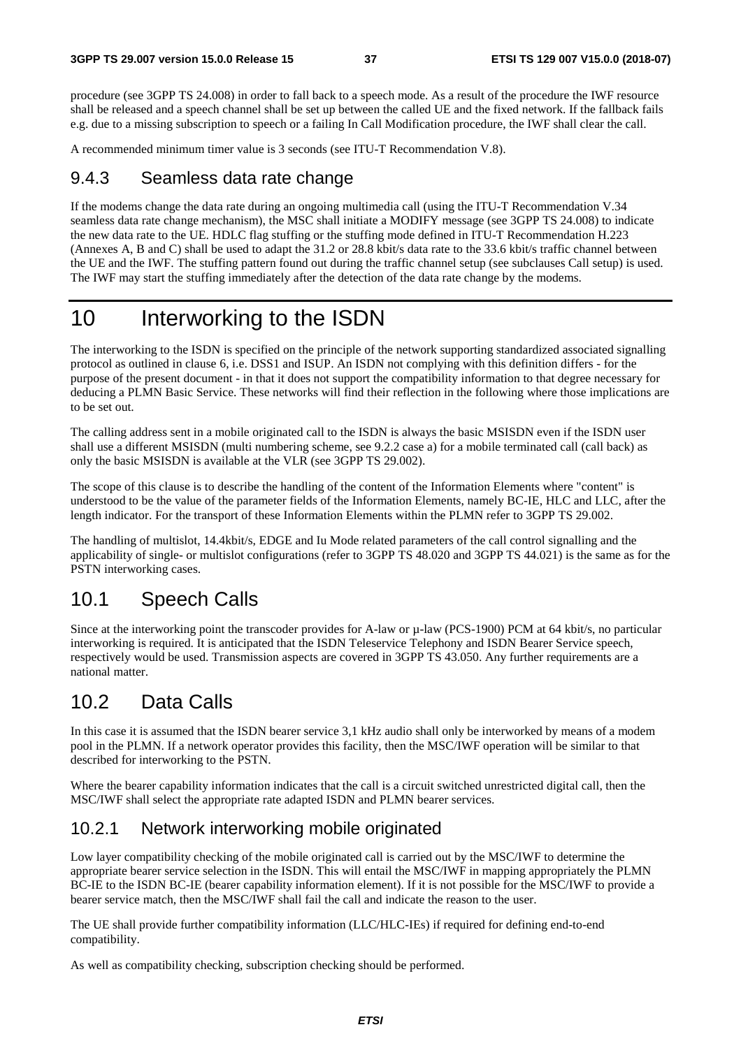procedure (see 3GPP TS 24.008) in order to fall back to a speech mode. As a result of the procedure the IWF resource shall be released and a speech channel shall be set up between the called UE and the fixed network. If the fallback fails e.g. due to a missing subscription to speech or a failing In Call Modification procedure, the IWF shall clear the call.

A recommended minimum timer value is 3 seconds (see ITU-T Recommendation V.8).

### 9.4.3 Seamless data rate change

If the modems change the data rate during an ongoing multimedia call (using the ITU-T Recommendation V.34 seamless data rate change mechanism), the MSC shall initiate a MODIFY message (see 3GPP TS 24.008) to indicate the new data rate to the UE. HDLC flag stuffing or the stuffing mode defined in ITU-T Recommendation H.223 (Annexes A, B and C) shall be used to adapt the 31.2 or 28.8 kbit/s data rate to the 33.6 kbit/s traffic channel between the UE and the IWF. The stuffing pattern found out during the traffic channel setup (see subclauses Call setup) is used. The IWF may start the stuffing immediately after the detection of the data rate change by the modems.

# 10 Interworking to the ISDN

The interworking to the ISDN is specified on the principle of the network supporting standardized associated signalling protocol as outlined in clause 6, i.e. DSS1 and ISUP. An ISDN not complying with this definition differs - for the purpose of the present document - in that it does not support the compatibility information to that degree necessary for deducing a PLMN Basic Service. These networks will find their reflection in the following where those implications are to be set out.

The calling address sent in a mobile originated call to the ISDN is always the basic MSISDN even if the ISDN user shall use a different MSISDN (multi numbering scheme, see 9.2.2 case a) for a mobile terminated call (call back) as only the basic MSISDN is available at the VLR (see 3GPP TS 29.002).

The scope of this clause is to describe the handling of the content of the Information Elements where "content" is understood to be the value of the parameter fields of the Information Elements, namely BC-IE, HLC and LLC, after the length indicator. For the transport of these Information Elements within the PLMN refer to 3GPP TS 29.002.

The handling of multislot, 14.4kbit/s, EDGE and Iu Mode related parameters of the call control signalling and the applicability of single- or multislot configurations (refer to 3GPP TS 48.020 and 3GPP TS 44.021) is the same as for the PSTN interworking cases.

## 10.1 Speech Calls

Since at the interworking point the transcoder provides for A-law or µ-law (PCS-1900) PCM at 64 kbit/s, no particular interworking is required. It is anticipated that the ISDN Teleservice Telephony and ISDN Bearer Service speech, respectively would be used. Transmission aspects are covered in 3GPP TS 43.050. Any further requirements are a national matter.

## 10.2 Data Calls

In this case it is assumed that the ISDN bearer service 3,1 kHz audio shall only be interworked by means of a modem pool in the PLMN. If a network operator provides this facility, then the MSC/IWF operation will be similar to that described for interworking to the PSTN.

Where the bearer capability information indicates that the call is a circuit switched unrestricted digital call, then the MSC/IWF shall select the appropriate rate adapted ISDN and PLMN bearer services.

### 10.2.1 Network interworking mobile originated

Low layer compatibility checking of the mobile originated call is carried out by the MSC/IWF to determine the appropriate bearer service selection in the ISDN. This will entail the MSC/IWF in mapping appropriately the PLMN BC-IE to the ISDN BC-IE (bearer capability information element). If it is not possible for the MSC/IWF to provide a bearer service match, then the MSC/IWF shall fail the call and indicate the reason to the user.

The UE shall provide further compatibility information (LLC/HLC-IEs) if required for defining end-to-end compatibility.

As well as compatibility checking, subscription checking should be performed.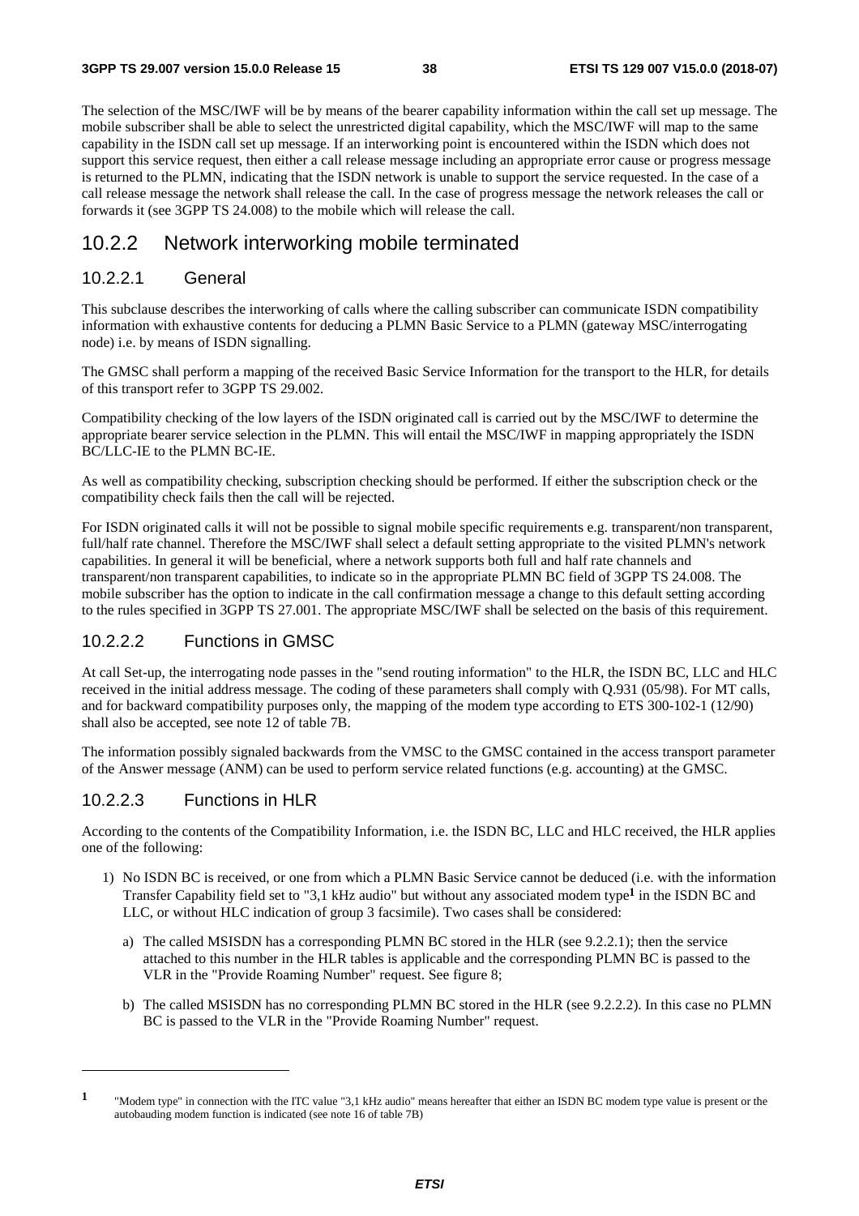The selection of the MSC/IWF will be by means of the bearer capability information within the call set up message. The mobile subscriber shall be able to select the unrestricted digital capability, which the MSC/IWF will map to the same capability in the ISDN call set up message. If an interworking point is encountered within the ISDN which does not support this service request, then either a call release message including an appropriate error cause or progress message is returned to the PLMN, indicating that the ISDN network is unable to support the service requested. In the case of a call release message the network shall release the call. In the case of progress message the network releases the call or forwards it (see 3GPP TS 24.008) to the mobile which will release the call.

## 10.2.2 Network interworking mobile terminated

### 10.2.2.1 General

This subclause describes the interworking of calls where the calling subscriber can communicate ISDN compatibility information with exhaustive contents for deducing a PLMN Basic Service to a PLMN (gateway MSC/interrogating node) i.e. by means of ISDN signalling.

The GMSC shall perform a mapping of the received Basic Service Information for the transport to the HLR, for details of this transport refer to 3GPP TS 29.002.

Compatibility checking of the low layers of the ISDN originated call is carried out by the MSC/IWF to determine the appropriate bearer service selection in the PLMN. This will entail the MSC/IWF in mapping appropriately the ISDN BC/LLC-IE to the PLMN BC-IE.

As well as compatibility checking, subscription checking should be performed. If either the subscription check or the compatibility check fails then the call will be rejected.

For ISDN originated calls it will not be possible to signal mobile specific requirements e.g. transparent/non transparent, full/half rate channel. Therefore the MSC/IWF shall select a default setting appropriate to the visited PLMN's network capabilities. In general it will be beneficial, where a network supports both full and half rate channels and transparent/non transparent capabilities, to indicate so in the appropriate PLMN BC field of 3GPP TS 24.008. The mobile subscriber has the option to indicate in the call confirmation message a change to this default setting according to the rules specified in 3GPP TS 27.001. The appropriate MSC/IWF shall be selected on the basis of this requirement.

### 10.2.2.2 Functions in GMSC

At call Set-up, the interrogating node passes in the "send routing information" to the HLR, the ISDN BC, LLC and HLC received in the initial address message. The coding of these parameters shall comply with Q.931 (05/98). For MT calls, and for backward compatibility purposes only, the mapping of the modem type according to ETS 300-102-1 (12/90) shall also be accepted, see note 12 of table 7B.

The information possibly signaled backwards from the VMSC to the GMSC contained in the access transport parameter of the Answer message (ANM) can be used to perform service related functions (e.g. accounting) at the GMSC.

### 10.2.2.3 Functions in HLR

According to the contents of the Compatibility Information, i.e. the ISDN BC, LLC and HLC received, the HLR applies one of the following:

1) No ISDN BC is received, or one from which a PLMN Basic Service cannot be deduced (i.e. with the information Transfer Capability field set to "3,1 kHz audio" but without any associated modem type[1] in the ISDN BC and LLC, or without HLC indication of group 3 facsimile). Two cases shall be considered:

   a) The called MSISDN has a corresponding PLMN BC stored in the HLR (see 9.2.2.1); then the service attached to this number in the HLR tables is applicable and the corresponding PLMN BC is passed to the VLR in the "Provide Roaming Number" request. See figure 8;

   b) The called MSISDN has no corresponding PLMN BC stored in the HLR (see 9.2.2.2). In this case no PLMN BC is passed to the VLR in the "Provide Roaming Number" request.

---

[1] "Modem type" in connection with the ITC value "3,1 kHz audio" means hereafter that either an ISDN BC modem type value is present or the autobauding modem function is indicated (see note 16 of table 7B)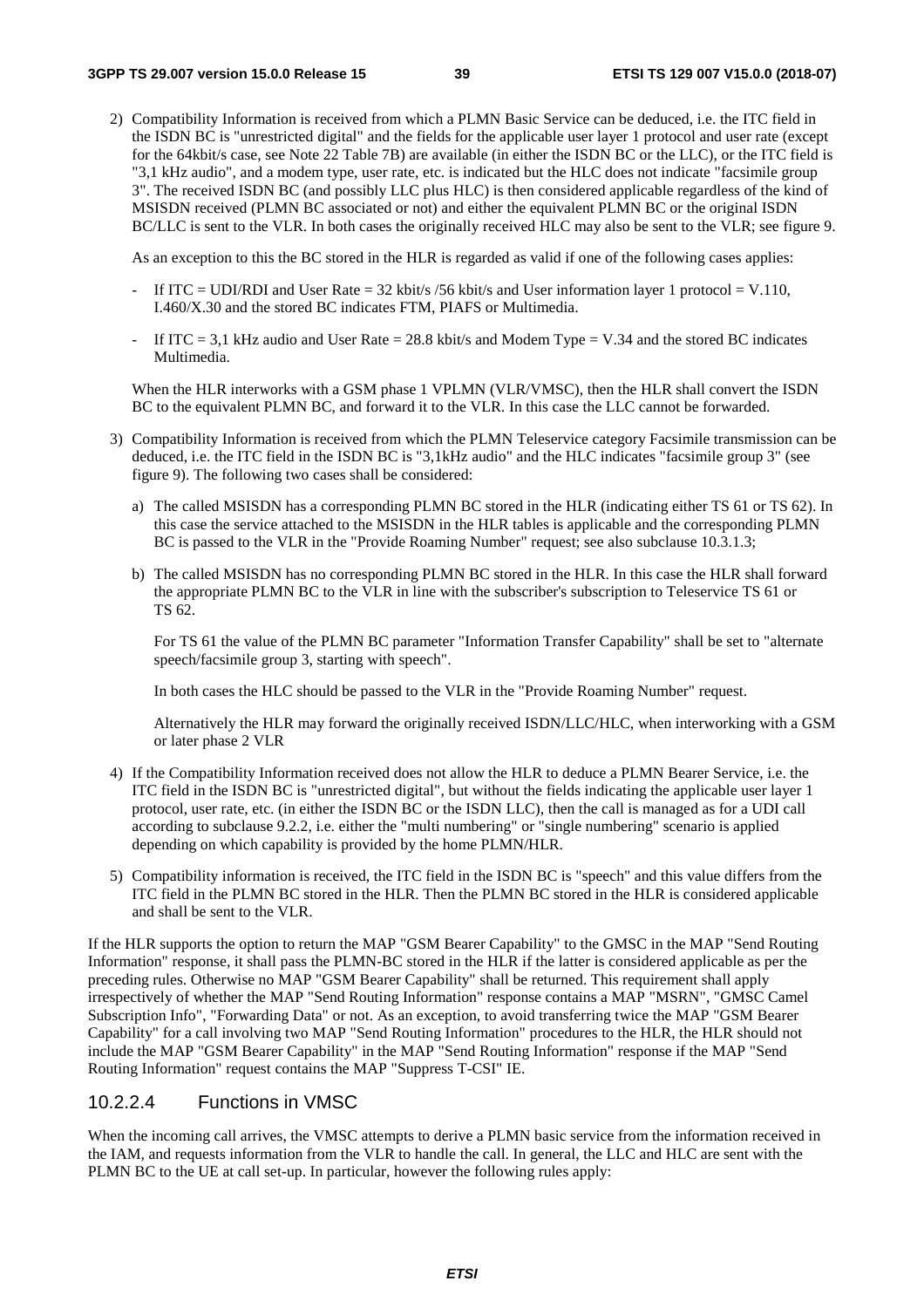2) Compatibility Information is received from which a PLMN Basic Service can be deduced, i.e. the ITC field in the ISDN BC is "unrestricted digital" and the fields for the applicable user layer 1 protocol and user rate (except for the 64kbit/s case, see Note 22 Table 7B) are available (in either the ISDN BC or the LLC), or the ITC field is "3,1 kHz audio", and a modem type, user rate, etc. is indicated but the HLC does not indicate "facsimile group 3". The received ISDN BC (and possibly LLC plus HLC) is then considered applicable regardless of the kind of MSISDN received (PLMN BC associated or not) and either the equivalent PLMN BC or the original ISDN BC/LLC is sent to the VLR. In both cases the originally received HLC may also be sent to the VLR; see figure 9.

   As an exception to this the BC stored in the HLR is regarded as valid if one of the following cases applies:

   - If ITC = UDI/RDI and User Rate = 32 kbit/s /56 kbit/s and User information layer 1 protocol = V.110, I.460/X.30 and the stored BC indicates FTM, PIAFS or Multimedia.
   - If ITC = 3,1 kHz audio and User Rate = 28.8 kbit/s and Modem Type = V.34 and the stored BC indicates Multimedia.

   When the HLR interworks with a GSM phase 1 VPLMN (VLR/VMSC), then the HLR shall convert the ISDN BC to the equivalent PLMN BC, and forward it to the VLR. In this case the LLC cannot be forwarded.

3) Compatibility Information is received from which the PLMN Teleservice category Facsimile transmission can be deduced, i.e. the ITC field in the ISDN BC is "3,1kHz audio" and the HLC indicates "facsimile group 3" (see figure 9). The following two cases shall be considered:

   a) The called MSISDN has a corresponding PLMN BC stored in the HLR (indicating either TS 61 or TS 62). In this case the service attached to the MSISDN in the HLR tables is applicable and the corresponding PLMN BC is passed to the VLR in the "Provide Roaming Number" request; see also subclause 10.3.1.3;

   b) The called MSISDN has no corresponding PLMN BC stored in the HLR. In this case the HLR shall forward the appropriate PLMN BC to the VLR in line with the subscriber's subscription to Teleservice TS 61 or TS 62.

      For TS 61 the value of the PLMN BC parameter "Information Transfer Capability" shall be set to "alternate speech/facsimile group 3, starting with speech".

      In both cases the HLC should be passed to the VLR in the "Provide Roaming Number" request.

      Alternatively the HLR may forward the originally received ISDN/LLC/HLC, when interworking with a GSM or later phase 2 VLR

4) If the Compatibility Information received does not allow the HLR to deduce a PLMN Bearer Service, i.e. the ITC field in the ISDN BC is "unrestricted digital", but without the fields indicating the applicable user layer 1 protocol, user rate, etc. (in either the ISDN BC or the ISDN LLC), then the call is managed as for a UDI call according to subclause 9.2.2, i.e. either the "multi numbering" or "single numbering" scenario is applied depending on which capability is provided by the home PLMN/HLR.

5) Compatibility information is received, the ITC field in the ISDN BC is "speech" and this value differs from the ITC field in the PLMN BC stored in the HLR. Then the PLMN BC stored in the HLR is considered applicable and shall be sent to the VLR.

If the HLR supports the option to return the MAP "GSM Bearer Capability" to the GMSC in the MAP "Send Routing Information" response, it shall pass the PLMN-BC stored in the HLR if the latter is considered applicable as per the preceding rules. Otherwise no MAP "GSM Bearer Capability" shall be returned. This requirement shall apply irrespectively of whether the MAP "Send Routing Information" response contains a MAP "MSRN", "GMSC Camel Subscription Info", "Forwarding Data" or not. As an exception, to avoid transferring twice the MAP "GSM Bearer Capability" for a call involving two MAP "Send Routing Information" procedures to the HLR, the HLR should not include the MAP "GSM Bearer Capability" in the MAP "Send Routing Information" response if the MAP "Send Routing Information" request contains the MAP "Suppress T-CSI" IE.

#### 10.2.2.4 Functions in VMSC

When the incoming call arrives, the VMSC attempts to derive a PLMN basic service from the information received in the IAM, and requests information from the VLR to handle the call. In general, the LLC and HLC are sent with the PLMN BC to the UE at call set-up. In particular, however the following rules apply: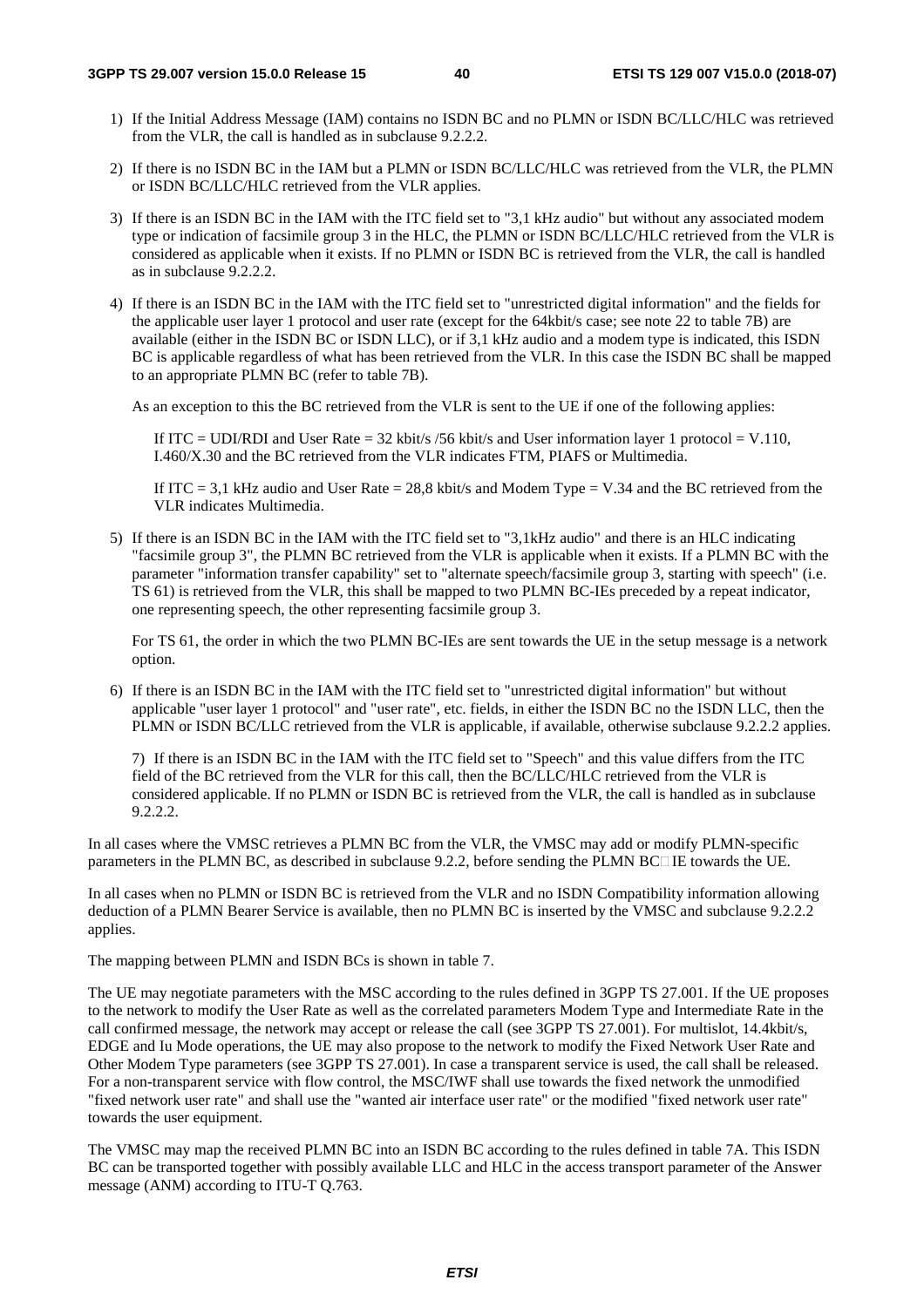1) If the Initial Address Message (IAM) contains no ISDN BC and no PLMN or ISDN BC/LLC/HLC was retrieved from the VLR, the call is handled as in subclause 9.2.2.2.

2) If there is no ISDN BC in the IAM but a PLMN or ISDN BC/LLC/HLC was retrieved from the VLR, the PLMN or ISDN BC/LLC/HLC retrieved from the VLR applies.

3) If there is an ISDN BC in the IAM with the ITC field set to "3,1 kHz audio" but without any associated modem type or indication of facsimile group 3 in the HLC, the PLMN or ISDN BC/LLC/HLC retrieved from the VLR is considered as applicable when it exists. If no PLMN or ISDN BC is retrieved from the VLR, the call is handled as in subclause 9.2.2.2.

4) If there is an ISDN BC in the IAM with the ITC field set to "unrestricted digital information" and the fields for the applicable user layer 1 protocol and user rate (except for the 64kbit/s case; see note 22 to table 7B) are available (either in the ISDN BC or ISDN LLC), or if 3,1 kHz audio and a modem type is indicated, this ISDN BC is applicable regardless of what has been retrieved from the VLR. In this case the ISDN BC shall be mapped to an appropriate PLMN BC (refer to table 7B).

   As an exception to this the BC retrieved from the VLR is sent to the UE if one of the following applies:

   If ITC = UDI/RDI and User Rate = 32 kbit/s /56 kbit/s and User information layer 1 protocol = V.110, I.460/X.30 and the BC retrieved from the VLR indicates FTM, PIAFS or Multimedia.

   If ITC = 3,1 kHz audio and User Rate = 28,8 kbit/s and Modem Type = V.34 and the BC retrieved from the VLR indicates Multimedia.

5) If there is an ISDN BC in the IAM with the ITC field set to "3,1kHz audio" and there is an HLC indicating "facsimile group 3", the PLMN BC retrieved from the VLR is applicable when it exists. If a PLMN BC with the parameter "information transfer capability" set to "alternate speech/facsimile group 3, starting with speech" (i.e. TS 61) is retrieved from the VLR, this shall be mapped to two PLMN BC-IEs preceded by a repeat indicator, one representing speech, the other representing facsimile group 3.

   For TS 61, the order in which the two PLMN BC-IEs are sent towards the UE in the setup message is a network option.

6) If there is an ISDN BC in the IAM with the ITC field set to "unrestricted digital information" but without applicable "user layer 1 protocol" and "user rate", etc. fields, in either the ISDN BC no the ISDN LLC, then the PLMN or ISDN BC/LLC retrieved from the VLR is applicable, if available, otherwise subclause 9.2.2.2 applies.

   7) If there is an ISDN BC in the IAM with the ITC field set to "Speech" and this value differs from the ITC field of the BC retrieved from the VLR for this call, then the BC/LLC/HLC retrieved from the VLR is considered applicable. If no PLMN or ISDN BC is retrieved from the VLR, the call is handled as in subclause 9.2.2.2.

In all cases where the VMSC retrieves a PLMN BC from the VLR, the VMSC may add or modify PLMN-specific parameters in the PLMN BC, as described in subclause 9.2.2, before sending the PLMN BC IE towards the UE.

In all cases when no PLMN or ISDN BC is retrieved from the VLR and no ISDN Compatibility information allowing deduction of a PLMN Bearer Service is available, then no PLMN BC is inserted by the VMSC and subclause 9.2.2.2 applies.

The mapping between PLMN and ISDN BCs is shown in table 7.

The UE may negotiate parameters with the MSC according to the rules defined in 3GPP TS 27.001. If the UE proposes to the network to modify the User Rate as well as the correlated parameters Modem Type and Intermediate Rate in the call confirmed message, the network may accept or release the call (see 3GPP TS 27.001). For multislot, 14.4kbit/s, EDGE and Iu Mode operations, the UE may also propose to the network to modify the Fixed Network User Rate and Other Modem Type parameters (see 3GPP TS 27.001). In case a transparent service is used, the call shall be released. For a non-transparent service with flow control, the MSC/IWF shall use towards the fixed network the unmodified "fixed network user rate" and shall use the "wanted air interface user rate" or the modified "fixed network user rate" towards the user equipment.

The VMSC may map the received PLMN BC into an ISDN BC according to the rules defined in table 7A. This ISDN BC can be transported together with possibly available LLC and HLC in the access transport parameter of the Answer message (ANM) according to ITU-T Q.763.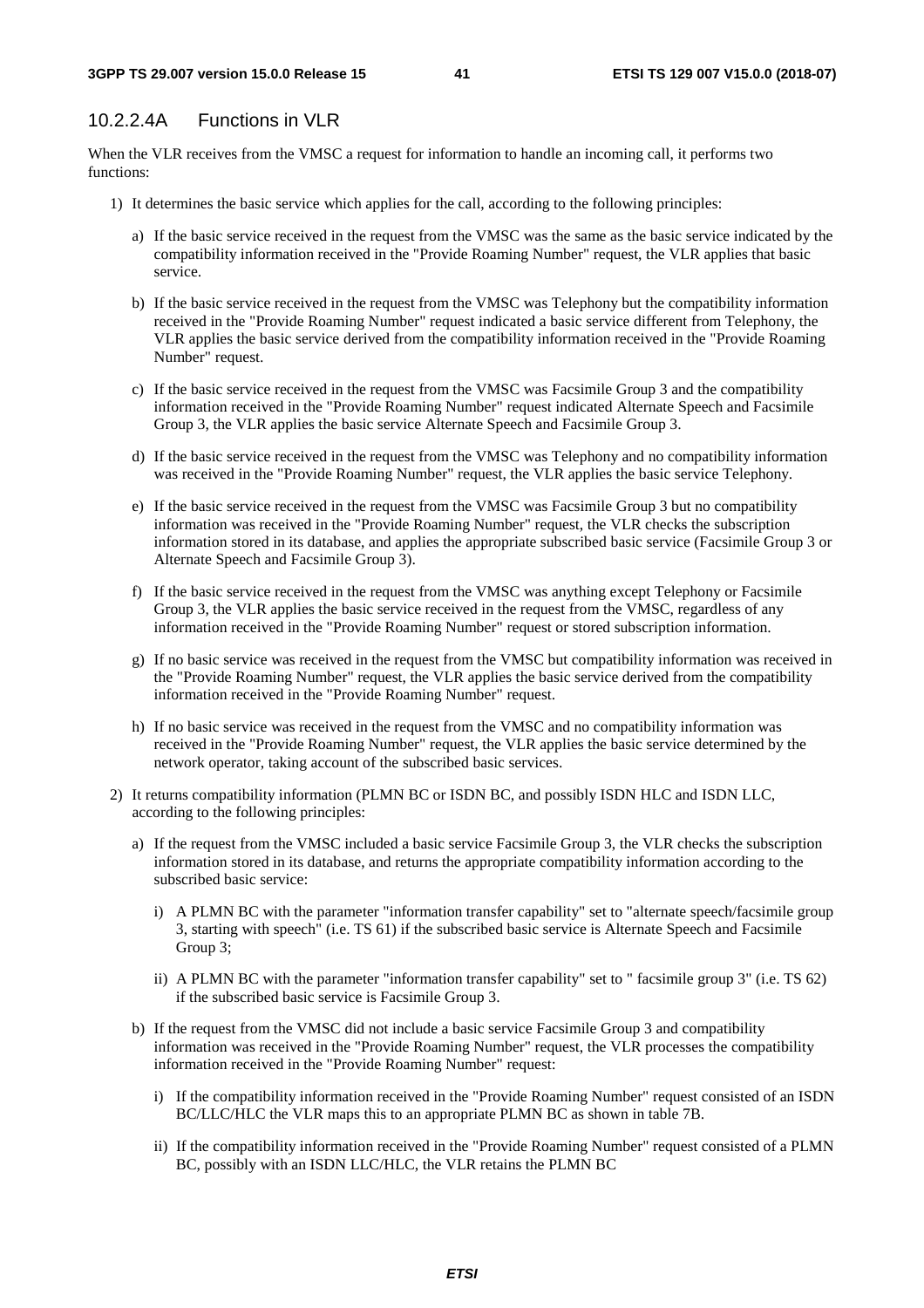### 10.2.2.4A Functions in VLR

When the VLR receives from the VMSC a request for information to handle an incoming call, it performs two functions:

1) It determines the basic service which applies for the call, according to the following principles:

   a) If the basic service received in the request from the VMSC was the same as the basic service indicated by the compatibility information received in the "Provide Roaming Number" request, the VLR applies that basic service.

   b) If the basic service received in the request from the VMSC was Telephony but the compatibility information received in the "Provide Roaming Number" request indicated a basic service different from Telephony, the VLR applies the basic service derived from the compatibility information received in the "Provide Roaming Number" request.

   c) If the basic service received in the request from the VMSC was Facsimile Group 3 and the compatibility information received in the "Provide Roaming Number" request indicated Alternate Speech and Facsimile Group 3, the VLR applies the basic service Alternate Speech and Facsimile Group 3.

   d) If the basic service received in the request from the VMSC was Telephony and no compatibility information was received in the "Provide Roaming Number" request, the VLR applies the basic service Telephony.

   e) If the basic service received in the request from the VMSC was Facsimile Group 3 but no compatibility information was received in the "Provide Roaming Number" request, the VLR checks the subscription information stored in its database, and applies the appropriate subscribed basic service (Facsimile Group 3 or Alternate Speech and Facsimile Group 3).

   f) If the basic service received in the request from the VMSC was anything except Telephony or Facsimile Group 3, the VLR applies the basic service received in the request from the VMSC, regardless of any information received in the "Provide Roaming Number" request or stored subscription information.

   g) If no basic service was received in the request from the VMSC but compatibility information was received in the "Provide Roaming Number" request, the VLR applies the basic service derived from the compatibility information received in the "Provide Roaming Number" request.

   h) If no basic service was received in the request from the VMSC and no compatibility information was received in the "Provide Roaming Number" request, the VLR applies the basic service determined by the network operator, taking account of the subscribed basic services.

2) It returns compatibility information (PLMN BC or ISDN BC, and possibly ISDN HLC and ISDN LLC, according to the following principles:

   a) If the request from the VMSC included a basic service Facsimile Group 3, the VLR checks the subscription information stored in its database, and returns the appropriate compatibility information according to the subscribed basic service:

      i) A PLMN BC with the parameter "information transfer capability" set to "alternate speech/facsimile group 3, starting with speech" (i.e. TS 61) if the subscribed basic service is Alternate Speech and Facsimile Group 3;

      ii) A PLMN BC with the parameter "information transfer capability" set to " facsimile group 3" (i.e. TS 62) if the subscribed basic service is Facsimile Group 3.

   b) If the request from the VMSC did not include a basic service Facsimile Group 3 and compatibility information was received in the "Provide Roaming Number" request, the VLR processes the compatibility information received in the "Provide Roaming Number" request:

      i) If the compatibility information received in the "Provide Roaming Number" request consisted of an ISDN BC/LLC/HLC the VLR maps this to an appropriate PLMN BC as shown in table 7B.

      ii) If the compatibility information received in the "Provide Roaming Number" request consisted of a PLMN BC, possibly with an ISDN LLC/HLC, the VLR retains the PLMN BC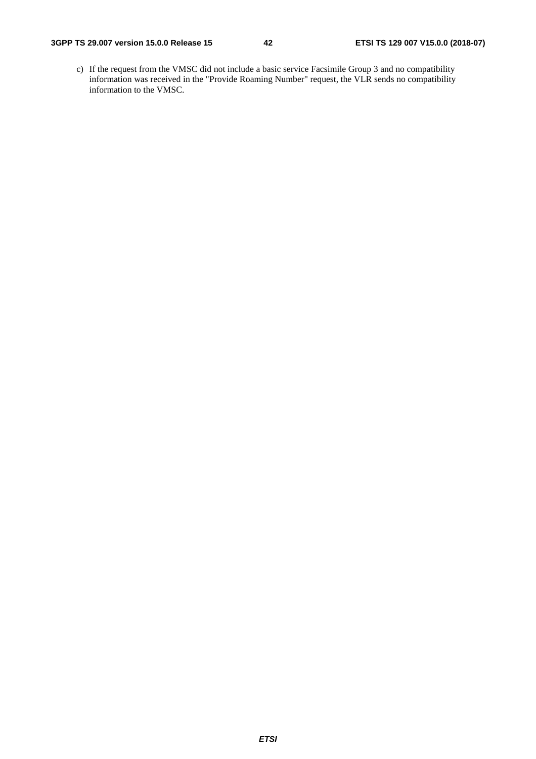c) If the request from the VMSC did not include a basic service Facsimile Group 3 and no compatibility information was received in the "Provide Roaming Number" request, the VLR sends no compatibility information to the VMSC.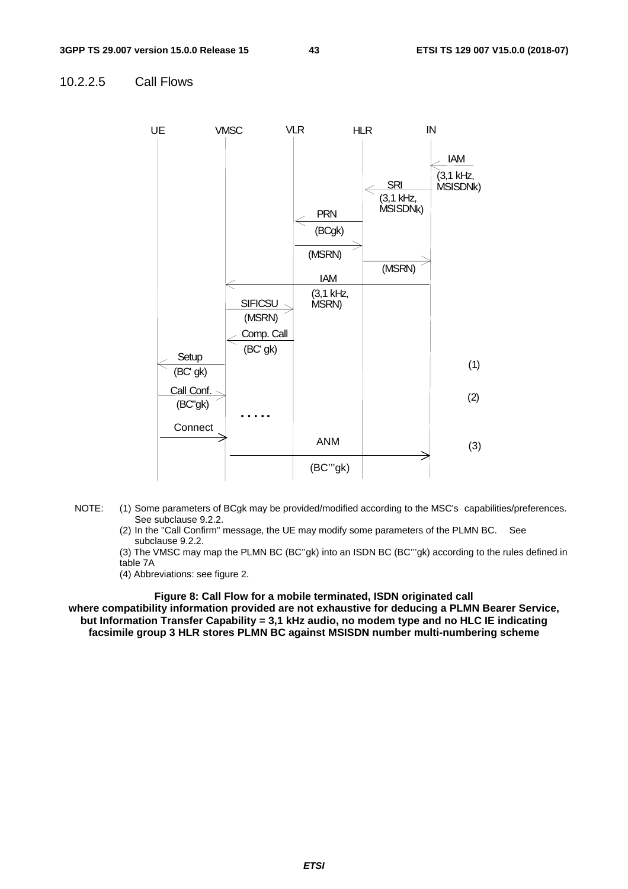### 10.2.2.5 Call Flows

UE VMSC VLR HLR IN

IAM (3,1 kHz, MSISDNk)

SRI (3,1 kHz, MSISDNk)

PRN (BCgk)

(MSRN)

(MSRN)

IAM (3,1 kHz, MSRN)

SIFICSU (MSRN)

Comp. Call (BC' gk)

Setup (BC' gk) (1)

Call Conf. (BC''gk) (2)

.....

Connect

ANM (BC'''gk) (3)

NOTE: (1) Some parameters of BCgk may be provided/modified according to the MSC's capabilities/preferences. See subclause 9.2.2.

(2) In the "Call Confirm" message, the UE may modify some parameters of the PLMN BC. See subclause 9.2.2.

(3) The VMSC may map the PLMN BC (BC''gk) into an ISDN BC (BC'''gk) according to the rules defined in table 7A

(4) Abbreviations: see figure 2.

**Figure 8: Call Flow for a mobile terminated, ISDN originated call where compatibility information provided are not exhaustive for deducing a PLMN Bearer Service, but Information Transfer Capability = 3,1 kHz audio, no modem type and no HLC IE indicating facsimile group 3 HLR stores PLMN BC against MSISDN number multi-numbering scheme**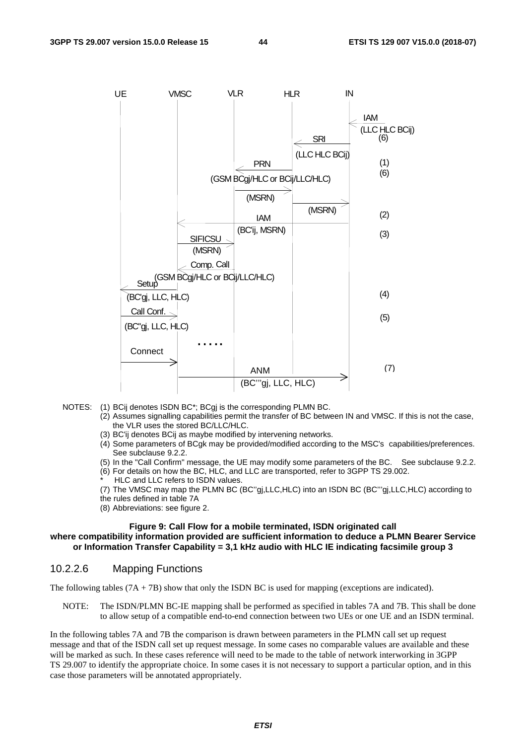UE VMSC VLR HLR IN

IAM (LLC HLC BCij) (6)

SRI (LLC HLC BCij)

PRN (GSM BCgj/HLC or BCij/LLC/HLC) (1) (6)

(MSRN)

(MSRN)

IAM (BC'ij, MSRN) (2)

SIFICSU (MSRN) (3)

Comp. Call (GSM BCgj/HLC or BCij/LLC/HLC)

Setup (BC'gj, LLC, HLC) (4)

Call Conf. (BC''gj, LLC, HLC) (5)

.....

Connect

ANM (BC'''gj, LLC, HLC) (7)

NOTES: (1) BCij denotes ISDN BC*; BCgj is the corresponding PLMN BC.
(2) Assumes signalling capabilities permit the transfer of BC between IN and VMSC. If this is not the case, the VLR uses the stored BC/LLC/HLC.
(3) BC'ij denotes BCij as maybe modified by intervening networks.
(4) Some parameters of BCgk may be provided/modified according to the MSC's capabilities/preferences. See subclause 9.2.2.
(5) In the "Call Confirm" message, the UE may modify some parameters of the BC. See subclause 9.2.2.
(6) For details on how the BC, HLC, and LLC are transported, refer to 3GPP TS 29.002.
\* HLC and LLC refers to ISDN values.
(7) The VMSC may map the PLMN BC (BC''gj,LLC,HLC) into an ISDN BC (BC'''gj,LLC,HLC) according to the rules defined in table 7A
(8) Abbreviations: see figure 2.

**Figure 9: Call Flow for a mobile terminated, ISDN originated call where compatibility information provided are sufficient information to deduce a PLMN Bearer Service or Information Transfer Capability = 3,1 kHz audio with HLC IE indicating facsimile group 3**

### 10.2.2.6 Mapping Functions

The following tables (7A + 7B) show that only the ISDN BC is used for mapping (exceptions are indicated).

NOTE: The ISDN/PLMN BC-IE mapping shall be performed as specified in tables 7A and 7B. This shall be done to allow setup of a compatible end-to-end connection between two UEs or one UE and an ISDN terminal.

In the following tables 7A and 7B the comparison is drawn between parameters in the PLMN call set up request message and that of the ISDN call set up request message. In some cases no comparable values are available and these will be marked as such. In these cases reference will need to be made to the table of network interworking in 3GPP TS 29.007 to identify the appropriate choice. In some cases it is not necessary to support a particular option, and in this case those parameters will be annotated appropriately.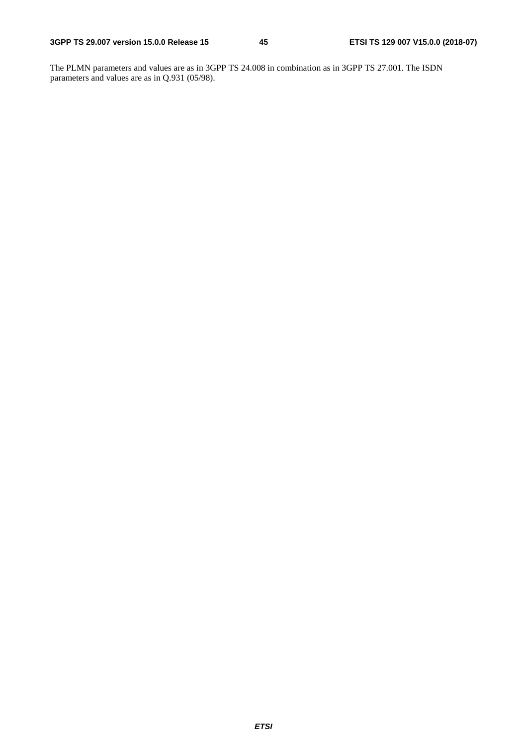The PLMN parameters and values are as in 3GPP TS 24.008 in combination as in 3GPP TS 27.001. The ISDN parameters and values are as in Q.931 (05/98).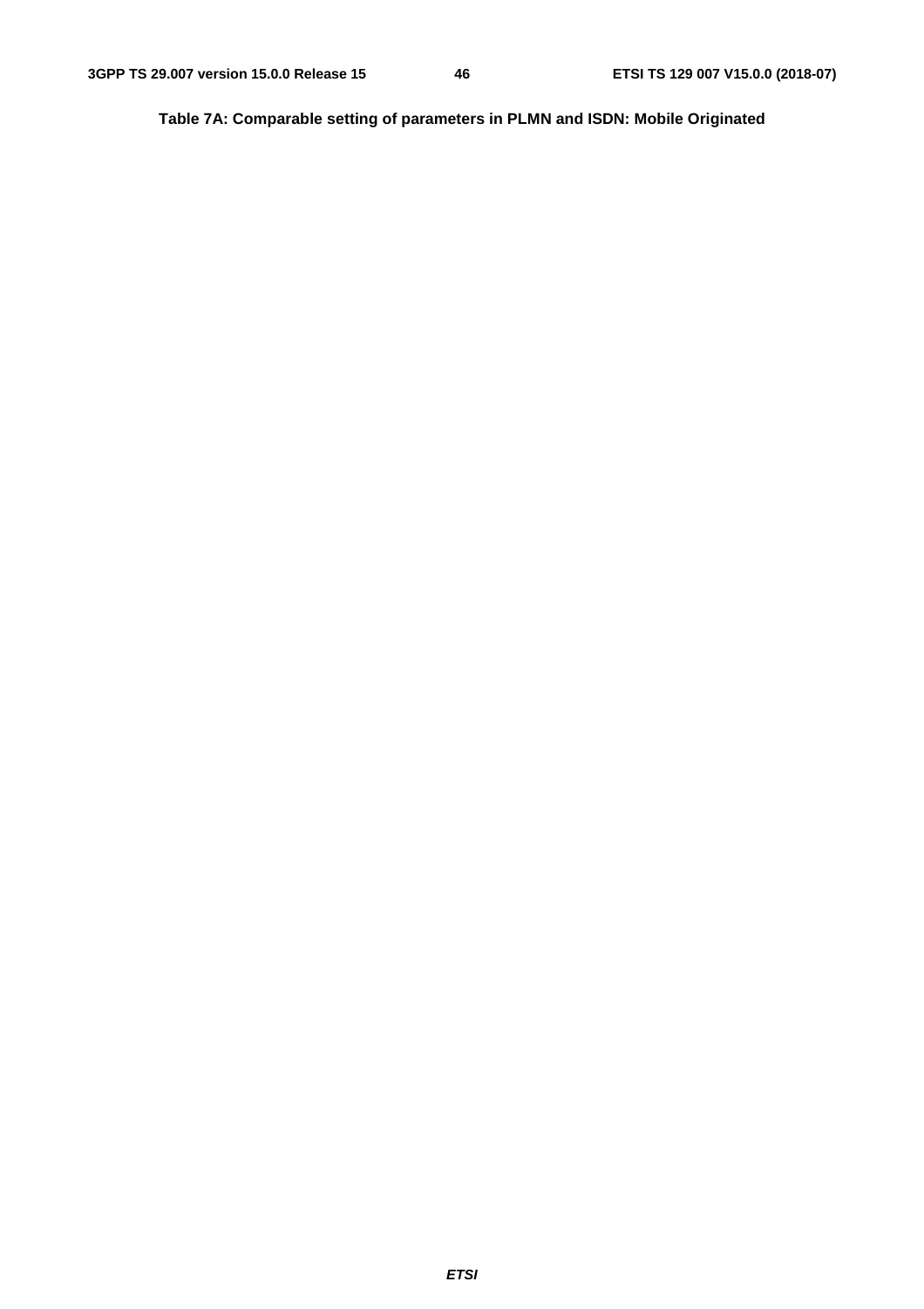**Table 7A: Comparable setting of parameters in PLMN and ISDN: Mobile Originated**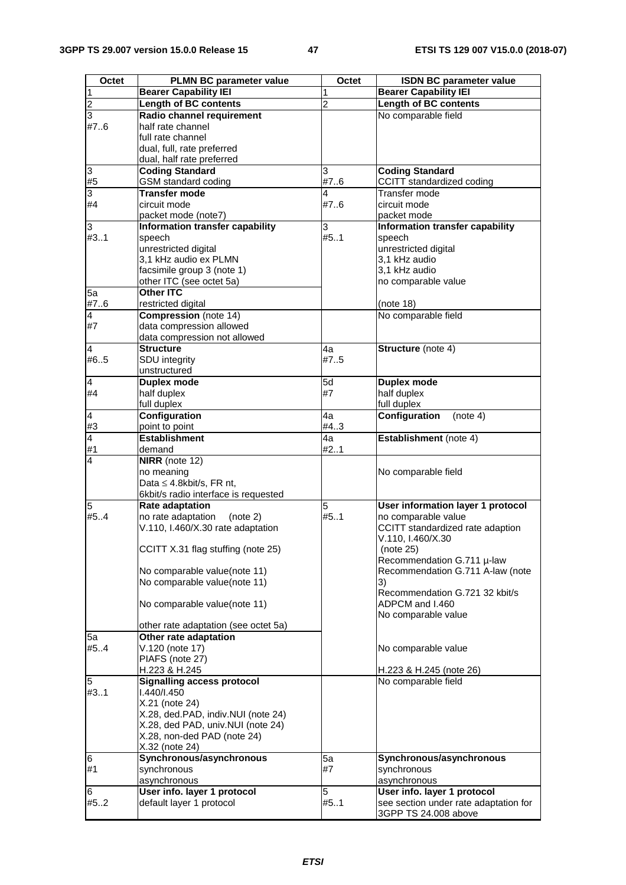| Octet | PLMN BC parameter value | Octet | ISDN BC parameter value |
| --- | --- | --- | --- |
| 1 | **Bearer Capability IEI** | 1 | **Bearer Capability IEI** |
| 2 | **Length of BC contents** | 2 | **Length of BC contents** |
| 3<br>#7..6 | **Radio channel requirement**<br>half rate channel<br>full rate channel<br>dual, full, rate preferred<br>dual, half rate preferred | | No comparable field |
| 3<br>#5 | **Coding Standard**<br>GSM standard coding | 3<br>#7..6 | **Coding Standard**<br>CCITT standardized coding |
| 3<br>#4 | **Transfer mode**<br>circuit mode<br>packet mode (note7) | 4<br>#7..6 | Transfer mode<br>circuit mode<br>packet mode |
| 3<br>#3..1 | **Information transfer capability**<br>speech<br>unrestricted digital<br>3,1 kHz audio ex PLMN<br>facsimile group 3 (note 1)<br>other ITC (see octet 5a) | 3<br>#5..1 | **Information transfer capability**<br>speech<br>unrestricted digital<br>3,1 kHz audio<br>3,1 kHz audio<br>no comparable value |
| 5a<br>#7..6 | **Other ITC**<br>restricted digital | | (note 18) |
| 4<br>#7 | **Compression** (note 14)<br>data compression allowed<br>data compression not allowed | | No comparable field |
| 4<br>#6..5 | **Structure**<br>SDU integrity<br>unstructured | 4a<br>#7..5 | **Structure** (note 4) |
| 4<br>#4 | **Duplex mode**<br>half duplex<br>full duplex | 5d<br>#7 | **Duplex mode**<br>half duplex<br>full duplex |
| 4<br>#3 | **Configuration**<br>point to point | 4a<br>#4..3 | **Configuration** (note 4) |
| 4<br>#1 | **Establishment**<br>demand | 4a<br>#2..1 | **Establishment** (note 4) |
| 4 | **NIRR** (note 12)<br>no meaning<br>Data ≤ 4.8kbit/s, FR nt,<br>6kbit/s radio interface is requested | | No comparable field |
| 5<br>#5..4 | **Rate adaptation**<br>no rate adaptation (note 2)<br>V.110, I.460/X.30 rate adaptation<br><br>CCITT X.31 flag stuffing (note 25)<br><br>No comparable value(note 11)<br>No comparable value(note 11)<br><br>No comparable value(note 11)<br><br>other rate adaptation (see octet 5a) | 5<br>#5..1 | **User information layer 1 protocol**<br>no comparable value<br>CCITT standardized rate adaption V.110, I.460/X.30<br>(note 25)<br>Recommendation G.711 µ-law<br>Recommendation G.711 A-law (note 3)<br>Recommendation G.721 32 kbit/s ADPCM and I.460<br>No comparable value |
| 5a<br>#5..4 | **Other rate adaptation**<br>V.120 (note 17)<br>PIAFS (note 27)<br>H.223 & H.245 | | <br>No comparable value<br><br>H.223 & H.245 (note 26) |
| 5<br>#3..1 | **Signalling access protocol**<br>I.440/I.450<br>X.21 (note 24)<br>X.28, ded.PAD, indiv.NUI (note 24)<br>X.28, ded PAD, univ.NUI (note 24)<br>X.28, non-ded PAD (note 24)<br>X.32 (note 24) | | No comparable field |
| 6<br>#1 | **Synchronous/asynchronous**<br>synchronous<br>asynchronous | 5a<br>#7 | **Synchronous/asynchronous**<br>synchronous<br>asynchronous |
| 6<br>#5..2 | **User info. layer 1 protocol**<br>default layer 1 protocol | 5<br>#5..1 | **User info. layer 1 protocol**<br>see section under rate adaptation for 3GPP TS 24.008 above |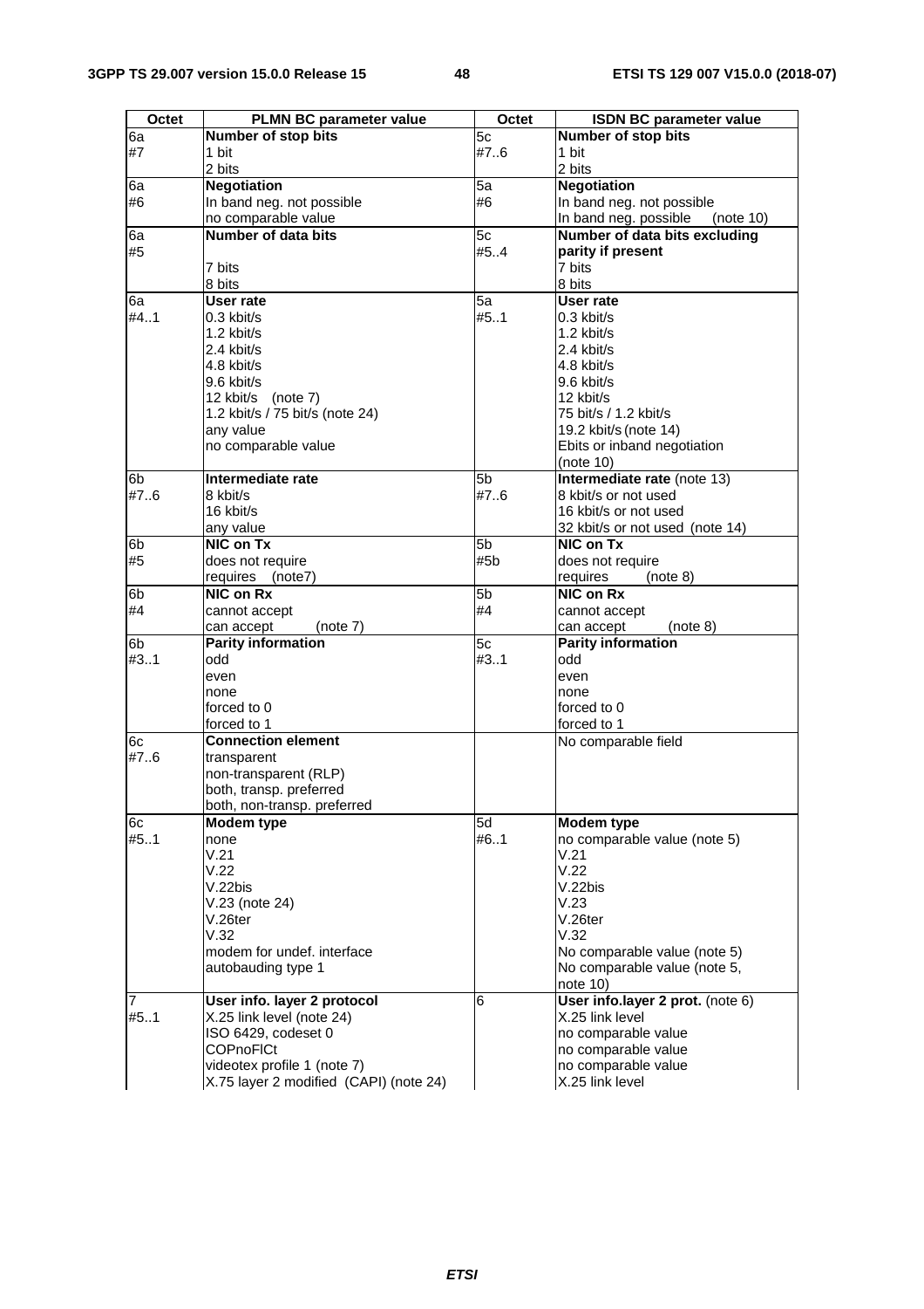| Octet | PLMN BC parameter value | Octet | ISDN BC parameter value |
| --- | --- | --- | --- |
| 6a<br>#7 | **Number of stop bits**<br>1 bit<br>2 bits | 5c<br>#7..6 | **Number of stop bits**<br>1 bit<br>2 bits |
| 6a<br>#6 | **Negotiation**<br>In band neg. not possible<br>no comparable value | 5a<br>#6 | **Negotiation**<br>In band neg. not possible<br>In band neg. possible (note 10) |
| 6a<br>#5 | **Number of data bits**<br><br>7 bits<br>8 bits | 5c<br>#5..4 | **Number of data bits excluding parity if present**<br>7 bits<br>8 bits |
| 6a<br>#4..1 | **User rate**<br>0.3 kbit/s<br>1.2 kbit/s<br>2.4 kbit/s<br>4.8 kbit/s<br>9.6 kbit/s<br>12 kbit/s (note 7)<br>1.2 kbit/s / 75 bit/s (note 24)<br>any value<br>no comparable value | 5a<br>#5..1 | **User rate**<br>0.3 kbit/s<br>1.2 kbit/s<br>2.4 kbit/s<br>4.8 kbit/s<br>9.6 kbit/s<br>12 kbit/s<br>75 bit/s / 1.2 kbit/s<br>19.2 kbit/s (note 14)<br>Ebits or inband negotiation (note 10) |
| 6b<br>#7..6 | **Intermediate rate**<br>8 kbit/s<br>16 kbit/s<br>any value | 5b<br>#7..6 | **Intermediate rate** (note 13)<br>8 kbit/s or not used<br>16 kbit/s or not used<br>32 kbit/s or not used (note 14) |
| 6b<br>#5 | **NIC on Tx**<br>does not require<br>requires (note7) | 5b<br>#5b | **NIC on Tx**<br>does not require<br>requires (note 8) |
| 6b<br>#4 | **NIC on Rx**<br>cannot accept<br>can accept (note 7) | 5b<br>#4 | **NIC on Rx**<br>cannot accept<br>can accept (note 8) |
| 6b<br>#3..1 | **Parity information**<br>odd<br>even<br>none<br>forced to 0<br>forced to 1 | 5c<br>#3..1 | **Parity information**<br>odd<br>even<br>none<br>forced to 0<br>forced to 1 |
| 6c<br>#7..6 | **Connection element**<br>transparent<br>non-transparent (RLP)<br>both, transp. preferred<br>both, non-transp. preferred | | No comparable field |
| 6c<br>#5..1 | **Modem type**<br>none<br>V.21<br>V.22<br>V.22bis<br>V.23 (note 24)<br>V.26ter<br>V.32<br>modem for undef. interface<br>autobauding type 1 | 5d<br>#6..1 | **Modem type**<br>no comparable value (note 5)<br>V.21<br>V.22<br>V.22bis<br>V.23<br>V.26ter<br>V.32<br>No comparable value (note 5)<br>No comparable value (note 5, note 10) |
| 7<br>#5..1 | **User info. layer 2 protocol**<br>X.25 link level (note 24)<br>ISO 6429, codeset 0<br>COPnoFlCt<br>videotex profile 1 (note 7)<br>X.75 layer 2 modified (CAPI) (note 24) | 6 | **User info.layer 2 prot.** (note 6)<br>X.25 link level<br>no comparable value<br>no comparable value<br>no comparable value<br>X.25 link level |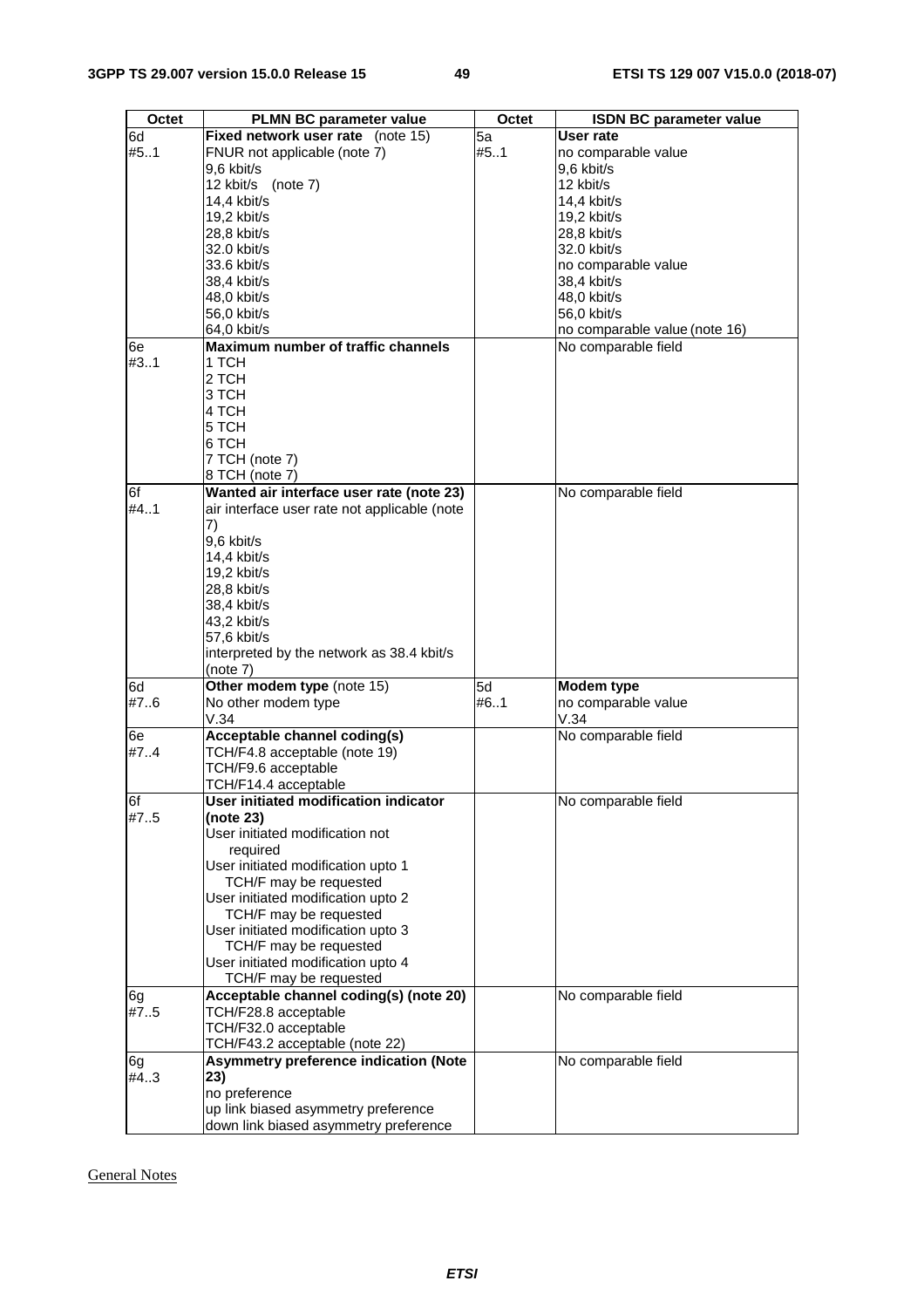| Octet | PLMN BC parameter value | Octet | ISDN BC parameter value |
|---|---|---|---|
| 6d<br>#5..1 | **Fixed network user rate** (note 15)<br>FNUR not applicable (note 7)<br>9,6 kbit/s<br>12 kbit/s (note 7)<br>14,4 kbit/s<br>19,2 kbit/s<br>28,8 kbit/s<br>32.0 kbit/s<br>33.6 kbit/s<br>38,4 kbit/s<br>48,0 kbit/s<br>56,0 kbit/s<br>64,0 kbit/s | 5a<br>#5..1 | **User rate**<br>no comparable value<br>9,6 kbit/s<br>12 kbit/s<br>14,4 kbit/s<br>19,2 kbit/s<br>28,8 kbit/s<br>32.0 kbit/s<br>no comparable value<br>38,4 kbit/s<br>48,0 kbit/s<br>56,0 kbit/s<br>no comparable value (note 16) |
| 6e<br>#3..1 | **Maximum number of traffic channels**<br>1 TCH<br>2 TCH<br>3 TCH<br>4 TCH<br>5 TCH<br>6 TCH<br>7 TCH (note 7)<br>8 TCH (note 7) | | No comparable field |
| 6f<br>#4..1 | **Wanted air interface user rate (note 23)**<br>air interface user rate not applicable (note 7)<br>9,6 kbit/s<br>14,4 kbit/s<br>19,2 kbit/s<br>28,8 kbit/s<br>38,4 kbit/s<br>43,2 kbit/s<br>57,6 kbit/s<br>interpreted by the network as 38.4 kbit/s (note 7) | | No comparable field |
| 6d<br>#7..6 | **Other modem type** (note 15)<br>No other modem type<br>V.34 | 5d<br>#6..1 | **Modem type**<br>no comparable value<br>V.34 |
| 6e<br>#7..4 | **Acceptable channel coding(s)**<br>TCH/F4.8 acceptable (note 19)<br>TCH/F9.6 acceptable<br>TCH/F14.4 acceptable | | No comparable field |
| 6f<br>#7..5 | **User initiated modification indicator (note 23)**<br>User initiated modification not required<br>User initiated modification upto 1 TCH/F may be requested<br>User initiated modification upto 2 TCH/F may be requested<br>User initiated modification upto 3 TCH/F may be requested<br>User initiated modification upto 4 TCH/F may be requested | | No comparable field |
| 6g<br>#7..5 | **Acceptable channel coding(s) (note 20)**<br>TCH/F28.8 acceptable<br>TCH/F32.0 acceptable<br>TCH/F43.2 acceptable (note 22) | | No comparable field |
| 6g<br>#4..3 | **Asymmetry preference indication (Note 23)**<br>no preference<br>up link biased asymmetry preference<br>down link biased asymmetry preference | | No comparable field |

General Notes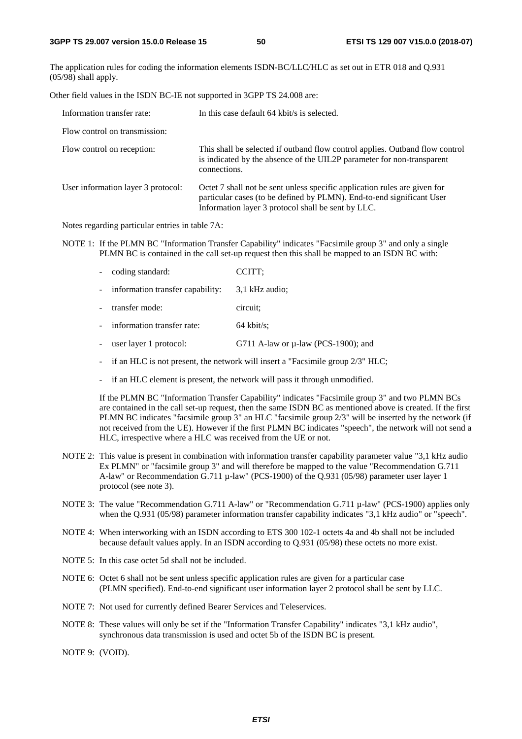The application rules for coding the information elements ISDN-BC/LLC/HLC as set out in ETR 018 and Q.931 (05/98) shall apply.

Other field values in the ISDN BC-IE not supported in 3GPP TS 24.008 are:

| | |
|---|---|
| Information transfer rate: | In this case default 64 kbit/s is selected. |
| Flow control on transmission: | |
| Flow control on reception: | This shall be selected if outband flow control applies. Outband flow control is indicated by the absence of the UIL2P parameter for non-transparent connections. |
| User information layer 3 protocol: | Octet 7 shall not be sent unless specific application rules are given for particular cases (to be defined by PLMN). End-to-end significant User Information layer 3 protocol shall be sent by LLC. |

Notes regarding particular entries in table 7A:

NOTE 1: If the PLMN BC "Information Transfer Capability" indicates "Facsimile group 3" and only a single PLMN BC is contained in the call set-up request then this shall be mapped to an ISDN BC with:

- coding standard: CCITT;
- information transfer capability: 3,1 kHz audio;
- transfer mode: circuit;
- information transfer rate: 64 kbit/s;
- user layer 1 protocol: G711 A-law or µ-law (PCS-1900); and
- if an HLC is not present, the network will insert a "Facsimile group 2/3" HLC;
- if an HLC element is present, the network will pass it through unmodified.

If the PLMN BC "Information Transfer Capability" indicates "Facsimile group 3" and two PLMN BCs are contained in the call set-up request, then the same ISDN BC as mentioned above is created. If the first PLMN BC indicates "facsimile group 3" an HLC "facsimile group 2/3" will be inserted by the network (if not received from the UE). However if the first PLMN BC indicates "speech", the network will not send a HLC, irrespective where a HLC was received from the UE or not.

NOTE 2: This value is present in combination with information transfer capability parameter value "3,1 kHz audio Ex PLMN" or "facsimile group 3" and will therefore be mapped to the value "Recommendation G.711 A-law" or Recommendation G.711 µ-law" (PCS-1900) of the Q.931 (05/98) parameter user layer 1 protocol (see note 3).

NOTE 3: The value "Recommendation G.711 A-law" or "Recommendation G.711 µ-law" (PCS-1900) applies only when the Q.931 (05/98) parameter information transfer capability indicates "3,1 kHz audio" or "speech".

NOTE 4: When interworking with an ISDN according to ETS 300 102-1 octets 4a and 4b shall not be included because default values apply. In an ISDN according to Q.931 (05/98) these octets no more exist.

NOTE 5: In this case octet 5d shall not be included.

NOTE 6: Octet 6 shall not be sent unless specific application rules are given for a particular case (PLMN specified). End-to-end significant user information layer 2 protocol shall be sent by LLC.

NOTE 7: Not used for currently defined Bearer Services and Teleservices.

NOTE 8: These values will only be set if the "Information Transfer Capability" indicates "3,1 kHz audio", synchronous data transmission is used and octet 5b of the ISDN BC is present.

NOTE 9: (VOID).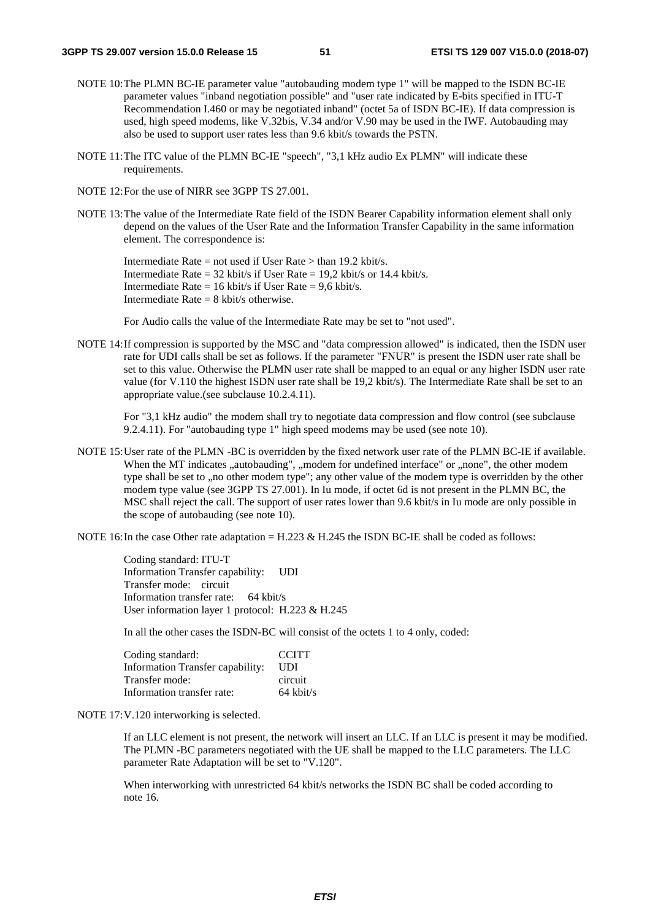NOTE 10: The PLMN BC-IE parameter value "autobauding modem type 1" will be mapped to the ISDN BC-IE parameter values "inband negotiation possible" and "user rate indicated by E-bits specified in ITU-T Recommendation I.460 or may be negotiated inband" (octet 5a of ISDN BC-IE). If data compression is used, high speed modems, like V.32bis, V.34 and/or V.90 may be used in the IWF. Autobauding may also be used to support user rates less than 9.6 kbit/s towards the PSTN.

NOTE 11: The ITC value of the PLMN BC-IE "speech", "3,1 kHz audio Ex PLMN" will indicate these requirements.

NOTE 12: For the use of NIRR see 3GPP TS 27.001.

NOTE 13: The value of the Intermediate Rate field of the ISDN Bearer Capability information element shall only depend on the values of the User Rate and the Information Transfer Capability in the same information element. The correspondence is:

Intermediate Rate = not used if User Rate > than 19.2 kbit/s.
Intermediate Rate = 32 kbit/s if User Rate = 19,2 kbit/s or 14.4 kbit/s.
Intermediate Rate = 16 kbit/s if User Rate = 9,6 kbit/s.
Intermediate Rate = 8 kbit/s otherwise.

For Audio calls the value of the Intermediate Rate may be set to "not used".

NOTE 14: If compression is supported by the MSC and "data compression allowed" is indicated, then the ISDN user rate for UDI calls shall be set as follows. If the parameter "FNUR" is present the ISDN user rate shall be set to this value. Otherwise the PLMN user rate shall be mapped to an equal or any higher ISDN user rate value (for V.110 the highest ISDN user rate shall be 19,2 kbit/s). The Intermediate Rate shall be set to an appropriate value.(see subclause 10.2.4.11).

For "3,1 kHz audio" the modem shall try to negotiate data compression and flow control (see subclause 9.2.4.11). For "autobauding type 1" high speed modems may be used (see note 10).

NOTE 15: User rate of the PLMN -BC is overridden by the fixed network user rate of the PLMN BC-IE if available. When the MT indicates „autobauding", „modem for undefined interface" or „none", the other modem type shall be set to „no other modem type"; any other value of the modem type is overridden by the other modem type value (see 3GPP TS 27.001). In Iu mode, if octet 6d is not present in the PLMN BC, the MSC shall reject the call. The support of user rates lower than 9.6 kbit/s in Iu mode are only possible in the scope of autobauding (see note 10).

NOTE 16: In the case Other rate adaptation = H.223 & H.245 the ISDN BC-IE shall be coded as follows:

Coding standard: ITU-T
Information Transfer capability: UDI
Transfer mode: circuit
Information transfer rate: 64 kbit/s
User information layer 1 protocol: H.223 & H.245

In all the other cases the ISDN-BC will consist of the octets 1 to 4 only, coded:

Coding standard: CCITT
Information Transfer capability: UDI
Transfer mode: circuit
Information transfer rate: 64 kbit/s

NOTE 17: V.120 interworking is selected.

If an LLC element is not present, the network will insert an LLC. If an LLC is present it may be modified. The PLMN -BC parameters negotiated with the UE shall be mapped to the LLC parameters. The LLC parameter Rate Adaptation will be set to "V.120".

When interworking with unrestricted 64 kbit/s networks the ISDN BC shall be coded according to note 16.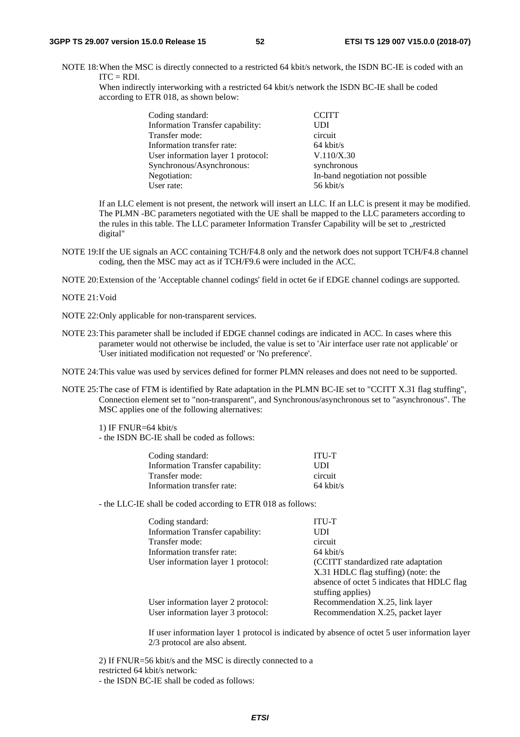NOTE 18: When the MSC is directly connected to a restricted 64 kbit/s network, the ISDN BC-IE is coded with an ITC = RDI.

When indirectly interworking with a restricted 64 kbit/s network the ISDN BC-IE shall be coded according to ETR 018, as shown below:

| | |
|---|---|
| Coding standard: | CCITT |
| Information Transfer capability: | UDI |
| Transfer mode: | circuit |
| Information transfer rate: | 64 kbit/s |
| User information layer 1 protocol: | V.110/X.30 |
| Synchronous/Asynchronous: | synchronous |
| Negotiation: | In-band negotiation not possible |
| User rate: | 56 kbit/s |

If an LLC element is not present, the network will insert an LLC. If an LLC is present it may be modified. The PLMN -BC parameters negotiated with the UE shall be mapped to the LLC parameters according to the rules in this table. The LLC parameter Information Transfer Capability will be set to „restricted digital"

NOTE 19: If the UE signals an ACC containing TCH/F4.8 only and the network does not support TCH/F4.8 channel coding, then the MSC may act as if TCH/F9.6 were included in the ACC.

NOTE 20: Extension of the 'Acceptable channel codings' field in octet 6e if EDGE channel codings are supported.

NOTE 21: Void

NOTE 22: Only applicable for non-transparent services.

NOTE 23: This parameter shall be included if EDGE channel codings are indicated in ACC. In cases where this parameter would not otherwise be included, the value is set to 'Air interface user rate not applicable' or 'User initiated modification not requested' or 'No preference'.

NOTE 24: This value was used by services defined for former PLMN releases and does not need to be supported.

NOTE 25: The case of FTM is identified by Rate adaptation in the PLMN BC-IE set to "CCITT X.31 flag stuffing", Connection element set to "non-transparent", and Synchronous/asynchronous set to "asynchronous". The MSC applies one of the following alternatives:

1) IF FNUR=64 kbit/s
- the ISDN BC-IE shall be coded as follows:

| | |
|---|---|
| Coding standard: | ITU-T |
| Information Transfer capability: | UDI |
| Transfer mode: | circuit |
| Information transfer rate: | 64 kbit/s |

- the LLC-IE shall be coded according to ETR 018 as follows:

| | |
|---|---|
| Coding standard: | ITU-T |
| Information Transfer capability: | UDI |
| Transfer mode: | circuit |
| Information transfer rate: | 64 kbit/s |
| User information layer 1 protocol: | (CCITT standardized rate adaptation X.31 HDLC flag stuffing) (note: the absence of octet 5 indicates that HDLC flag stuffing applies) |
| User information layer 2 protocol: | Recommendation X.25, link layer |
| User information layer 3 protocol: | Recommendation X.25, packet layer |

If user information layer 1 protocol is indicated by absence of octet 5 user information layer 2/3 protocol are also absent.

2) If FNUR=56 kbit/s and the MSC is directly connected to a restricted 64 kbit/s network:
- the ISDN BC-IE shall be coded as follows: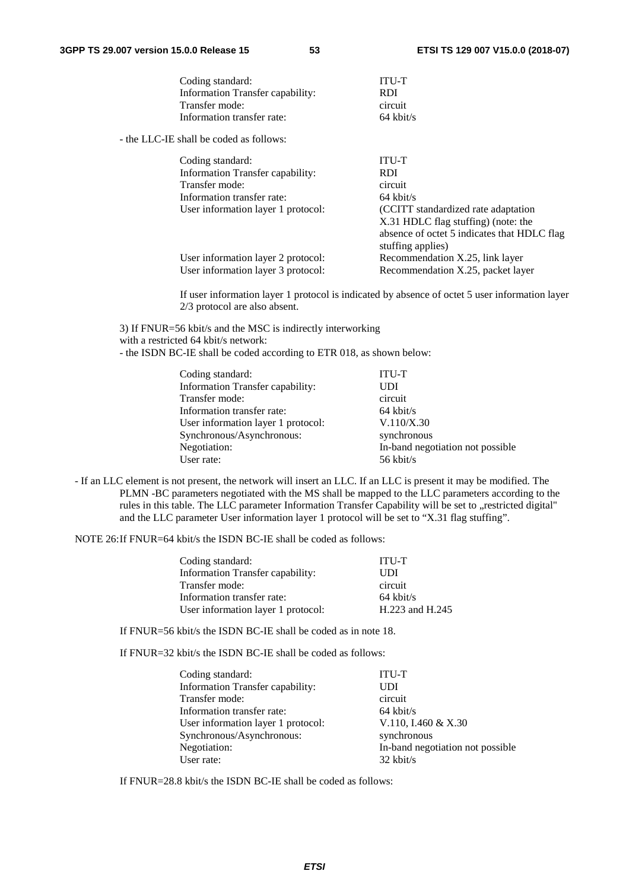| | |
|---|---|
| Coding standard: | ITU-T |
| Information Transfer capability: | RDI |
| Transfer mode: | circuit |
| Information transfer rate: | 64 kbit/s |

- the LLC-IE shall be coded as follows:

| | |
|---|---|
| Coding standard: | ITU-T |
| Information Transfer capability: | RDI |
| Transfer mode: | circuit |
| Information transfer rate: | 64 kbit/s |
| User information layer 1 protocol: | (CCITT standardized rate adaptation X.31 HDLC flag stuffing) (note: the absence of octet 5 indicates that HDLC flag stuffing applies) |
| User information layer 2 protocol: | Recommendation X.25, link layer |
| User information layer 3 protocol: | Recommendation X.25, packet layer |

If user information layer 1 protocol is indicated by absence of octet 5 user information layer 2/3 protocol are also absent.

3) If FNUR=56 kbit/s and the MSC is indirectly interworking with a restricted 64 kbit/s network:
- the ISDN BC-IE shall be coded according to ETR 018, as shown below:

| | |
|---|---|
| Coding standard: | ITU-T |
| Information Transfer capability: | UDI |
| Transfer mode: | circuit |
| Information transfer rate: | 64 kbit/s |
| User information layer 1 protocol: | V.110/X.30 |
| Synchronous/Asynchronous: | synchronous |
| Negotiation: | In-band negotiation not possible |
| User rate: | 56 kbit/s |

- If an LLC element is not present, the network will insert an LLC. If an LLC is present it may be modified. The PLMN -BC parameters negotiated with the MS shall be mapped to the LLC parameters according to the rules in this table. The LLC parameter Information Transfer Capability will be set to „restricted digital" and the LLC parameter User information layer 1 protocol will be set to "X.31 flag stuffing".

NOTE 26: If FNUR=64 kbit/s the ISDN BC-IE shall be coded as follows:

| | |
|---|---|
| Coding standard: | ITU-T |
| Information Transfer capability: | UDI |
| Transfer mode: | circuit |
| Information transfer rate: | 64 kbit/s |
| User information layer 1 protocol: | H.223 and H.245 |

If FNUR=56 kbit/s the ISDN BC-IE shall be coded as in note 18.

If FNUR=32 kbit/s the ISDN BC-IE shall be coded as follows:

| | |
|---|---|
| Coding standard: | ITU-T |
| Information Transfer capability: | UDI |
| Transfer mode: | circuit |
| Information transfer rate: | 64 kbit/s |
| User information layer 1 protocol: | V.110, I.460 & X.30 |
| Synchronous/Asynchronous: | synchronous |
| Negotiation: | In-band negotiation not possible |
| User rate: | 32 kbit/s |

If FNUR=28.8 kbit/s the ISDN BC-IE shall be coded as follows: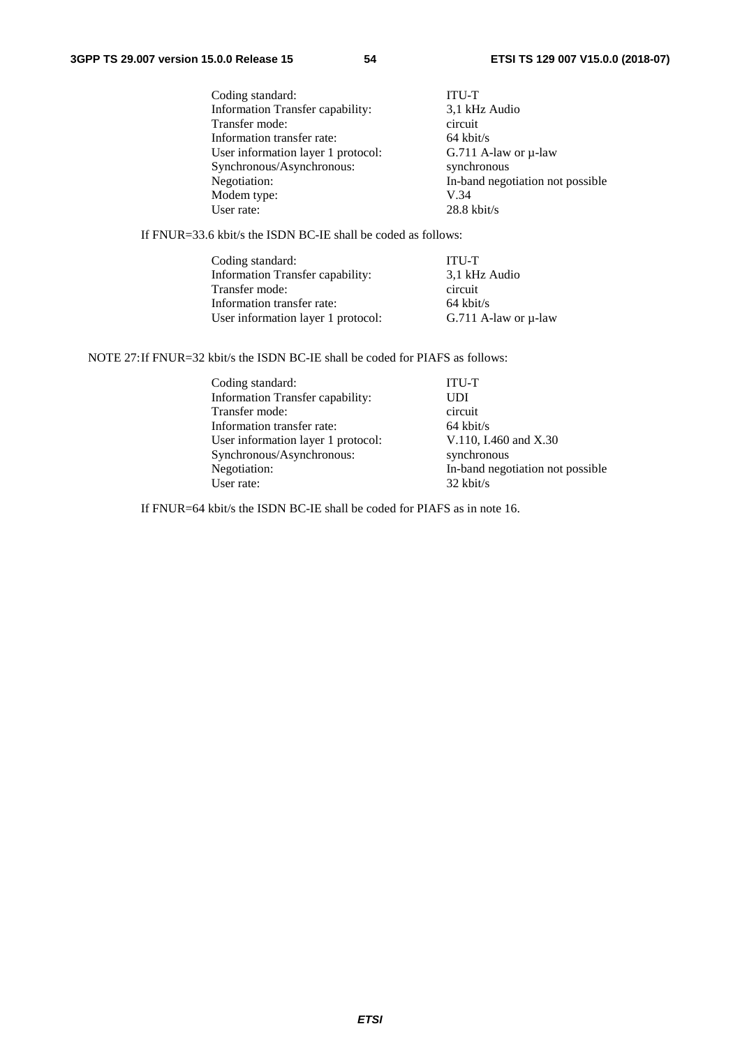| | |
|---|---|
| Coding standard: | ITU-T |
| Information Transfer capability: | 3,1 kHz Audio |
| Transfer mode: | circuit |
| Information transfer rate: | 64 kbit/s |
| User information layer 1 protocol: | G.711 A-law or µ-law |
| Synchronous/Asynchronous: | synchronous |
| Negotiation: | In-band negotiation not possible |
| Modem type: | V.34 |
| User rate: | 28.8 kbit/s |

If FNUR=33.6 kbit/s the ISDN BC-IE shall be coded as follows:

| | |
|---|---|
| Coding standard: | ITU-T |
| Information Transfer capability: | 3,1 kHz Audio |
| Transfer mode: | circuit |
| Information transfer rate: | 64 kbit/s |
| User information layer 1 protocol: | G.711 A-law or µ-law |

NOTE 27: If FNUR=32 kbit/s the ISDN BC-IE shall be coded for PIAFS as follows:

| | |
|---|---|
| Coding standard: | ITU-T |
| Information Transfer capability: | UDI |
| Transfer mode: | circuit |
| Information transfer rate: | 64 kbit/s |
| User information layer 1 protocol: | V.110, I.460 and X.30 |
| Synchronous/Asynchronous: | synchronous |
| Negotiation: | In-band negotiation not possible |
| User rate: | 32 kbit/s |

If FNUR=64 kbit/s the ISDN BC-IE shall be coded for PIAFS as in note 16.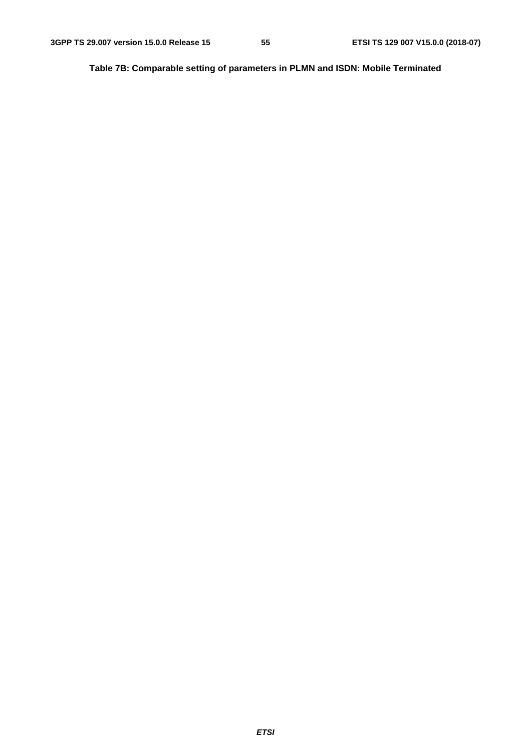**Table 7B: Comparable setting of parameters in PLMN and ISDN: Mobile Terminated**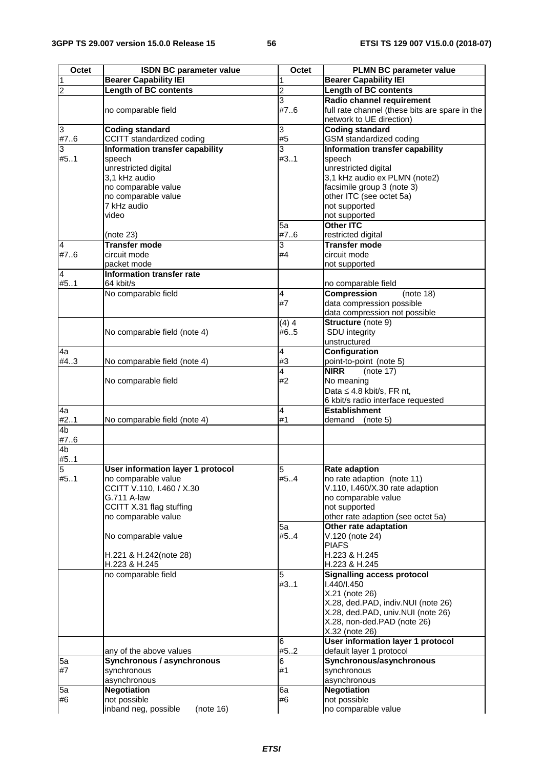| Octet | ISDN BC parameter value | Octet | PLMN BC parameter value |
|---|---|---|---|
| 1 | **Bearer Capability IEI** | 1 | **Bearer Capability IEI** |
| 2 | **Length of BC contents** | 2 | **Length of BC contents** |
| | no comparable field | 3<br>#7..6 | **Radio channel requirement**<br>full rate channel (these bits are spare in the network to UE direction) |
| 3<br>#7..6 | **Coding standard**<br>CCITT standardized coding | 3<br>#5 | **Coding standard**<br>GSM standardized coding |
| 3<br>#5..1 | **Information transfer capability**<br>speech<br>unrestricted digital<br>3,1 kHz audio<br>no comparable value<br>no comparable value<br>7 kHz audio<br>video | 3<br>#3..1 | **Information transfer capability**<br>speech<br>unrestricted digital<br>3,1 kHz audio ex PLMN (note2)<br>facsimile group 3 (note 3)<br>other ITC (see octet 5a)<br>not supported<br>not supported |
| | (note 23) | 5a<br>#7..6 | **Other ITC**<br>restricted digital |
| 4<br>#7..6 | **Transfer mode**<br>circuit mode<br>packet mode | 3<br>#4 | **Transfer mode**<br>circuit mode<br>not supported |
| 4<br>#5..1 | **Information transfer rate**<br>64 kbit/s | | no comparable field |
| | No comparable field | 4<br>#7 | **Compression** (note 18)<br>data compression possible<br>data compression not possible |
| | No comparable field (note 4) | (4) 4<br>#6..5 | **Structure** (note 9)<br>SDU integrity<br>unstructured |
| 4a<br>#4..3 | No comparable field (note 4) | 4<br>#3 | **Configuration**<br>point-to-point (note 5) |
| | No comparable field | 4<br>#2 | **NIRR** (note 17)<br>No meaning<br>Data ≤ 4.8 kbit/s, FR nt,<br>6 kbit/s radio interface requested |
| 4a<br>#2..1 | No comparable field (note 4) | 4<br>#1 | **Establishment**<br>demand (note 5) |
| 4b<br>#7..6 | | | |
| 4b<br>#5..1 | | | |
| 5<br>#5..1 | **User information layer 1 protocol**<br>no comparable value<br>CCITT V.110, I.460 / X.30<br>G.711 A-law<br>CCITT X.31 flag stuffing<br>no comparable value | 5<br>#5..4 | **Rate adaption**<br>no rate adaption (note 11)<br>V.110, I.460/X.30 rate adaption<br>no comparable value<br>not supported<br>other rate adaption (see octet 5a) |
| | No comparable value<br><br>H.221 & H.242(note 28)<br>H.223 & H.245 | 5a<br>#5..4 | **Other rate adaptation**<br>V.120 (note 24)<br>PIAFS<br>H.223 & H.245<br>H.223 & H.245 |
| | no comparable field | 5<br>#3..1 | **Signalling access protocol**<br>I.440/I.450<br>X.21 (note 26)<br>X.28, ded.PAD, indiv.NUI (note 26)<br>X.28, ded.PAD, univ.NUI (note 26)<br>X.28, non-ded.PAD (note 26)<br>X.32 (note 26) |
| | any of the above values | 6<br>#5..2 | **User information layer 1 protocol**<br>default layer 1 protocol |
| 5a<br>#7 | **Synchronous / asynchronous**<br>synchronous<br>asynchronous | 6<br>#1 | **Synchronous/asynchronous**<br>synchronous<br>asynchronous |
| 5a<br>#6 | **Negotiation**<br>not possible<br>inband neg, possible (note 16) | 6a<br>#6 | **Negotiation**<br>not possible<br>no comparable value |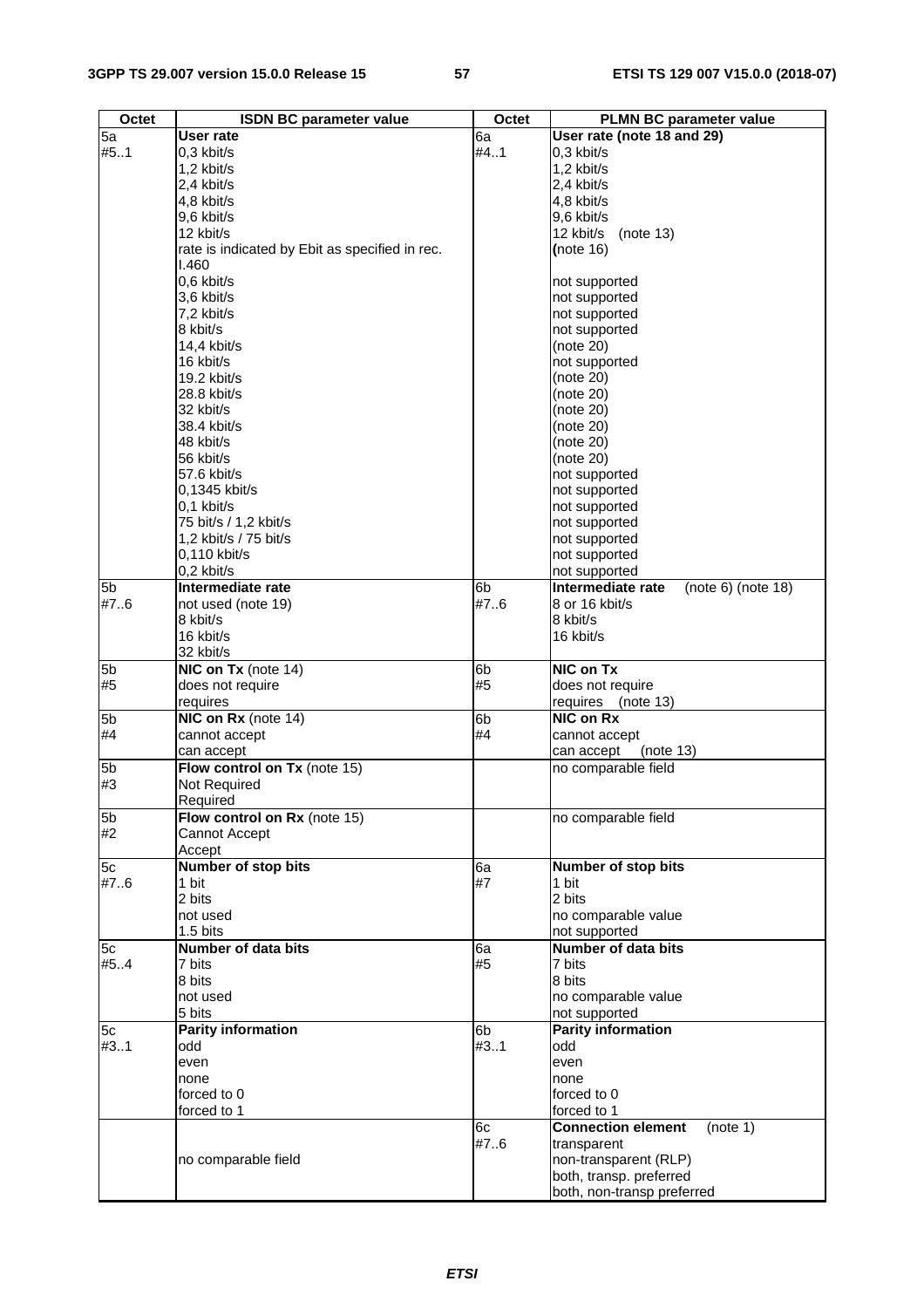| Octet | ISDN BC parameter value | Octet | PLMN BC parameter value |
|---|---|---|---|
| 5a | **User rate** | 6a | **User rate (note 18 and 29)** |
| #5..1 | 0,3 kbit/s | #4..1 | 0,3 kbit/s |
| | 1,2 kbit/s | | 1,2 kbit/s |
| | 2,4 kbit/s | | 2,4 kbit/s |
| | 4,8 kbit/s | | 4,8 kbit/s |
| | 9,6 kbit/s | | 9,6 kbit/s |
| | 12 kbit/s | | 12 kbit/s (note 13) |
| | rate is indicated by Ebit as specified in rec. I.460 | | (note 16) |
| | 0,6 kbit/s | | not supported |
| | 3,6 kbit/s | | not supported |
| | 7,2 kbit/s | | not supported |
| | 8 kbit/s | | not supported |
| | 14,4 kbit/s | | (note 20) |
| | 16 kbit/s | | not supported |
| | 19.2 kbit/s | | (note 20) |
| | 28.8 kbit/s | | (note 20) |
| | 32 kbit/s | | (note 20) |
| | 38.4 kbit/s | | (note 20) |
| | 48 kbit/s | | (note 20) |
| | 56 kbit/s | | (note 20) |
| | 57.6 kbit/s | | not supported |
| | 0,1345 kbit/s | | not supported |
| | 0,1 kbit/s | | not supported |
| | 75 bit/s / 1,2 kbit/s | | not supported |
| | 1,2 kbit/s / 75 bit/s | | not supported |
| | 0,110 kbit/s | | not supported |
| | 0,2 kbit/s | | not supported |
| 5b | **Intermediate rate** | 6b | **Intermediate rate** (note 6) (note 18) |
| #7..6 | not used (note 19) | #7..6 | 8 or 16 kbit/s |
| | 8 kbit/s | | 8 kbit/s |
| | 16 kbit/s | | 16 kbit/s |
| | 32 kbit/s | | |
| 5b | **NIC on Tx** (note 14) | 6b | **NIC on Tx** |
| #5 | does not require | #5 | does not require |
| | requires | | requires (note 13) |
| 5b | **NIC on Rx** (note 14) | 6b | **NIC on Rx** |
| #4 | cannot accept | #4 | cannot accept |
| | can accept | | can accept (note 13) |
| 5b | **Flow control on Tx** (note 15) | | no comparable field |
| #3 | Not Required | | |
| | Required | | |
| 5b | **Flow control on Rx** (note 15) | | no comparable field |
| #2 | Cannot Accept | | |
| | Accept | | |
| 5c | **Number of stop bits** | 6a | **Number of stop bits** |
| #7..6 | 1 bit | #7 | 1 bit |
| | 2 bits | | 2 bits |
| | not used | | no comparable value |
| | 1.5 bits | | not supported |
| 5c | **Number of data bits** | 6a | **Number of data bits** |
| #5..4 | 7 bits | #5 | 7 bits |
| | 8 bits | | 8 bits |
| | not used | | no comparable value |
| | 5 bits | | not supported |
| 5c | **Parity information** | 6b | **Parity information** |
| #3..1 | odd | #3..1 | odd |
| | even | | even |
| | none | | none |
| | forced to 0 | | forced to 0 |
| | forced to 1 | | forced to 1 |
| | | 6c | **Connection element** (note 1) |
| | | #7..6 | transparent |
| | no comparable field | | non-transparent (RLP) |
| | | | both, transp. preferred |
| | | | both, non-transp preferred |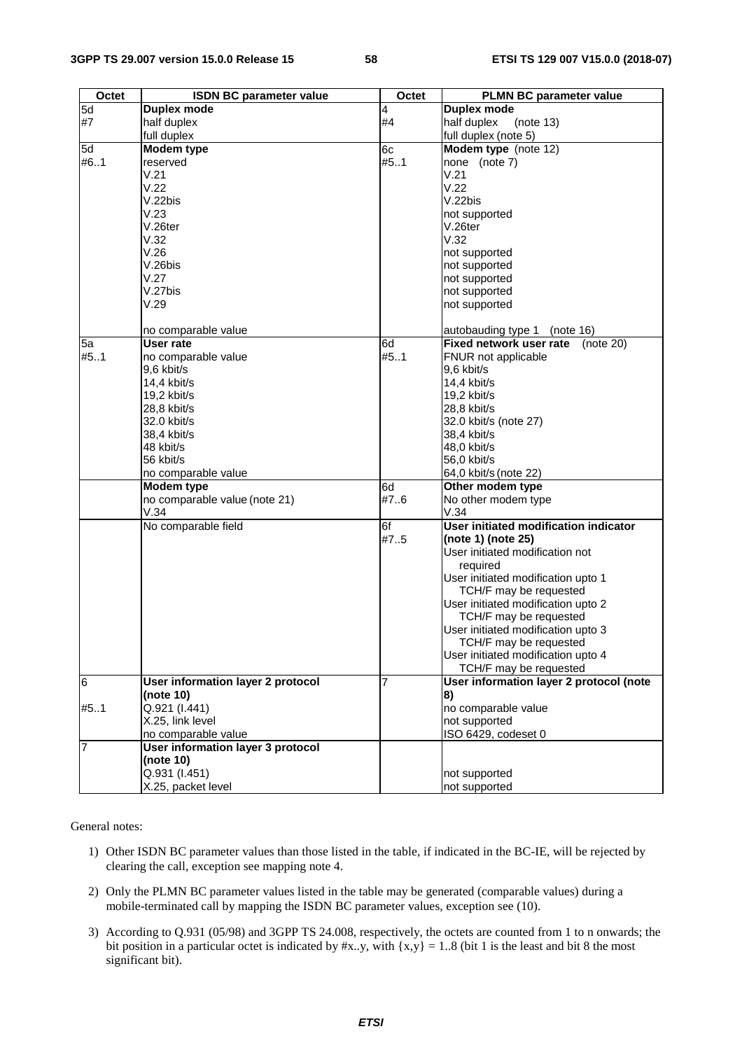| Octet | ISDN BC parameter value | Octet | PLMN BC parameter value |
|---|---|---|---|
| 5d | **Duplex mode** | 4 | **Duplex mode** |
| #7 | half duplex | #4 | half duplex (note 13) |
| | full duplex | | full duplex (note 5) |
| 5d | **Modem type** | 6c | **Modem type** (note 12) |
| #6..1 | reserved | #5..1 | none (note 7) |
| | V.21 | | V.21 |
| | V.22 | | V.22 |
| | V.22bis | | V.22bis |
| | V.23 | | not supported |
| | V.26ter | | V.26ter |
| | V.32 | | V.32 |
| | V.26 | | not supported |
| | V.26bis | | not supported |
| | V.27 | | not supported |
| | V.27bis | | not supported |
| | V.29 | | not supported |
| | no comparable value | | autobauding type 1 (note 16) |
| 5a | **User rate** | 6d | **Fixed network user rate** (note 20) |
| #5..1 | no comparable value | #5..1 | FNUR not applicable |
| | 9,6 kbit/s | | 9,6 kbit/s |
| | 14,4 kbit/s | | 14,4 kbit/s |
| | 19,2 kbit/s | | 19,2 kbit/s |
| | 28,8 kbit/s | | 28,8 kbit/s |
| | 32.0 kbit/s | | 32.0 kbit/s (note 27) |
| | 38,4 kbit/s | | 38,4 kbit/s |
| | 48 kbit/s | | 48,0 kbit/s |
| | 56 kbit/s | | 56,0 kbit/s |
| | no comparable value | | 64,0 kbit/s (note 22) |
| | **Modem type** | 6d | **Other modem type** |
| | no comparable value (note 21) | #7..6 | No other modem type |
| | V.34 | | V.34 |
| | No comparable field | 6f | **User initiated modification indicator** |
| | | #7..5 | **(note 1) (note 25)** |
| | | | User initiated modification not required |
| | | | User initiated modification upto 1 TCH/F may be requested |
| | | | User initiated modification upto 2 TCH/F may be requested |
| | | | User initiated modification upto 3 TCH/F may be requested |
| | | | User initiated modification upto 4 TCH/F may be requested |
| 6 | **User information layer 2 protocol (note 10)** | 7 | **User information layer 2 protocol (note 8)** |
| #5..1 | Q.921 (I.441) | | no comparable value |
| | X.25, link level | | not supported |
| | no comparable value | | ISO 6429, codeset 0 |
| 7 | **User information layer 3 protocol (note 10)** | | |
| | Q.931 (I.451) | | not supported |
| | X.25, packet level | | not supported |

General notes:

1) Other ISDN BC parameter values than those listed in the table, if indicated in the BC-IE, will be rejected by clearing the call, exception see mapping note 4.

2) Only the PLMN BC parameter values listed in the table may be generated (comparable values) during a mobile-terminated call by mapping the ISDN BC parameter values, exception see (10).

3) According to Q.931 (05/98) and 3GPP TS 24.008, respectively, the octets are counted from 1 to n onwards; the bit position in a particular octet is indicated by #x..y, with {x,y} = 1..8 (bit 1 is the least and bit 8 the most significant bit).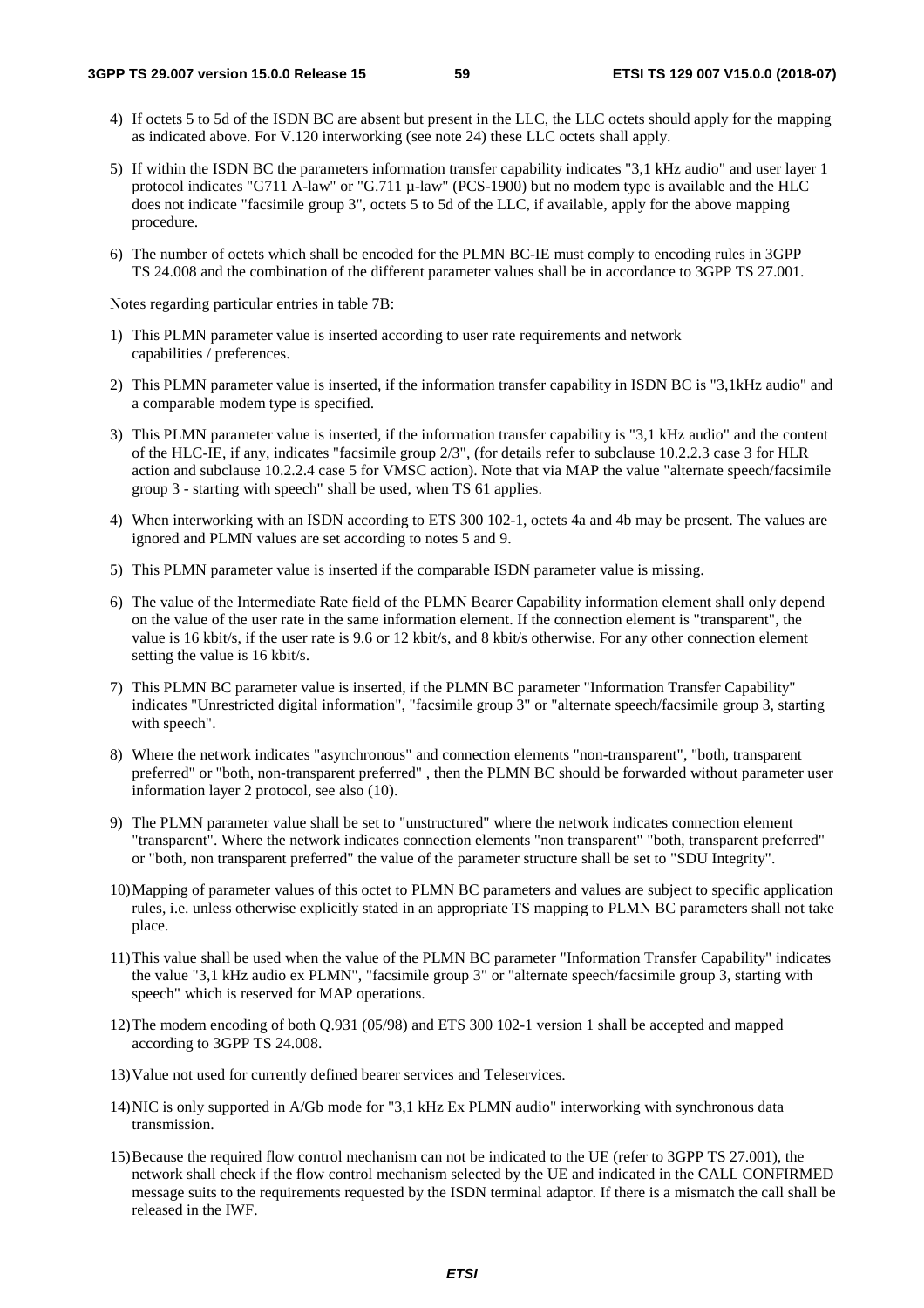4) If octets 5 to 5d of the ISDN BC are absent but present in the LLC, the LLC octets should apply for the mapping as indicated above. For V.120 interworking (see note 24) these LLC octets shall apply.

5) If within the ISDN BC the parameters information transfer capability indicates "3,1 kHz audio" and user layer 1 protocol indicates "G711 A-law" or "G.711 µ-law" (PCS-1900) but no modem type is available and the HLC does not indicate "facsimile group 3", octets 5 to 5d of the LLC, if available, apply for the above mapping procedure.

6) The number of octets which shall be encoded for the PLMN BC-IE must comply to encoding rules in 3GPP TS 24.008 and the combination of the different parameter values shall be in accordance to 3GPP TS 27.001.

Notes regarding particular entries in table 7B:

1) This PLMN parameter value is inserted according to user rate requirements and network capabilities / preferences.

2) This PLMN parameter value is inserted, if the information transfer capability in ISDN BC is "3,1kHz audio" and a comparable modem type is specified.

3) This PLMN parameter value is inserted, if the information transfer capability is "3,1 kHz audio" and the content of the HLC-IE, if any, indicates "facsimile group 2/3", (for details refer to subclause 10.2.2.3 case 3 for HLR action and subclause 10.2.2.4 case 5 for VMSC action). Note that via MAP the value "alternate speech/facsimile group 3 - starting with speech" shall be used, when TS 61 applies.

4) When interworking with an ISDN according to ETS 300 102-1, octets 4a and 4b may be present. The values are ignored and PLMN values are set according to notes 5 and 9.

5) This PLMN parameter value is inserted if the comparable ISDN parameter value is missing.

6) The value of the Intermediate Rate field of the PLMN Bearer Capability information element shall only depend on the value of the user rate in the same information element. If the connection element is "transparent", the value is 16 kbit/s, if the user rate is 9.6 or 12 kbit/s, and 8 kbit/s otherwise. For any other connection element setting the value is 16 kbit/s.

7) This PLMN BC parameter value is inserted, if the PLMN BC parameter "Information Transfer Capability" indicates "Unrestricted digital information", "facsimile group 3" or "alternate speech/facsimile group 3, starting with speech".

8) Where the network indicates "asynchronous" and connection elements "non-transparent", "both, transparent preferred" or "both, non-transparent preferred" , then the PLMN BC should be forwarded without parameter user information layer 2 protocol, see also (10).

9) The PLMN parameter value shall be set to "unstructured" where the network indicates connection element "transparent". Where the network indicates connection elements "non transparent" "both, transparent preferred" or "both, non transparent preferred" the value of the parameter structure shall be set to "SDU Integrity".

10) Mapping of parameter values of this octet to PLMN BC parameters and values are subject to specific application rules, i.e. unless otherwise explicitly stated in an appropriate TS mapping to PLMN BC parameters shall not take place.

11) This value shall be used when the value of the PLMN BC parameter "Information Transfer Capability" indicates the value "3,1 kHz audio ex PLMN", "facsimile group 3" or "alternate speech/facsimile group 3, starting with speech" which is reserved for MAP operations.

12) The modem encoding of both Q.931 (05/98) and ETS 300 102-1 version 1 shall be accepted and mapped according to 3GPP TS 24.008.

13) Value not used for currently defined bearer services and Teleservices.

14) NIC is only supported in A/Gb mode for "3,1 kHz Ex PLMN audio" interworking with synchronous data transmission.

15) Because the required flow control mechanism can not be indicated to the UE (refer to 3GPP TS 27.001), the network shall check if the flow control mechanism selected by the UE and indicated in the CALL CONFIRMED message suits to the requirements requested by the ISDN terminal adaptor. If there is a mismatch the call shall be released in the IWF.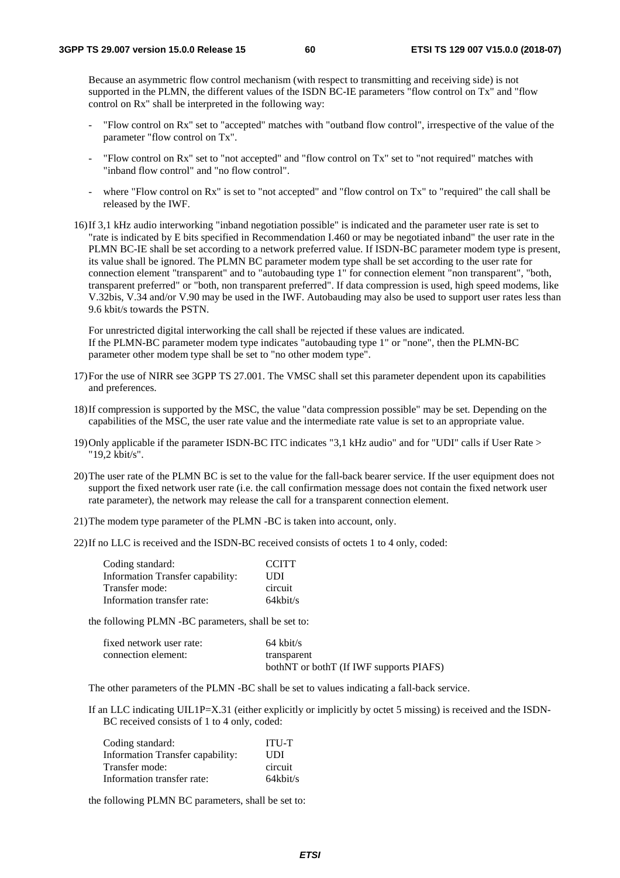Because an asymmetric flow control mechanism (with respect to transmitting and receiving side) is not supported in the PLMN, the different values of the ISDN BC-IE parameters "flow control on Tx" and "flow control on Rx" shall be interpreted in the following way:

- "Flow control on Rx" set to "accepted" matches with "outband flow control", irrespective of the value of the parameter "flow control on Tx".
- "Flow control on Rx" set to "not accepted" and "flow control on Tx" set to "not required" matches with "inband flow control" and "no flow control".
- where "Flow control on Rx" is set to "not accepted" and "flow control on Tx" to "required" the call shall be released by the IWF.

16) If 3,1 kHz audio interworking "inband negotiation possible" is indicated and the parameter user rate is set to "rate is indicated by E bits specified in Recommendation I.460 or may be negotiated inband" the user rate in the PLMN BC-IE shall be set according to a network preferred value. If ISDN-BC parameter modem type is present, its value shall be ignored. The PLMN BC parameter modem type shall be set according to the user rate for connection element "transparent" and to "autobauding type 1" for connection element "non transparent", "both, transparent preferred" or "both, non transparent preferred". If data compression is used, high speed modems, like V.32bis, V.34 and/or V.90 may be used in the IWF. Autobauding may also be used to support user rates less than 9.6 kbit/s towards the PSTN.

    For unrestricted digital interworking the call shall be rejected if these values are indicated.
    If the PLMN-BC parameter modem type indicates "autobauding type 1" or "none", then the PLMN-BC parameter other modem type shall be set to "no other modem type".

17) For the use of NIRR see 3GPP TS 27.001. The VMSC shall set this parameter dependent upon its capabilities and preferences.

18) If compression is supported by the MSC, the value "data compression possible" may be set. Depending on the capabilities of the MSC, the user rate value and the intermediate rate value is set to an appropriate value.

19) Only applicable if the parameter ISDN-BC ITC indicates "3,1 kHz audio" and for "UDI" calls if User Rate > "19,2 kbit/s".

20) The user rate of the PLMN BC is set to the value for the fall-back bearer service. If the user equipment does not support the fixed network user rate (i.e. the call confirmation message does not contain the fixed network user rate parameter), the network may release the call for a transparent connection element.

21) The modem type parameter of the PLMN -BC is taken into account, only.

22) If no LLC is received and the ISDN-BC received consists of octets 1 to 4 only, coded:

| | |
|---|---|
| Coding standard: | CCITT |
| Information Transfer capability: | UDI |
| Transfer mode: | circuit |
| Information transfer rate: | 64kbit/s |

    the following PLMN -BC parameters, shall be set to:

| | |
|---|---|
| fixed network user rate: | 64 kbit/s |
| connection element: | transparent |
| | bothNT or bothT (If IWF supports PIAFS) |

    The other parameters of the PLMN -BC shall be set to values indicating a fall-back service.

    If an LLC indicating UIL1P=X.31 (either explicitly or implicitly by octet 5 missing) is received and the ISDN-BC received consists of 1 to 4 only, coded:

| | |
|---|---|
| Coding standard: | ITU-T |
| Information Transfer capability: | UDI |
| Transfer mode: | circuit |
| Information transfer rate: | 64kbit/s |

    the following PLMN BC parameters, shall be set to: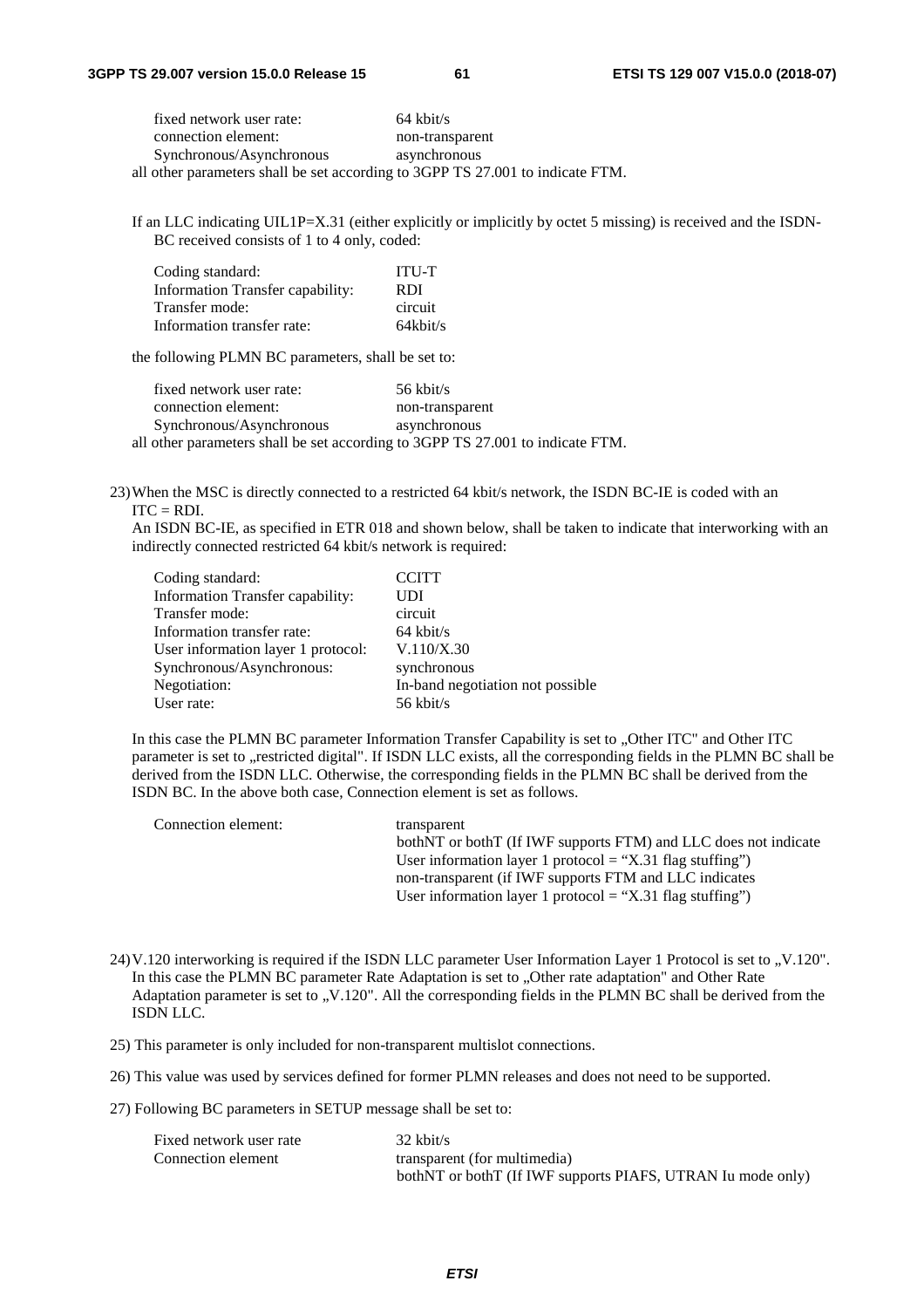| | |
|---|---|
| fixed network user rate: | 64 kbit/s |
| connection element: | non-transparent |
| Synchronous/Asynchronous | asynchronous |

all other parameters shall be set according to 3GPP TS 27.001 to indicate FTM.

If an LLC indicating UIL1P=X.31 (either explicitly or implicitly by octet 5 missing) is received and the ISDN-BC received consists of 1 to 4 only, coded:

| | |
|---|---|
| Coding standard: | ITU-T |
| Information Transfer capability: | RDI |
| Transfer mode: | circuit |
| Information transfer rate: | 64kbit/s |

the following PLMN BC parameters, shall be set to:

| | |
|---|---|
| fixed network user rate: | 56 kbit/s |
| connection element: | non-transparent |
| Synchronous/Asynchronous | asynchronous |

all other parameters shall be set according to 3GPP TS 27.001 to indicate FTM.

23) When the MSC is directly connected to a restricted 64 kbit/s network, the ISDN BC-IE is coded with an ITC = RDI.
An ISDN BC-IE, as specified in ETR 018 and shown below, shall be taken to indicate that interworking with an indirectly connected restricted 64 kbit/s network is required:

| | |
|---|---|
| Coding standard: | CCITT |
| Information Transfer capability: | UDI |
| Transfer mode: | circuit |
| Information transfer rate: | 64 kbit/s |
| User information layer 1 protocol: | V.110/X.30 |
| Synchronous/Asynchronous: | synchronous |
| Negotiation: | In-band negotiation not possible |
| User rate: | 56 kbit/s |

In this case the PLMN BC parameter Information Transfer Capability is set to „Other ITC" and Other ITC parameter is set to „restricted digital". If ISDN LLC exists, all the corresponding fields in the PLMN BC shall be derived from the ISDN LLC. Otherwise, the corresponding fields in the PLMN BC shall be derived from the ISDN BC. In the above both case, Connection element is set as follows.

| | |
|---|---|
| Connection element: | transparent<br>bothNT or bothT (If IWF supports FTM) and LLC does not indicate User information layer 1 protocol = "X.31 flag stuffing")<br>non-transparent (if IWF supports FTM and LLC indicates User information layer 1 protocol = "X.31 flag stuffing") |

24) V.120 interworking is required if the ISDN LLC parameter User Information Layer 1 Protocol is set to „V.120". In this case the PLMN BC parameter Rate Adaptation is set to „Other rate adaptation" and Other Rate Adaptation parameter is set to „V.120". All the corresponding fields in the PLMN BC shall be derived from the ISDN LLC.

25) This parameter is only included for non-transparent multislot connections.

26) This value was used by services defined for former PLMN releases and does not need to be supported.

27) Following BC parameters in SETUP message shall be set to:

| | |
|---|---|
| Fixed network user rate | 32 kbit/s |
| Connection element | transparent (for multimedia)<br>bothNT or bothT (If IWF supports PIAFS, UTRAN Iu mode only) |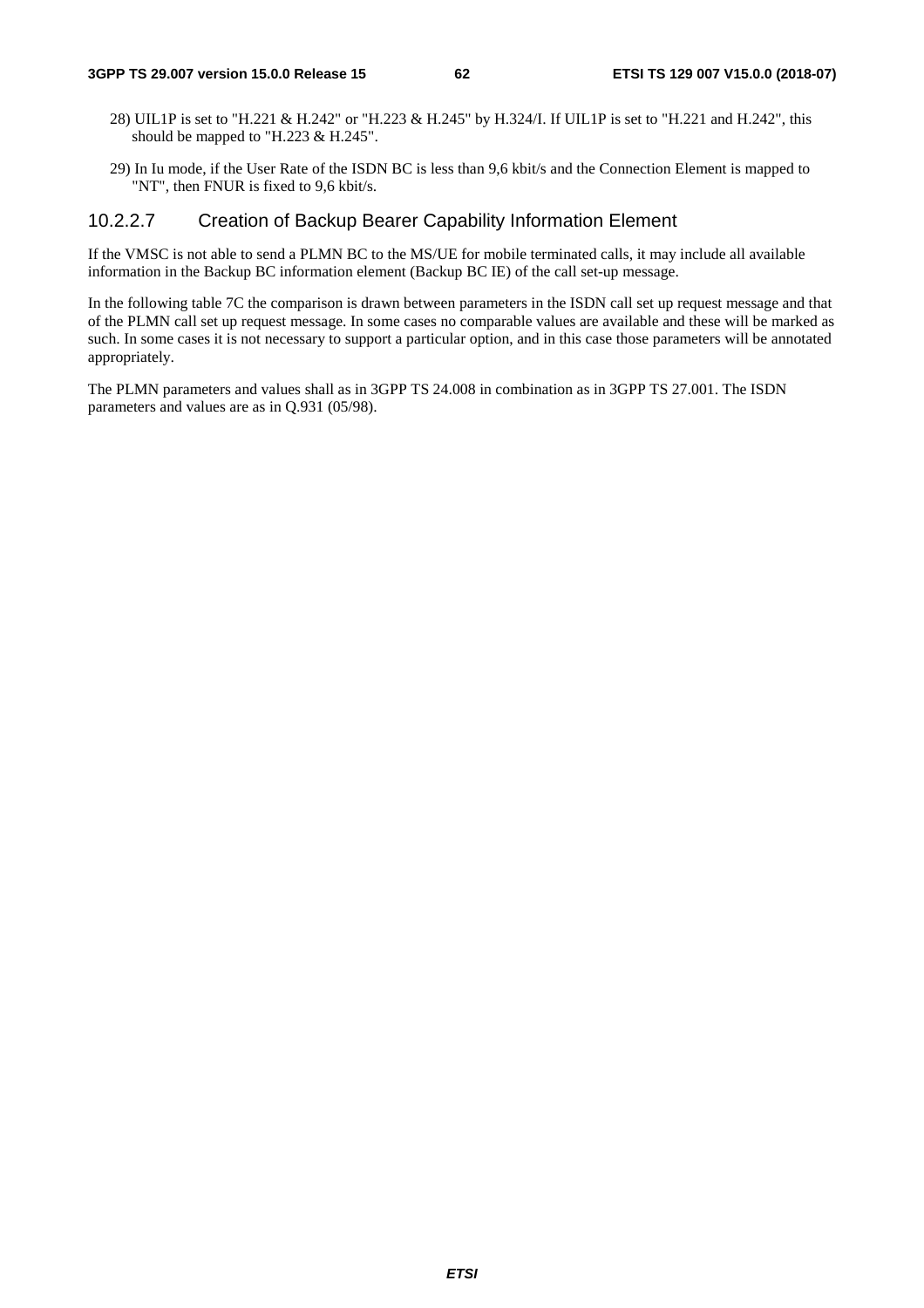28) UIL1P is set to "H.221 & H.242" or "H.223 & H.245" by H.324/I. If UIL1P is set to "H.221 and H.242", this should be mapped to "H.223 & H.245".

29) In Iu mode, if the User Rate of the ISDN BC is less than 9,6 kbit/s and the Connection Element is mapped to "NT", then FNUR is fixed to 9,6 kbit/s.

#### 10.2.2.7 Creation of Backup Bearer Capability Information Element

If the VMSC is not able to send a PLMN BC to the MS/UE for mobile terminated calls, it may include all available information in the Backup BC information element (Backup BC IE) of the call set-up message.

In the following table 7C the comparison is drawn between parameters in the ISDN call set up request message and that of the PLMN call set up request message. In some cases no comparable values are available and these will be marked as such. In some cases it is not necessary to support a particular option, and in this case those parameters will be annotated appropriately.

The PLMN parameters and values shall as in 3GPP TS 24.008 in combination as in 3GPP TS 27.001. The ISDN parameters and values are as in Q.931 (05/98).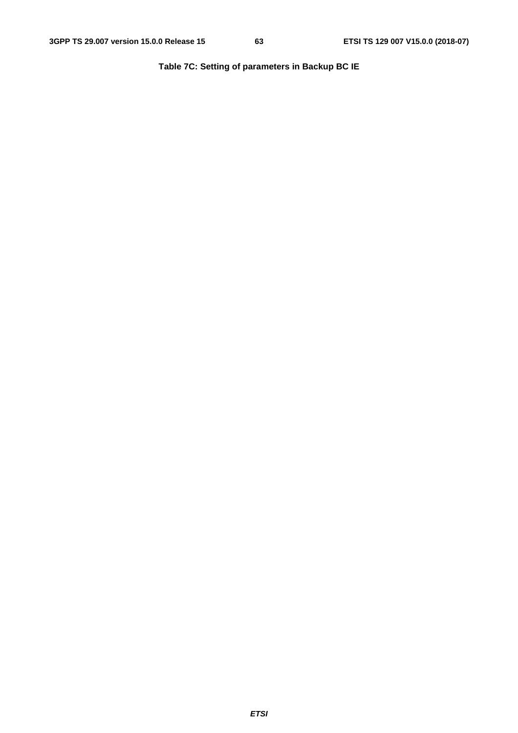**Table 7C: Setting of parameters in Backup BC IE**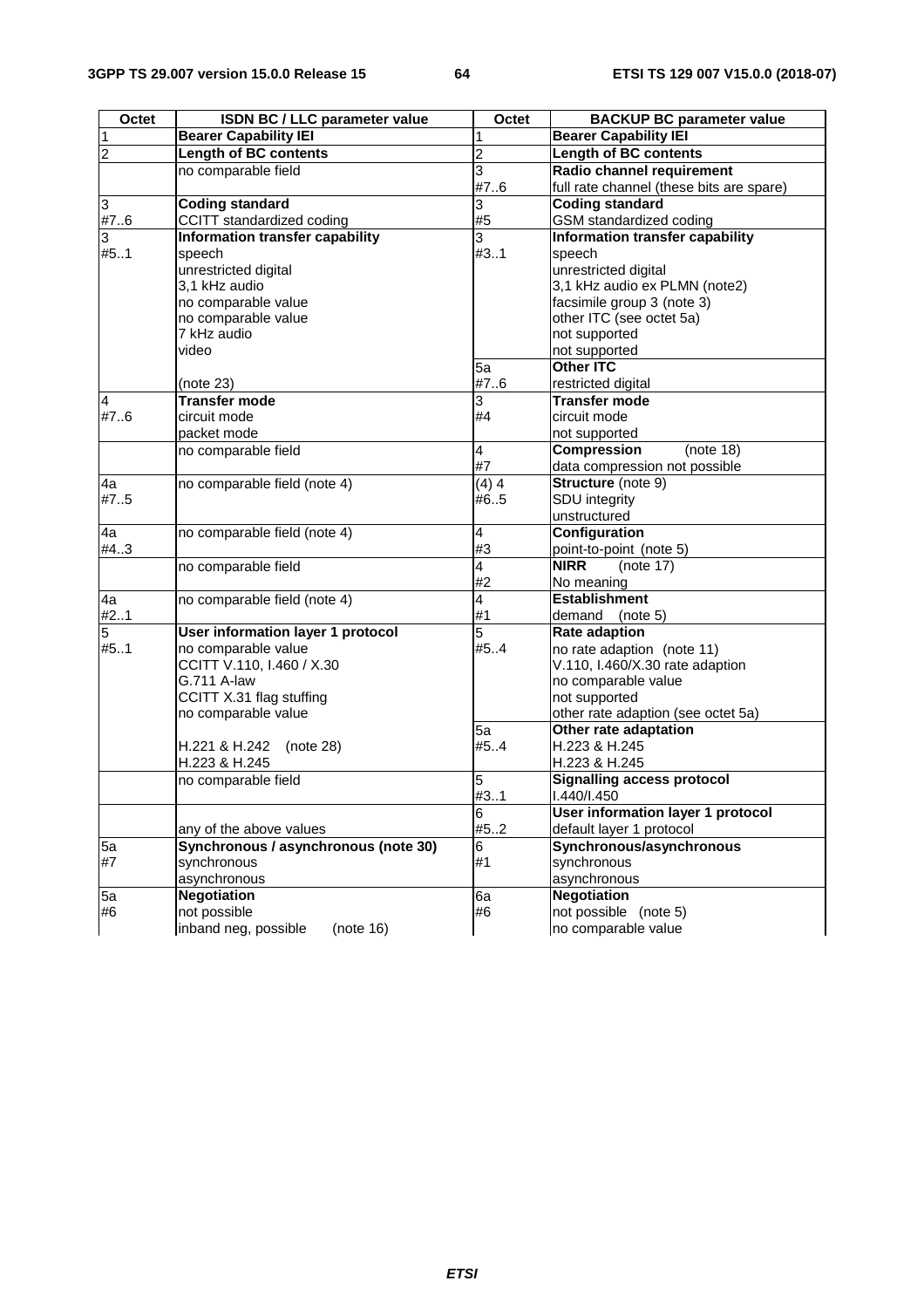| Octet | ISDN BC / LLC parameter value | Octet | BACKUP BC parameter value |
|---|---|---|---|
| 1 | **Bearer Capability IEI** | 1 | **Bearer Capability IEI** |
| 2 | **Length of BC contents** | 2 | **Length of BC contents** |
| | no comparable field | 3<br>#7..6 | **Radio channel requirement**<br>full rate channel (these bits are spare) |
| 3<br>#7..6 | **Coding standard**<br>CCITT standardized coding | 3<br>#5 | **Coding standard**<br>GSM standardized coding |
| 3<br>#5..1 | **Information transfer capability**<br>speech<br>unrestricted digital<br>3,1 kHz audio<br>no comparable value<br>no comparable value<br>7 kHz audio<br>video | 3<br>#3..1 | **Information transfer capability**<br>speech<br>unrestricted digital<br>3,1 kHz audio ex PLMN (note2)<br>facsimile group 3 (note 3)<br>other ITC (see octet 5a)<br>not supported<br>not supported |
| | (note 23) | 5a<br>#7..6 | **Other ITC**<br>restricted digital |
| 4<br>#7..6 | **Transfer mode**<br>circuit mode<br>packet mode | 3<br>#4 | **Transfer mode**<br>circuit mode<br>not supported |
| | no comparable field | 4<br>#7 | **Compression** (note 18)<br>data compression not possible |
| 4a<br>#7..5 | no comparable field (note 4) | (4) 4<br>#6..5 | **Structure** (note 9)<br>SDU integrity<br>unstructured |
| 4a<br>#4..3 | no comparable field (note 4) | 4<br>#3 | **Configuration**<br>point-to-point (note 5) |
| | no comparable field | 4<br>#2 | **NIRR** (note 17)<br>No meaning |
| 4a<br>#2..1 | no comparable field (note 4) | 4<br>#1 | **Establishment**<br>demand (note 5) |
| 5<br>#5..1 | **User information layer 1 protocol**<br>no comparable value<br>CCITT V.110, I.460 / X.30<br>G.711 A-law<br>CCITT X.31 flag stuffing<br>no comparable value | 5<br>#5..4 | **Rate adaption**<br>no rate adaption (note 11)<br>V.110, I.460/X.30 rate adaption<br>no comparable value<br>not supported<br>other rate adaption (see octet 5a) |
| | H.221 & H.242 (note 28)<br>H.223 & H.245 | 5a<br>#5..4 | **Other rate adaptation**<br>H.223 & H.245<br>H.223 & H.245 |
| | no comparable field | 5<br>#3..1 | **Signalling access protocol**<br>I.440/I.450 |
| | any of the above values | 6<br>#5..2 | **User information layer 1 protocol**<br>default layer 1 protocol |
| 5a<br>#7 | **Synchronous / asynchronous (note 30)**<br>synchronous<br>asynchronous | 6<br>#1 | **Synchronous/asynchronous**<br>synchronous<br>asynchronous |
| 5a<br>#6 | **Negotiation**<br>not possible<br>inband neg, possible (note 16) | 6a<br>#6 | **Negotiation**<br>not possible (note 5)<br>no comparable value |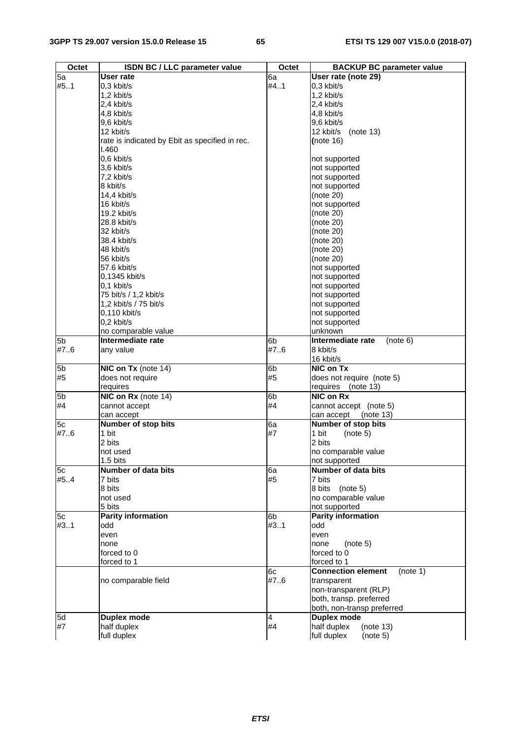| Octet | ISDN BC / LLC parameter value | Octet | BACKUP BC parameter value |
|---|---|---|---|
| 5a<br>#5..1 | **User rate**<br>0,3 kbit/s<br>1,2 kbit/s<br>2,4 kbit/s<br>4,8 kbit/s<br>9,6 kbit/s<br>12 kbit/s<br>rate is indicated by Ebit as specified in rec. I.460<br>0,6 kbit/s<br>3,6 kbit/s<br>7,2 kbit/s<br>8 kbit/s<br>14,4 kbit/s<br>16 kbit/s<br>19.2 kbit/s<br>28.8 kbit/s<br>32 kbit/s<br>38.4 kbit/s<br>48 kbit/s<br>56 kbit/s<br>57.6 kbit/s<br>0,1345 kbit/s<br>0,1 kbit/s<br>75 bit/s / 1,2 kbit/s<br>1,2 kbit/s / 75 bit/s<br>0,110 kbit/s<br>0,2 kbit/s<br>no comparable value | 6a<br>#4..1 | **User rate (note 29)**<br>0,3 kbit/s<br>1,2 kbit/s<br>2,4 kbit/s<br>4,8 kbit/s<br>9,6 kbit/s<br>12 kbit/s (note 13)<br>(note 16)<br><br>not supported<br>not supported<br>not supported<br>not supported<br>(note 20)<br>not supported<br>(note 20)<br>(note 20)<br>(note 20)<br>(note 20)<br>(note 20)<br>(note 20)<br>not supported<br>not supported<br>not supported<br>not supported<br>not supported<br>not supported<br>not supported<br>unknown |
| 5b<br>#7..6 | **Intermediate rate**<br>any value | 6b<br>#7..6 | **Intermediate rate** (note 6)<br>8 kbit/s<br>16 kbit/s |
| 5b<br>#5 | **NIC on Tx** (note 14)<br>does not require<br>requires | 6b<br>#5 | **NIC on Tx**<br>does not require (note 5)<br>requires (note 13) |
| 5b<br>#4 | **NIC on Rx** (note 14)<br>cannot accept<br>can accept | 6b<br>#4 | **NIC on Rx**<br>cannot accept (note 5)<br>can accept (note 13) |
| 5c<br>#7..6 | **Number of stop bits**<br>1 bit<br>2 bits<br>not used<br>1.5 bits | 6a<br>#7 | **Number of stop bits**<br>1 bit (note 5)<br>2 bits<br>no comparable value<br>not supported |
| 5c<br>#5..4 | **Number of data bits**<br>7 bits<br>8 bits<br>not used<br>5 bits | 6a<br>#5 | **Number of data bits**<br>7 bits<br>8 bits (note 5)<br>no comparable value<br>not supported |
| 5c<br>#3..1 | **Parity information**<br>odd<br>even<br>none<br>forced to 0<br>forced to 1 | 6b<br>#3..1 | **Parity information**<br>odd<br>even<br>none (note 5)<br>forced to 0<br>forced to 1 |
| | no comparable field | 6c<br>#7..6 | **Connection element** (note 1)<br>transparent<br>non-transparent (RLP)<br>both, transp. preferred<br>both, non-transp preferred |
| 5d<br>#7 | **Duplex mode**<br>half duplex<br>full duplex | 4<br>#4 | **Duplex mode**<br>half duplex (note 13)<br>full duplex (note 5) |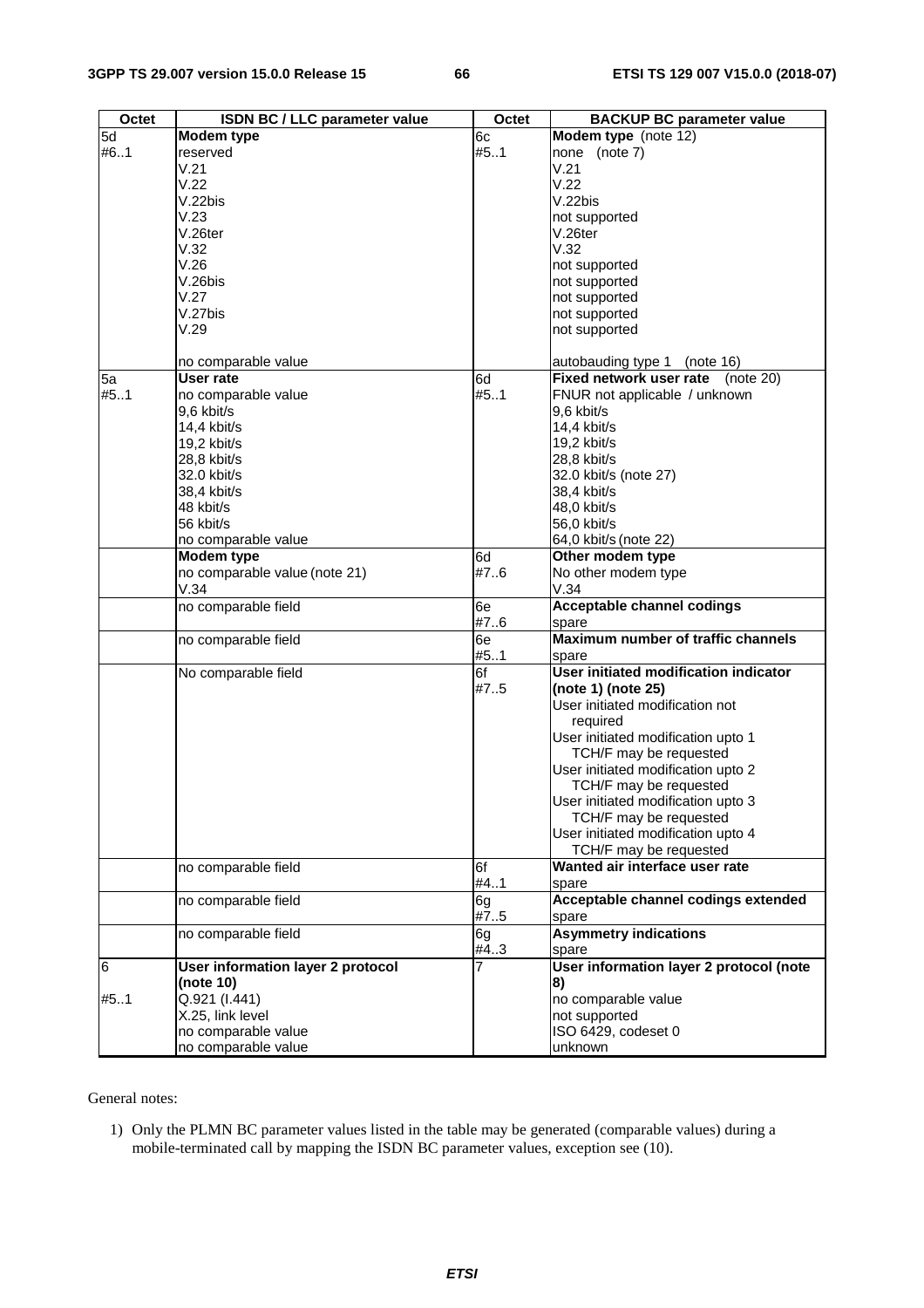| Octet | ISDN BC / LLC parameter value | Octet | BACKUP BC parameter value |
|---|---|---|---|
| 5d<br>#6..1 | **Modem type**<br>reserved<br>V.21<br>V.22<br>V.22bis<br>V.23<br>V.26ter<br>V.32<br>V.26<br>V.26bis<br>V.27<br>V.27bis<br>V.29<br><br>no comparable value | 6c<br>#5..1 | **Modem type** (note 12)<br>none (note 7)<br>V.21<br>V.22<br>V.22bis<br>not supported<br>V.26ter<br>V.32<br>not supported<br>not supported<br>not supported<br>not supported<br>not supported<br><br>autobauding type 1 (note 16) |
| 5a<br>#5..1 | **User rate**<br>no comparable value<br>9,6 kbit/s<br>14,4 kbit/s<br>19,2 kbit/s<br>28,8 kbit/s<br>32.0 kbit/s<br>38,4 kbit/s<br>48 kbit/s<br>56 kbit/s<br>no comparable value | 6d<br>#5..1 | **Fixed network user rate** (note 20)<br>FNUR not applicable / unknown<br>9,6 kbit/s<br>14,4 kbit/s<br>19,2 kbit/s<br>28,8 kbit/s<br>32.0 kbit/s (note 27)<br>38,4 kbit/s<br>48,0 kbit/s<br>56,0 kbit/s<br>64,0 kbit/s (note 22) |
| | **Modem type**<br>no comparable value (note 21)<br>V.34 | 6d<br>#7..6 | **Other modem type**<br>No other modem type<br>V.34 |
| | no comparable field | 6e<br>#7..6 | **Acceptable channel codings**<br>spare |
| | no comparable field | 6e<br>#5..1 | **Maximum number of traffic channels**<br>spare |
| | No comparable field | 6f<br>#7..5 | **User initiated modification indicator (note 1) (note 25)**<br>User initiated modification not required<br>User initiated modification upto 1 TCH/F may be requested<br>User initiated modification upto 2 TCH/F may be requested<br>User initiated modification upto 3 TCH/F may be requested<br>User initiated modification upto 4 TCH/F may be requested |
| | no comparable field | 6f<br>#4..1 | **Wanted air interface user rate**<br>spare |
| | no comparable field | 6g<br>#7..5 | **Acceptable channel codings extended**<br>spare |
| | no comparable field | 6g<br>#4..3 | **Asymmetry indications**<br>spare |
| 6<br><br>#5..1 | **User information layer 2 protocol (note 10)**<br>Q.921 (I.441)<br>X.25, link level<br>no comparable value<br>no comparable value | 7 | **User information layer 2 protocol (note 8)**<br>no comparable value<br>not supported<br>ISO 6429, codeset 0<br>unknown |

General notes:

1) Only the PLMN BC parameter values listed in the table may be generated (comparable values) during a mobile-terminated call by mapping the ISDN BC parameter values, exception see (10).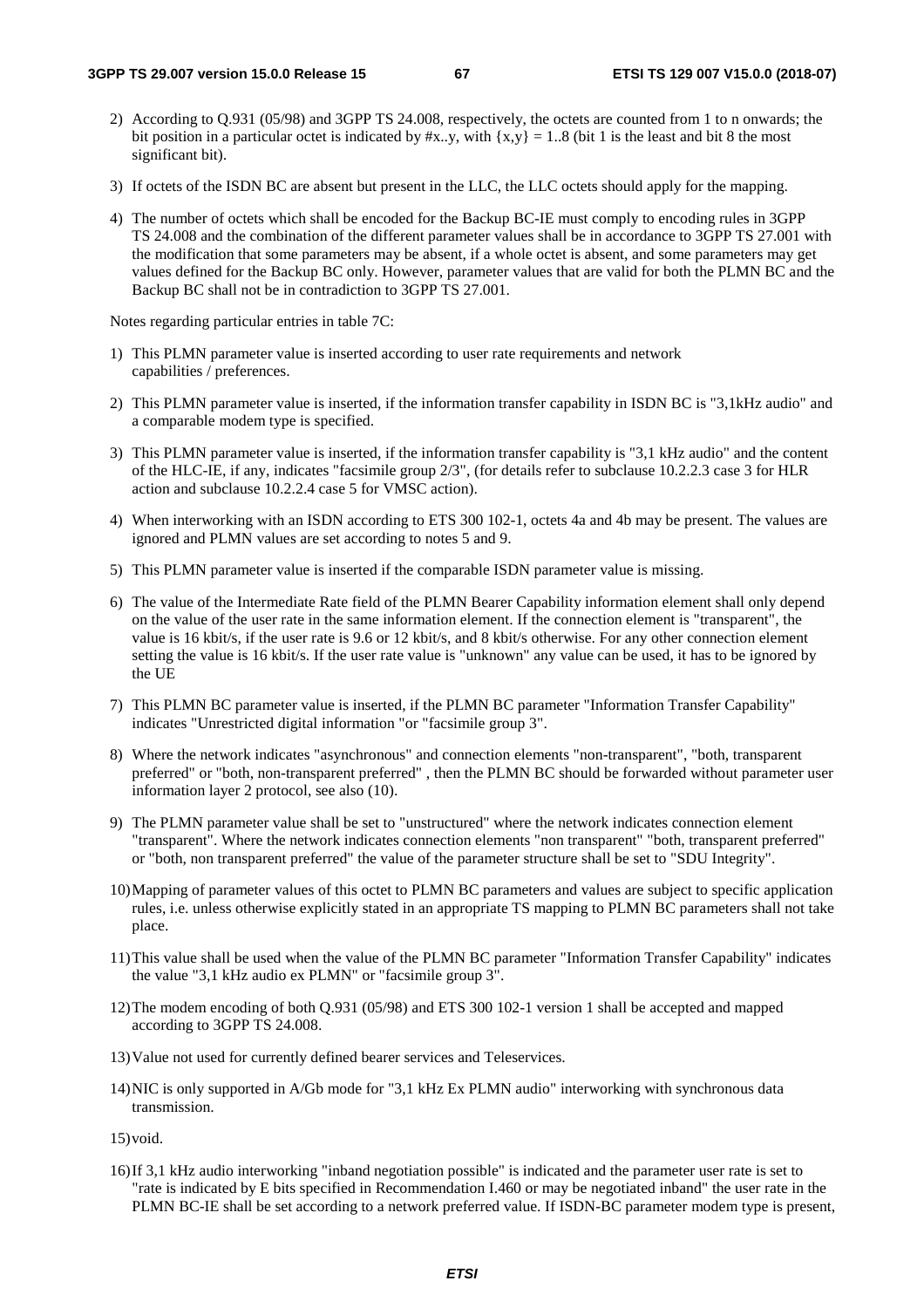2) According to Q.931 (05/98) and 3GPP TS 24.008, respectively, the octets are counted from 1 to n onwards; the bit position in a particular octet is indicated by #x..y, with {x,y} = 1..8 (bit 1 is the least and bit 8 the most significant bit).

3) If octets of the ISDN BC are absent but present in the LLC, the LLC octets should apply for the mapping.

4) The number of octets which shall be encoded for the Backup BC-IE must comply to encoding rules in 3GPP TS 24.008 and the combination of the different parameter values shall be in accordance to 3GPP TS 27.001 with the modification that some parameters may be absent, if a whole octet is absent, and some parameters may get values defined for the Backup BC only. However, parameter values that are valid for both the PLMN BC and the Backup BC shall not be in contradiction to 3GPP TS 27.001.

Notes regarding particular entries in table 7C:

1) This PLMN parameter value is inserted according to user rate requirements and network capabilities / preferences.

2) This PLMN parameter value is inserted, if the information transfer capability in ISDN BC is "3,1kHz audio" and a comparable modem type is specified.

3) This PLMN parameter value is inserted, if the information transfer capability is "3,1 kHz audio" and the content of the HLC-IE, if any, indicates "facsimile group 2/3", (for details refer to subclause 10.2.2.3 case 3 for HLR action and subclause 10.2.2.4 case 5 for VMSC action).

4) When interworking with an ISDN according to ETS 300 102-1, octets 4a and 4b may be present. The values are ignored and PLMN values are set according to notes 5 and 9.

5) This PLMN parameter value is inserted if the comparable ISDN parameter value is missing.

6) The value of the Intermediate Rate field of the PLMN Bearer Capability information element shall only depend on the value of the user rate in the same information element. If the connection element is "transparent", the value is 16 kbit/s, if the user rate is 9.6 or 12 kbit/s, and 8 kbit/s otherwise. For any other connection element setting the value is 16 kbit/s. If the user rate value is "unknown" any value can be used, it has to be ignored by the UE

7) This PLMN BC parameter value is inserted, if the PLMN BC parameter "Information Transfer Capability" indicates "Unrestricted digital information "or "facsimile group 3".

8) Where the network indicates "asynchronous" and connection elements "non-transparent", "both, transparent preferred" or "both, non-transparent preferred" , then the PLMN BC should be forwarded without parameter user information layer 2 protocol, see also (10).

9) The PLMN parameter value shall be set to "unstructured" where the network indicates connection element "transparent". Where the network indicates connection elements "non transparent" "both, transparent preferred" or "both, non transparent preferred" the value of the parameter structure shall be set to "SDU Integrity".

10) Mapping of parameter values of this octet to PLMN BC parameters and values are subject to specific application rules, i.e. unless otherwise explicitly stated in an appropriate TS mapping to PLMN BC parameters shall not take place.

11) This value shall be used when the value of the PLMN BC parameter "Information Transfer Capability" indicates the value "3,1 kHz audio ex PLMN" or "facsimile group 3".

12) The modem encoding of both Q.931 (05/98) and ETS 300 102-1 version 1 shall be accepted and mapped according to 3GPP TS 24.008.

13) Value not used for currently defined bearer services and Teleservices.

14) NIC is only supported in A/Gb mode for "3,1 kHz Ex PLMN audio" interworking with synchronous data transmission.

15) void.

16) If 3,1 kHz audio interworking "inband negotiation possible" is indicated and the parameter user rate is set to "rate is indicated by E bits specified in Recommendation I.460 or may be negotiated inband" the user rate in the PLMN BC-IE shall be set according to a network preferred value. If ISDN-BC parameter modem type is present,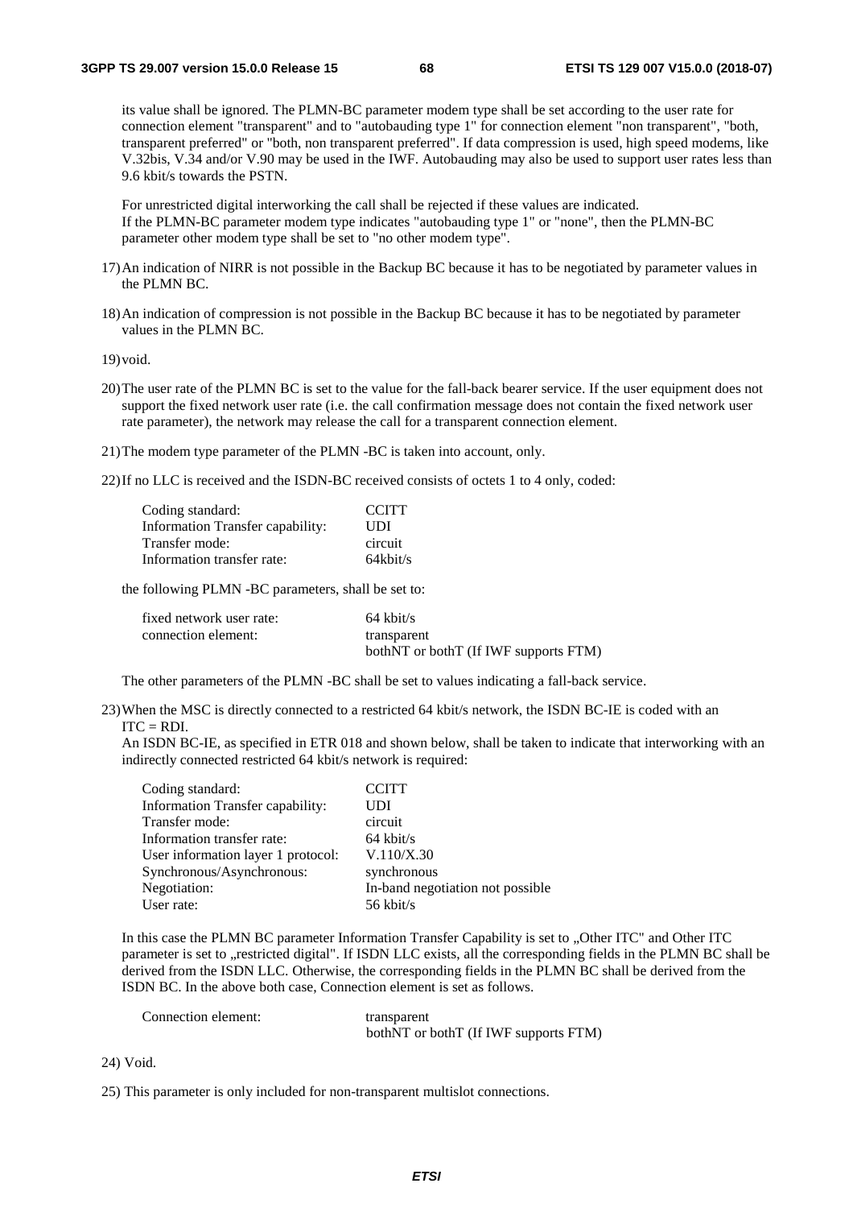its value shall be ignored. The PLMN-BC parameter modem type shall be set according to the user rate for connection element "transparent" and to "autobauding type 1" for connection element "non transparent", "both, transparent preferred" or "both, non transparent preferred". If data compression is used, high speed modems, like V.32bis, V.34 and/or V.90 may be used in the IWF. Autobauding may also be used to support user rates less than 9.6 kbit/s towards the PSTN.

For unrestricted digital interworking the call shall be rejected if these values are indicated.
If the PLMN-BC parameter modem type indicates "autobauding type 1" or "none", then the PLMN-BC parameter other modem type shall be set to "no other modem type".

17) An indication of NIRR is not possible in the Backup BC because it has to be negotiated by parameter values in the PLMN BC.

18) An indication of compression is not possible in the Backup BC because it has to be negotiated by parameter values in the PLMN BC.

19) void.

20) The user rate of the PLMN BC is set to the value for the fall-back bearer service. If the user equipment does not support the fixed network user rate (i.e. the call confirmation message does not contain the fixed network user rate parameter), the network may release the call for a transparent connection element.

21) The modem type parameter of the PLMN -BC is taken into account, only.

22) If no LLC is received and the ISDN-BC received consists of octets 1 to 4 only, coded:

| | |
|---|---|
| Coding standard: | CCITT |
| Information Transfer capability: | UDI |
| Transfer mode: | circuit |
| Information transfer rate: | 64kbit/s |

the following PLMN -BC parameters, shall be set to:

| | |
|---|---|
| fixed network user rate: | 64 kbit/s |
| connection element: | transparent<br>bothNT or bothT (If IWF supports FTM) |

The other parameters of the PLMN -BC shall be set to values indicating a fall-back service.

23) When the MSC is directly connected to a restricted 64 kbit/s network, the ISDN BC-IE is coded with an ITC = RDI.
An ISDN BC-IE, as specified in ETR 018 and shown below, shall be taken to indicate that interworking with an indirectly connected restricted 64 kbit/s network is required:

| | |
|---|---|
| Coding standard: | CCITT |
| Information Transfer capability: | UDI |
| Transfer mode: | circuit |
| Information transfer rate: | 64 kbit/s |
| User information layer 1 protocol: | V.110/X.30 |
| Synchronous/Asynchronous: | synchronous |
| Negotiation: | In-band negotiation not possible |
| User rate: | 56 kbit/s |

In this case the PLMN BC parameter Information Transfer Capability is set to „Other ITC" and Other ITC parameter is set to „restricted digital". If ISDN LLC exists, all the corresponding fields in the PLMN BC shall be derived from the ISDN LLC. Otherwise, the corresponding fields in the PLMN BC shall be derived from the ISDN BC. In the above both case, Connection element is set as follows.

| | |
|---|---|
| Connection element: | transparent<br>bothNT or bothT (If IWF supports FTM) |

24) Void.

25) This parameter is only included for non-transparent multislot connections.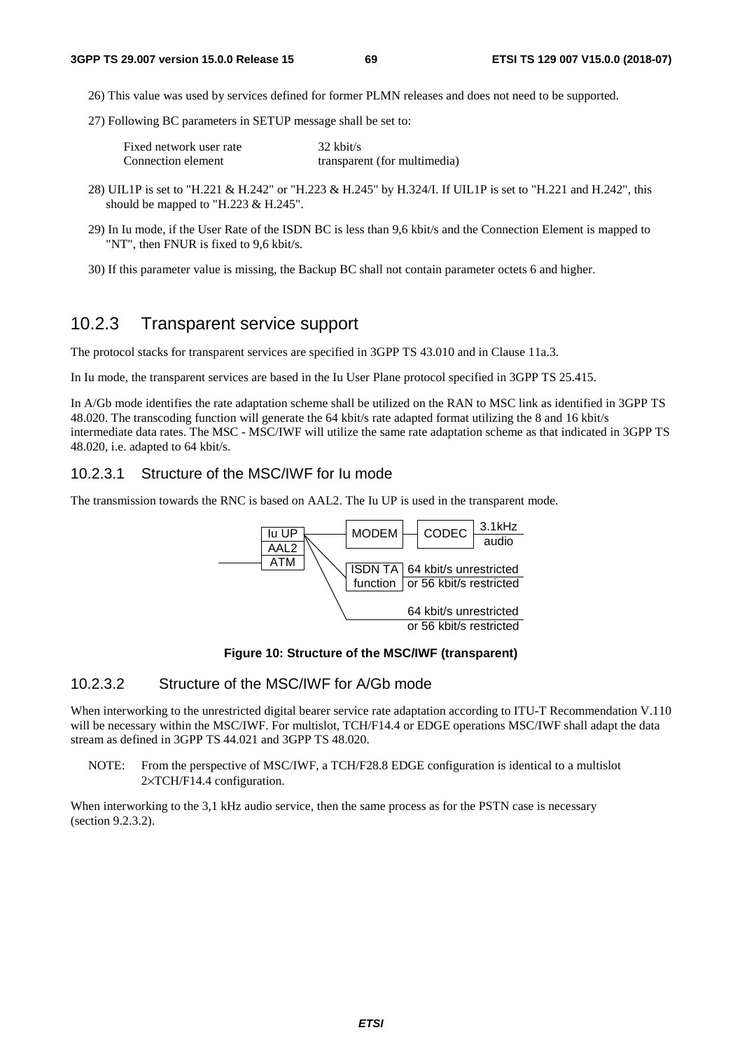26) This value was used by services defined for former PLMN releases and does not need to be supported.

27) Following BC parameters in SETUP message shall be set to:

| | |
|---|---|
| Fixed network user rate | 32 kbit/s |
| Connection element | transparent (for multimedia) |

28) UIL1P is set to "H.221 & H.242" or "H.223 & H.245" by H.324/I. If UIL1P is set to "H.221 and H.242", this should be mapped to "H.223 & H.245".

29) In Iu mode, if the User Rate of the ISDN BC is less than 9,6 kbit/s and the Connection Element is mapped to "NT", then FNUR is fixed to 9,6 kbit/s.

30) If this parameter value is missing, the Backup BC shall not contain parameter octets 6 and higher.

## 10.2.3 Transparent service support

The protocol stacks for transparent services are specified in 3GPP TS 43.010 and in Clause 11a.3.

In Iu mode, the transparent services are based in the Iu User Plane protocol specified in 3GPP TS 25.415.

In A/Gb mode identifies the rate adaptation scheme shall be utilized on the RAN to MSC link as identified in 3GPP TS 48.020. The transcoding function will generate the 64 kbit/s rate adapted format utilizing the 8 and 16 kbit/s intermediate data rates. The MSC - MSC/IWF will utilize the same rate adaptation scheme as that indicated in 3GPP TS 48.020, i.e. adapted to 64 kbit/s.

### 10.2.3.1 Structure of the MSC/IWF for Iu mode

The transmission towards the RNC is based on AAL2. The Iu UP is used in the transparent mode.

Iu UP | AAL2 | ATM — MODEM — CODEC — 3.1kHz audio; ISDN TA function — 64 kbit/s unrestricted or 56 kbit/s restricted; 64 kbit/s unrestricted or 56 kbit/s restricted

**Figure 10: Structure of the MSC/IWF (transparent)**

### 10.2.3.2 Structure of the MSC/IWF for A/Gb mode

When interworking to the unrestricted digital bearer service rate adaptation according to ITU-T Recommendation V.110 will be necessary within the MSC/IWF. For multislot, TCH/F14.4 or EDGE operations MSC/IWF shall adapt the data stream as defined in 3GPP TS 44.021 and 3GPP TS 48.020.

NOTE: From the perspective of MSC/IWF, a TCH/F28.8 EDGE configuration is identical to a multislot 2×TCH/F14.4 configuration.

When interworking to the 3,1 kHz audio service, then the same process as for the PSTN case is necessary (section 9.2.3.2).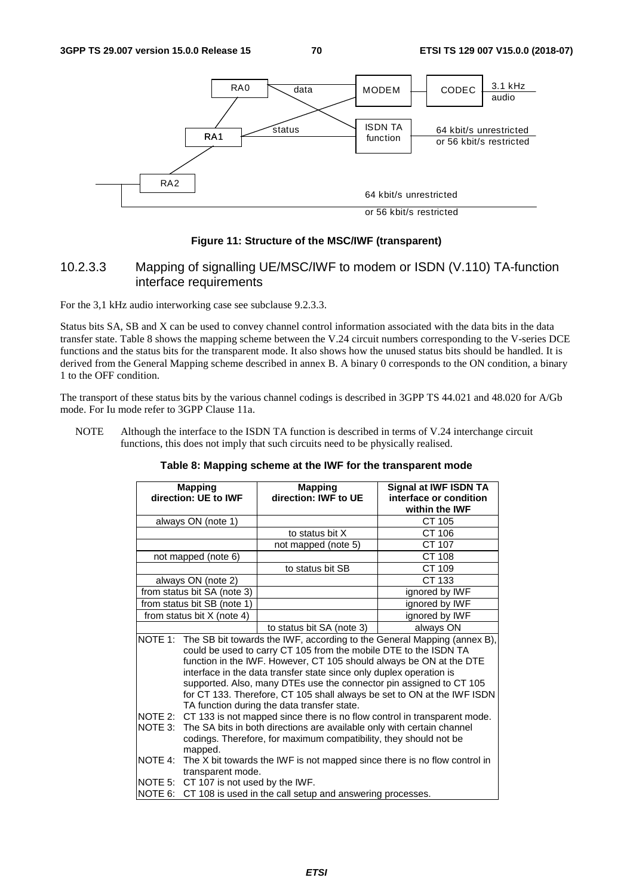Figure 11: Structure of the MSC/IWF (transparent)

### 10.2.3.3 Mapping of signalling UE/MSC/IWF to modem or ISDN (V.110) TA-function interface requirements

For the 3,1 kHz audio interworking case see subclause 9.2.3.3.

Status bits SA, SB and X can be used to convey channel control information associated with the data bits in the data transfer state. Table 8 shows the mapping scheme between the V.24 circuit numbers corresponding to the V-series DCE functions and the status bits for the transparent mode. It also shows how the unused status bits should be handled. It is derived from the General Mapping scheme described in annex B. A binary 0 corresponds to the ON condition, a binary 1 to the OFF condition.

The transport of these status bits by the various channel codings is described in 3GPP TS 44.021 and 48.020 for A/Gb mode. For Iu mode refer to 3GPP Clause 11a.

NOTE Although the interface to the ISDN TA function is described in terms of V.24 interchange circuit functions, this does not imply that such circuits need to be physically realised.

**Table 8: Mapping scheme at the IWF for the transparent mode**

| Mapping direction: UE to IWF | Mapping direction: IWF to UE | Signal at IWF ISDN TA interface or condition within the IWF |
|---|---|---|
| always ON (note 1) | | CT 105 |
| | to status bit X | CT 106 |
| | not mapped (note 5) | CT 107 |
| not mapped (note 6) | | CT 108 |
| | to status bit SB | CT 109 |
| always ON (note 2) | | CT 133 |
| from status bit SA (note 3) | | ignored by IWF |
| from status bit SB (note 1) | | ignored by IWF |
| from status bit X (note 4) | | ignored by IWF |
| | to status bit SA (note 3) | always ON |

NOTE 1: The SB bit towards the IWF, according to the General Mapping (annex B), could be used to carry CT 105 from the mobile DTE to the ISDN TA function in the IWF. However, CT 105 should always be ON at the DTE interface in the data transfer state since only duplex operation is supported. Also, many DTEs use the connector pin assigned to CT 105 for CT 133. Therefore, CT 105 shall always be set to ON at the IWF ISDN TA function during the data transfer state.

NOTE 2: CT 133 is not mapped since there is no flow control in transparent mode.

NOTE 3: The SA bits in both directions are available only with certain channel codings. Therefore, for maximum compatibility, they should not be mapped.

NOTE 4: The X bit towards the IWF is not mapped since there is no flow control in transparent mode.

NOTE 5: CT 107 is not used by the IWF.

NOTE 6: CT 108 is used in the call setup and answering processes.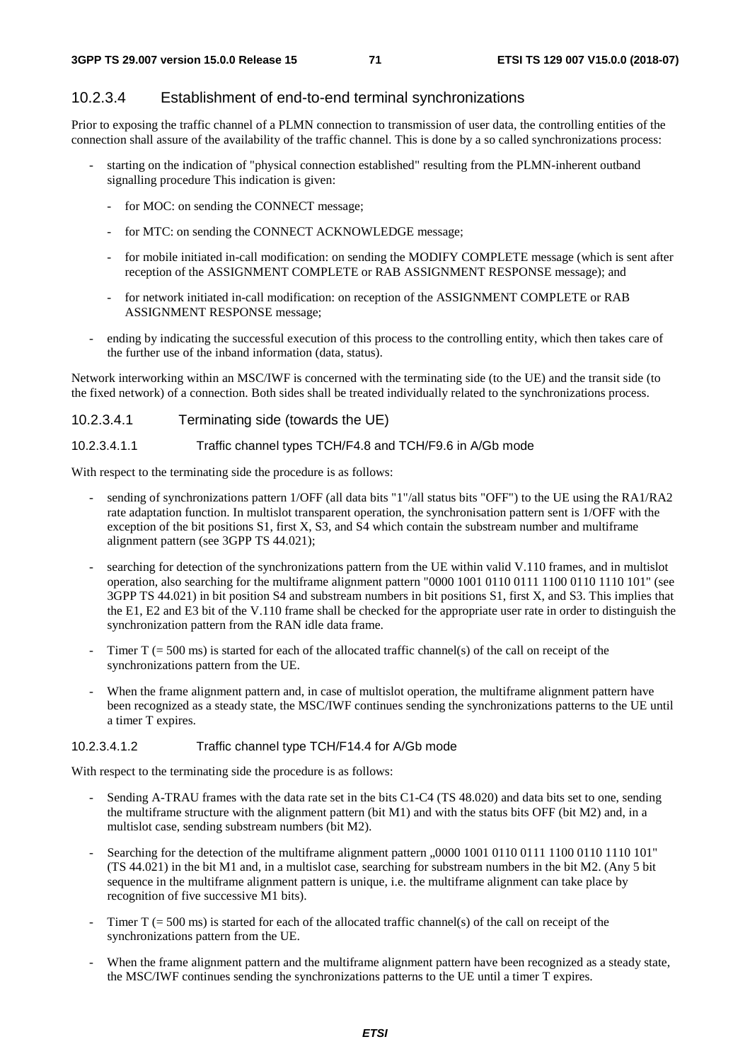#### 10.2.3.4 Establishment of end-to-end terminal synchronizations

Prior to exposing the traffic channel of a PLMN connection to transmission of user data, the controlling entities of the connection shall assure of the availability of the traffic channel. This is done by a so called synchronizations process:

- starting on the indication of "physical connection established" resulting from the PLMN-inherent outband signalling procedure This indication is given:
  - for MOC: on sending the CONNECT message;
  - for MTC: on sending the CONNECT ACKNOWLEDGE message;
  - for mobile initiated in-call modification: on sending the MODIFY COMPLETE message (which is sent after reception of the ASSIGNMENT COMPLETE or RAB ASSIGNMENT RESPONSE message); and
  - for network initiated in-call modification: on reception of the ASSIGNMENT COMPLETE or RAB ASSIGNMENT RESPONSE message;
- ending by indicating the successful execution of this process to the controlling entity, which then takes care of the further use of the inband information (data, status).

Network interworking within an MSC/IWF is concerned with the terminating side (to the UE) and the transit side (to the fixed network) of a connection. Both sides shall be treated individually related to the synchronizations process.

##### 10.2.3.4.1 Terminating side (towards the UE)

###### 10.2.3.4.1.1 Traffic channel types TCH/F4.8 and TCH/F9.6 in A/Gb mode

With respect to the terminating side the procedure is as follows:

- sending of synchronizations pattern 1/OFF (all data bits "1"/all status bits "OFF") to the UE using the RA1/RA2 rate adaptation function. In multislot transparent operation, the synchronisation pattern sent is 1/OFF with the exception of the bit positions S1, first X, S3, and S4 which contain the substream number and multiframe alignment pattern (see 3GPP TS 44.021);
- searching for detection of the synchronizations pattern from the UE within valid V.110 frames, and in multislot operation, also searching for the multiframe alignment pattern "0000 1001 0110 0111 1100 0110 1110 101" (see 3GPP TS 44.021) in bit position S4 and substream numbers in bit positions S1, first X, and S3. This implies that the E1, E2 and E3 bit of the V.110 frame shall be checked for the appropriate user rate in order to distinguish the synchronization pattern from the RAN idle data frame.
- Timer T (= 500 ms) is started for each of the allocated traffic channel(s) of the call on receipt of the synchronizations pattern from the UE.
- When the frame alignment pattern and, in case of multislot operation, the multiframe alignment pattern have been recognized as a steady state, the MSC/IWF continues sending the synchronizations patterns to the UE until a timer T expires.

###### 10.2.3.4.1.2 Traffic channel type TCH/F14.4 for A/Gb mode

With respect to the terminating side the procedure is as follows:

- Sending A-TRAU frames with the data rate set in the bits C1-C4 (TS 48.020) and data bits set to one, sending the multiframe structure with the alignment pattern (bit M1) and with the status bits OFF (bit M2) and, in a multislot case, sending substream numbers (bit M2).
- Searching for the detection of the multiframe alignment pattern „0000 1001 0110 0111 1100 0110 1110 101" (TS 44.021) in the bit M1 and, in a multislot case, searching for substream numbers in the bit M2. (Any 5 bit sequence in the multiframe alignment pattern is unique, i.e. the multiframe alignment can take place by recognition of five successive M1 bits).
- Timer T (= 500 ms) is started for each of the allocated traffic channel(s) of the call on receipt of the synchronizations pattern from the UE.
- When the frame alignment pattern and the multiframe alignment pattern have been recognized as a steady state, the MSC/IWF continues sending the synchronizations patterns to the UE until a timer T expires.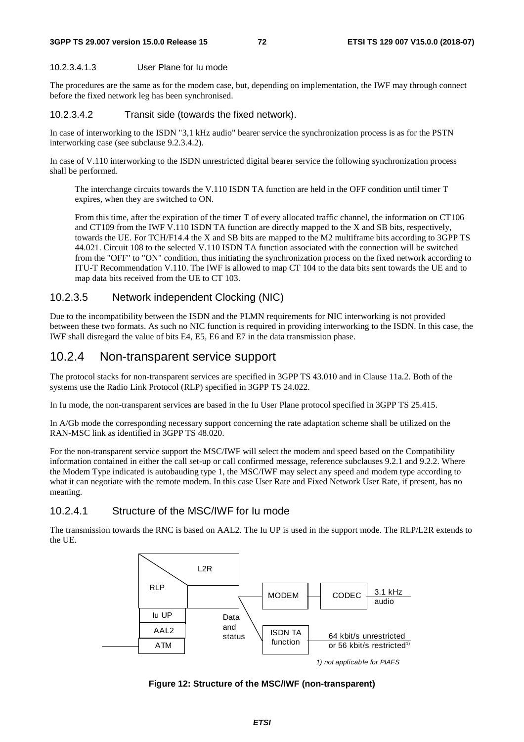##### 10.2.3.4.1.3 User Plane for Iu mode

The procedures are the same as for the modem case, but, depending on implementation, the IWF may through connect before the fixed network leg has been synchronised.

#### 10.2.3.4.2 Transit side (towards the fixed network).

In case of interworking to the ISDN "3,1 kHz audio" bearer service the synchronization process is as for the PSTN interworking case (see subclause 9.2.3.4.2).

In case of V.110 interworking to the ISDN unrestricted digital bearer service the following synchronization process shall be performed.

The interchange circuits towards the V.110 ISDN TA function are held in the OFF condition until timer T expires, when they are switched to ON.

From this time, after the expiration of the timer T of every allocated traffic channel, the information on CT106 and CT109 from the IWF V.110 ISDN TA function are directly mapped to the X and SB bits, respectively, towards the UE. For TCH/F14.4 the X and SB bits are mapped to the M2 multiframe bits according to 3GPP TS 44.021. Circuit 108 to the selected V.110 ISDN TA function associated with the connection will be switched from the "OFF" to "ON" condition, thus initiating the synchronization process on the fixed network according to ITU-T Recommendation V.110. The IWF is allowed to map CT 104 to the data bits sent towards the UE and to map data bits received from the UE to CT 103.

### 10.2.3.5 Network independent Clocking (NIC)

Due to the incompatibility between the ISDN and the PLMN requirements for NIC interworking is not provided between these two formats. As such no NIC function is required in providing interworking to the ISDN. In this case, the IWF shall disregard the value of bits E4, E5, E6 and E7 in the data transmission phase.

## 10.2.4 Non-transparent service support

The protocol stacks for non-transparent services are specified in 3GPP TS 43.010 and in Clause 11a.2. Both of the systems use the Radio Link Protocol (RLP) specified in 3GPP TS 24.022.

In Iu mode, the non-transparent services are based in the Iu User Plane protocol specified in 3GPP TS 25.415.

In A/Gb mode the corresponding necessary support concerning the rate adaptation scheme shall be utilized on the RAN-MSC link as identified in 3GPP TS 48.020.

For the non-transparent service support the MSC/IWF will select the modem and speed based on the Compatibility information contained in either the call set-up or call confirmed message, reference subclauses 9.2.1 and 9.2.2. Where the Modem Type indicated is autobauding type 1, the MSC/IWF may select any speed and modem type according to what it can negotiate with the remote modem. In this case User Rate and Fixed Network User Rate, if present, has no meaning.

### 10.2.4.1 Structure of the MSC/IWF for Iu mode

The transmission towards the RNC is based on AAL2. The Iu UP is used in the support mode. The RLP/L2R extends to the UE.

L2R | RLP | Iu UP | AAL2 | ATM | Data and status | MODEM | CODEC | 3.1 kHz audio | ISDN TA function | 64 kbit/s unrestricted or 56 kbit/s restricted[1)]

1) not applicable for PIAFS

**Figure 12: Structure of the MSC/IWF (non-transparent)**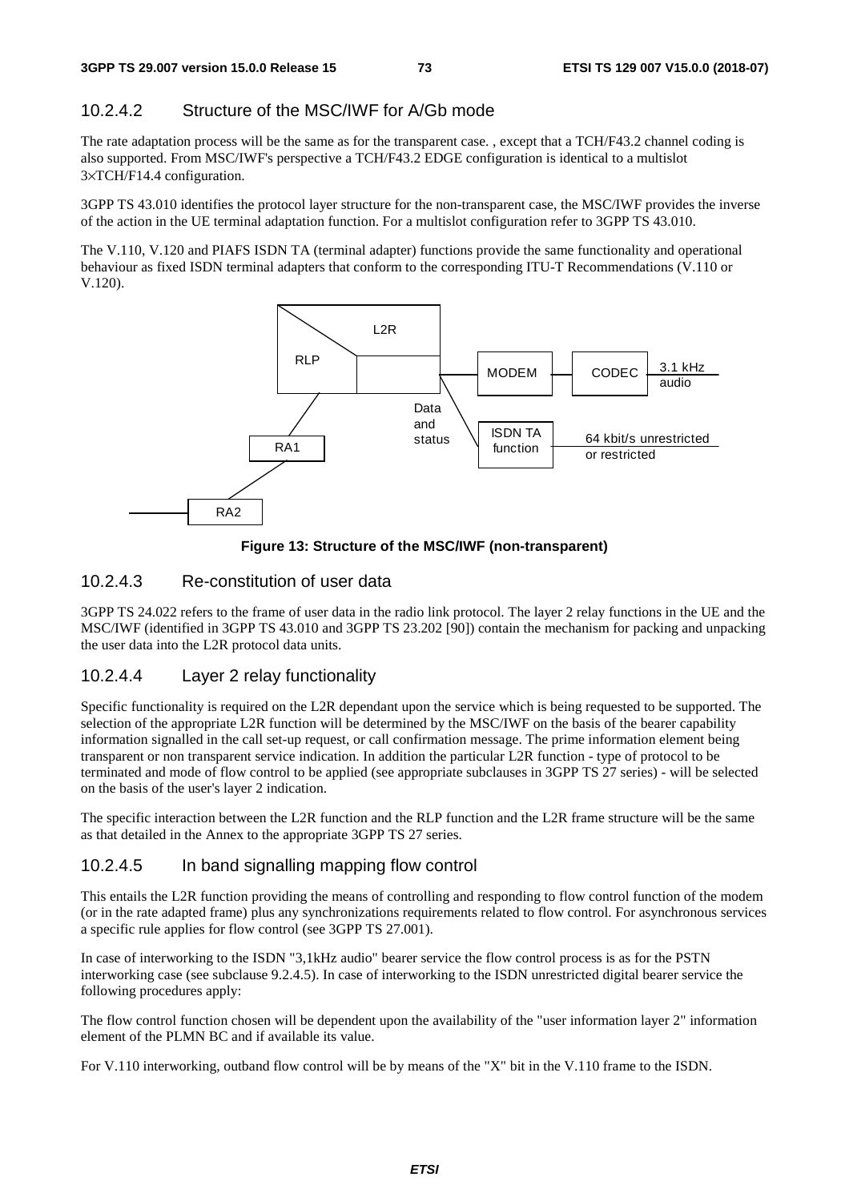### 10.2.4.2 Structure of the MSC/IWF for A/Gb mode

The rate adaptation process will be the same as for the transparent case. , except that a TCH/F43.2 channel coding is also supported. From MSC/IWF's perspective a TCH/F43.2 EDGE configuration is identical to a multislot 3×TCH/F14.4 configuration.

3GPP TS 43.010 identifies the protocol layer structure for the non-transparent case, the MSC/IWF provides the inverse of the action in the UE terminal adaptation function. For a multislot configuration refer to 3GPP TS 43.010.

The V.110, V.120 and PIAFS ISDN TA (terminal adapter) functions provide the same functionality and operational behaviour as fixed ISDN terminal adapters that conform to the corresponding ITU-T Recommendations (V.110 or V.120).

**Figure 13: Structure of the MSC/IWF (non-transparent)**

### 10.2.4.3 Re-constitution of user data

3GPP TS 24.022 refers to the frame of user data in the radio link protocol. The layer 2 relay functions in the UE and the MSC/IWF (identified in 3GPP TS 43.010 and 3GPP TS 23.202 [90]) contain the mechanism for packing and unpacking the user data into the L2R protocol data units.

### 10.2.4.4 Layer 2 relay functionality

Specific functionality is required on the L2R dependant upon the service which is being requested to be supported. The selection of the appropriate L2R function will be determined by the MSC/IWF on the basis of the bearer capability information signalled in the call set-up request, or call confirmation message. The prime information element being transparent or non transparent service indication. In addition the particular L2R function - type of protocol to be terminated and mode of flow control to be applied (see appropriate subclauses in 3GPP TS 27 series) - will be selected on the basis of the user's layer 2 indication.

The specific interaction between the L2R function and the RLP function and the L2R frame structure will be the same as that detailed in the Annex to the appropriate 3GPP TS 27 series.

### 10.2.4.5 In band signalling mapping flow control

This entails the L2R function providing the means of controlling and responding to flow control function of the modem (or in the rate adapted frame) plus any synchronizations requirements related to flow control. For asynchronous services a specific rule applies for flow control (see 3GPP TS 27.001).

In case of interworking to the ISDN "3,1kHz audio" bearer service the flow control process is as for the PSTN interworking case (see subclause 9.2.4.5). In case of interworking to the ISDN unrestricted digital bearer service the following procedures apply:

The flow control function chosen will be dependent upon the availability of the "user information layer 2" information element of the PLMN BC and if available its value.

For V.110 interworking, outband flow control will be by means of the "X" bit in the V.110 frame to the ISDN.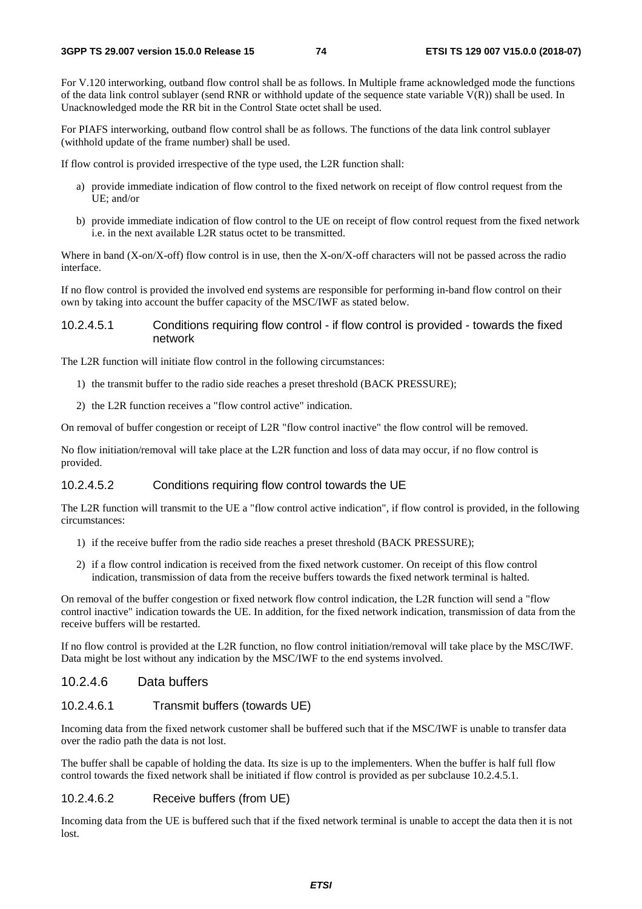For V.120 interworking, outband flow control shall be as follows. In Multiple frame acknowledged mode the functions of the data link control sublayer (send RNR or withhold update of the sequence state variable V(R)) shall be used. In Unacknowledged mode the RR bit in the Control State octet shall be used.

For PIAFS interworking, outband flow control shall be as follows. The functions of the data link control sublayer (withhold update of the frame number) shall be used.

If flow control is provided irrespective of the type used, the L2R function shall:

a) provide immediate indication of flow control to the fixed network on receipt of flow control request from the UE; and/or

b) provide immediate indication of flow control to the UE on receipt of flow control request from the fixed network i.e. in the next available L2R status octet to be transmitted.

Where in band (X-on/X-off) flow control is in use, then the X-on/X-off characters will not be passed across the radio interface.

If no flow control is provided the involved end systems are responsible for performing in-band flow control on their own by taking into account the buffer capacity of the MSC/IWF as stated below.

##### 10.2.4.5.1 Conditions requiring flow control - if flow control is provided - towards the fixed network

The L2R function will initiate flow control in the following circumstances:

1) the transmit buffer to the radio side reaches a preset threshold (BACK PRESSURE);

2) the L2R function receives a "flow control active" indication.

On removal of buffer congestion or receipt of L2R "flow control inactive" the flow control will be removed.

No flow initiation/removal will take place at the L2R function and loss of data may occur, if no flow control is provided.

##### 10.2.4.5.2 Conditions requiring flow control towards the UE

The L2R function will transmit to the UE a "flow control active indication", if flow control is provided, in the following circumstances:

1) if the receive buffer from the radio side reaches a preset threshold (BACK PRESSURE);

2) if a flow control indication is received from the fixed network customer. On receipt of this flow control indication, transmission of data from the receive buffers towards the fixed network terminal is halted.

On removal of the buffer congestion or fixed network flow control indication, the L2R function will send a "flow control inactive" indication towards the UE. In addition, for the fixed network indication, transmission of data from the receive buffers will be restarted.

If no flow control is provided at the L2R function, no flow control initiation/removal will take place by the MSC/IWF. Data might be lost without any indication by the MSC/IWF to the end systems involved.

#### 10.2.4.6 Data buffers

##### 10.2.4.6.1 Transmit buffers (towards UE)

Incoming data from the fixed network customer shall be buffered such that if the MSC/IWF is unable to transfer data over the radio path the data is not lost.

The buffer shall be capable of holding the data. Its size is up to the implementers. When the buffer is half full flow control towards the fixed network shall be initiated if flow control is provided as per subclause 10.2.4.5.1.

##### 10.2.4.6.2 Receive buffers (from UE)

Incoming data from the UE is buffered such that if the fixed network terminal is unable to accept the data then it is not lost.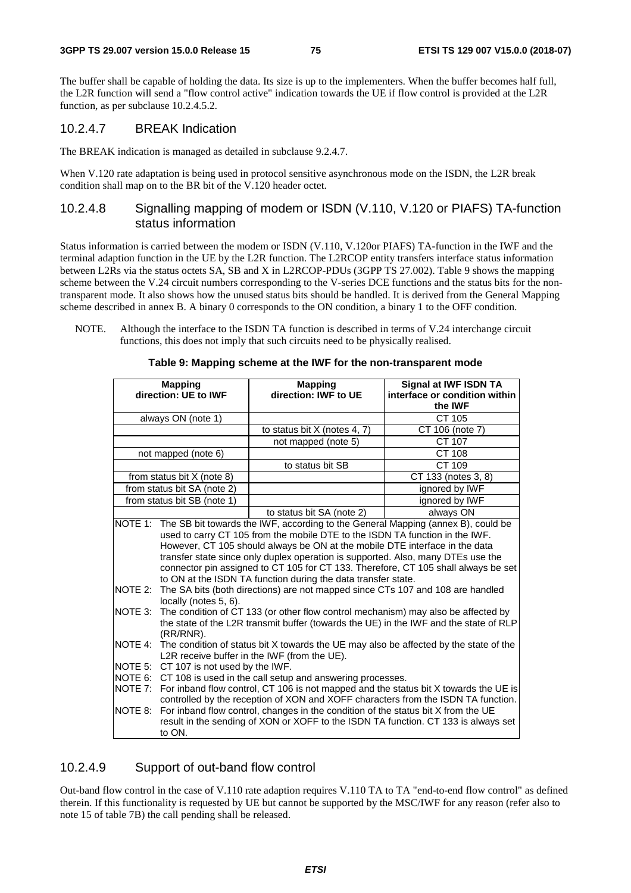The buffer shall be capable of holding the data. Its size is up to the implementers. When the buffer becomes half full, the L2R function will send a "flow control active" indication towards the UE if flow control is provided at the L2R function, as per subclause 10.2.4.5.2.

### 10.2.4.7 BREAK Indication

The BREAK indication is managed as detailed in subclause 9.2.4.7.

When V.120 rate adaptation is being used in protocol sensitive asynchronous mode on the ISDN, the L2R break condition shall map on to the BR bit of the V.120 header octet.

### 10.2.4.8 Signalling mapping of modem or ISDN (V.110, V.120 or PIAFS) TA-function status information

Status information is carried between the modem or ISDN (V.110, V.120or PIAFS) TA-function in the IWF and the terminal adaption function in the UE by the L2R function. The L2RCOP entity transfers interface status information between L2Rs via the status octets SA, SB and X in L2RCOP-PDUs (3GPP TS 27.002). Table 9 shows the mapping scheme between the V.24 circuit numbers corresponding to the V-series DCE functions and the status bits for the non-transparent mode. It also shows how the unused status bits should be handled. It is derived from the General Mapping scheme described in annex B. A binary 0 corresponds to the ON condition, a binary 1 to the OFF condition.

NOTE. Although the interface to the ISDN TA function is described in terms of V.24 interchange circuit functions, this does not imply that such circuits need to be physically realised.

**Table 9: Mapping scheme at the IWF for the non-transparent mode**

| Mapping direction: UE to IWF | Mapping direction: IWF to UE | Signal at IWF ISDN TA interface or condition within the IWF |
|---|---|---|
| always ON (note 1) | | CT 105 |
| | to status bit X (notes 4, 7) | CT 106 (note 7) |
| | not mapped (note 5) | CT 107 |
| not mapped (note 6) | | CT 108 |
| | to status bit SB | CT 109 |
| from status bit X (note 8) | | CT 133 (notes 3, 8) |
| from status bit SA (note 2) | | ignored by IWF |
| from status bit SB (note 1) | | ignored by IWF |
| | to status bit SA (note 2) | always ON |

NOTE 1: The SB bit towards the IWF, according to the General Mapping (annex B), could be used to carry CT 105 from the mobile DTE to the ISDN TA function in the IWF. However, CT 105 should always be ON at the mobile DTE interface in the data transfer state since only duplex operation is supported. Also, many DTEs use the connector pin assigned to CT 105 for CT 133. Therefore, CT 105 shall always be set to ON at the ISDN TA function during the data transfer state.

NOTE 2: The SA bits (both directions) are not mapped since CTs 107 and 108 are handled locally (notes 5, 6).

NOTE 3: The condition of CT 133 (or other flow control mechanism) may also be affected by the state of the L2R transmit buffer (towards the UE) in the IWF and the state of RLP (RR/RNR).

NOTE 4: The condition of status bit X towards the UE may also be affected by the state of the L2R receive buffer in the IWF (from the UE).

NOTE 5: CT 107 is not used by the IWF.

NOTE 6: CT 108 is used in the call setup and answering processes.

NOTE 7: For inband flow control, CT 106 is not mapped and the status bit X towards the UE is controlled by the reception of XON and XOFF characters from the ISDN TA function.

NOTE 8: For inband flow control, changes in the condition of the status bit X from the UE result in the sending of XON or XOFF to the ISDN TA function. CT 133 is always set to ON.

### 10.2.4.9 Support of out-band flow control

Out-band flow control in the case of V.110 rate adaption requires V.110 TA to TA "end-to-end flow control" as defined therein. If this functionality is requested by UE but cannot be supported by the MSC/IWF for any reason (refer also to note 15 of table 7B) the call pending shall be released.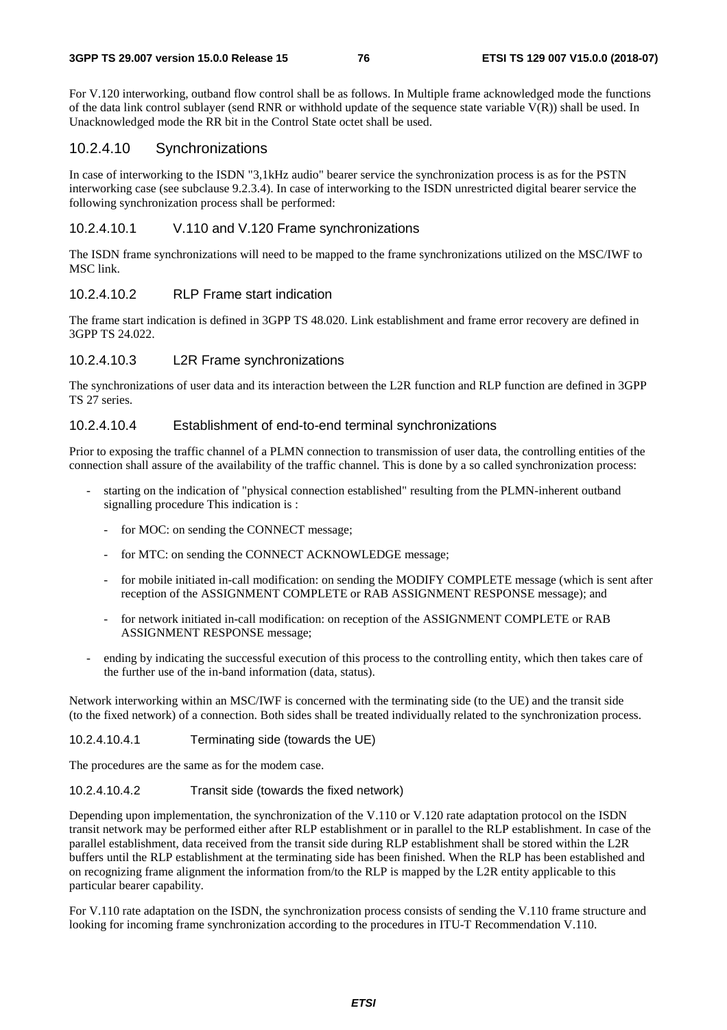For V.120 interworking, outband flow control shall be as follows. In Multiple frame acknowledged mode the functions of the data link control sublayer (send RNR or withhold update of the sequence state variable V(R)) shall be used. In Unacknowledged mode the RR bit in the Control State octet shall be used.

#### 10.2.4.10 Synchronizations

In case of interworking to the ISDN "3,1kHz audio" bearer service the synchronization process is as for the PSTN interworking case (see subclause 9.2.3.4). In case of interworking to the ISDN unrestricted digital bearer service the following synchronization process shall be performed:

##### 10.2.4.10.1 V.110 and V.120 Frame synchronizations

The ISDN frame synchronizations will need to be mapped to the frame synchronizations utilized on the MSC/IWF to MSC link.

##### 10.2.4.10.2 RLP Frame start indication

The frame start indication is defined in 3GPP TS 48.020. Link establishment and frame error recovery are defined in 3GPP TS 24.022.

##### 10.2.4.10.3 L2R Frame synchronizations

The synchronizations of user data and its interaction between the L2R function and RLP function are defined in 3GPP TS 27 series.

##### 10.2.4.10.4 Establishment of end-to-end terminal synchronizations

Prior to exposing the traffic channel of a PLMN connection to transmission of user data, the controlling entities of the connection shall assure of the availability of the traffic channel. This is done by a so called synchronization process:

- starting on the indication of "physical connection established" resulting from the PLMN-inherent outband signalling procedure This indication is :
  - for MOC: on sending the CONNECT message;
  - for MTC: on sending the CONNECT ACKNOWLEDGE message;
  - for mobile initiated in-call modification: on sending the MODIFY COMPLETE message (which is sent after reception of the ASSIGNMENT COMPLETE or RAB ASSIGNMENT RESPONSE message); and
  - for network initiated in-call modification: on reception of the ASSIGNMENT COMPLETE or RAB ASSIGNMENT RESPONSE message;
- ending by indicating the successful execution of this process to the controlling entity, which then takes care of the further use of the in-band information (data, status).

Network interworking within an MSC/IWF is concerned with the terminating side (to the UE) and the transit side (to the fixed network) of a connection. Both sides shall be treated individually related to the synchronization process.

###### 10.2.4.10.4.1 Terminating side (towards the UE)

The procedures are the same as for the modem case.

###### 10.2.4.10.4.2 Transit side (towards the fixed network)

Depending upon implementation, the synchronization of the V.110 or V.120 rate adaptation protocol on the ISDN transit network may be performed either after RLP establishment or in parallel to the RLP establishment. In case of the parallel establishment, data received from the transit side during RLP establishment shall be stored within the L2R buffers until the RLP establishment at the terminating side has been finished. When the RLP has been established and on recognizing frame alignment the information from/to the RLP is mapped by the L2R entity applicable to this particular bearer capability.

For V.110 rate adaptation on the ISDN, the synchronization process consists of sending the V.110 frame structure and looking for incoming frame synchronization according to the procedures in ITU-T Recommendation V.110.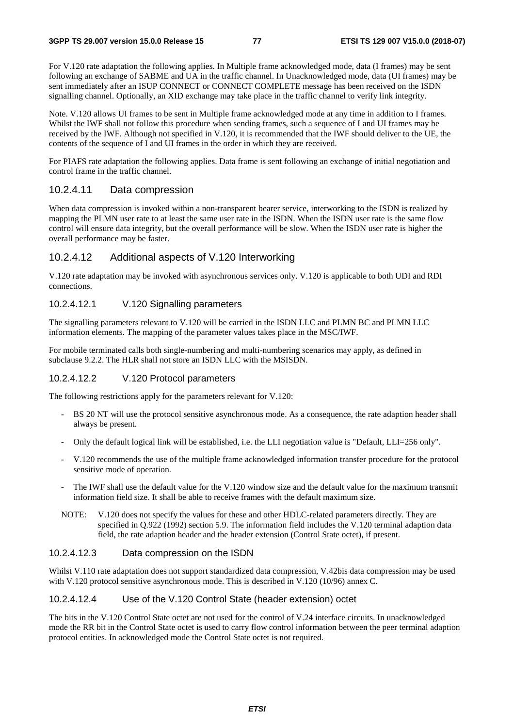For V.120 rate adaptation the following applies. In Multiple frame acknowledged mode, data (I frames) may be sent following an exchange of SABME and UA in the traffic channel. In Unacknowledged mode, data (UI frames) may be sent immediately after an ISUP CONNECT or CONNECT COMPLETE message has been received on the ISDN signalling channel. Optionally, an XID exchange may take place in the traffic channel to verify link integrity.

Note. V.120 allows UI frames to be sent in Multiple frame acknowledged mode at any time in addition to I frames. Whilst the IWF shall not follow this procedure when sending frames, such a sequence of I and UI frames may be received by the IWF. Although not specified in V.120, it is recommended that the IWF should deliver to the UE, the contents of the sequence of I and UI frames in the order in which they are received.

For PIAFS rate adaptation the following applies. Data frame is sent following an exchange of initial negotiation and control frame in the traffic channel.

#### 10.2.4.11 Data compression

When data compression is invoked within a non-transparent bearer service, interworking to the ISDN is realized by mapping the PLMN user rate to at least the same user rate in the ISDN. When the ISDN user rate is the same flow control will ensure data integrity, but the overall performance will be slow. When the ISDN user rate is higher the overall performance may be faster.

#### 10.2.4.12 Additional aspects of V.120 Interworking

V.120 rate adaptation may be invoked with asynchronous services only. V.120 is applicable to both UDI and RDI connections.

##### 10.2.4.12.1 V.120 Signalling parameters

The signalling parameters relevant to V.120 will be carried in the ISDN LLC and PLMN BC and PLMN LLC information elements. The mapping of the parameter values takes place in the MSC/IWF.

For mobile terminated calls both single-numbering and multi-numbering scenarios may apply, as defined in subclause 9.2.2. The HLR shall not store an ISDN LLC with the MSISDN.

##### 10.2.4.12.2 V.120 Protocol parameters

The following restrictions apply for the parameters relevant for V.120:

- BS 20 NT will use the protocol sensitive asynchronous mode. As a consequence, the rate adaption header shall always be present.
- Only the default logical link will be established, i.e. the LLI negotiation value is "Default, LLI=256 only".
- V.120 recommends the use of the multiple frame acknowledged information transfer procedure for the protocol sensitive mode of operation.
- The IWF shall use the default value for the V.120 window size and the default value for the maximum transmit information field size. It shall be able to receive frames with the default maximum size.

NOTE: V.120 does not specify the values for these and other HDLC-related parameters directly. They are specified in Q.922 (1992) section 5.9. The information field includes the V.120 terminal adaption data field, the rate adaption header and the header extension (Control State octet), if present.

##### 10.2.4.12.3 Data compression on the ISDN

Whilst V.110 rate adaptation does not support standardized data compression, V.42bis data compression may be used with V.120 protocol sensitive asynchronous mode. This is described in V.120 (10/96) annex C.

##### 10.2.4.12.4 Use of the V.120 Control State (header extension) octet

The bits in the V.120 Control State octet are not used for the control of V.24 interface circuits. In unacknowledged mode the RR bit in the Control State octet is used to carry flow control information between the peer terminal adaption protocol entities. In acknowledged mode the Control State octet is not required.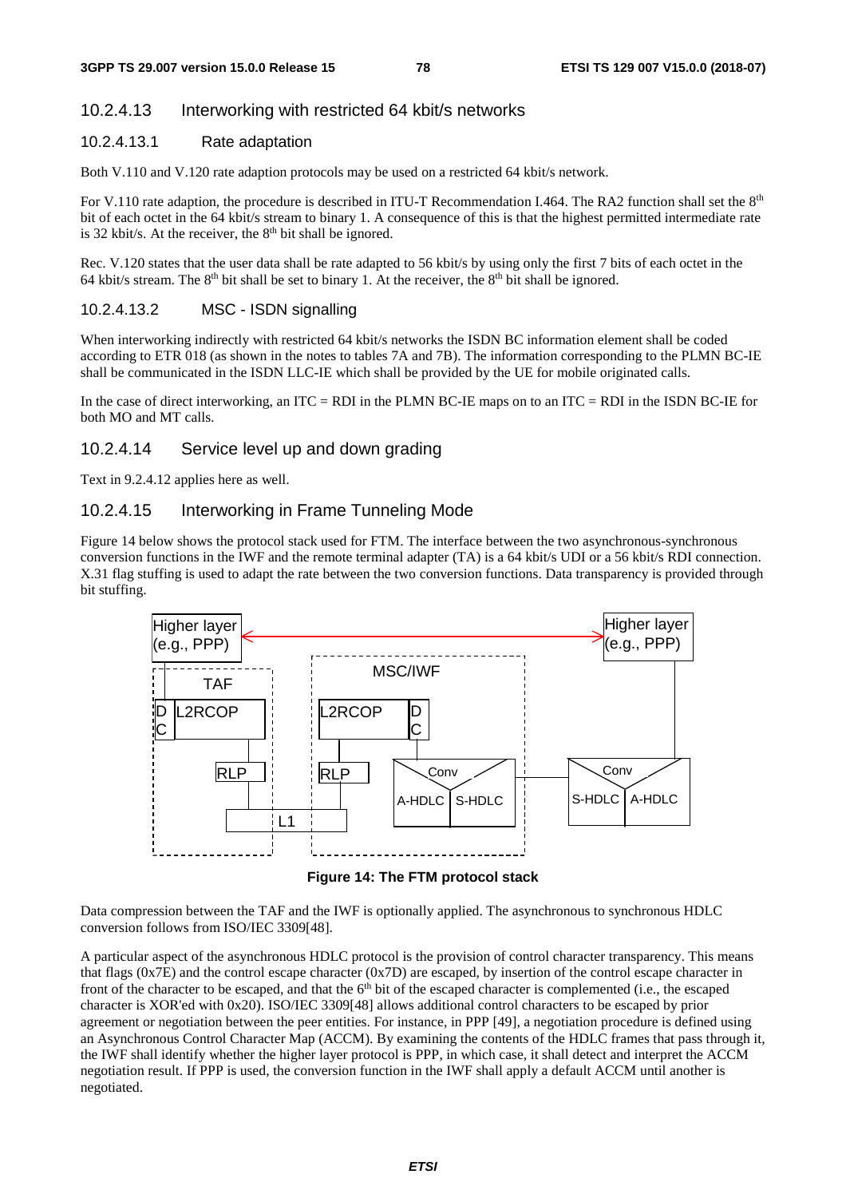### 10.2.4.13 Interworking with restricted 64 kbit/s networks

#### 10.2.4.13.1 Rate adaptation

Both V.110 and V.120 rate adaption protocols may be used on a restricted 64 kbit/s network.

For V.110 rate adaption, the procedure is described in ITU-T Recommendation I.464. The RA2 function shall set the 8th bit of each octet in the 64 kbit/s stream to binary 1. A consequence of this is that the highest permitted intermediate rate is 32 kbit/s. At the receiver, the 8th bit shall be ignored.

Rec. V.120 states that the user data shall be rate adapted to 56 kbit/s by using only the first 7 bits of each octet in the 64 kbit/s stream. The 8th bit shall be set to binary 1. At the receiver, the 8th bit shall be ignored.

#### 10.2.4.13.2 MSC - ISDN signalling

When interworking indirectly with restricted 64 kbit/s networks the ISDN BC information element shall be coded according to ETR 018 (as shown in the notes to tables 7A and 7B). The information corresponding to the PLMN BC-IE shall be communicated in the ISDN LLC-IE which shall be provided by the UE for mobile originated calls.

In the case of direct interworking, an ITC = RDI in the PLMN BC-IE maps on to an ITC = RDI in the ISDN BC-IE for both MO and MT calls.

### 10.2.4.14 Service level up and down grading

Text in 9.2.4.12 applies here as well.

### 10.2.4.15 Interworking in Frame Tunneling Mode

Figure 14 below shows the protocol stack used for FTM. The interface between the two asynchronous-synchronous conversion functions in the IWF and the remote terminal adapter (TA) is a 64 kbit/s UDI or a 56 kbit/s RDI connection. X.31 flag stuffing is used to adapt the rate between the two conversion functions. Data transparency is provided through bit stuffing.

**Figure 14: The FTM protocol stack**

Data compression between the TAF and the IWF is optionally applied. The asynchronous to synchronous HDLC conversion follows from ISO/IEC 3309[48].

A particular aspect of the asynchronous HDLC protocol is the provision of control character transparency. This means that flags (0x7E) and the control escape character (0x7D) are escaped, by insertion of the control escape character in front of the character to be escaped, and that the 6th bit of the escaped character is complemented (i.e., the escaped character is XOR'ed with 0x20). ISO/IEC 3309[48] allows additional control characters to be escaped by prior agreement or negotiation between the peer entities. For instance, in PPP [49], a negotiation procedure is defined using an Asynchronous Control Character Map (ACCM). By examining the contents of the HDLC frames that pass through it, the IWF shall identify whether the higher layer protocol is PPP, in which case, it shall detect and interpret the ACCM negotiation result. If PPP is used, the conversion function in the IWF shall apply a default ACCM until another is negotiated.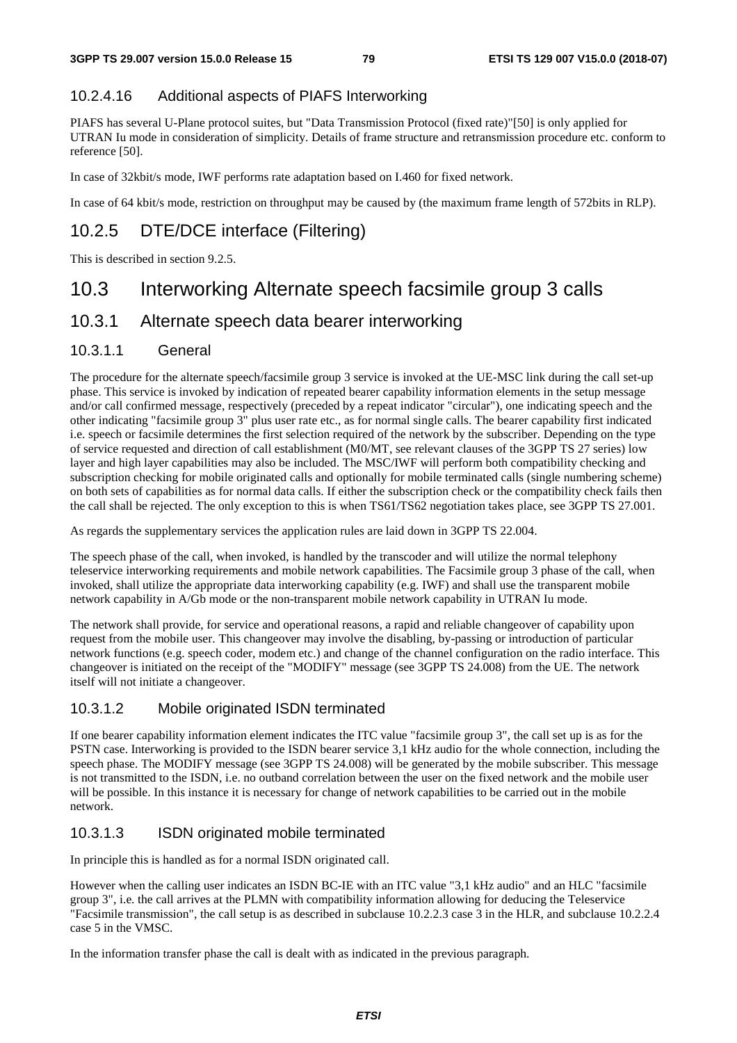#### 10.2.4.16 Additional aspects of PIAFS Interworking

PIAFS has several U-Plane protocol suites, but "Data Transmission Protocol (fixed rate)"[50] is only applied for UTRAN Iu mode in consideration of simplicity. Details of frame structure and retransmission procedure etc. conform to reference [50].

In case of 32kbit/s mode, IWF performs rate adaptation based on I.460 for fixed network.

In case of 64 kbit/s mode, restriction on throughput may be caused by (the maximum frame length of 572bits in RLP).

### 10.2.5 DTE/DCE interface (Filtering)

This is described in section 9.2.5.

## 10.3 Interworking Alternate speech facsimile group 3 calls

### 10.3.1 Alternate speech data bearer interworking

#### 10.3.1.1 General

The procedure for the alternate speech/facsimile group 3 service is invoked at the UE-MSC link during the call set-up phase. This service is invoked by indication of repeated bearer capability information elements in the setup message and/or call confirmed message, respectively (preceded by a repeat indicator "circular"), one indicating speech and the other indicating "facsimile group 3" plus user rate etc., as for normal single calls. The bearer capability first indicated i.e. speech or facsimile determines the first selection required of the network by the subscriber. Depending on the type of service requested and direction of call establishment (M0/MT, see relevant clauses of the 3GPP TS 27 series) low layer and high layer capabilities may also be included. The MSC/IWF will perform both compatibility checking and subscription checking for mobile originated calls and optionally for mobile terminated calls (single numbering scheme) on both sets of capabilities as for normal data calls. If either the subscription check or the compatibility check fails then the call shall be rejected. The only exception to this is when TS61/TS62 negotiation takes place, see 3GPP TS 27.001.

As regards the supplementary services the application rules are laid down in 3GPP TS 22.004.

The speech phase of the call, when invoked, is handled by the transcoder and will utilize the normal telephony teleservice interworking requirements and mobile network capabilities. The Facsimile group 3 phase of the call, when invoked, shall utilize the appropriate data interworking capability (e.g. IWF) and shall use the transparent mobile network capability in A/Gb mode or the non-transparent mobile network capability in UTRAN Iu mode.

The network shall provide, for service and operational reasons, a rapid and reliable changeover of capability upon request from the mobile user. This changeover may involve the disabling, by-passing or introduction of particular network functions (e.g. speech coder, modem etc.) and change of the channel configuration on the radio interface. This changeover is initiated on the receipt of the "MODIFY" message (see 3GPP TS 24.008) from the UE. The network itself will not initiate a changeover.

#### 10.3.1.2 Mobile originated ISDN terminated

If one bearer capability information element indicates the ITC value "facsimile group 3", the call set up is as for the PSTN case. Interworking is provided to the ISDN bearer service 3,1 kHz audio for the whole connection, including the speech phase. The MODIFY message (see 3GPP TS 24.008) will be generated by the mobile subscriber. This message is not transmitted to the ISDN, i.e. no outband correlation between the user on the fixed network and the mobile user will be possible. In this instance it is necessary for change of network capabilities to be carried out in the mobile network.

#### 10.3.1.3 ISDN originated mobile terminated

In principle this is handled as for a normal ISDN originated call.

However when the calling user indicates an ISDN BC-IE with an ITC value "3,1 kHz audio" and an HLC "facsimile group 3", i.e. the call arrives at the PLMN with compatibility information allowing for deducing the Teleservice "Facsimile transmission", the call setup is as described in subclause 10.2.2.3 case 3 in the HLR, and subclause 10.2.2.4 case 5 in the VMSC.

In the information transfer phase the call is dealt with as indicated in the previous paragraph.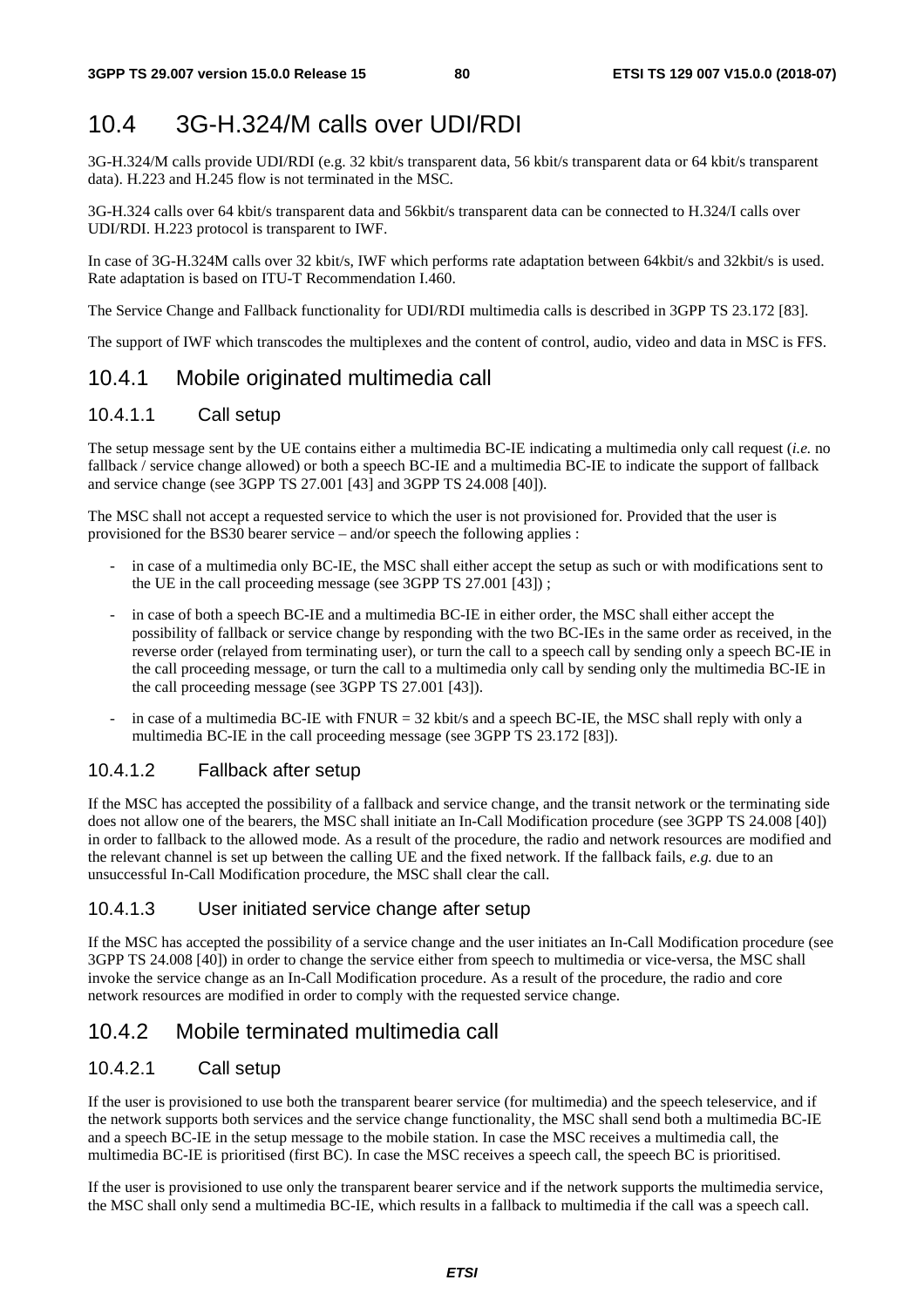# 10.4 3G-H.324/M calls over UDI/RDI

3G-H.324/M calls provide UDI/RDI (e.g. 32 kbit/s transparent data, 56 kbit/s transparent data or 64 kbit/s transparent data). H.223 and H.245 flow is not terminated in the MSC.

3G-H.324 calls over 64 kbit/s transparent data and 56kbit/s transparent data can be connected to H.324/I calls over UDI/RDI. H.223 protocol is transparent to IWF.

In case of 3G-H.324M calls over 32 kbit/s, IWF which performs rate adaptation between 64kbit/s and 32kbit/s is used. Rate adaptation is based on ITU-T Recommendation I.460.

The Service Change and Fallback functionality for UDI/RDI multimedia calls is described in 3GPP TS 23.172 [83].

The support of IWF which transcodes the multiplexes and the content of control, audio, video and data in MSC is FFS.

## 10.4.1 Mobile originated multimedia call

### 10.4.1.1 Call setup

The setup message sent by the UE contains either a multimedia BC-IE indicating a multimedia only call request (*i.e.* no fallback / service change allowed) or both a speech BC-IE and a multimedia BC-IE to indicate the support of fallback and service change (see 3GPP TS 27.001 [43] and 3GPP TS 24.008 [40]).

The MSC shall not accept a requested service to which the user is not provisioned for. Provided that the user is provisioned for the BS30 bearer service – and/or speech the following applies :

- in case of a multimedia only BC-IE, the MSC shall either accept the setup as such or with modifications sent to the UE in the call proceeding message (see 3GPP TS 27.001 [43]) ;
- in case of both a speech BC-IE and a multimedia BC-IE in either order, the MSC shall either accept the possibility of fallback or service change by responding with the two BC-IEs in the same order as received, in the reverse order (relayed from terminating user), or turn the call to a speech call by sending only a speech BC-IE in the call proceeding message, or turn the call to a multimedia only call by sending only the multimedia BC-IE in the call proceeding message (see 3GPP TS 27.001 [43]).
- in case of a multimedia BC-IE with FNUR = 32 kbit/s and a speech BC-IE, the MSC shall reply with only a multimedia BC-IE in the call proceeding message (see 3GPP TS 23.172 [83]).

### 10.4.1.2 Fallback after setup

If the MSC has accepted the possibility of a fallback and service change, and the transit network or the terminating side does not allow one of the bearers, the MSC shall initiate an In-Call Modification procedure (see 3GPP TS 24.008 [40]) in order to fallback to the allowed mode. As a result of the procedure, the radio and network resources are modified and the relevant channel is set up between the calling UE and the fixed network. If the fallback fails, *e.g.* due to an unsuccessful In-Call Modification procedure, the MSC shall clear the call.

### 10.4.1.3 User initiated service change after setup

If the MSC has accepted the possibility of a service change and the user initiates an In-Call Modification procedure (see 3GPP TS 24.008 [40]) in order to change the service either from speech to multimedia or vice-versa, the MSC shall invoke the service change as an In-Call Modification procedure. As a result of the procedure, the radio and core network resources are modified in order to comply with the requested service change.

## 10.4.2 Mobile terminated multimedia call

### 10.4.2.1 Call setup

If the user is provisioned to use both the transparent bearer service (for multimedia) and the speech teleservice, and if the network supports both services and the service change functionality, the MSC shall send both a multimedia BC-IE and a speech BC-IE in the setup message to the mobile station. In case the MSC receives a multimedia call, the multimedia BC-IE is prioritised (first BC). In case the MSC receives a speech call, the speech BC is prioritised.

If the user is provisioned to use only the transparent bearer service and if the network supports the multimedia service, the MSC shall only send a multimedia BC-IE, which results in a fallback to multimedia if the call was a speech call.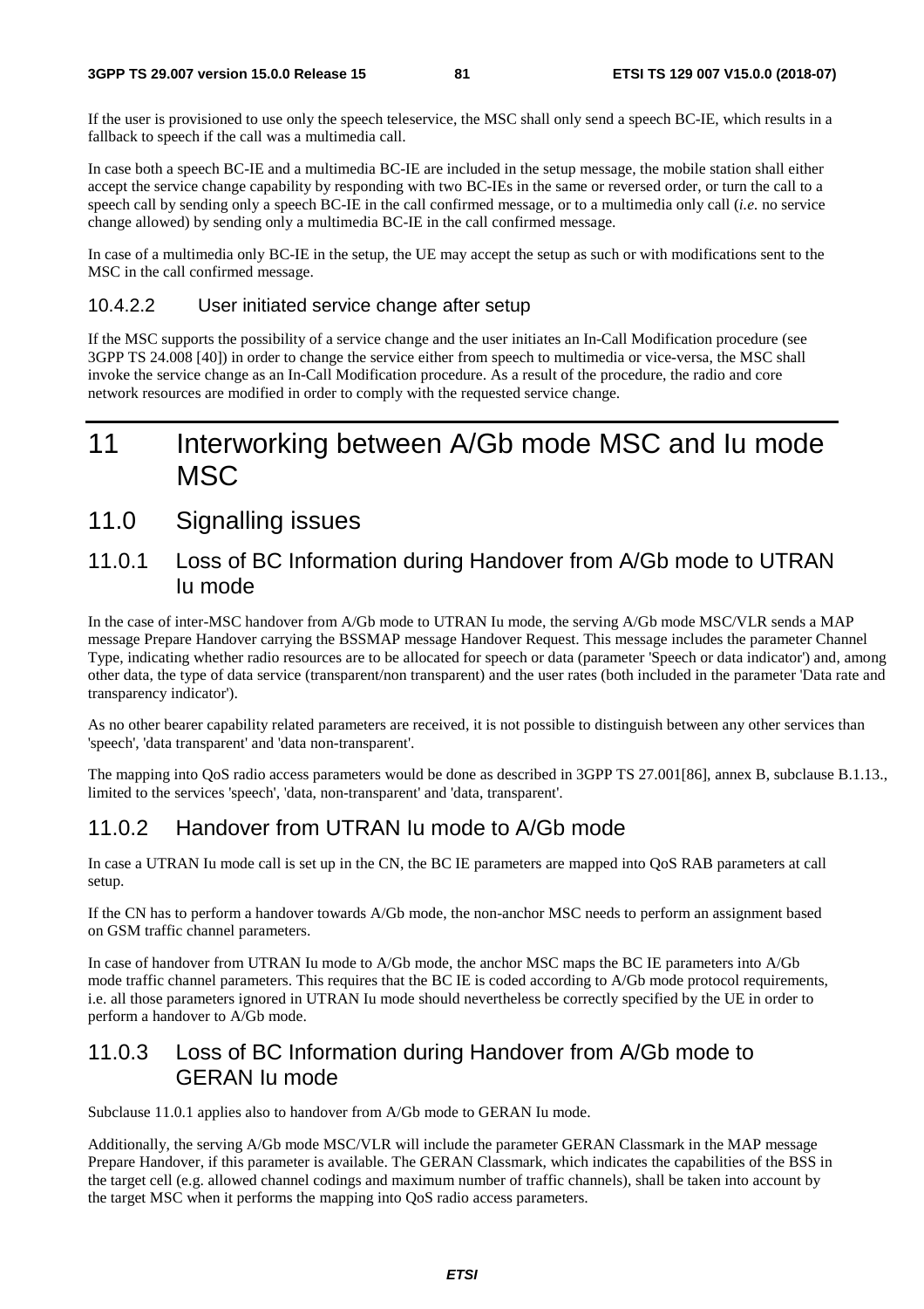If the user is provisioned to use only the speech teleservice, the MSC shall only send a speech BC-IE, which results in a fallback to speech if the call was a multimedia call.

In case both a speech BC-IE and a multimedia BC-IE are included in the setup message, the mobile station shall either accept the service change capability by responding with two BC-IEs in the same or reversed order, or turn the call to a speech call by sending only a speech BC-IE in the call confirmed message, or to a multimedia only call (*i.e.* no service change allowed) by sending only a multimedia BC-IE in the call confirmed message.

In case of a multimedia only BC-IE in the setup, the UE may accept the setup as such or with modifications sent to the MSC in the call confirmed message.

#### 10.4.2.2 User initiated service change after setup

If the MSC supports the possibility of a service change and the user initiates an In-Call Modification procedure (see 3GPP TS 24.008 [40]) in order to change the service either from speech to multimedia or vice-versa, the MSC shall invoke the service change as an In-Call Modification procedure. As a result of the procedure, the radio and core network resources are modified in order to comply with the requested service change.

# 11 Interworking between A/Gb mode MSC and Iu mode MSC

## 11.0 Signalling issues

### 11.0.1 Loss of BC Information during Handover from A/Gb mode to UTRAN Iu mode

In the case of inter-MSC handover from A/Gb mode to UTRAN Iu mode, the serving A/Gb mode MSC/VLR sends a MAP message Prepare Handover carrying the BSSMAP message Handover Request. This message includes the parameter Channel Type, indicating whether radio resources are to be allocated for speech or data (parameter 'Speech or data indicator') and, among other data, the type of data service (transparent/non transparent) and the user rates (both included in the parameter 'Data rate and transparency indicator').

As no other bearer capability related parameters are received, it is not possible to distinguish between any other services than 'speech', 'data transparent' and 'data non-transparent'.

The mapping into QoS radio access parameters would be done as described in 3GPP TS 27.001[86], annex B, subclause B.1.13., limited to the services 'speech', 'data, non-transparent' and 'data, transparent'.

### 11.0.2 Handover from UTRAN Iu mode to A/Gb mode

In case a UTRAN Iu mode call is set up in the CN, the BC IE parameters are mapped into QoS RAB parameters at call setup.

If the CN has to perform a handover towards A/Gb mode, the non-anchor MSC needs to perform an assignment based on GSM traffic channel parameters.

In case of handover from UTRAN Iu mode to A/Gb mode, the anchor MSC maps the BC IE parameters into A/Gb mode traffic channel parameters. This requires that the BC IE is coded according to A/Gb mode protocol requirements, i.e. all those parameters ignored in UTRAN Iu mode should nevertheless be correctly specified by the UE in order to perform a handover to A/Gb mode.

### 11.0.3 Loss of BC Information during Handover from A/Gb mode to GERAN Iu mode

Subclause 11.0.1 applies also to handover from A/Gb mode to GERAN Iu mode.

Additionally, the serving A/Gb mode MSC/VLR will include the parameter GERAN Classmark in the MAP message Prepare Handover, if this parameter is available. The GERAN Classmark, which indicates the capabilities of the BSS in the target cell (e.g. allowed channel codings and maximum number of traffic channels), shall be taken into account by the target MSC when it performs the mapping into QoS radio access parameters.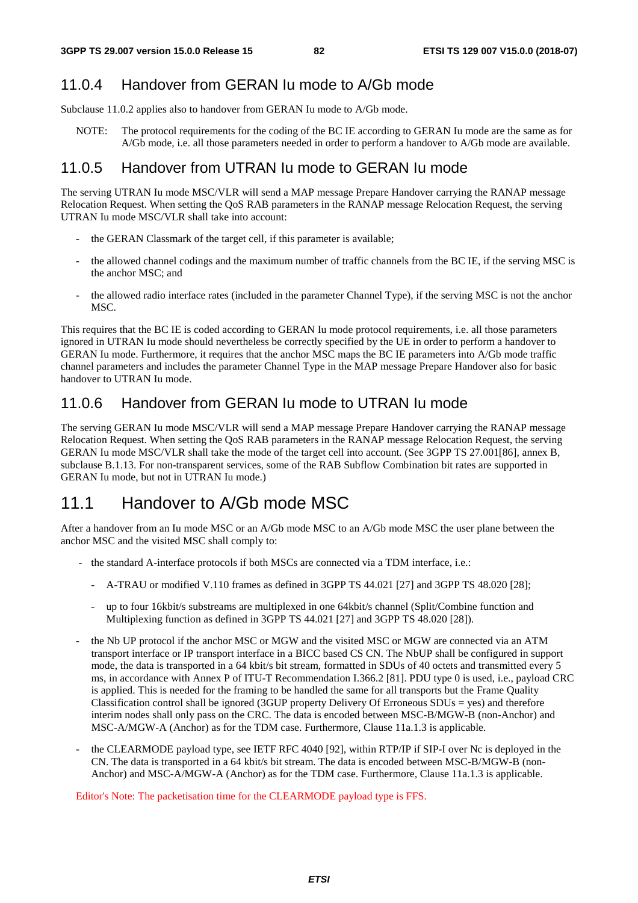## 11.0.4 Handover from GERAN Iu mode to A/Gb mode

Subclause 11.0.2 applies also to handover from GERAN Iu mode to A/Gb mode.

NOTE: The protocol requirements for the coding of the BC IE according to GERAN Iu mode are the same as for A/Gb mode, i.e. all those parameters needed in order to perform a handover to A/Gb mode are available.

## 11.0.5 Handover from UTRAN Iu mode to GERAN Iu mode

The serving UTRAN Iu mode MSC/VLR will send a MAP message Prepare Handover carrying the RANAP message Relocation Request. When setting the QoS RAB parameters in the RANAP message Relocation Request, the serving UTRAN Iu mode MSC/VLR shall take into account:

- the GERAN Classmark of the target cell, if this parameter is available;
- the allowed channel codings and the maximum number of traffic channels from the BC IE, if the serving MSC is the anchor MSC; and
- the allowed radio interface rates (included in the parameter Channel Type), if the serving MSC is not the anchor MSC.

This requires that the BC IE is coded according to GERAN Iu mode protocol requirements, i.e. all those parameters ignored in UTRAN Iu mode should nevertheless be correctly specified by the UE in order to perform a handover to GERAN Iu mode. Furthermore, it requires that the anchor MSC maps the BC IE parameters into A/Gb mode traffic channel parameters and includes the parameter Channel Type in the MAP message Prepare Handover also for basic handover to UTRAN Iu mode.

## 11.0.6 Handover from GERAN Iu mode to UTRAN Iu mode

The serving GERAN Iu mode MSC/VLR will send a MAP message Prepare Handover carrying the RANAP message Relocation Request. When setting the QoS RAB parameters in the RANAP message Relocation Request, the serving GERAN Iu mode MSC/VLR shall take the mode of the target cell into account. (See 3GPP TS 27.001[86], annex B, subclause B.1.13. For non-transparent services, some of the RAB Subflow Combination bit rates are supported in GERAN Iu mode, but not in UTRAN Iu mode.)

# 11.1 Handover to A/Gb mode MSC

After a handover from an Iu mode MSC or an A/Gb mode MSC to an A/Gb mode MSC the user plane between the anchor MSC and the visited MSC shall comply to:

- the standard A-interface protocols if both MSCs are connected via a TDM interface, i.e.:
  - A-TRAU or modified V.110 frames as defined in 3GPP TS 44.021 [27] and 3GPP TS 48.020 [28];
  - up to four 16kbit/s substreams are multiplexed in one 64kbit/s channel (Split/Combine function and Multiplexing function as defined in 3GPP TS 44.021 [27] and 3GPP TS 48.020 [28]).
- the Nb UP protocol if the anchor MSC or MGW and the visited MSC or MGW are connected via an ATM transport interface or IP transport interface in a BICC based CS CN. The NbUP shall be configured in support mode, the data is transported in a 64 kbit/s bit stream, formatted in SDUs of 40 octets and transmitted every 5 ms, in accordance with Annex P of ITU-T Recommendation I.366.2 [81]. PDU type 0 is used, i.e., payload CRC is applied. This is needed for the framing to be handled the same for all transports but the Frame Quality Classification control shall be ignored (3GUP property Delivery Of Erroneous SDUs = yes) and therefore interim nodes shall only pass on the CRC. The data is encoded between MSC-B/MGW-B (non-Anchor) and MSC-A/MGW-A (Anchor) as for the TDM case. Furthermore, Clause 11a.1.3 is applicable.
- the CLEARMODE payload type, see IETF RFC 4040 [92], within RTP/IP if SIP-I over Nc is deployed in the CN. The data is transported in a 64 kbit/s bit stream. The data is encoded between MSC-B/MGW-B (non-Anchor) and MSC-A/MGW-A (Anchor) as for the TDM case. Furthermore, Clause 11a.1.3 is applicable.

Editor's Note: The packetisation time for the CLEARMODE payload type is FFS.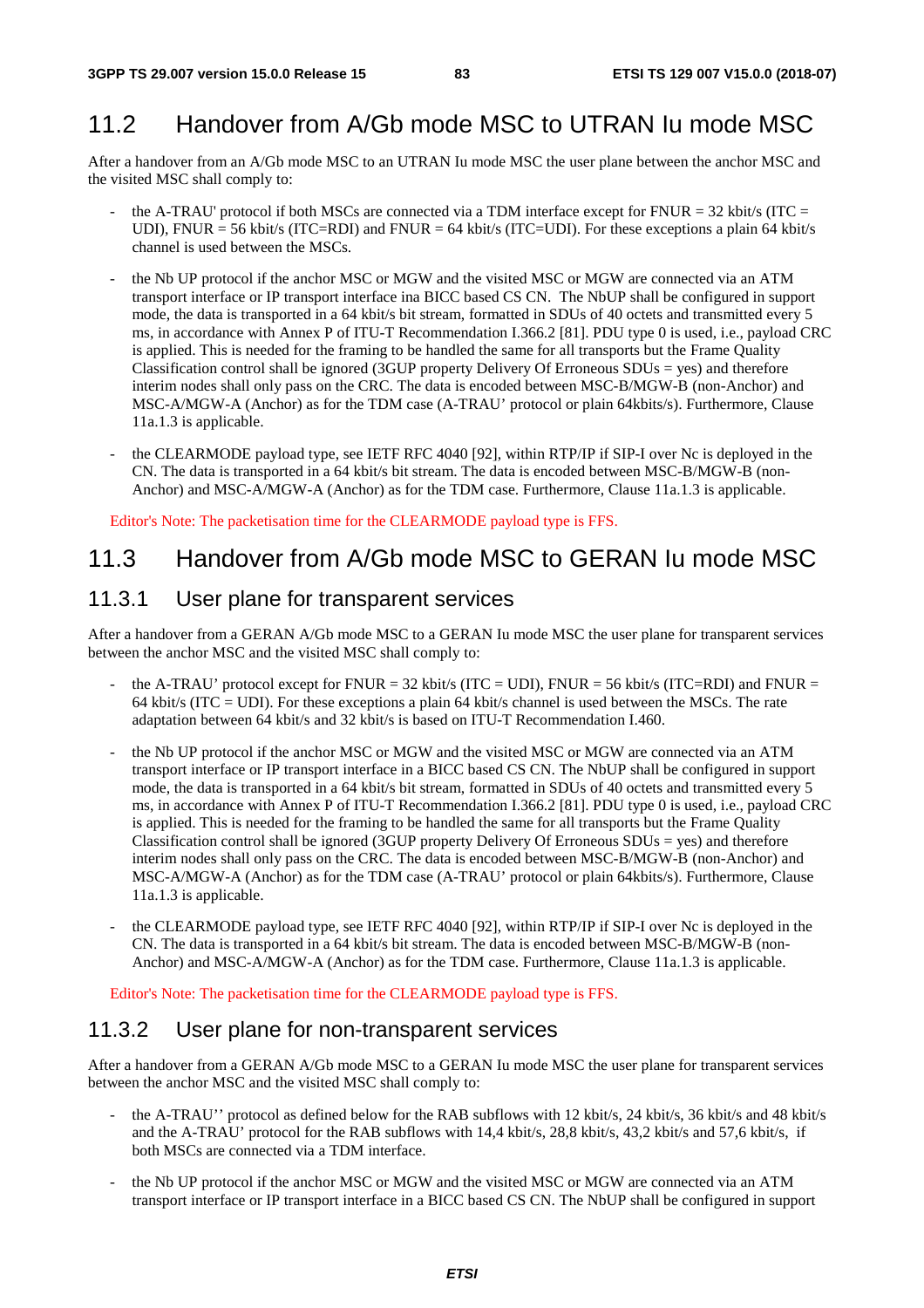## 11.2 Handover from A/Gb mode MSC to UTRAN Iu mode MSC

After a handover from an A/Gb mode MSC to an UTRAN Iu mode MSC the user plane between the anchor MSC and the visited MSC shall comply to:

- the A-TRAU' protocol if both MSCs are connected via a TDM interface except for FNUR = 32 kbit/s (ITC = UDI), FNUR = 56 kbit/s (ITC=RDI) and FNUR = 64 kbit/s (ITC=UDI). For these exceptions a plain 64 kbit/s channel is used between the MSCs.
- the Nb UP protocol if the anchor MSC or MGW and the visited MSC or MGW are connected via an ATM transport interface or IP transport interface ina BICC based CS CN. The NbUP shall be configured in support mode, the data is transported in a 64 kbit/s bit stream, formatted in SDUs of 40 octets and transmitted every 5 ms, in accordance with Annex P of ITU-T Recommendation I.366.2 [81]. PDU type 0 is used, i.e., payload CRC is applied. This is needed for the framing to be handled the same for all transports but the Frame Quality Classification control shall be ignored (3GUP property Delivery Of Erroneous SDUs = yes) and therefore interim nodes shall only pass on the CRC. The data is encoded between MSC-B/MGW-B (non-Anchor) and MSC-A/MGW-A (Anchor) as for the TDM case (A-TRAU' protocol or plain 64kbits/s). Furthermore, Clause 11a.1.3 is applicable.
- the CLEARMODE payload type, see IETF RFC 4040 [92], within RTP/IP if SIP-I over Nc is deployed in the CN. The data is transported in a 64 kbit/s bit stream. The data is encoded between MSC-B/MGW-B (non-Anchor) and MSC-A/MGW-A (Anchor) as for the TDM case. Furthermore, Clause 11a.1.3 is applicable.

Editor's Note: The packetisation time for the CLEARMODE payload type is FFS.

## 11.3 Handover from A/Gb mode MSC to GERAN Iu mode MSC

### 11.3.1 User plane for transparent services

After a handover from a GERAN A/Gb mode MSC to a GERAN Iu mode MSC the user plane for transparent services between the anchor MSC and the visited MSC shall comply to:

- the A-TRAU' protocol except for FNUR = 32 kbit/s (ITC = UDI), FNUR = 56 kbit/s (ITC=RDI) and FNUR = 64 kbit/s (ITC = UDI). For these exceptions a plain 64 kbit/s channel is used between the MSCs. The rate adaptation between 64 kbit/s and 32 kbit/s is based on ITU-T Recommendation I.460.
- the Nb UP protocol if the anchor MSC or MGW and the visited MSC or MGW are connected via an ATM transport interface or IP transport interface in a BICC based CS CN. The NbUP shall be configured in support mode, the data is transported in a 64 kbit/s bit stream, formatted in SDUs of 40 octets and transmitted every 5 ms, in accordance with Annex P of ITU-T Recommendation I.366.2 [81]. PDU type 0 is used, i.e., payload CRC is applied. This is needed for the framing to be handled the same for all transports but the Frame Quality Classification control shall be ignored (3GUP property Delivery Of Erroneous SDUs = yes) and therefore interim nodes shall only pass on the CRC. The data is encoded between MSC-B/MGW-B (non-Anchor) and MSC-A/MGW-A (Anchor) as for the TDM case (A-TRAU' protocol or plain 64kbits/s). Furthermore, Clause 11a.1.3 is applicable.
- the CLEARMODE payload type, see IETF RFC 4040 [92], within RTP/IP if SIP-I over Nc is deployed in the CN. The data is transported in a 64 kbit/s bit stream. The data is encoded between MSC-B/MGW-B (non-Anchor) and MSC-A/MGW-A (Anchor) as for the TDM case. Furthermore, Clause 11a.1.3 is applicable.

Editor's Note: The packetisation time for the CLEARMODE payload type is FFS.

### 11.3.2 User plane for non-transparent services

After a handover from a GERAN A/Gb mode MSC to a GERAN Iu mode MSC the user plane for transparent services between the anchor MSC and the visited MSC shall comply to:

- the A-TRAU'' protocol as defined below for the RAB subflows with 12 kbit/s, 24 kbit/s, 36 kbit/s and 48 kbit/s and the A-TRAU' protocol for the RAB subflows with 14,4 kbit/s, 28,8 kbit/s, 43,2 kbit/s and 57,6 kbit/s, if both MSCs are connected via a TDM interface.
- the Nb UP protocol if the anchor MSC or MGW and the visited MSC or MGW are connected via an ATM transport interface or IP transport interface in a BICC based CS CN. The NbUP shall be configured in support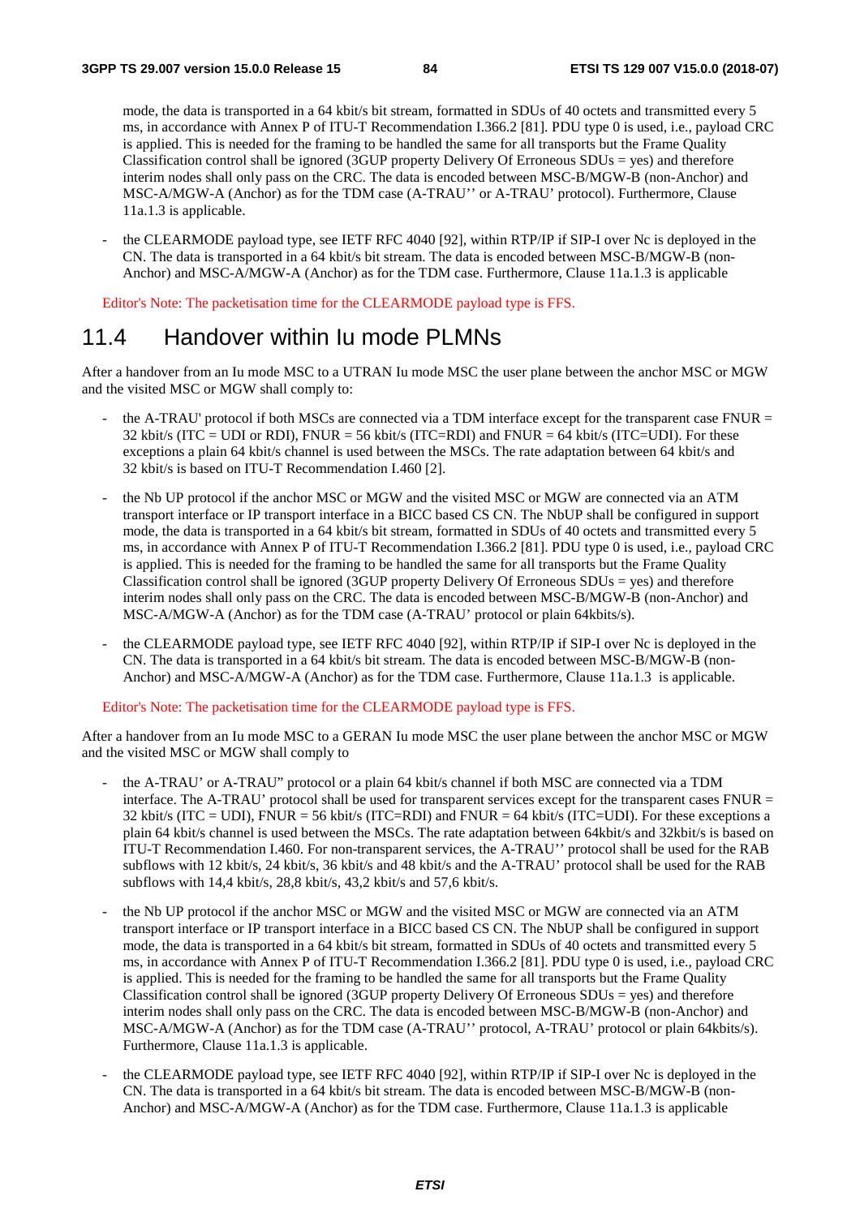mode, the data is transported in a 64 kbit/s bit stream, formatted in SDUs of 40 octets and transmitted every 5 ms, in accordance with Annex P of ITU-T Recommendation I.366.2 [81]. PDU type 0 is used, i.e., payload CRC is applied. This is needed for the framing to be handled the same for all transports but the Frame Quality Classification control shall be ignored (3GUP property Delivery Of Erroneous SDUs = yes) and therefore interim nodes shall only pass on the CRC. The data is encoded between MSC-B/MGW-B (non-Anchor) and MSC-A/MGW-A (Anchor) as for the TDM case (A-TRAU'' or A-TRAU' protocol). Furthermore, Clause 11a.1.3 is applicable.

- the CLEARMODE payload type, see IETF RFC 4040 [92], within RTP/IP if SIP-I over Nc is deployed in the CN. The data is transported in a 64 kbit/s bit stream. The data is encoded between MSC-B/MGW-B (non-Anchor) and MSC-A/MGW-A (Anchor) as for the TDM case. Furthermore, Clause 11a.1.3 is applicable

Editor's Note: The packetisation time for the CLEARMODE payload type is FFS.

## 11.4 Handover within Iu mode PLMNs

After a handover from an Iu mode MSC to a UTRAN Iu mode MSC the user plane between the anchor MSC or MGW and the visited MSC or MGW shall comply to:

- the A-TRAU' protocol if both MSCs are connected via a TDM interface except for the transparent case FNUR = 32 kbit/s (ITC = UDI or RDI), FNUR = 56 kbit/s (ITC=RDI) and FNUR = 64 kbit/s (ITC=UDI). For these exceptions a plain 64 kbit/s channel is used between the MSCs. The rate adaptation between 64 kbit/s and 32 kbit/s is based on ITU-T Recommendation I.460 [2].

- the Nb UP protocol if the anchor MSC or MGW and the visited MSC or MGW are connected via an ATM transport interface or IP transport interface in a BICC based CS CN. The NbUP shall be configured in support mode, the data is transported in a 64 kbit/s bit stream, formatted in SDUs of 40 octets and transmitted every 5 ms, in accordance with Annex P of ITU-T Recommendation I.366.2 [81]. PDU type 0 is used, i.e., payload CRC is applied. This is needed for the framing to be handled the same for all transports but the Frame Quality Classification control shall be ignored (3GUP property Delivery Of Erroneous SDUs = yes) and therefore interim nodes shall only pass on the CRC. The data is encoded between MSC-B/MGW-B (non-Anchor) and MSC-A/MGW-A (Anchor) as for the TDM case (A-TRAU' protocol or plain 64kbits/s).

- the CLEARMODE payload type, see IETF RFC 4040 [92], within RTP/IP if SIP-I over Nc is deployed in the CN. The data is transported in a 64 kbit/s bit stream. The data is encoded between MSC-B/MGW-B (non-Anchor) and MSC-A/MGW-A (Anchor) as for the TDM case. Furthermore, Clause 11a.1.3 is applicable.

Editor's Note: The packetisation time for the CLEARMODE payload type is FFS.

After a handover from an Iu mode MSC to a GERAN Iu mode MSC the user plane between the anchor MSC or MGW and the visited MSC or MGW shall comply to

- the A-TRAU' or A-TRAU" protocol or a plain 64 kbit/s channel if both MSC are connected via a TDM interface. The A-TRAU' protocol shall be used for transparent services except for the transparent cases FNUR = 32 kbit/s (ITC = UDI), FNUR = 56 kbit/s (ITC=RDI) and FNUR = 64 kbit/s (ITC=UDI). For these exceptions a plain 64 kbit/s channel is used between the MSCs. The rate adaptation between 64kbit/s and 32kbit/s is based on ITU-T Recommendation I.460. For non-transparent services, the A-TRAU'' protocol shall be used for the RAB subflows with 12 kbit/s, 24 kbit/s, 36 kbit/s and 48 kbit/s and the A-TRAU' protocol shall be used for the RAB subflows with 14,4 kbit/s, 28,8 kbit/s, 43,2 kbit/s and 57,6 kbit/s.

- the Nb UP protocol if the anchor MSC or MGW and the visited MSC or MGW are connected via an ATM transport interface or IP transport interface in a BICC based CS CN. The NbUP shall be configured in support mode, the data is transported in a 64 kbit/s bit stream, formatted in SDUs of 40 octets and transmitted every 5 ms, in accordance with Annex P of ITU-T Recommendation I.366.2 [81]. PDU type 0 is used, i.e., payload CRC is applied. This is needed for the framing to be handled the same for all transports but the Frame Quality Classification control shall be ignored (3GUP property Delivery Of Erroneous SDUs = yes) and therefore interim nodes shall only pass on the CRC. The data is encoded between MSC-B/MGW-B (non-Anchor) and MSC-A/MGW-A (Anchor) as for the TDM case (A-TRAU'' protocol, A-TRAU' protocol or plain 64kbits/s). Furthermore, Clause 11a.1.3 is applicable.

- the CLEARMODE payload type, see IETF RFC 4040 [92], within RTP/IP if SIP-I over Nc is deployed in the CN. The data is transported in a 64 kbit/s bit stream. The data is encoded between MSC-B/MGW-B (non-Anchor) and MSC-A/MGW-A (Anchor) as for the TDM case. Furthermore, Clause 11a.1.3 is applicable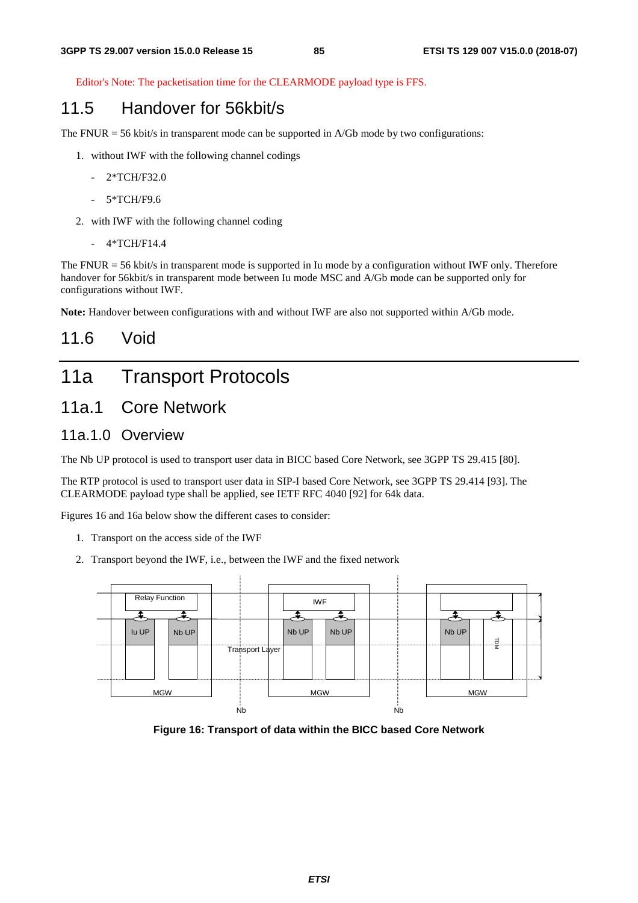Editor's Note: The packetisation time for the CLEARMODE payload type is FFS.

## 11.5 Handover for 56kbit/s

The FNUR = 56 kbit/s in transparent mode can be supported in A/Gb mode by two configurations:

1. without IWF with the following channel codings
   - 2*TCH/F32.0
   - 5*TCH/F9.6
2. with IWF with the following channel coding
   - 4*TCH/F14.4

The FNUR = 56 kbit/s in transparent mode is supported in Iu mode by a configuration without IWF only. Therefore handover for 56kbit/s in transparent mode between Iu mode MSC and A/Gb mode can be supported only for configurations without IWF.

**Note:** Handover between configurations with and without IWF are also not supported within A/Gb mode.

## 11.6 Void

# 11a Transport Protocols

## 11a.1 Core Network

### 11a.1.0 Overview

The Nb UP protocol is used to transport user data in BICC based Core Network, see 3GPP TS 29.415 [80].

The RTP protocol is used to transport user data in SIP-I based Core Network, see 3GPP TS 29.414 [93]. The CLEARMODE payload type shall be applied, see IETF RFC 4040 [92] for 64k data.

Figures 16 and 16a below show the different cases to consider:

1. Transport on the access side of the IWF
2. Transport beyond the IWF, i.e., between the IWF and the fixed network

Relay Function | Iu UP | Nb UP | MGW | Transport Layer | IWF | Nb UP | Nb UP | MGW | Nb UP | TDM | MGW | Nb | Nb

**Figure 16: Transport of data within the BICC based Core Network**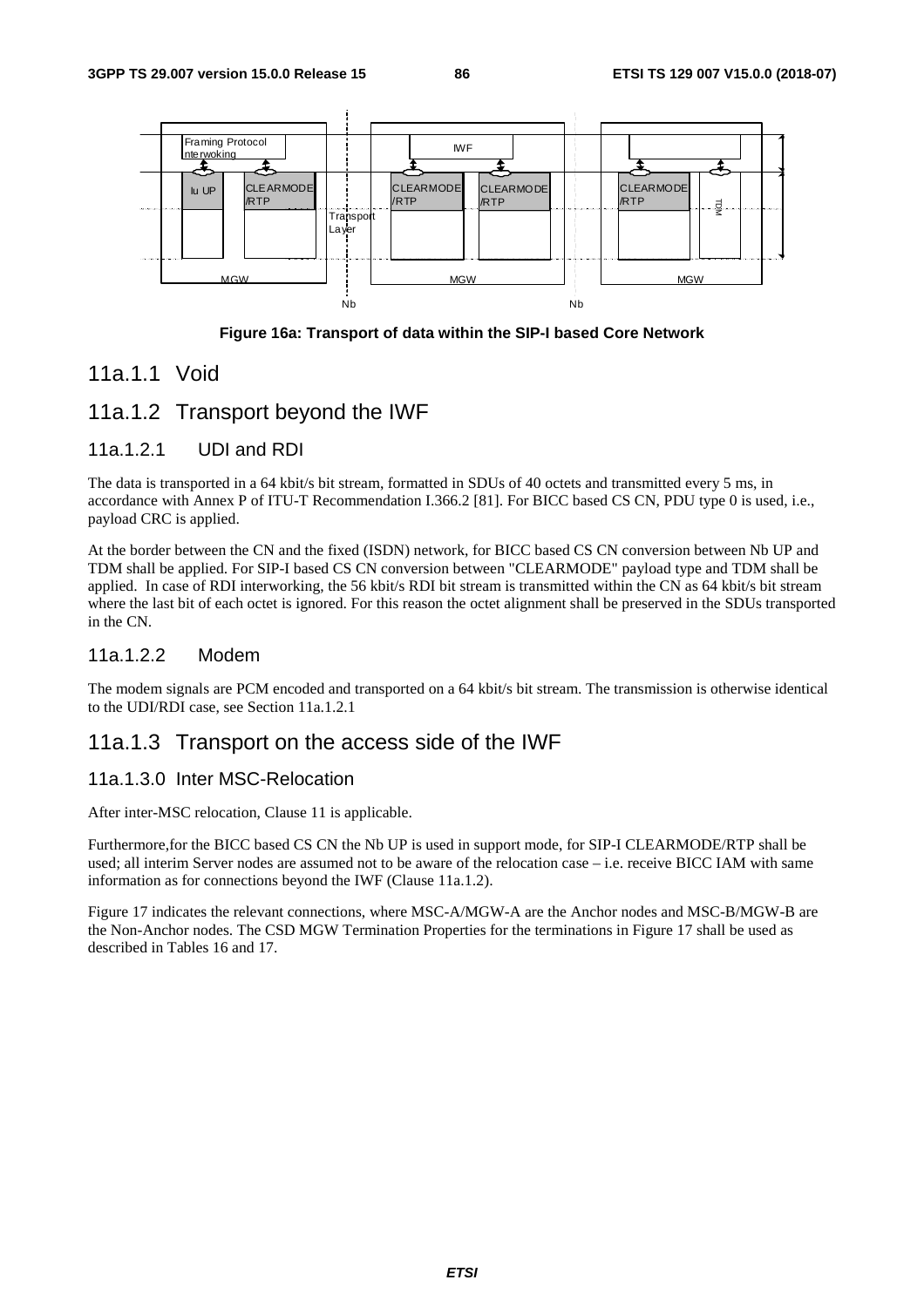Figure 16a: Transport of data within the SIP-I based Core Network

## 11a.1.1 Void

## 11a.1.2 Transport beyond the IWF

### 11a.1.2.1 UDI and RDI

The data is transported in a 64 kbit/s bit stream, formatted in SDUs of 40 octets and transmitted every 5 ms, in accordance with Annex P of ITU-T Recommendation I.366.2 [81]. For BICC based CS CN, PDU type 0 is used, i.e., payload CRC is applied.

At the border between the CN and the fixed (ISDN) network, for BICC based CS CN conversion between Nb UP and TDM shall be applied. For SIP-I based CS CN conversion between "CLEARMODE" payload type and TDM shall be applied. In case of RDI interworking, the 56 kbit/s RDI bit stream is transmitted within the CN as 64 kbit/s bit stream where the last bit of each octet is ignored. For this reason the octet alignment shall be preserved in the SDUs transported in the CN.

### 11a.1.2.2 Modem

The modem signals are PCM encoded and transported on a 64 kbit/s bit stream. The transmission is otherwise identical to the UDI/RDI case, see Section 11a.1.2.1

## 11a.1.3 Transport on the access side of the IWF

### 11a.1.3.0 Inter MSC-Relocation

After inter-MSC relocation, Clause 11 is applicable.

Furthermore,for the BICC based CS CN the Nb UP is used in support mode, for SIP-I CLEARMODE/RTP shall be used; all interim Server nodes are assumed not to be aware of the relocation case – i.e. receive BICC IAM with same information as for connections beyond the IWF (Clause 11a.1.2).

Figure 17 indicates the relevant connections, where MSC-A/MGW-A are the Anchor nodes and MSC-B/MGW-B are the Non-Anchor nodes. The CSD MGW Termination Properties for the terminations in Figure 17 shall be used as described in Tables 16 and 17.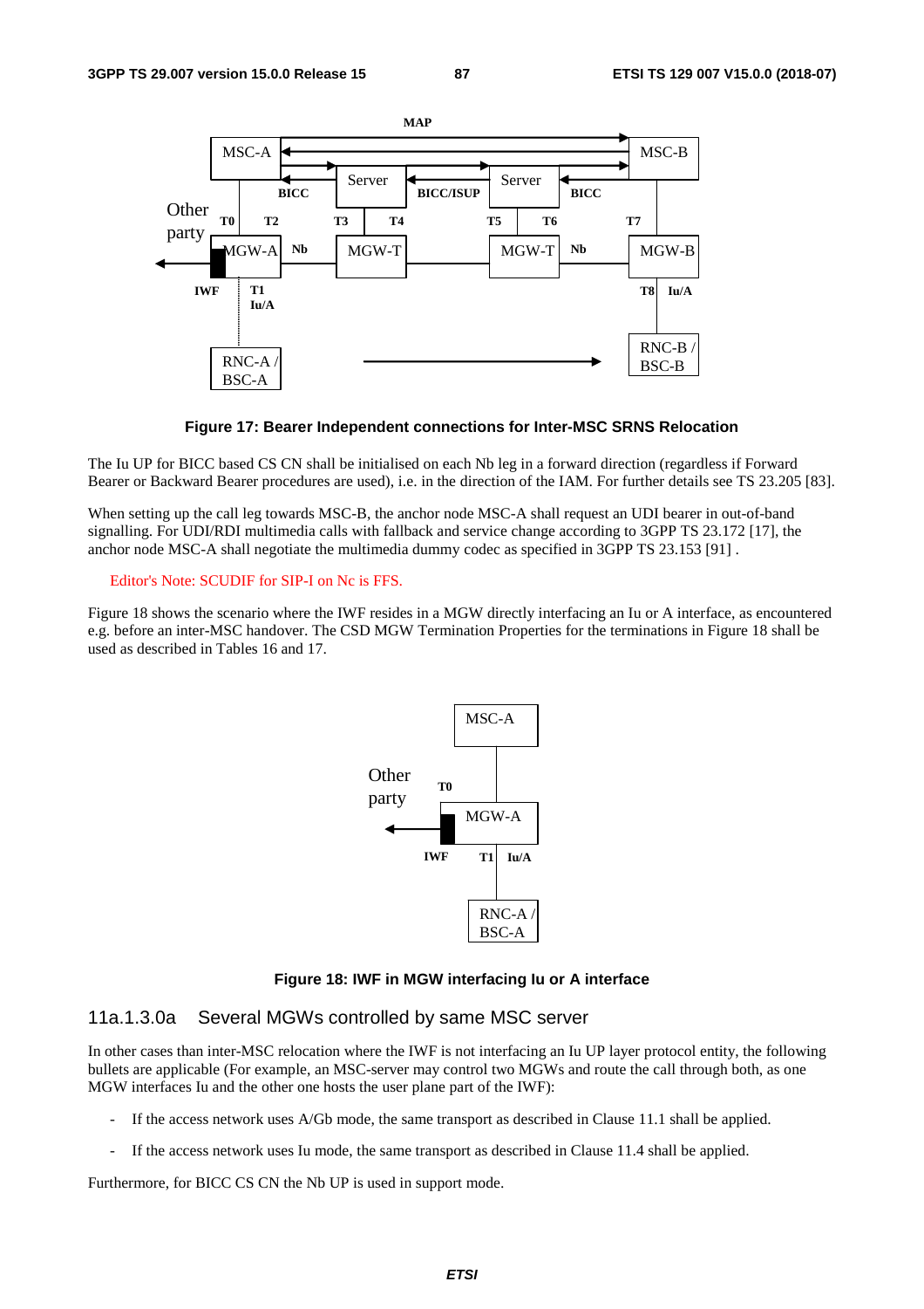Figure 17: Bearer Independent connections for Inter-MSC SRNS Relocation

The Iu UP for BICC based CS CN shall be initialised on each Nb leg in a forward direction (regardless if Forward Bearer or Backward Bearer procedures are used), i.e. in the direction of the IAM. For further details see TS 23.205 [83].

When setting up the call leg towards MSC-B, the anchor node MSC-A shall request an UDI bearer in out-of-band signalling. For UDI/RDI multimedia calls with fallback and service change according to 3GPP TS 23.172 [17], the anchor node MSC-A shall negotiate the multimedia dummy codec as specified in 3GPP TS 23.153 [91] .

Editor's Note: SCUDIF for SIP-I on Nc is FFS.

Figure 18 shows the scenario where the IWF resides in a MGW directly interfacing an Iu or A interface, as encountered e.g. before an inter-MSC handover. The CSD MGW Termination Properties for the terminations in Figure 18 shall be used as described in Tables 16 and 17.

Figure 18: IWF in MGW interfacing Iu or A interface

### 11a.1.3.0a Several MGWs controlled by same MSC server

In other cases than inter-MSC relocation where the IWF is not interfacing an Iu UP layer protocol entity, the following bullets are applicable (For example, an MSC-server may control two MGWs and route the call through both, as one MGW interfaces Iu and the other one hosts the user plane part of the IWF):

- If the access network uses A/Gb mode, the same transport as described in Clause 11.1 shall be applied.
- If the access network uses Iu mode, the same transport as described in Clause 11.4 shall be applied.

Furthermore, for BICC CS CN the Nb UP is used in support mode.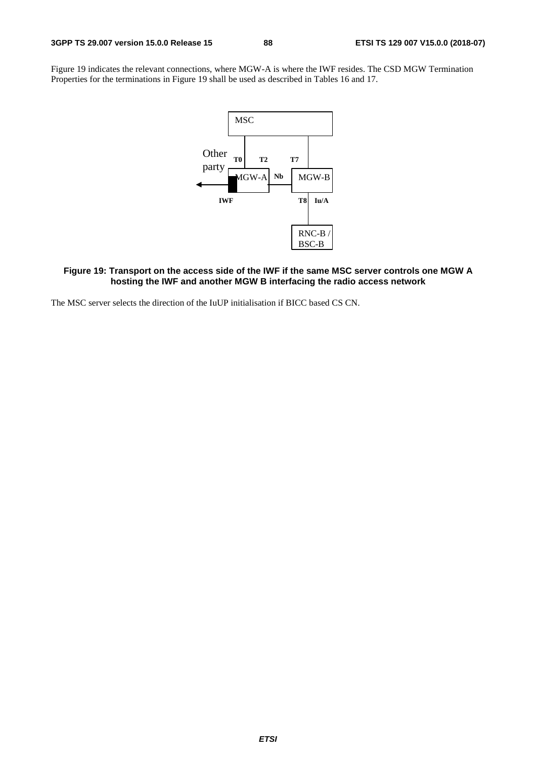Figure 19 indicates the relevant connections, where MGW-A is where the IWF resides. The CSD MGW Termination Properties for the terminations in Figure 19 shall be used as described in Tables 16 and 17.

MSC

Other party T0 T2 T7

MGW-A Nb MGW-B

IWF T8 Iu/A

RNC-B / BSC-B

**Figure 19: Transport on the access side of the IWF if the same MSC server controls one MGW A hosting the IWF and another MGW B interfacing the radio access network**

The MSC server selects the direction of the IuUP initialisation if BICC based CS CN.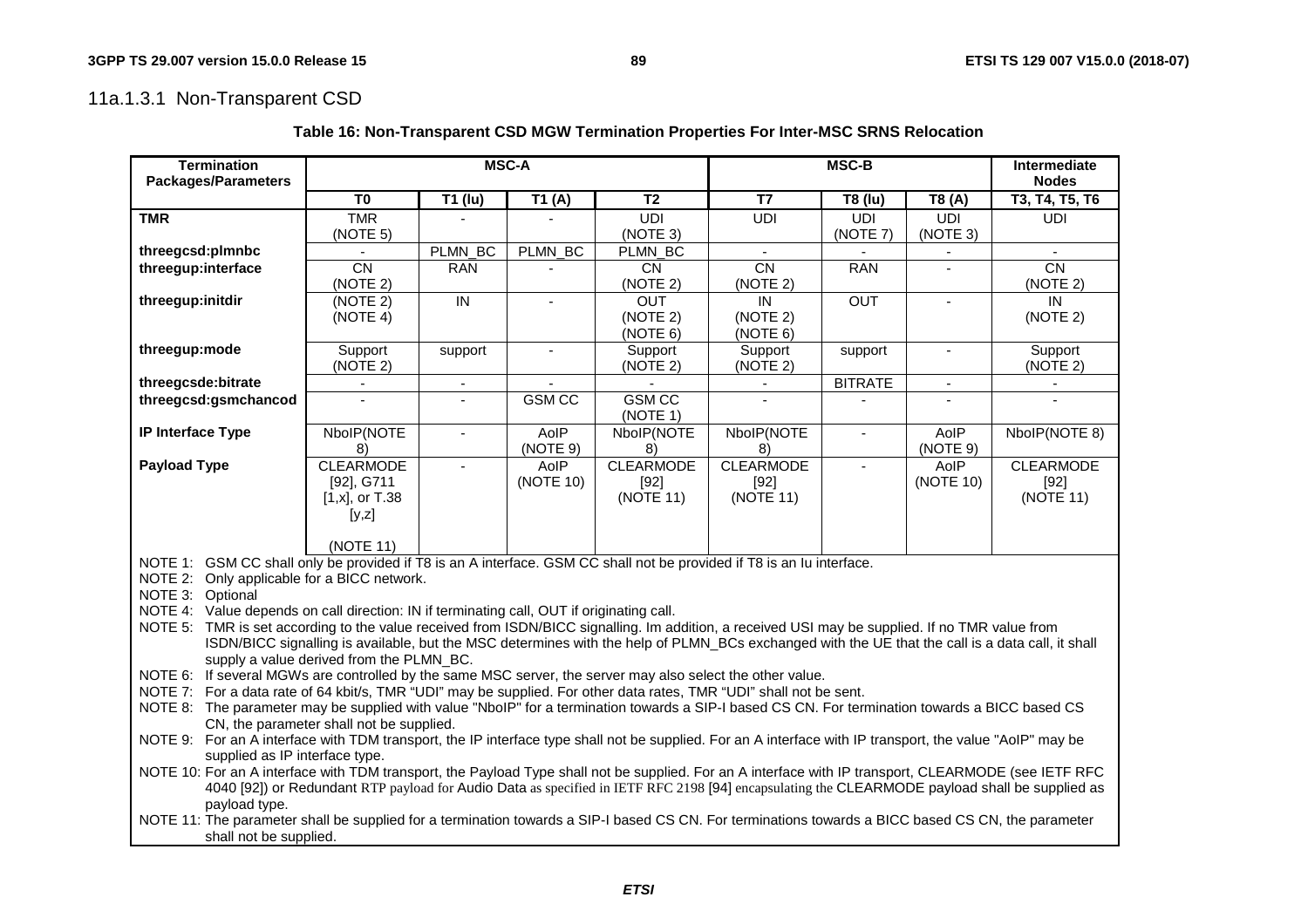### 11a.1.3.1 Non-Transparent CSD

**Table 16: Non-Transparent CSD MGW Termination Properties For Inter-MSC SRNS Relocation**

| Termination Packages/Parameters | MSC-A | | | | MSC-B | | | Intermediate Nodes |
|---|---|---|---|---|---|---|---|---|
| | T0 | T1 (Iu) | T1 (A) | T2 | T7 | T8 (Iu) | T8 (A) | T3, T4, T5, T6 |
| **TMR** | TMR (NOTE 5) | - | - | UDI (NOTE 3) | UDI | UDI (NOTE 7) | UDI (NOTE 3) | UDI |
| **threegcsd:plmnbc** | - | PLMN_BC | PLMN_BC | PLMN_BC | - | - | - | - |
| **threegup:interface** | CN (NOTE 2) | RAN | - | CN (NOTE 2) | CN (NOTE 2) | RAN | - | CN (NOTE 2) |
| **threegup:initdir** | (NOTE 2) (NOTE 4) | IN | - | OUT (NOTE 2) (NOTE 6) | IN (NOTE 2) (NOTE 6) | OUT | - | IN (NOTE 2) |
| **threegup:mode** | Support (NOTE 2) | support | - | Support (NOTE 2) | Support (NOTE 2) | support | - | Support (NOTE 2) |
| **threegcsde:bitrate** | - | - | - | - | - | BITRATE | - | - |
| **threegcsd:gsmchancod** | - | - | GSM CC | GSM CC (NOTE 1) | - | - | - | - |
| **IP Interface Type** | NboIP(NOTE 8) | - | AoIP (NOTE 9) | NboIP(NOTE 8) | NboIP(NOTE 8) | - | AoIP (NOTE 9) | NboIP(NOTE 8) |
| **Payload Type** | CLEARMODE [92], G711 [1,x], or T.38 [y,z] (NOTE 11) | - | AoIP (NOTE 10) | CLEARMODE [92] (NOTE 11) | CLEARMODE [92] (NOTE 11) | - | AoIP (NOTE 10) | CLEARMODE [92] (NOTE 11) |

NOTE 1: GSM CC shall only be provided if T8 is an A interface. GSM CC shall not be provided if T8 is an Iu interface.

NOTE 2: Only applicable for a BICC network.

NOTE 3: Optional

NOTE 4: Value depends on call direction: IN if terminating call, OUT if originating call.

NOTE 5: TMR is set according to the value received from ISDN/BICC signalling. Im addition, a received USI may be supplied. If no TMR value from ISDN/BICC signalling is available, but the MSC determines with the help of PLMN_BCs exchanged with the UE that the call is a data call, it shall supply a value derived from the PLMN_BC.

NOTE 6: If several MGWs are controlled by the same MSC server, the server may also select the other value.

NOTE 7: For a data rate of 64 kbit/s, TMR "UDI" may be supplied. For other data rates, TMR "UDI" shall not be sent.

NOTE 8: The parameter may be supplied with value "NboIP" for a termination towards a SIP-I based CS CN. For termination towards a BICC based CS CN, the parameter shall not be supplied.

NOTE 9: For an A interface with TDM transport, the IP interface type shall not be supplied. For an A interface with IP transport, the value "AoIP" may be supplied as IP interface type.

NOTE 10: For an A interface with TDM transport, the Payload Type shall not be supplied. For an A interface with IP transport, CLEARMODE (see IETF RFC 4040 [92]) or Redundant RTP payload for Audio Data as specified in IETF RFC 2198 [94] encapsulating the CLEARMODE payload shall be supplied as payload type.

NOTE 11: The parameter shall be supplied for a termination towards a SIP-I based CS CN. For terminations towards a BICC based CS CN, the parameter shall not be supplied.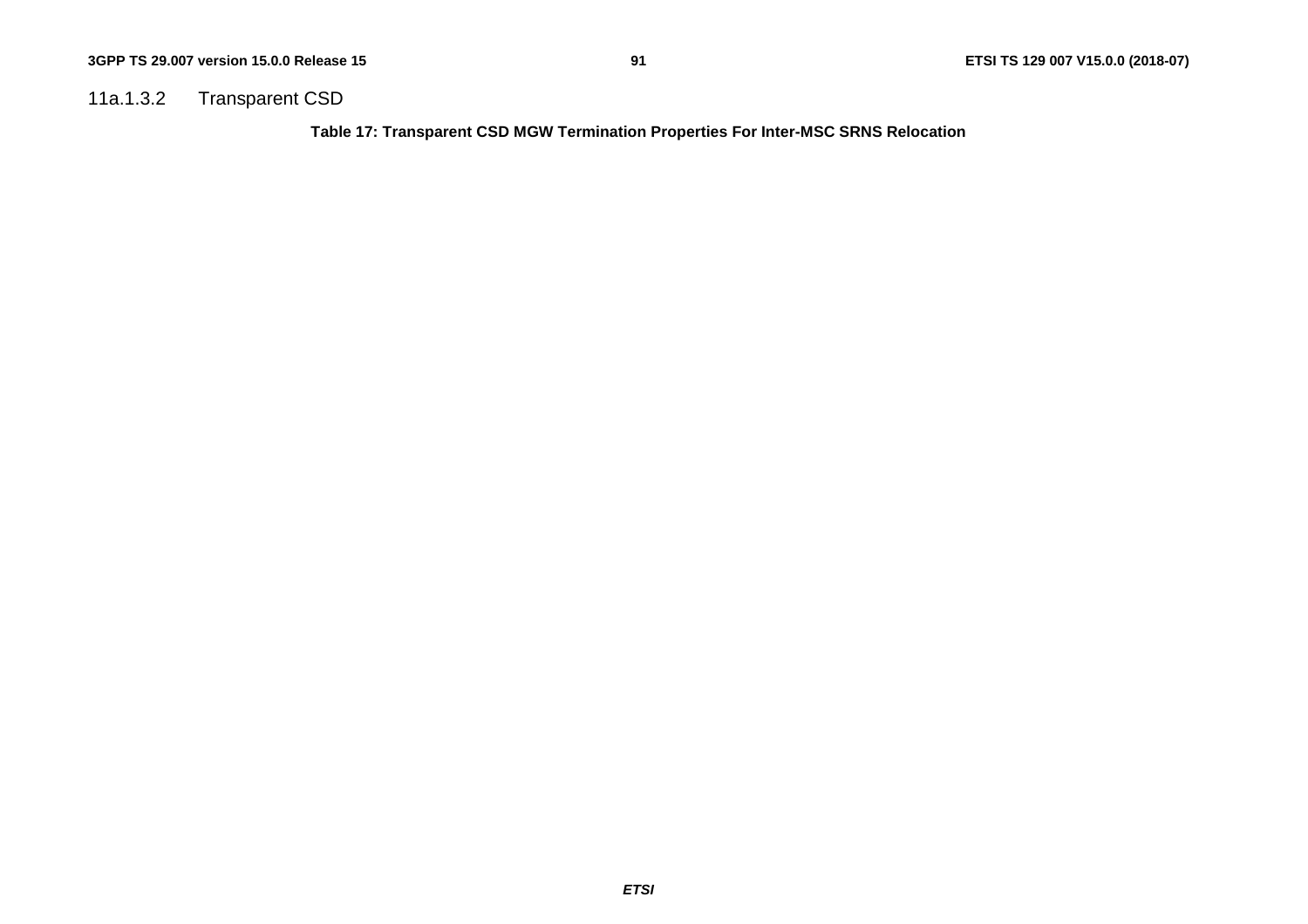#### 11a.1.3.2 Transparent CSD

**Table 17: Transparent CSD MGW Termination Properties For Inter-MSC SRNS Relocation**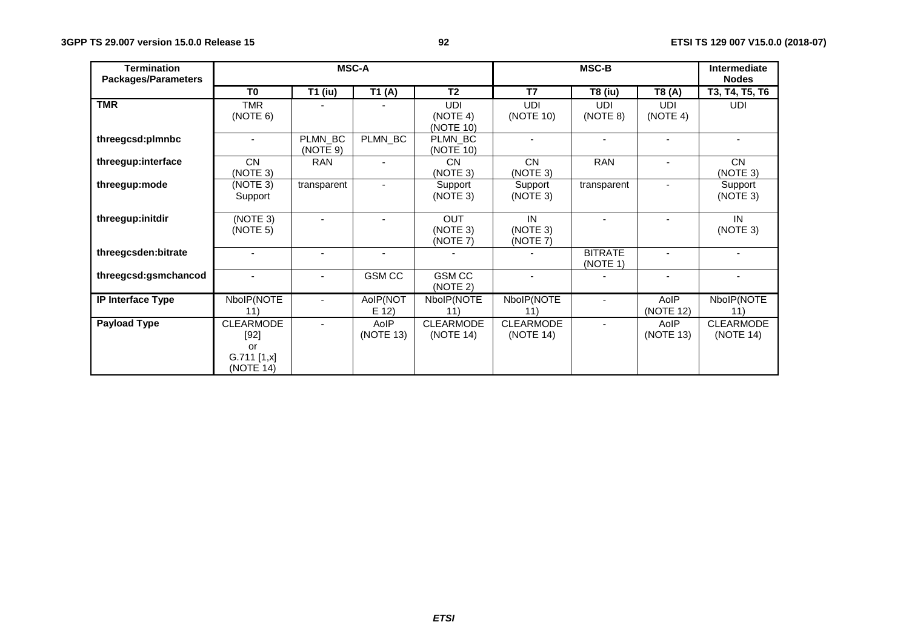| Termination Packages/Parameters | MSC-A | | | | MSC-B | | | Intermediate Nodes |
|---|---|---|---|---|---|---|---|---|
| | T0 | T1 (iu) | T1 (A) | T2 | T7 | T8 (iu) | T8 (A) | T3, T4, T5, T6 |
| **TMR** | TMR (NOTE 6) | - | - | UDI (NOTE 4) (NOTE 10) | UDI (NOTE 10) | UDI (NOTE 8) | UDI (NOTE 4) | UDI |
| **threegcsd:plmnbc** | - | PLMN_BC (NOTE 9) | PLMN_BC | PLMN_BC (NOTE 10) | - | - | - | - |
| **threegup:interface** | CN (NOTE 3) | RAN | - | CN (NOTE 3) | CN (NOTE 3) | RAN | - | CN (NOTE 3) |
| **threegup:mode** | (NOTE 3) Support | transparent | - | Support (NOTE 3) | Support (NOTE 3) | transparent | - | Support (NOTE 3) |
| **threegup:initdir** | (NOTE 3) (NOTE 5) | - | - | OUT (NOTE 3) (NOTE 7) | IN (NOTE 3) (NOTE 7) | - | - | IN (NOTE 3) |
| **threegcsden:bitrate** | - | - | - | - | - | BITRATE (NOTE 1) | - | - |
| **threegcsd:gsmchancod** | - | - | GSM CC | GSM CC (NOTE 2) | - | - | - | - |
| **IP Interface Type** | NboIP(NOTE 11) | - | AoIP(NOTE 12) | NboIP(NOTE 11) | NboIP(NOTE 11) | - | AoIP (NOTE 12) | NboIP(NOTE 11) |
| **Payload Type** | CLEARMODE [92] or G.711 [1,x] (NOTE 14) | - | AoIP (NOTE 13) | CLEARMODE (NOTE 14) | CLEARMODE (NOTE 14) | - | AoIP (NOTE 13) | CLEARMODE (NOTE 14) |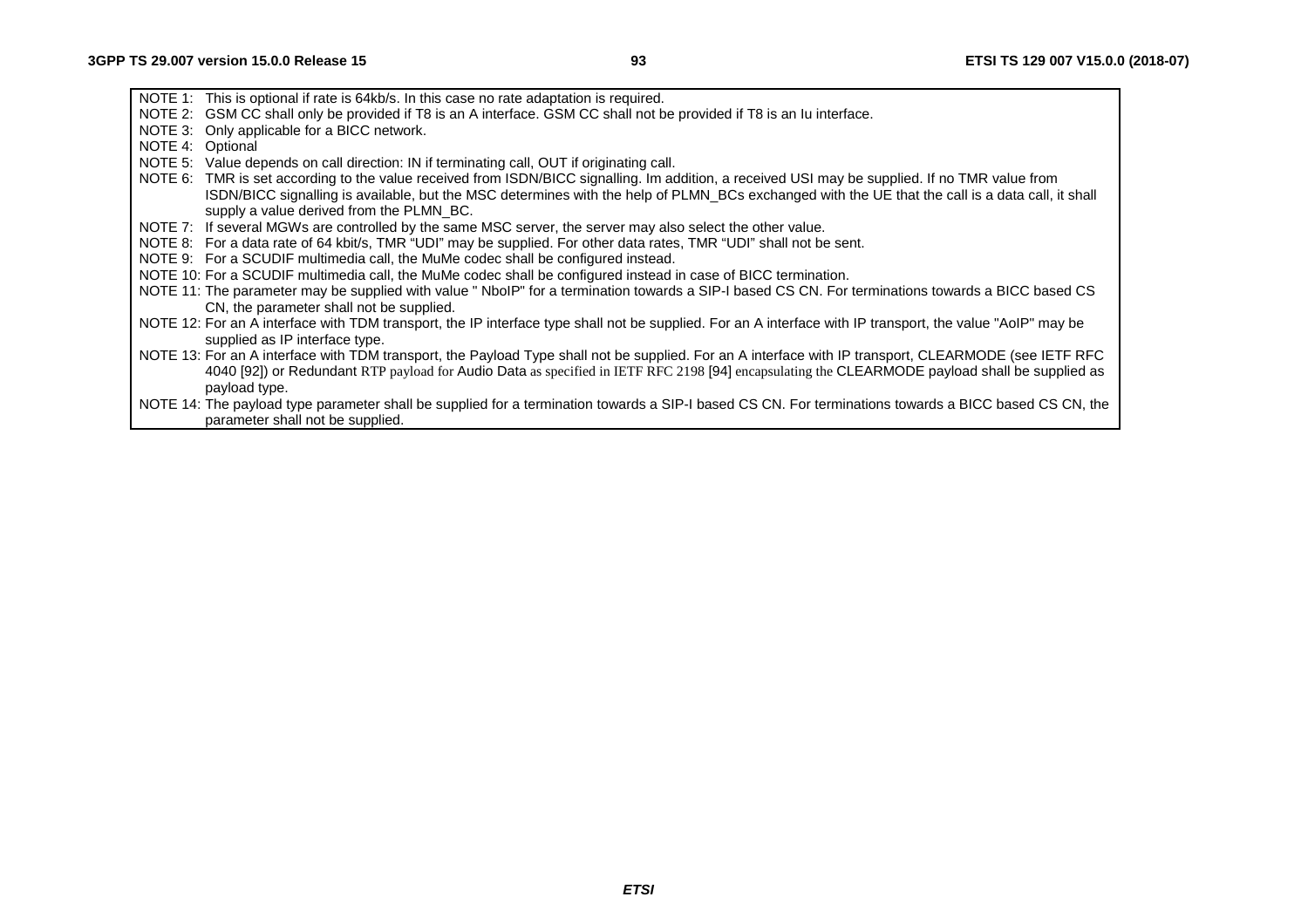NOTE 1: This is optional if rate is 64kb/s. In this case no rate adaptation is required.
NOTE 2: GSM CC shall only be provided if T8 is an A interface. GSM CC shall not be provided if T8 is an Iu interface.
NOTE 3: Only applicable for a BICC network.
NOTE 4: Optional
NOTE 5: Value depends on call direction: IN if terminating call, OUT if originating call.
NOTE 6: TMR is set according to the value received from ISDN/BICC signalling. Im addition, a received USI may be supplied. If no TMR value from ISDN/BICC signalling is available, but the MSC determines with the help of PLMN_BCs exchanged with the UE that the call is a data call, it shall supply a value derived from the PLMN_BC.
NOTE 7: If several MGWs are controlled by the same MSC server, the server may also select the other value.
NOTE 8: For a data rate of 64 kbit/s, TMR "UDI" may be supplied. For other data rates, TMR "UDI" shall not be sent.
NOTE 9: For a SCUDIF multimedia call, the MuMe codec shall be configured instead.
NOTE 10: For a SCUDIF multimedia call, the MuMe codec shall be configured instead in case of BICC termination.
NOTE 11: The parameter may be supplied with value " NboIP" for a termination towards a SIP-I based CS CN. For terminations towards a BICC based CS CN, the parameter shall not be supplied.
NOTE 12: For an A interface with TDM transport, the IP interface type shall not be supplied. For an A interface with IP transport, the value "AoIP" may be supplied as IP interface type.
NOTE 13: For an A interface with TDM transport, the Payload Type shall not be supplied. For an A interface with IP transport, CLEARMODE (see IETF RFC 4040 [92]) or Redundant RTP payload for Audio Data as specified in IETF RFC 2198 [94] encapsulating the CLEARMODE payload shall be supplied as payload type.
NOTE 14: The payload type parameter shall be supplied for a termination towards a SIP-I based CS CN. For terminations towards a BICC based CS CN, the parameter shall not be supplied.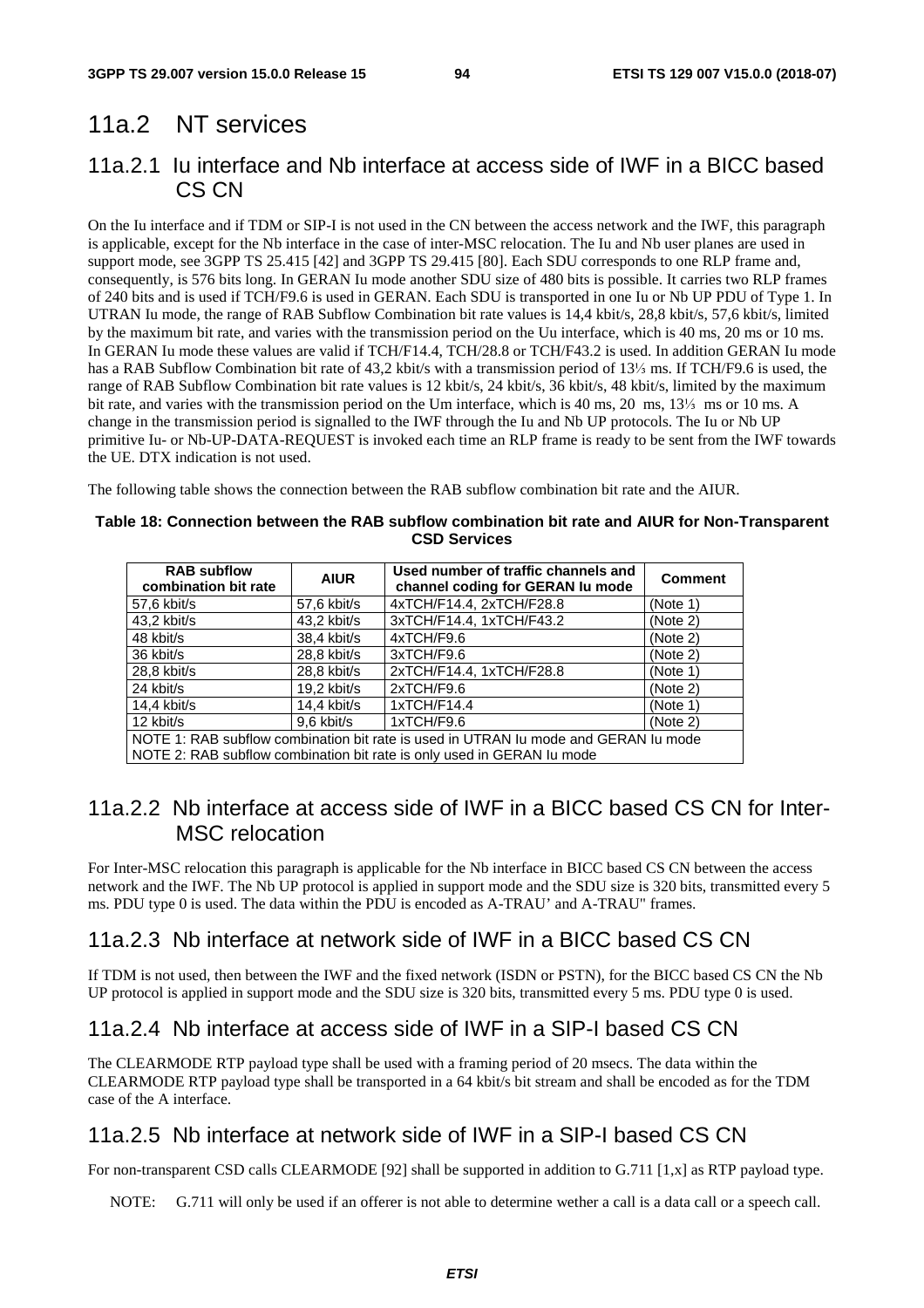## 11a.2 NT services

### 11a.2.1 Iu interface and Nb interface at access side of IWF in a BICC based CS CN

On the Iu interface and if TDM or SIP-I is not used in the CN between the access network and the IWF, this paragraph is applicable, except for the Nb interface in the case of inter-MSC relocation. The Iu and Nb user planes are used in support mode, see 3GPP TS 25.415 [42] and 3GPP TS 29.415 [80]. Each SDU corresponds to one RLP frame and, consequently, is 576 bits long. In GERAN Iu mode another SDU size of 480 bits is possible. It carries two RLP frames of 240 bits and is used if TCH/F9.6 is used in GERAN. Each SDU is transported in one Iu or Nb UP PDU of Type 1. In UTRAN Iu mode, the range of RAB Subflow Combination bit rate values is 14,4 kbit/s, 28,8 kbit/s, 57,6 kbit/s, limited by the maximum bit rate, and varies with the transmission period on the Uu interface, which is 40 ms, 20 ms or 10 ms. In GERAN Iu mode these values are valid if TCH/F14.4, TCH/28.8 or TCH/F43.2 is used. In addition GERAN Iu mode has a RAB Subflow Combination bit rate of 43,2 kbit/s with a transmission period of 13⅓ ms. If TCH/F9.6 is used, the range of RAB Subflow Combination bit rate values is 12 kbit/s, 24 kbit/s, 36 kbit/s, 48 kbit/s, limited by the maximum bit rate, and varies with the transmission period on the Um interface, which is 40 ms, 20 ms, 13⅓ ms or 10 ms. A change in the transmission period is signalled to the IWF through the Iu and Nb UP protocols. The Iu or Nb UP primitive Iu- or Nb-UP-DATA-REQUEST is invoked each time an RLP frame is ready to be sent from the IWF towards the UE. DTX indication is not used.

The following table shows the connection between the RAB subflow combination bit rate and the AIUR.

**Table 18: Connection between the RAB subflow combination bit rate and AIUR for Non-Transparent CSD Services**

| RAB subflow combination bit rate | AIUR | Used number of traffic channels and channel coding for GERAN Iu mode | Comment |
|---|---|---|---|
| 57,6 kbit/s | 57,6 kbit/s | 4xTCH/F14.4, 2xTCH/F28.8 | (Note 1) |
| 43,2 kbit/s | 43,2 kbit/s | 3xTCH/F14.4, 1xTCH/F43.2 | (Note 2) |
| 48 kbit/s | 38,4 kbit/s | 4xTCH/F9.6 | (Note 2) |
| 36 kbit/s | 28,8 kbit/s | 3xTCH/F9.6 | (Note 2) |
| 28,8 kbit/s | 28,8 kbit/s | 2xTCH/F14.4, 1xTCH/F28.8 | (Note 1) |
| 24 kbit/s | 19,2 kbit/s | 2xTCH/F9.6 | (Note 2) |
| 14,4 kbit/s | 14,4 kbit/s | 1xTCH/F14.4 | (Note 1) |
| 12 kbit/s | 9,6 kbit/s | 1xTCH/F9.6 | (Note 2) |
| NOTE 1: RAB subflow combination bit rate is used in UTRAN Iu mode and GERAN Iu mode<br>NOTE 2: RAB subflow combination bit rate is only used in GERAN Iu mode | | | |

### 11a.2.2 Nb interface at access side of IWF in a BICC based CS CN for Inter-MSC relocation

For Inter-MSC relocation this paragraph is applicable for the Nb interface in BICC based CS CN between the access network and the IWF. The Nb UP protocol is applied in support mode and the SDU size is 320 bits, transmitted every 5 ms. PDU type 0 is used. The data within the PDU is encoded as A-TRAU' and A-TRAU" frames.

### 11a.2.3 Nb interface at network side of IWF in a BICC based CS CN

If TDM is not used, then between the IWF and the fixed network (ISDN or PSTN), for the BICC based CS CN the Nb UP protocol is applied in support mode and the SDU size is 320 bits, transmitted every 5 ms. PDU type 0 is used.

### 11a.2.4 Nb interface at access side of IWF in a SIP-I based CS CN

The CLEARMODE RTP payload type shall be used with a framing period of 20 msecs. The data within the CLEARMODE RTP payload type shall be transported in a 64 kbit/s bit stream and shall be encoded as for the TDM case of the A interface.

### 11a.2.5 Nb interface at network side of IWF in a SIP-I based CS CN

For non-transparent CSD calls CLEARMODE [92] shall be supported in addition to G.711 [1,x] as RTP payload type.

NOTE: G.711 will only be used if an offerer is not able to determine wether a call is a data call or a speech call.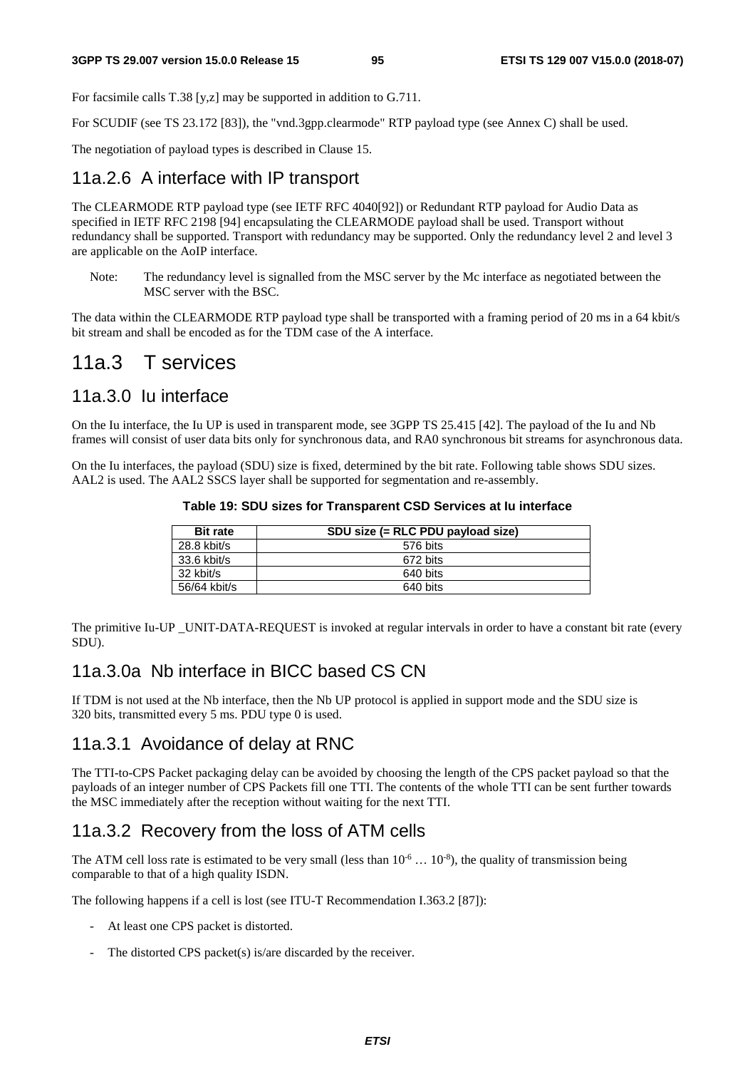For facsimile calls T.38 [y,z] may be supported in addition to G.711.

For SCUDIF (see TS 23.172 [83]), the "vnd.3gpp.clearmode" RTP payload type (see Annex C) shall be used.

The negotiation of payload types is described in Clause 15.

### 11a.2.6 A interface with IP transport

The CLEARMODE RTP payload type (see IETF RFC 4040[92]) or Redundant RTP payload for Audio Data as specified in IETF RFC 2198 [94] encapsulating the CLEARMODE payload shall be used. Transport without redundancy shall be supported. Transport with redundancy may be supported. Only the redundancy level 2 and level 3 are applicable on the AoIP interface.

Note: The redundancy level is signalled from the MSC server by the Mc interface as negotiated between the MSC server with the BSC.

The data within the CLEARMODE RTP payload type shall be transported with a framing period of 20 ms in a 64 kbit/s bit stream and shall be encoded as for the TDM case of the A interface.

## 11a.3 T services

### 11a.3.0 Iu interface

On the Iu interface, the Iu UP is used in transparent mode, see 3GPP TS 25.415 [42]. The payload of the Iu and Nb frames will consist of user data bits only for synchronous data, and RA0 synchronous bit streams for asynchronous data.

On the Iu interfaces, the payload (SDU) size is fixed, determined by the bit rate. Following table shows SDU sizes. AAL2 is used. The AAL2 SSCS layer shall be supported for segmentation and re-assembly.

**Table 19: SDU sizes for Transparent CSD Services at Iu interface**

| Bit rate | SDU size (= RLC PDU payload size) |
|---|---|
| 28.8 kbit/s | 576 bits |
| 33.6 kbit/s | 672 bits |
| 32 kbit/s | 640 bits |
| 56/64 kbit/s | 640 bits |

The primitive Iu-UP _UNIT-DATA-REQUEST is invoked at regular intervals in order to have a constant bit rate (every SDU).

### 11a.3.0a Nb interface in BICC based CS CN

If TDM is not used at the Nb interface, then the Nb UP protocol is applied in support mode and the SDU size is 320 bits, transmitted every 5 ms. PDU type 0 is used.

### 11a.3.1 Avoidance of delay at RNC

The TTI-to-CPS Packet packaging delay can be avoided by choosing the length of the CPS packet payload so that the payloads of an integer number of CPS Packets fill one TTI. The contents of the whole TTI can be sent further towards the MSC immediately after the reception without waiting for the next TTI.

### 11a.3.2 Recovery from the loss of ATM cells

The ATM cell loss rate is estimated to be very small (less than $10^{-6} \ldots 10^{-8}$), the quality of transmission being comparable to that of a high quality ISDN.

The following happens if a cell is lost (see ITU-T Recommendation I.363.2 [87]):

- At least one CPS packet is distorted.
- The distorted CPS packet(s) is/are discarded by the receiver.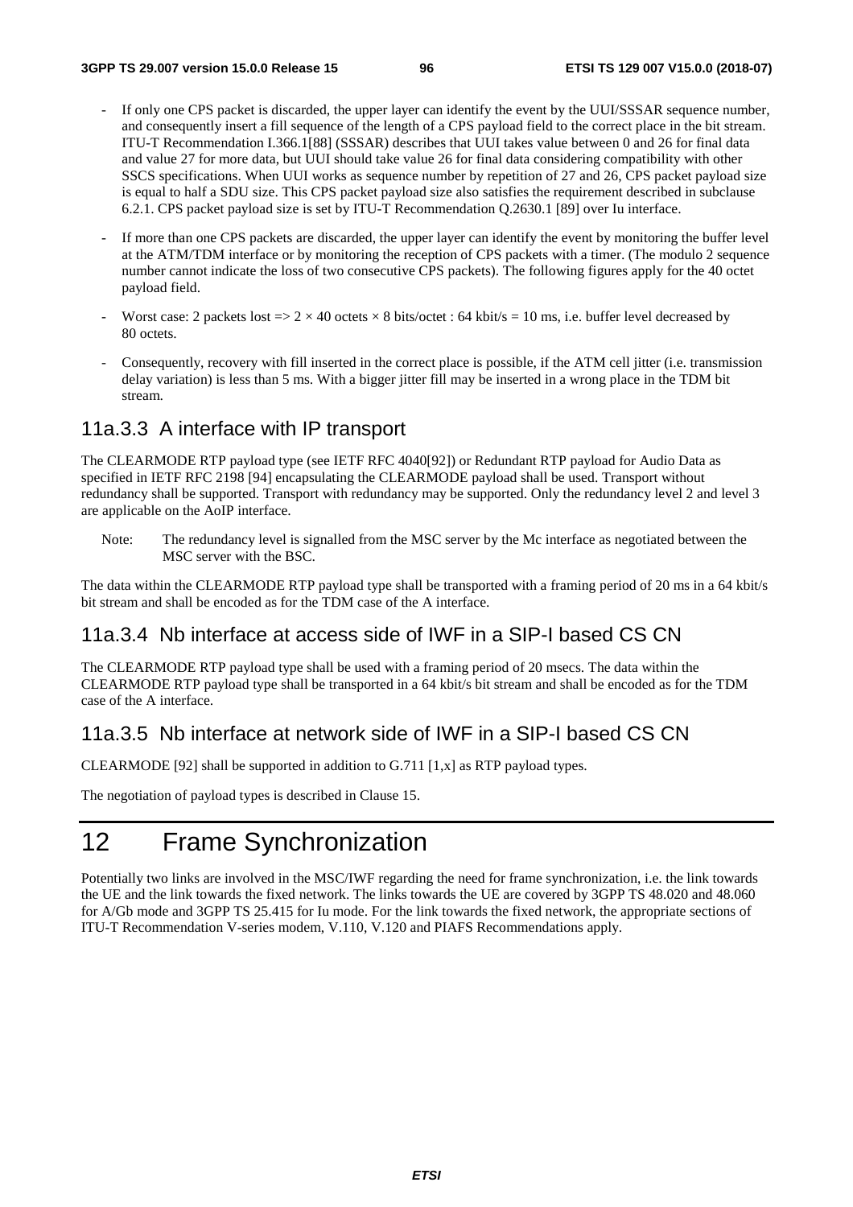- If only one CPS packet is discarded, the upper layer can identify the event by the UUI/SSSAR sequence number, and consequently insert a fill sequence of the length of a CPS payload field to the correct place in the bit stream. ITU-T Recommendation I.366.1[88] (SSSAR) describes that UUI takes value between 0 and 26 for final data and value 27 for more data, but UUI should take value 26 for final data considering compatibility with other SSCS specifications. When UUI works as sequence number by repetition of 27 and 26, CPS packet payload size is equal to half a SDU size. This CPS packet payload size also satisfies the requirement described in subclause 6.2.1. CPS packet payload size is set by ITU-T Recommendation Q.2630.1 [89] over Iu interface.

- If more than one CPS packets are discarded, the upper layer can identify the event by monitoring the buffer level at the ATM/TDM interface or by monitoring the reception of CPS packets with a timer. (The modulo 2 sequence number cannot indicate the loss of two consecutive CPS packets). The following figures apply for the 40 octet payload field.

- Worst case: 2 packets lost => $2 \times 40$ octets $\times$ 8 bits/octet : 64 kbit/s = 10 ms, i.e. buffer level decreased by 80 octets.

- Consequently, recovery with fill inserted in the correct place is possible, if the ATM cell jitter (i.e. transmission delay variation) is less than 5 ms. With a bigger jitter fill may be inserted in a wrong place in the TDM bit stream.

### 11a.3.3 A interface with IP transport

The CLEARMODE RTP payload type (see IETF RFC 4040[92]) or Redundant RTP payload for Audio Data as specified in IETF RFC 2198 [94] encapsulating the CLEARMODE payload shall be used. Transport without redundancy shall be supported. Transport with redundancy may be supported. Only the redundancy level 2 and level 3 are applicable on the AoIP interface.

Note: The redundancy level is signalled from the MSC server by the Mc interface as negotiated between the MSC server with the BSC.

The data within the CLEARMODE RTP payload type shall be transported with a framing period of 20 ms in a 64 kbit/s bit stream and shall be encoded as for the TDM case of the A interface.

### 11a.3.4 Nb interface at access side of IWF in a SIP-I based CS CN

The CLEARMODE RTP payload type shall be used with a framing period of 20 msecs. The data within the CLEARMODE RTP payload type shall be transported in a 64 kbit/s bit stream and shall be encoded as for the TDM case of the A interface.

### 11a.3.5 Nb interface at network side of IWF in a SIP-I based CS CN

CLEARMODE [92] shall be supported in addition to G.711 [1,x] as RTP payload types.

The negotiation of payload types is described in Clause 15.

# 12 Frame Synchronization

Potentially two links are involved in the MSC/IWF regarding the need for frame synchronization, i.e. the link towards the UE and the link towards the fixed network. The links towards the UE are covered by 3GPP TS 48.020 and 48.060 for A/Gb mode and 3GPP TS 25.415 for Iu mode. For the link towards the fixed network, the appropriate sections of ITU-T Recommendation V-series modem, V.110, V.120 and PIAFS Recommendations apply.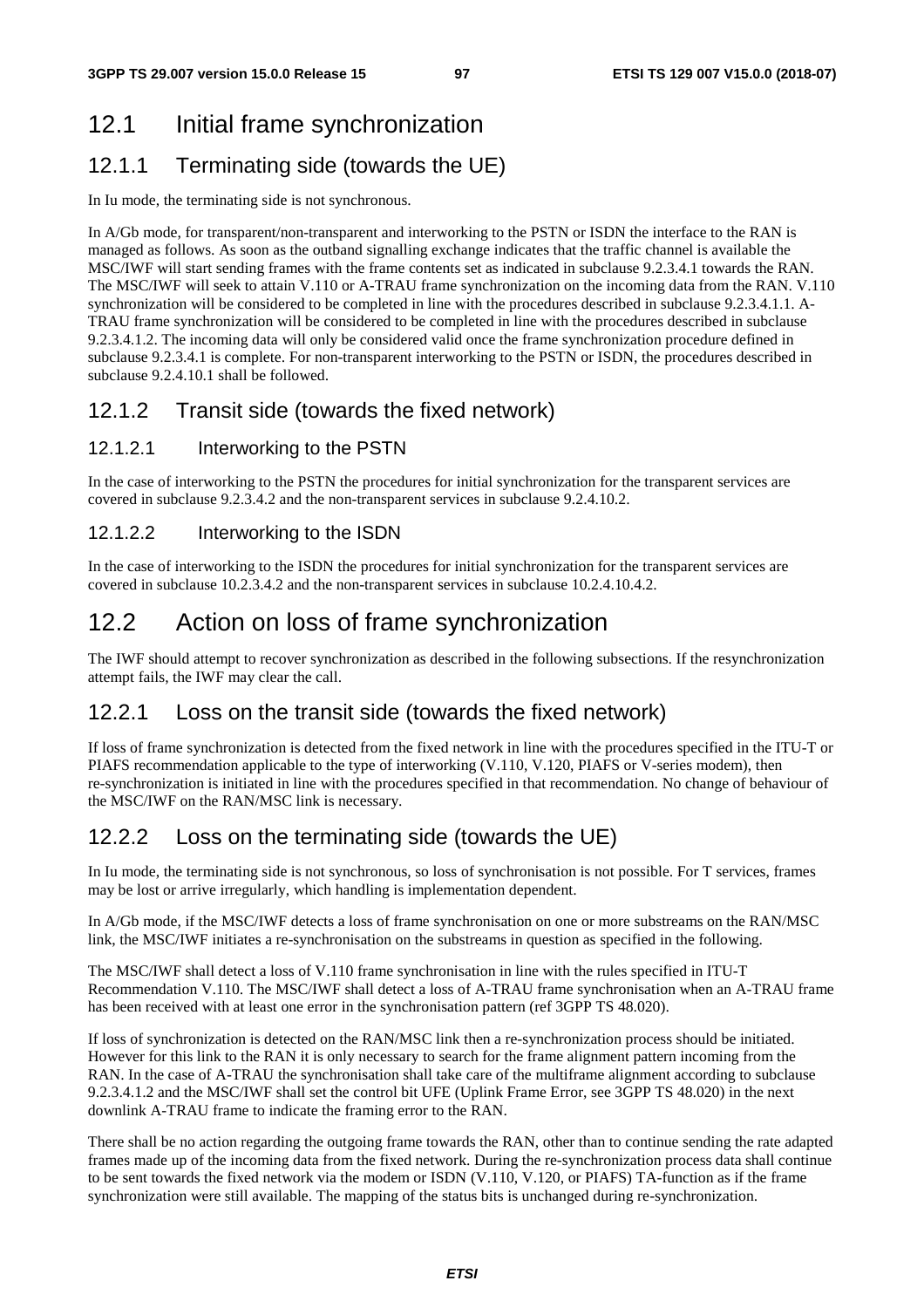## 12.1 Initial frame synchronization

### 12.1.1 Terminating side (towards the UE)

In Iu mode, the terminating side is not synchronous.

In A/Gb mode, for transparent/non-transparent and interworking to the PSTN or ISDN the interface to the RAN is managed as follows. As soon as the outband signalling exchange indicates that the traffic channel is available the MSC/IWF will start sending frames with the frame contents set as indicated in subclause 9.2.3.4.1 towards the RAN. The MSC/IWF will seek to attain V.110 or A-TRAU frame synchronization on the incoming data from the RAN. V.110 synchronization will be considered to be completed in line with the procedures described in subclause 9.2.3.4.1.1. A-TRAU frame synchronization will be considered to be completed in line with the procedures described in subclause 9.2.3.4.1.2. The incoming data will only be considered valid once the frame synchronization procedure defined in subclause 9.2.3.4.1 is complete. For non-transparent interworking to the PSTN or ISDN, the procedures described in subclause 9.2.4.10.1 shall be followed.

### 12.1.2 Transit side (towards the fixed network)

#### 12.1.2.1 Interworking to the PSTN

In the case of interworking to the PSTN the procedures for initial synchronization for the transparent services are covered in subclause 9.2.3.4.2 and the non-transparent services in subclause 9.2.4.10.2.

#### 12.1.2.2 Interworking to the ISDN

In the case of interworking to the ISDN the procedures for initial synchronization for the transparent services are covered in subclause 10.2.3.4.2 and the non-transparent services in subclause 10.2.4.10.4.2.

## 12.2 Action on loss of frame synchronization

The IWF should attempt to recover synchronization as described in the following subsections. If the resynchronization attempt fails, the IWF may clear the call.

### 12.2.1 Loss on the transit side (towards the fixed network)

If loss of frame synchronization is detected from the fixed network in line with the procedures specified in the ITU-T or PIAFS recommendation applicable to the type of interworking (V.110, V.120, PIAFS or V-series modem), then re-synchronization is initiated in line with the procedures specified in that recommendation. No change of behaviour of the MSC/IWF on the RAN/MSC link is necessary.

### 12.2.2 Loss on the terminating side (towards the UE)

In Iu mode, the terminating side is not synchronous, so loss of synchronisation is not possible. For T services, frames may be lost or arrive irregularly, which handling is implementation dependent.

In A/Gb mode, if the MSC/IWF detects a loss of frame synchronisation on one or more substreams on the RAN/MSC link, the MSC/IWF initiates a re-synchronisation on the substreams in question as specified in the following.

The MSC/IWF shall detect a loss of V.110 frame synchronisation in line with the rules specified in ITU-T Recommendation V.110. The MSC/IWF shall detect a loss of A-TRAU frame synchronisation when an A-TRAU frame has been received with at least one error in the synchronisation pattern (ref 3GPP TS 48.020).

If loss of synchronization is detected on the RAN/MSC link then a re-synchronization process should be initiated. However for this link to the RAN it is only necessary to search for the frame alignment pattern incoming from the RAN. In the case of A-TRAU the synchronisation shall take care of the multiframe alignment according to subclause 9.2.3.4.1.2 and the MSC/IWF shall set the control bit UFE (Uplink Frame Error, see 3GPP TS 48.020) in the next downlink A-TRAU frame to indicate the framing error to the RAN.

There shall be no action regarding the outgoing frame towards the RAN, other than to continue sending the rate adapted frames made up of the incoming data from the fixed network. During the re-synchronization process data shall continue to be sent towards the fixed network via the modem or ISDN (V.110, V.120, or PIAFS) TA-function as if the frame synchronization were still available. The mapping of the status bits is unchanged during re-synchronization.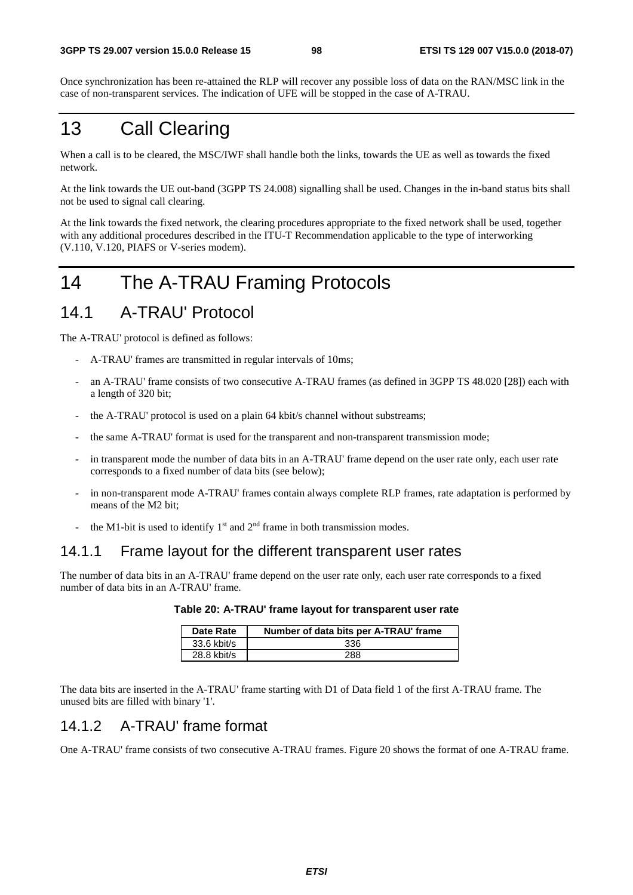Once synchronization has been re-attained the RLP will recover any possible loss of data on the RAN/MSC link in the case of non-transparent services. The indication of UFE will be stopped in the case of A-TRAU.

# 13 Call Clearing

When a call is to be cleared, the MSC/IWF shall handle both the links, towards the UE as well as towards the fixed network.

At the link towards the UE out-band (3GPP TS 24.008) signalling shall be used. Changes in the in-band status bits shall not be used to signal call clearing.

At the link towards the fixed network, the clearing procedures appropriate to the fixed network shall be used, together with any additional procedures described in the ITU-T Recommendation applicable to the type of interworking (V.110, V.120, PIAFS or V-series modem).

# 14 The A-TRAU Framing Protocols

## 14.1 A-TRAU' Protocol

The A-TRAU' protocol is defined as follows:

- A-TRAU' frames are transmitted in regular intervals of 10ms;
- an A-TRAU' frame consists of two consecutive A-TRAU frames (as defined in 3GPP TS 48.020 [28]) each with a length of 320 bit;
- the A-TRAU' protocol is used on a plain 64 kbit/s channel without substreams;
- the same A-TRAU' format is used for the transparent and non-transparent transmission mode;
- in transparent mode the number of data bits in an A-TRAU' frame depend on the user rate only, each user rate corresponds to a fixed number of data bits (see below);
- in non-transparent mode A-TRAU' frames contain always complete RLP frames, rate adaptation is performed by means of the M2 bit;
- the M1-bit is used to identify 1st and 2nd frame in both transmission modes.

### 14.1.1 Frame layout for the different transparent user rates

The number of data bits in an A-TRAU' frame depend on the user rate only, each user rate corresponds to a fixed number of data bits in an A-TRAU' frame.

**Table 20: A-TRAU' frame layout for transparent user rate**

| Date Rate | Number of data bits per A-TRAU' frame |
|---|---|
| 33.6 kbit/s | 336 |
| 28.8 kbit/s | 288 |

The data bits are inserted in the A-TRAU' frame starting with D1 of Data field 1 of the first A-TRAU frame. The unused bits are filled with binary '1'.

### 14.1.2 A-TRAU' frame format

One A-TRAU' frame consists of two consecutive A-TRAU frames. Figure 20 shows the format of one A-TRAU frame.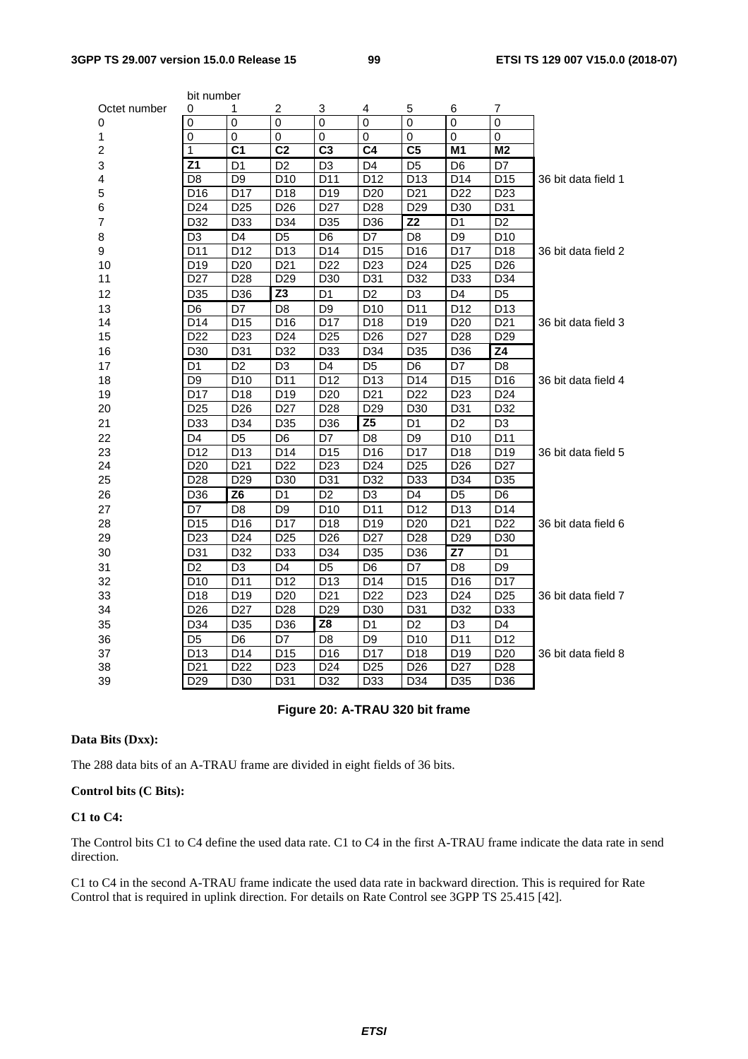| Octet number | bit number 0 | 1 | 2 | 3 | 4 | 5 | 6 | 7 | |
|---|---|---|---|---|---|---|---|---|---|
| 0 | 0 | 0 | 0 | 0 | 0 | 0 | 0 | 0 | |
| 1 | 0 | 0 | 0 | 0 | 0 | 0 | 0 | 0 | |
| 2 | 1 | **C1** | **C2** | **C3** | **C4** | **C5** | **M1** | **M2** | |
| 3 | **Z1** | D1 | D2 | D3 | D4 | D5 | D6 | D7 | |
| 4 | D8 | D9 | D10 | D11 | D12 | D13 | D14 | D15 | 36 bit data field 1 |
| 5 | D16 | D17 | D18 | D19 | D20 | D21 | D22 | D23 | |
| 6 | D24 | D25 | D26 | D27 | D28 | D29 | D30 | D31 | |
| 7 | D32 | D33 | D34 | D35 | D36 | **Z2** | D1 | D2 | |
| 8 | D3 | D4 | D5 | D6 | D7 | D8 | D9 | D10 | |
| 9 | D11 | D12 | D13 | D14 | D15 | D16 | D17 | D18 | 36 bit data field 2 |
| 10 | D19 | D20 | D21 | D22 | D23 | D24 | D25 | D26 | |
| 11 | D27 | D28 | D29 | D30 | D31 | D32 | D33 | D34 | |
| 12 | D35 | D36 | **Z3** | D1 | D2 | D3 | D4 | D5 | |
| 13 | D6 | D7 | D8 | D9 | D10 | D11 | D12 | D13 | |
| 14 | D14 | D15 | D16 | D17 | D18 | D19 | D20 | D21 | 36 bit data field 3 |
| 15 | D22 | D23 | D24 | D25 | D26 | D27 | D28 | D29 | |
| 16 | D30 | D31 | D32 | D33 | D34 | D35 | D36 | **Z4** | |
| 17 | D1 | D2 | D3 | D4 | D5 | D6 | D7 | D8 | |
| 18 | D9 | D10 | D11 | D12 | D13 | D14 | D15 | D16 | 36 bit data field 4 |
| 19 | D17 | D18 | D19 | D20 | D21 | D22 | D23 | D24 | |
| 20 | D25 | D26 | D27 | D28 | D29 | D30 | D31 | D32 | |
| 21 | D33 | D34 | D35 | D36 | **Z5** | D1 | D2 | D3 | |
| 22 | D4 | D5 | D6 | D7 | D8 | D9 | D10 | D11 | |
| 23 | D12 | D13 | D14 | D15 | D16 | D17 | D18 | D19 | 36 bit data field 5 |
| 24 | D20 | D21 | D22 | D23 | D24 | D25 | D26 | D27 | |
| 25 | D28 | D29 | D30 | D31 | D32 | D33 | D34 | D35 | |
| 26 | D36 | **Z6** | D1 | D2 | D3 | D4 | D5 | D6 | |
| 27 | D7 | D8 | D9 | D10 | D11 | D12 | D13 | D14 | |
| 28 | D15 | D16 | D17 | D18 | D19 | D20 | D21 | D22 | 36 bit data field 6 |
| 29 | D23 | D24 | D25 | D26 | D27 | D28 | D29 | D30 | |
| 30 | D31 | D32 | D33 | D34 | D35 | D36 | **Z7** | D1 | |
| 31 | D2 | D3 | D4 | D5 | D6 | D7 | D8 | D9 | |
| 32 | D10 | D11 | D12 | D13 | D14 | D15 | D16 | D17 | |
| 33 | D18 | D19 | D20 | D21 | D22 | D23 | D24 | D25 | 36 bit data field 7 |
| 34 | D26 | D27 | D28 | D29 | D30 | D31 | D32 | D33 | |
| 35 | D34 | D35 | D36 | **Z8** | D1 | D2 | D3 | D4 | |
| 36 | D5 | D6 | D7 | D8 | D9 | D10 | D11 | D12 | |
| 37 | D13 | D14 | D15 | D16 | D17 | D18 | D19 | D20 | 36 bit data field 8 |
| 38 | D21 | D22 | D23 | D24 | D25 | D26 | D27 | D28 | |
| 39 | D29 | D30 | D31 | D32 | D33 | D34 | D35 | D36 | |

**Figure 20: A-TRAU 320 bit frame**

**Data Bits (Dxx):**

The 288 data bits of an A-TRAU frame are divided in eight fields of 36 bits.

**Control bits (C Bits):**

**C1 to C4:**

The Control bits C1 to C4 define the used data rate. C1 to C4 in the first A-TRAU frame indicate the data rate in send direction.

C1 to C4 in the second A-TRAU frame indicate the used data rate in backward direction. This is required for Rate Control that is required in uplink direction. For details on Rate Control see 3GPP TS 25.415 [42].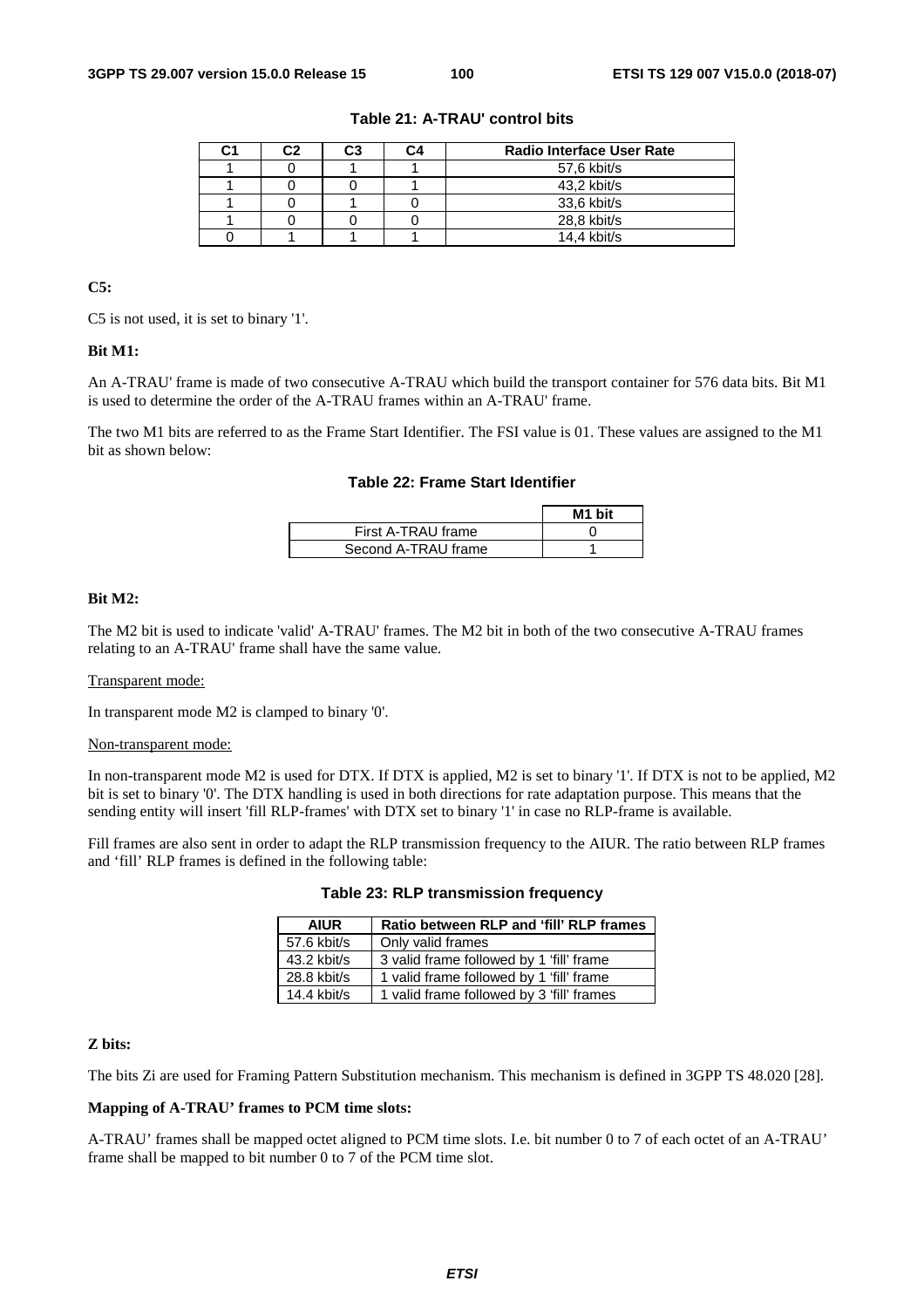**Table 21: A-TRAU' control bits**

| C1 | C2 | C3 | C4 | Radio Interface User Rate |
|---|---|---|---|---|
| 1 | 0 | 1 | 1 | 57,6 kbit/s |
| 1 | 0 | 0 | 1 | 43,2 kbit/s |
| 1 | 0 | 1 | 0 | 33,6 kbit/s |
| 1 | 0 | 0 | 0 | 28,8 kbit/s |
| 0 | 1 | 1 | 1 | 14,4 kbit/s |

**C5:**

C5 is not used, it is set to binary '1'.

**Bit M1:**

An A-TRAU' frame is made of two consecutive A-TRAU which build the transport container for 576 data bits. Bit M1 is used to determine the order of the A-TRAU frames within an A-TRAU' frame.

The two M1 bits are referred to as the Frame Start Identifier. The FSI value is 01. These values are assigned to the M1 bit as shown below:

**Table 22: Frame Start Identifier**

| | M1 bit |
|---|---|
| First A-TRAU frame | 0 |
| Second A-TRAU frame | 1 |

**Bit M2:**

The M2 bit is used to indicate 'valid' A-TRAU' frames. The M2 bit in both of the two consecutive A-TRAU frames relating to an A-TRAU' frame shall have the same value.

Transparent mode:

In transparent mode M2 is clamped to binary '0'.

Non-transparent mode:

In non-transparent mode M2 is used for DTX. If DTX is applied, M2 is set to binary '1'. If DTX is not to be applied, M2 bit is set to binary '0'. The DTX handling is used in both directions for rate adaptation purpose. This means that the sending entity will insert 'fill RLP-frames' with DTX set to binary '1' in case no RLP-frame is available.

Fill frames are also sent in order to adapt the RLP transmission frequency to the AIUR. The ratio between RLP frames and 'fill' RLP frames is defined in the following table:

**Table 23: RLP transmission frequency**

| AIUR | Ratio between RLP and 'fill' RLP frames |
|---|---|
| 57.6 kbit/s | Only valid frames |
| 43.2 kbit/s | 3 valid frame followed by 1 'fill' frame |
| 28.8 kbit/s | 1 valid frame followed by 1 'fill' frame |
| 14.4 kbit/s | 1 valid frame followed by 3 'fill' frames |

**Z bits:**

The bits Zi are used for Framing Pattern Substitution mechanism. This mechanism is defined in 3GPP TS 48.020 [28].

**Mapping of A-TRAU' frames to PCM time slots:**

A-TRAU' frames shall be mapped octet aligned to PCM time slots. I.e. bit number 0 to 7 of each octet of an A-TRAU' frame shall be mapped to bit number 0 to 7 of the PCM time slot.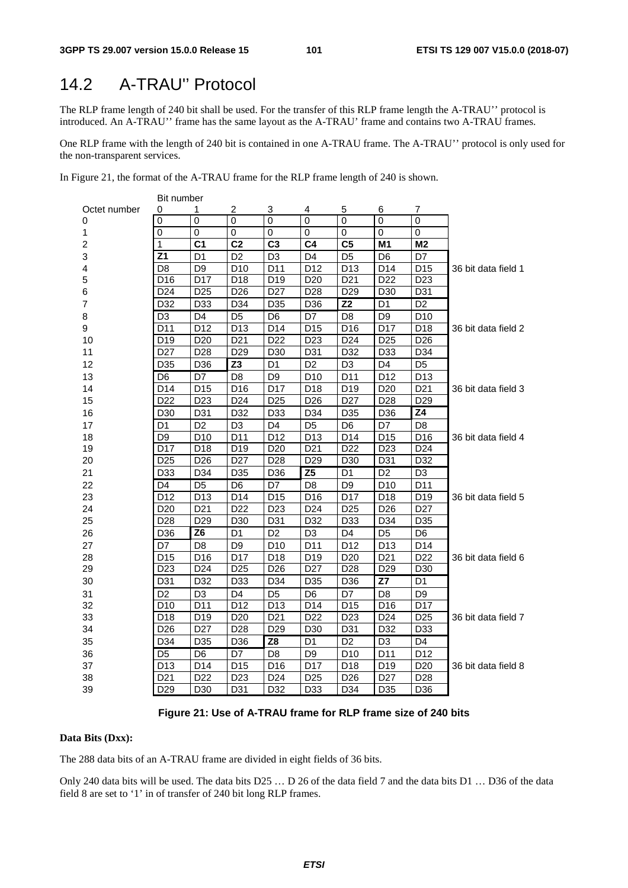## 14.2 A-TRAU'' Protocol

The RLP frame length of 240 bit shall be used. For the transfer of this RLP frame length the A-TRAU'' protocol is introduced. An A-TRAU'' frame has the same layout as the A-TRAU' frame and contains two A-TRAU frames.

One RLP frame with the length of 240 bit is contained in one A-TRAU frame. The A-TRAU'' protocol is only used for the non-transparent services.

In Figure 21, the format of the A-TRAU frame for the RLP frame length of 240 is shown.

| Octet number | Bit number 0 | 1 | 2 | 3 | 4 | 5 | 6 | 7 | |
|---|---|---|---|---|---|---|---|---|---|
| 0 | 0 | 0 | 0 | 0 | 0 | 0 | 0 | 0 | |
| 1 | 0 | 0 | 0 | 0 | 0 | 0 | 0 | 0 | |
| 2 | 1 | **C1** | **C2** | **C3** | **C4** | **C5** | **M1** | **M2** | |
| 3 | **Z1** | D1 | D2 | D3 | D4 | D5 | D6 | D7 | |
| 4 | D8 | D9 | D10 | D11 | D12 | D13 | D14 | D15 | 36 bit data field 1 |
| 5 | D16 | D17 | D18 | D19 | D20 | D21 | D22 | D23 | |
| 6 | D24 | D25 | D26 | D27 | D28 | D29 | D30 | D31 | |
| 7 | D32 | D33 | D34 | D35 | D36 | **Z2** | D1 | D2 | |
| 8 | D3 | D4 | D5 | D6 | D7 | D8 | D9 | D10 | |
| 9 | D11 | D12 | D13 | D14 | D15 | D16 | D17 | D18 | 36 bit data field 2 |
| 10 | D19 | D20 | D21 | D22 | D23 | D24 | D25 | D26 | |
| 11 | D27 | D28 | D29 | D30 | D31 | D32 | D33 | D34 | |
| 12 | D35 | D36 | **Z3** | D1 | D2 | D3 | D4 | D5 | |
| 13 | D6 | D7 | D8 | D9 | D10 | D11 | D12 | D13 | |
| 14 | D14 | D15 | D16 | D17 | D18 | D19 | D20 | D21 | 36 bit data field 3 |
| 15 | D22 | D23 | D24 | D25 | D26 | D27 | D28 | D29 | |
| 16 | D30 | D31 | D32 | D33 | D34 | D35 | D36 | **Z4** | |
| 17 | D1 | D2 | D3 | D4 | D5 | D6 | D7 | D8 | |
| 18 | D9 | D10 | D11 | D12 | D13 | D14 | D15 | D16 | 36 bit data field 4 |
| 19 | D17 | D18 | D19 | D20 | D21 | D22 | D23 | D24 | |
| 20 | D25 | D26 | D27 | D28 | D29 | D30 | D31 | D32 | |
| 21 | D33 | D34 | D35 | D36 | **Z5** | D1 | D2 | D3 | |
| 22 | D4 | D5 | D6 | D7 | D8 | D9 | D10 | D11 | |
| 23 | D12 | D13 | D14 | D15 | D16 | D17 | D18 | D19 | 36 bit data field 5 |
| 24 | D20 | D21 | D22 | D23 | D24 | D25 | D26 | D27 | |
| 25 | D28 | D29 | D30 | D31 | D32 | D33 | D34 | D35 | |
| 26 | D36 | **Z6** | D1 | D2 | D3 | D4 | D5 | D6 | |
| 27 | D7 | D8 | D9 | D10 | D11 | D12 | D13 | D14 | |
| 28 | D15 | D16 | D17 | D18 | D19 | D20 | D21 | D22 | 36 bit data field 6 |
| 29 | D23 | D24 | D25 | D26 | D27 | D28 | D29 | D30 | |
| 30 | D31 | D32 | D33 | D34 | D35 | D36 | **Z7** | D1 | |
| 31 | D2 | D3 | D4 | D5 | D6 | D7 | D8 | D9 | |
| 32 | D10 | D11 | D12 | D13 | D14 | D15 | D16 | D17 | |
| 33 | D18 | D19 | D20 | D21 | D22 | D23 | D24 | D25 | 36 bit data field 7 |
| 34 | D26 | D27 | D28 | D29 | D30 | D31 | D32 | D33 | |
| 35 | D34 | D35 | D36 | **Z8** | D1 | D2 | D3 | D4 | |
| 36 | D5 | D6 | D7 | D8 | D9 | D10 | D11 | D12 | |
| 37 | D13 | D14 | D15 | D16 | D17 | D18 | D19 | D20 | 36 bit data field 8 |
| 38 | D21 | D22 | D23 | D24 | D25 | D26 | D27 | D28 | |
| 39 | D29 | D30 | D31 | D32 | D33 | D34 | D35 | D36 | |

**Figure 21: Use of A-TRAU frame for RLP frame size of 240 bits**

**Data Bits (Dxx):**

The 288 data bits of an A-TRAU frame are divided in eight fields of 36 bits.

Only 240 data bits will be used. The data bits D25 … D 26 of the data field 7 and the data bits D1 … D36 of the data field 8 are set to '1' in of transfer of 240 bit long RLP frames.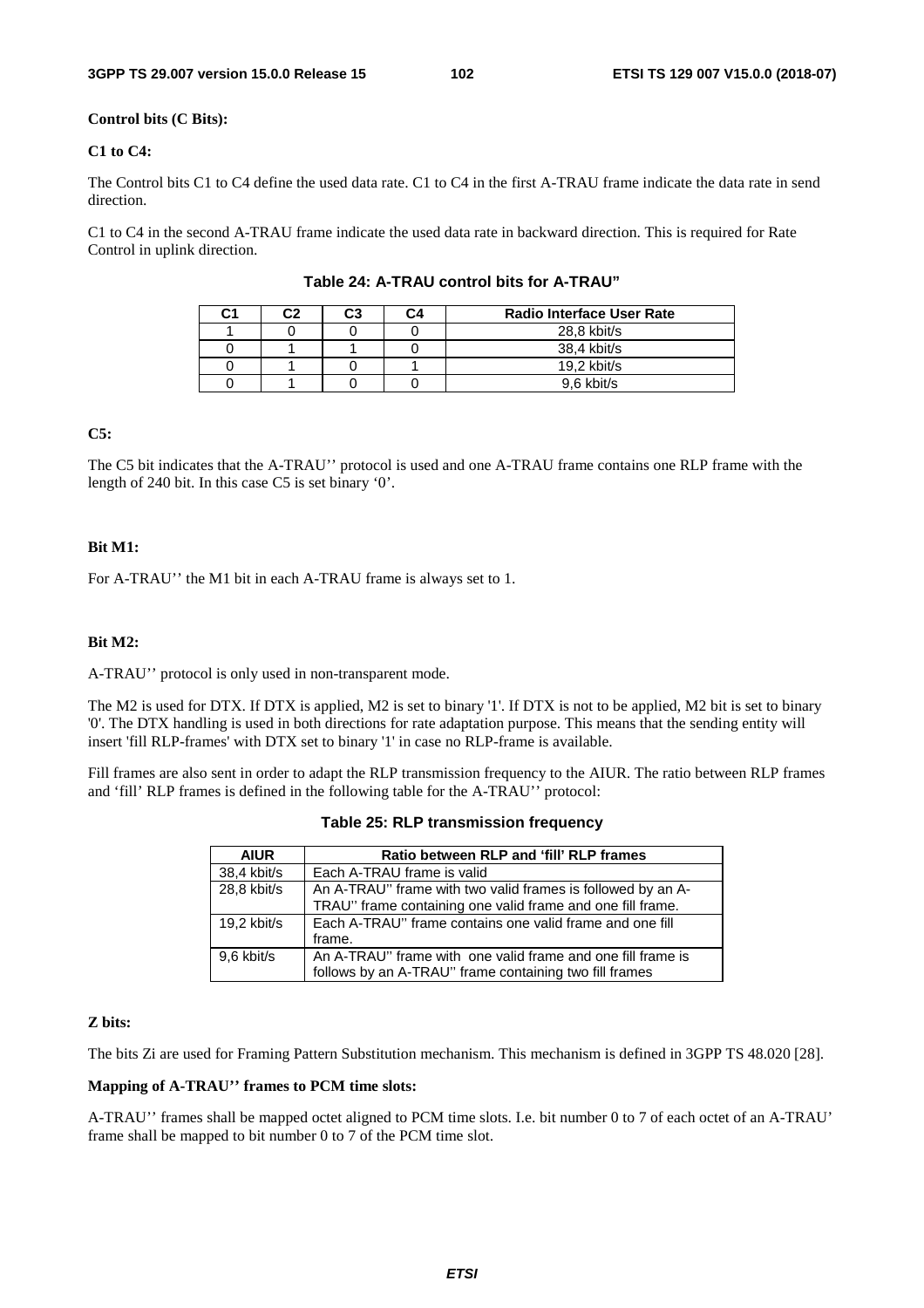**Control bits (C Bits):**

**C1 to C4:**

The Control bits C1 to C4 define the used data rate. C1 to C4 in the first A-TRAU frame indicate the data rate in send direction.

C1 to C4 in the second A-TRAU frame indicate the used data rate in backward direction. This is required for Rate Control in uplink direction.

**Table 24: A-TRAU control bits for A-TRAU"**

| C1 | C2 | C3 | C4 | Radio Interface User Rate |
|---|---|---|---|---|
| 1 | 0 | 0 | 0 | 28,8 kbit/s |
| 0 | 1 | 1 | 0 | 38,4 kbit/s |
| 0 | 1 | 0 | 1 | 19,2 kbit/s |
| 0 | 1 | 0 | 0 | 9,6 kbit/s |

**C5:**

The C5 bit indicates that the A-TRAU'' protocol is used and one A-TRAU frame contains one RLP frame with the length of 240 bit. In this case C5 is set binary '0'.

**Bit M1:**

For A-TRAU'' the M1 bit in each A-TRAU frame is always set to 1.

**Bit M2:**

A-TRAU'' protocol is only used in non-transparent mode.

The M2 is used for DTX. If DTX is applied, M2 is set to binary '1'. If DTX is not to be applied, M2 bit is set to binary '0'. The DTX handling is used in both directions for rate adaptation purpose. This means that the sending entity will insert 'fill RLP-frames' with DTX set to binary '1' in case no RLP-frame is available.

Fill frames are also sent in order to adapt the RLP transmission frequency to the AIUR. The ratio between RLP frames and 'fill' RLP frames is defined in the following table for the A-TRAU'' protocol:

**Table 25: RLP transmission frequency**

| AIUR | Ratio between RLP and 'fill' RLP frames |
|---|---|
| 38,4 kbit/s | Each A-TRAU frame is valid |
| 28,8 kbit/s | An A-TRAU'' frame with two valid frames is followed by an A-TRAU'' frame containing one valid frame and one fill frame. |
| 19,2 kbit/s | Each A-TRAU'' frame contains one valid frame and one fill frame. |
| 9,6 kbit/s | An A-TRAU'' frame with one valid frame and one fill frame is follows by an A-TRAU'' frame containing two fill frames |

**Z bits:**

The bits Zi are used for Framing Pattern Substitution mechanism. This mechanism is defined in 3GPP TS 48.020 [28].

**Mapping of A-TRAU'' frames to PCM time slots:**

A-TRAU'' frames shall be mapped octet aligned to PCM time slots. I.e. bit number 0 to 7 of each octet of an A-TRAU' frame shall be mapped to bit number 0 to 7 of the PCM time slot.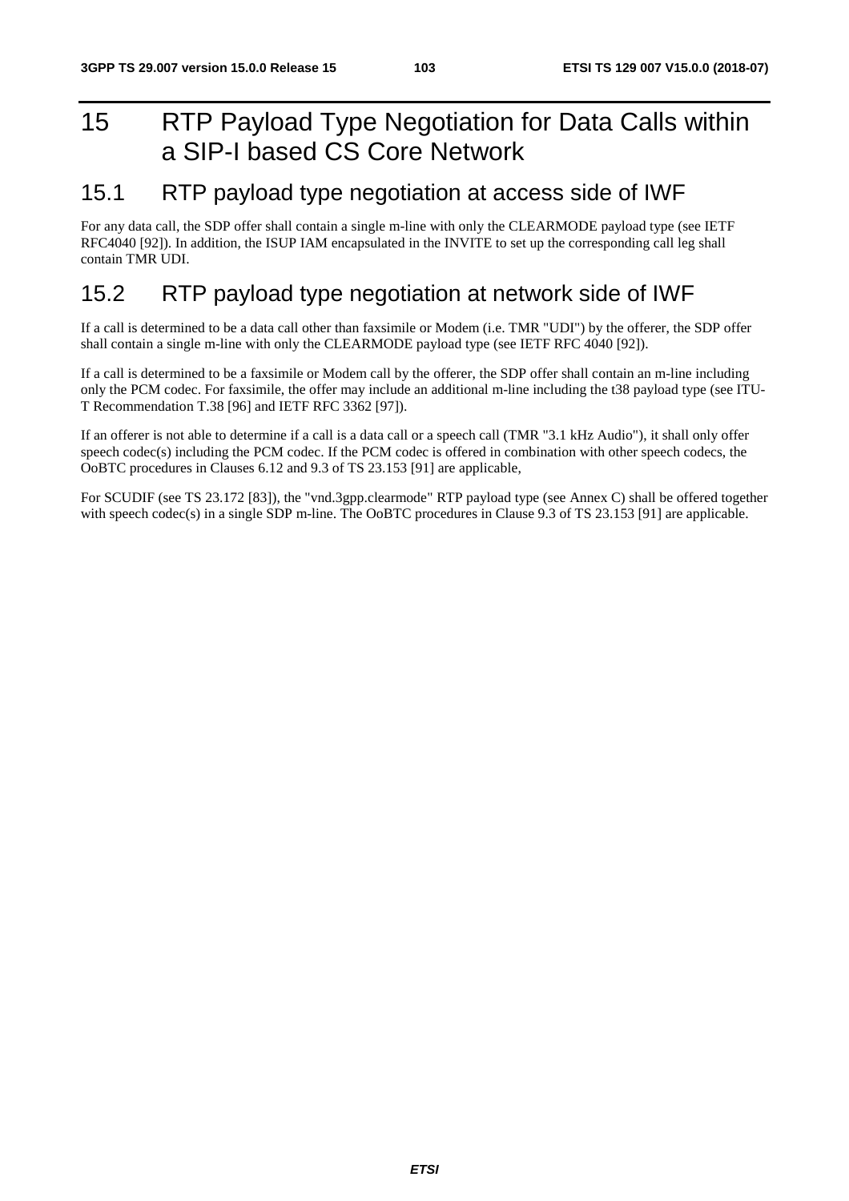# 15 RTP Payload Type Negotiation for Data Calls within a SIP-I based CS Core Network

## 15.1 RTP payload type negotiation at access side of IWF

For any data call, the SDP offer shall contain a single m-line with only the CLEARMODE payload type (see IETF RFC4040 [92]). In addition, the ISUP IAM encapsulated in the INVITE to set up the corresponding call leg shall contain TMR UDI.

## 15.2 RTP payload type negotiation at network side of IWF

If a call is determined to be a data call other than faxsimile or Modem (i.e. TMR "UDI") by the offerer, the SDP offer shall contain a single m-line with only the CLEARMODE payload type (see IETF RFC 4040 [92]).

If a call is determined to be a faxsimile or Modem call by the offerer, the SDP offer shall contain an m-line including only the PCM codec. For faxsimile, the offer may include an additional m-line including the t38 payload type (see ITU-T Recommendation T.38 [96] and IETF RFC 3362 [97]).

If an offerer is not able to determine if a call is a data call or a speech call (TMR "3.1 kHz Audio"), it shall only offer speech codec(s) including the PCM codec. If the PCM codec is offered in combination with other speech codecs, the OoBTC procedures in Clauses 6.12 and 9.3 of TS 23.153 [91] are applicable,

For SCUDIF (see TS 23.172 [83]), the "vnd.3gpp.clearmode" RTP payload type (see Annex C) shall be offered together with speech codec(s) in a single SDP m-line. The OoBTC procedures in Clause 9.3 of TS 23.153 [91] are applicable.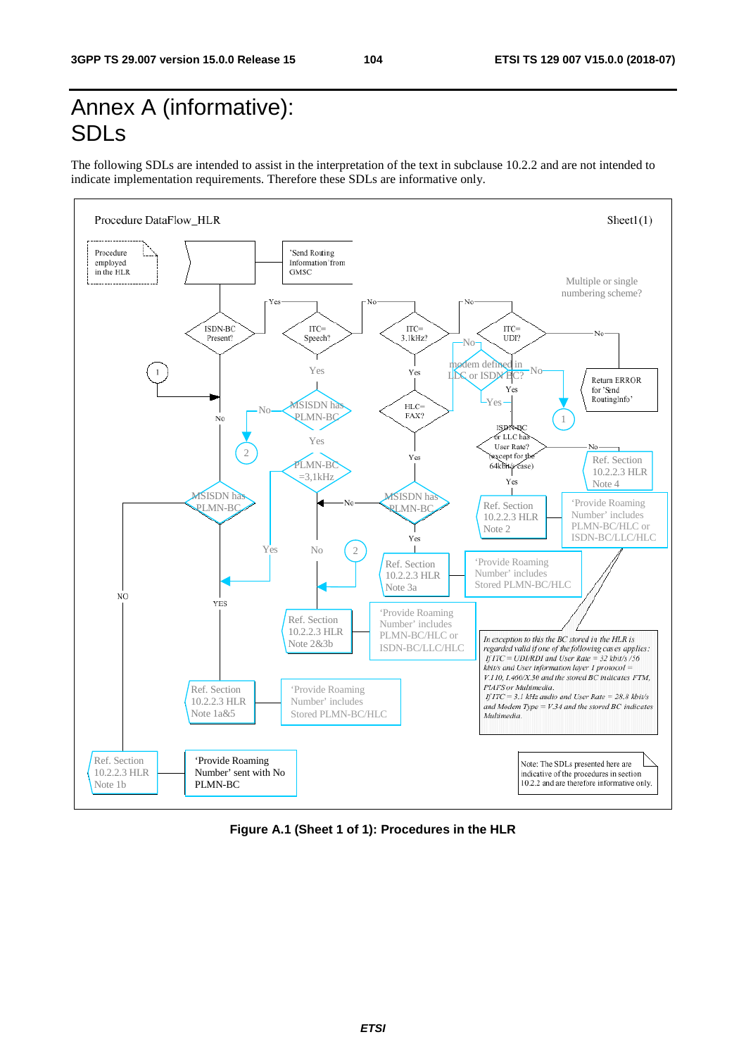# Annex A (informative): SDLs

The following SDLs are intended to assist in the interpretation of the text in subclause 10.2.2 and are not intended to indicate implementation requirements. Therefore these SDLs are informative only.

Procedure DataFlow_HLR — Sheet1 (1)

Procedure employed in the HLR

'Send Routing Information' from GMSC

Multiple or single numbering scheme?

ISDN-BC Present?

ITC= Speech?

ITC= 3.1kHz?

ITC= UDI?

Return ERROR for 'Send RoutingInfo'

modem defined in LLC or ISDN BC?

MSISDN has PLMN-BC

HLC= FAX?

ISDN-BC or LLC has User Rate? (except for the 64kbit/s case)

PLMN-BC =3,1kHz

MSISDN has PLMN-BC

MSISDN has PLMN-BC

Ref. Section 10.2.2.3 HLR Note 4

Ref. Section 10.2.2.3 HLR Note 2

'Provide Roaming Number' includes PLMN-BC/HLC or ISDN-BC/LLC/HLC

Ref. Section 10.2.2.3 HLR Note 3a

'Provide Roaming Number' includes Stored PLMN-BC/HLC

Ref. Section 10.2.2.3 HLR Note 2&3b

'Provide Roaming Number' includes PLMN-BC/HLC or ISDN-BC/LLC/HLC

*In exception to this the BC stored in the HLR is regarded valid if one of the following cases applies: If ITC = UDI/RDI and User Rate = 32 kbit/s /56 kbit/s and User information layer 1 protocol = V.110, I.460/X.30 and the stored BC indicates FTM, PIAFS or Multimedia. If ITC = 3.1 kHz audio and User Rate = 28.8 kbit/s and Modem Type = V.34 and the stored BC indicates Multimedia.*

Ref. Section 10.2.2.3 HLR Note 1a&5

'Provide Roaming Number' includes Stored PLMN-BC/HLC

Ref. Section 10.2.2.3 HLR Note 1b

'Provide Roaming Number' sent with No PLMN-BC

Note: The SDLs presented here are indicative of the procedures in section 10.2.2 and are therefore informative only.

**Figure A.1 (Sheet 1 of 1): Procedures in the HLR**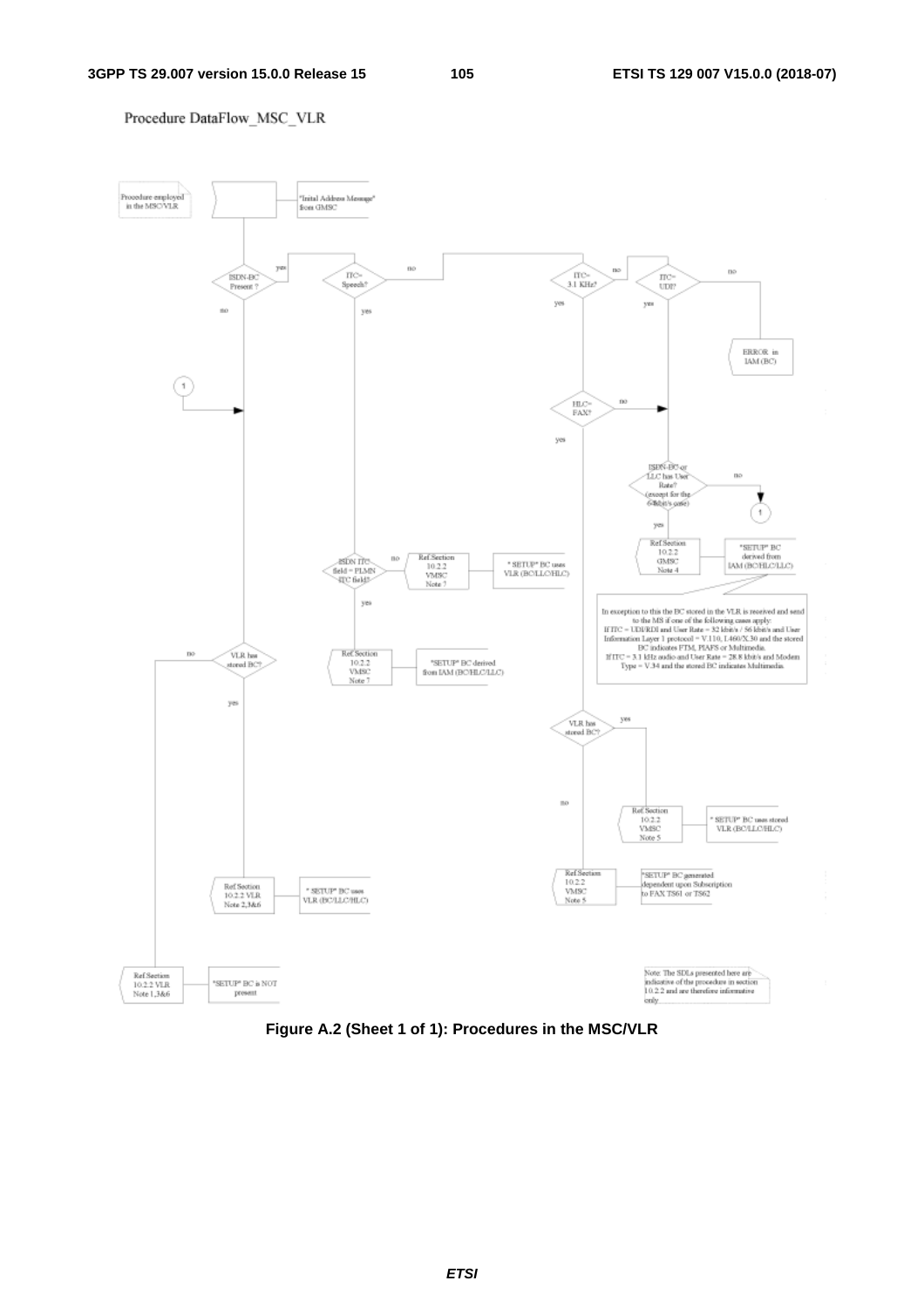Procedure DataFlow_MSC_VLR

Procedure employed in the MSC/VLR

"Initial Address Message" from GMSC

ISDN-BC Present ?

yes

no

ITC= Speech?

no

yes

ITC= 3.1 KHz?

no

yes

ITC= UDI?

no

yes

ERROR in IAM (BC)

1

HLC= FAX?

no

yes

ISDN-BC or LLC has User Rate? (except for the 64kbit/s case)

no

1

yes

Ref.Section 10.2.2 GMSC Note 4

"SETUP" BC derived from IAM (BC/HLC/LLC)

In exception to this the BC stored in the VLR is received and send to the MS if one of the following cases apply:
If ITC = UDI/RDI and User Rate = 32 kbit/s / 56 kbit/s and User Information Layer 1 protocol = V.110, I.460/X.30 and the stored BC indicates FTM, PIAFS or Multimedia.
If ITC = 3.1 kHz audio and User Rate = 28.8 kbit/s and Modem Type = V.34 and the stored BC indicates Multimedia.

ISDN ITC field = PLMN ITC field?

no

Ref.Section 10.2.2 VMSC Note 7

" SETUP" BC uses VLR (BC/LLC/HLC)

yes

Ref.Section 10.2.2 VMSC Note 7

"SETUP" BC derived from IAM (BC/HLC/LLC)

VLR has stored BC?

no

yes

VLR has stored BC?

yes

no

Ref.Section 10.2.2 VMSC Note 5

" SETUP" BC uses stored VLR (BC/LLC/HLC)

Ref.Section 10.2.2 VMSC Note 5

"SETUP" BC generated dependent upon Subscription to FAX TS61 or TS62

Ref.Section 10.2.2 VLR Note 2,3&6

" SETUP" BC uses VLR (BC/LLC/HLC)

Ref.Section 10.2.2 VLR Note 1,3&6

"SETUP" BC is NOT present

Note: The SDLs presented here are indicative of the procedure in section 10.2.2 and are therefore informative only.

**Figure A.2 (Sheet 1 of 1): Procedures in the MSC/VLR**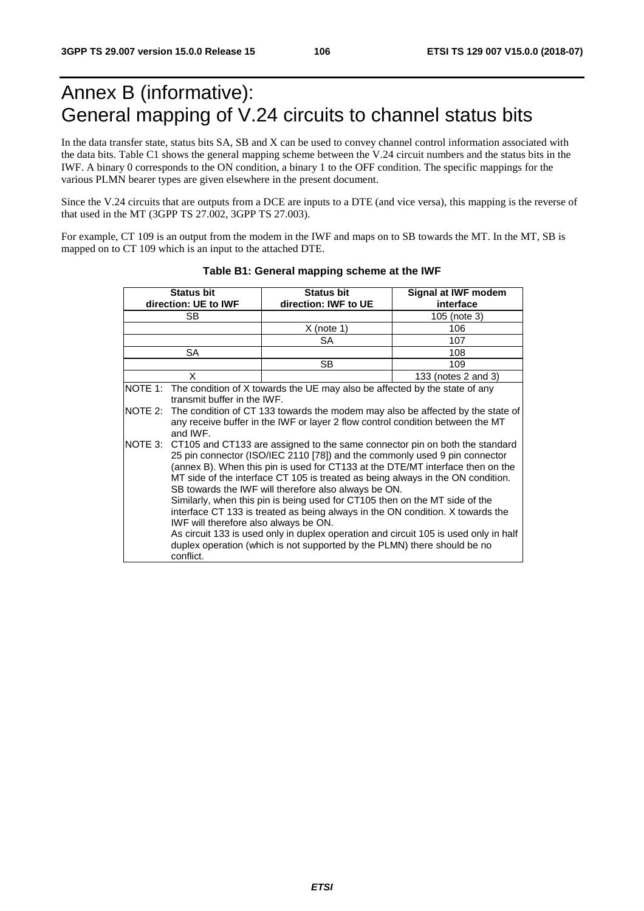# Annex B (informative): General mapping of V.24 circuits to channel status bits

In the data transfer state, status bits SA, SB and X can be used to convey channel control information associated with the data bits. Table C1 shows the general mapping scheme between the V.24 circuit numbers and the status bits in the IWF. A binary 0 corresponds to the ON condition, a binary 1 to the OFF condition. The specific mappings for the various PLMN bearer types are given elsewhere in the present document.

Since the V.24 circuits that are outputs from a DCE are inputs to a DTE (and vice versa), this mapping is the reverse of that used in the MT (3GPP TS 27.002, 3GPP TS 27.003).

For example, CT 109 is an output from the modem in the IWF and maps on to SB towards the MT. In the MT, SB is mapped on to CT 109 which is an input to the attached DTE.

**Table B1: General mapping scheme at the IWF**

| Status bit direction: UE to IWF | Status bit direction: IWF to UE | Signal at IWF modem interface |
|---|---|---|
| SB | | 105 (note 3) |
| | X (note 1) | 106 |
| | SA | 107 |
| SA | | 108 |
| | SB | 109 |
| X | | 133 (notes 2 and 3) |

NOTE 1: The condition of X towards the UE may also be affected by the state of any transmit buffer in the IWF.

NOTE 2: The condition of CT 133 towards the modem may also be affected by the state of any receive buffer in the IWF or layer 2 flow control condition between the MT and IWF.

NOTE 3: CT105 and CT133 are assigned to the same connector pin on both the standard 25 pin connector (ISO/IEC 2110 [78]) and the commonly used 9 pin connector (annex B). When this pin is used for CT133 at the DTE/MT interface then on the MT side of the interface CT 105 is treated as being always in the ON condition. SB towards the IWF will therefore also always be ON.
Similarly, when this pin is being used for CT105 then on the MT side of the interface CT 133 is treated as being always in the ON condition. X towards the IWF will therefore also always be ON.
As circuit 133 is used only in duplex operation and circuit 105 is used only in half duplex operation (which is not supported by the PLMN) there should be no conflict.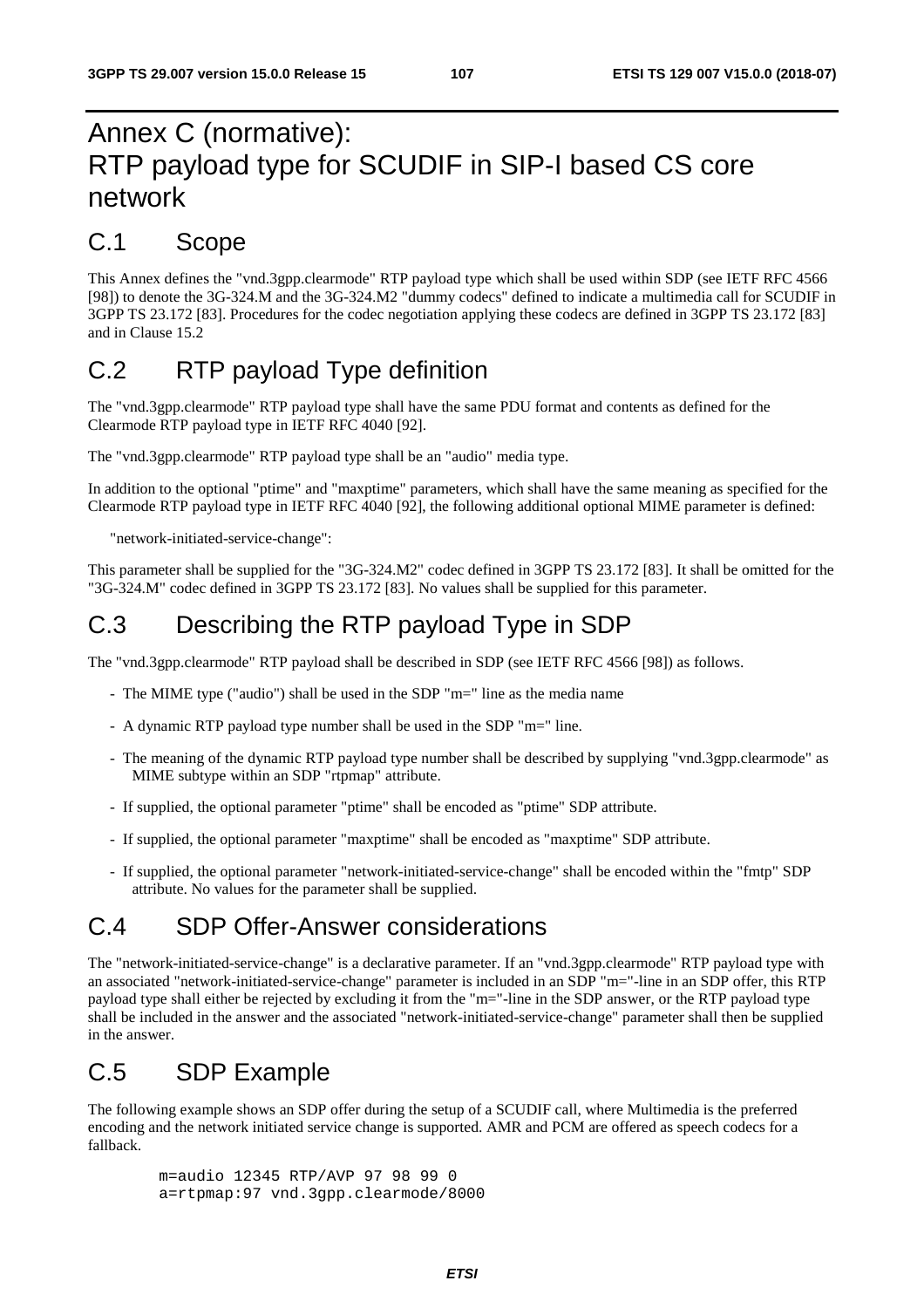# Annex C (normative): RTP payload type for SCUDIF in SIP-I based CS core network

## C.1 Scope

This Annex defines the "vnd.3gpp.clearmode" RTP payload type which shall be used within SDP (see IETF RFC 4566 [98]) to denote the 3G-324.M and the 3G-324.M2 "dummy codecs" defined to indicate a multimedia call for SCUDIF in 3GPP TS 23.172 [83]. Procedures for the codec negotiation applying these codecs are defined in 3GPP TS 23.172 [83] and in Clause 15.2

## C.2 RTP payload Type definition

The "vnd.3gpp.clearmode" RTP payload type shall have the same PDU format and contents as defined for the Clearmode RTP payload type in IETF RFC 4040 [92].

The "vnd.3gpp.clearmode" RTP payload type shall be an "audio" media type.

In addition to the optional "ptime" and "maxptime" parameters, which shall have the same meaning as specified for the Clearmode RTP payload type in IETF RFC 4040 [92], the following additional optional MIME parameter is defined:

"network-initiated-service-change":

This parameter shall be supplied for the "3G-324.M2" codec defined in 3GPP TS 23.172 [83]. It shall be omitted for the "3G-324.M" codec defined in 3GPP TS 23.172 [83]. No values shall be supplied for this parameter.

## C.3 Describing the RTP payload Type in SDP

The "vnd.3gpp.clearmode" RTP payload shall be described in SDP (see IETF RFC 4566 [98]) as follows.

- The MIME type ("audio") shall be used in the SDP "m=" line as the media name
- A dynamic RTP payload type number shall be used in the SDP "m=" line.
- The meaning of the dynamic RTP payload type number shall be described by supplying "vnd.3gpp.clearmode" as MIME subtype within an SDP "rtpmap" attribute.
- If supplied, the optional parameter "ptime" shall be encoded as "ptime" SDP attribute.
- If supplied, the optional parameter "maxptime" shall be encoded as "maxptime" SDP attribute.
- If supplied, the optional parameter "network-initiated-service-change" shall be encoded within the "fmtp" SDP attribute. No values for the parameter shall be supplied.

## C.4 SDP Offer-Answer considerations

The "network-initiated-service-change" is a declarative parameter. If an "vnd.3gpp.clearmode" RTP payload type with an associated "network-initiated-service-change" parameter is included in an SDP "m="-line in an SDP offer, this RTP payload type shall either be rejected by excluding it from the "m="-line in the SDP answer, or the RTP payload type shall be included in the answer and the associated "network-initiated-service-change" parameter shall then be supplied in the answer.

## C.5 SDP Example

The following example shows an SDP offer during the setup of a SCUDIF call, where Multimedia is the preferred encoding and the network initiated service change is supported. AMR and PCM are offered as speech codecs for a fallback.

```
m=audio 12345 RTP/AVP 97 98 99 0
a=rtpmap:97 vnd.3gpp.clearmode/8000
```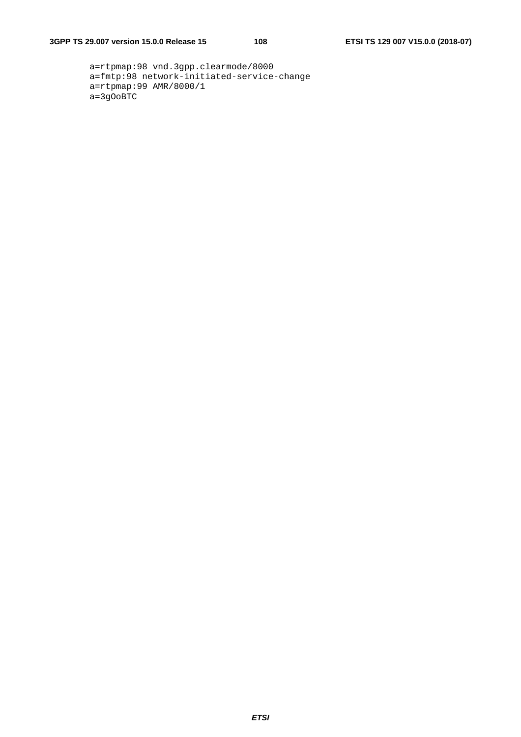```
a=rtpmap:98 vnd.3gpp.clearmode/8000
a=fmtp:98 network-initiated-service-change
a=rtpmap:99 AMR/8000/1
a=3gOoBTC
```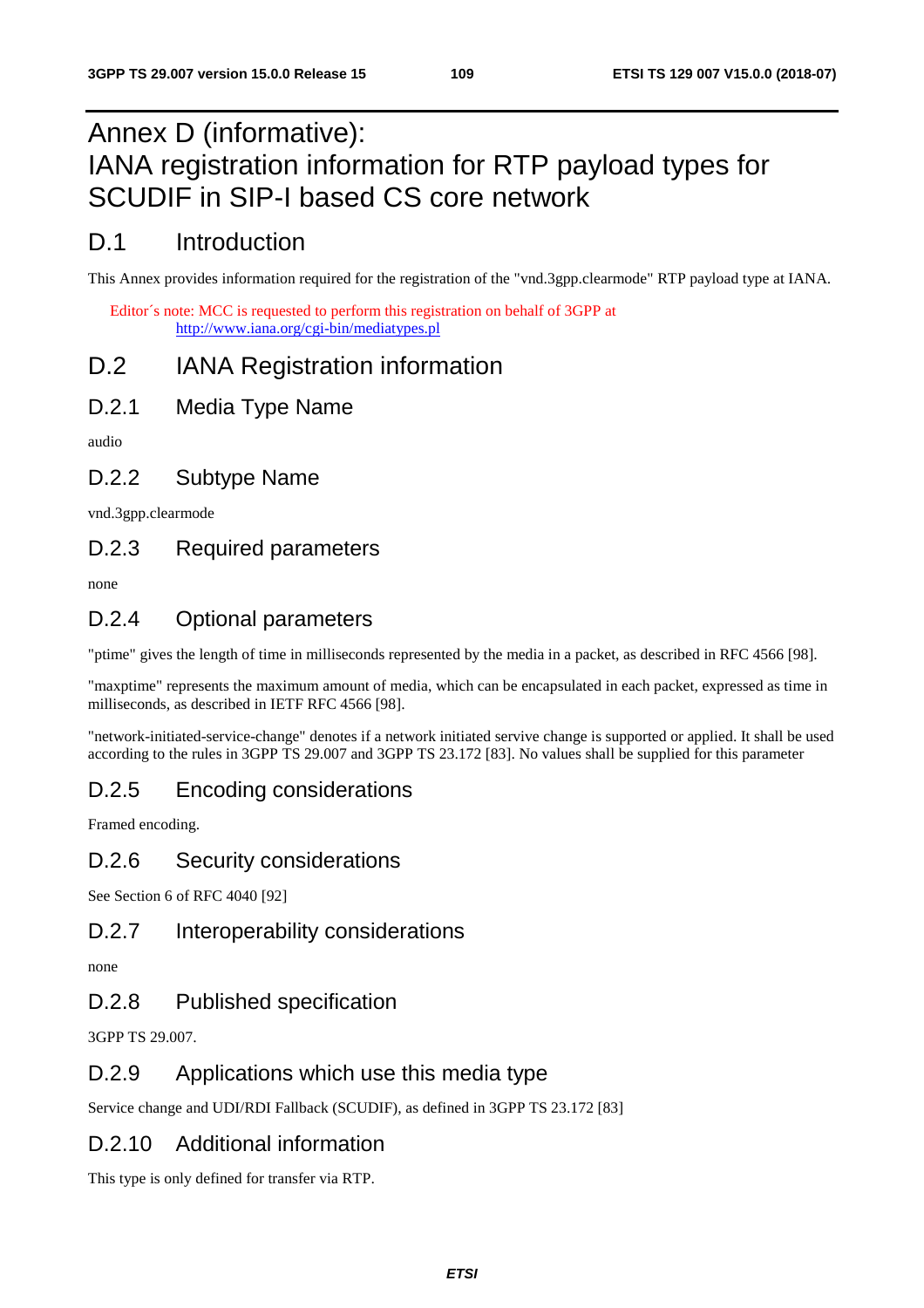# Annex D (informative): IANA registration information for RTP payload types for SCUDIF in SIP-I based CS core network

## D.1 Introduction

This Annex provides information required for the registration of the "vnd.3gpp.clearmode" RTP payload type at IANA.

Editor´s note: MCC is requested to perform this registration on behalf of 3GPP at http://www.iana.org/cgi-bin/mediatypes.pl

## D.2 IANA Registration information

### D.2.1 Media Type Name

audio

### D.2.2 Subtype Name

vnd.3gpp.clearmode

### D.2.3 Required parameters

none

### D.2.4 Optional parameters

"ptime" gives the length of time in milliseconds represented by the media in a packet, as described in RFC 4566 [98].

"maxptime" represents the maximum amount of media, which can be encapsulated in each packet, expressed as time in milliseconds, as described in IETF RFC 4566 [98].

"network-initiated-service-change" denotes if a network initiated servive change is supported or applied. It shall be used according to the rules in 3GPP TS 29.007 and 3GPP TS 23.172 [83]. No values shall be supplied for this parameter

### D.2.5 Encoding considerations

Framed encoding.

### D.2.6 Security considerations

See Section 6 of RFC 4040 [92]

### D.2.7 Interoperability considerations

none

### D.2.8 Published specification

3GPP TS 29.007.

### D.2.9 Applications which use this media type

Service change and UDI/RDI Fallback (SCUDIF), as defined in 3GPP TS 23.172 [83]

### D.2.10 Additional information

This type is only defined for transfer via RTP.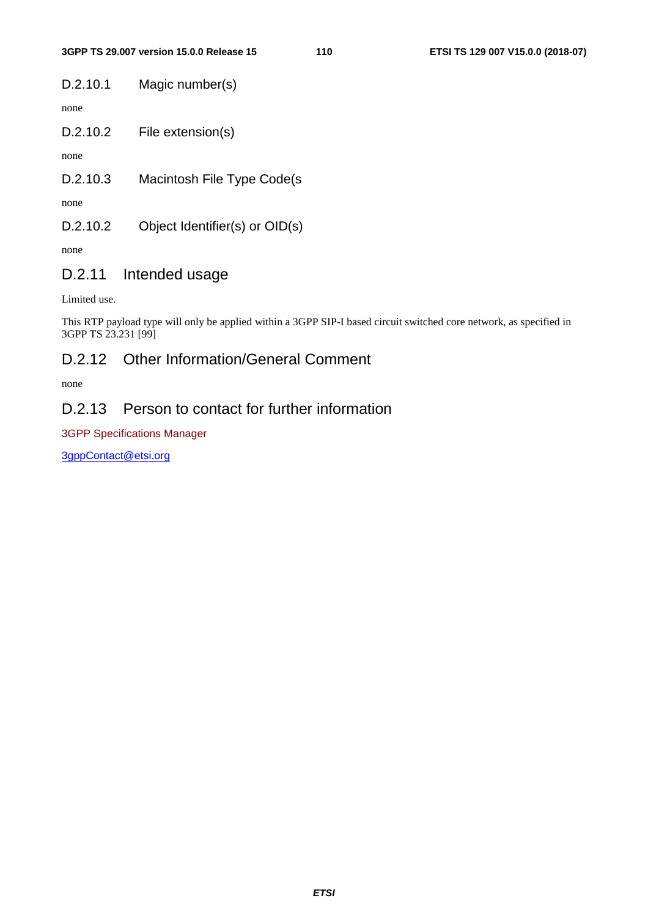#### D.2.10.1 Magic number(s)

none

#### D.2.10.2 File extension(s)

none

#### D.2.10.3 Macintosh File Type Code(s

none

#### D.2.10.2 Object Identifier(s) or OID(s)

none

### D.2.11 Intended usage

Limited use.

This RTP payload type will only be applied within a 3GPP SIP-I based circuit switched core network, as specified in 3GPP TS 23.231 [99]

### D.2.12 Other Information/General Comment

none

### D.2.13 Person to contact for further information

3GPP Specifications Manager

3gppContact@etsi.org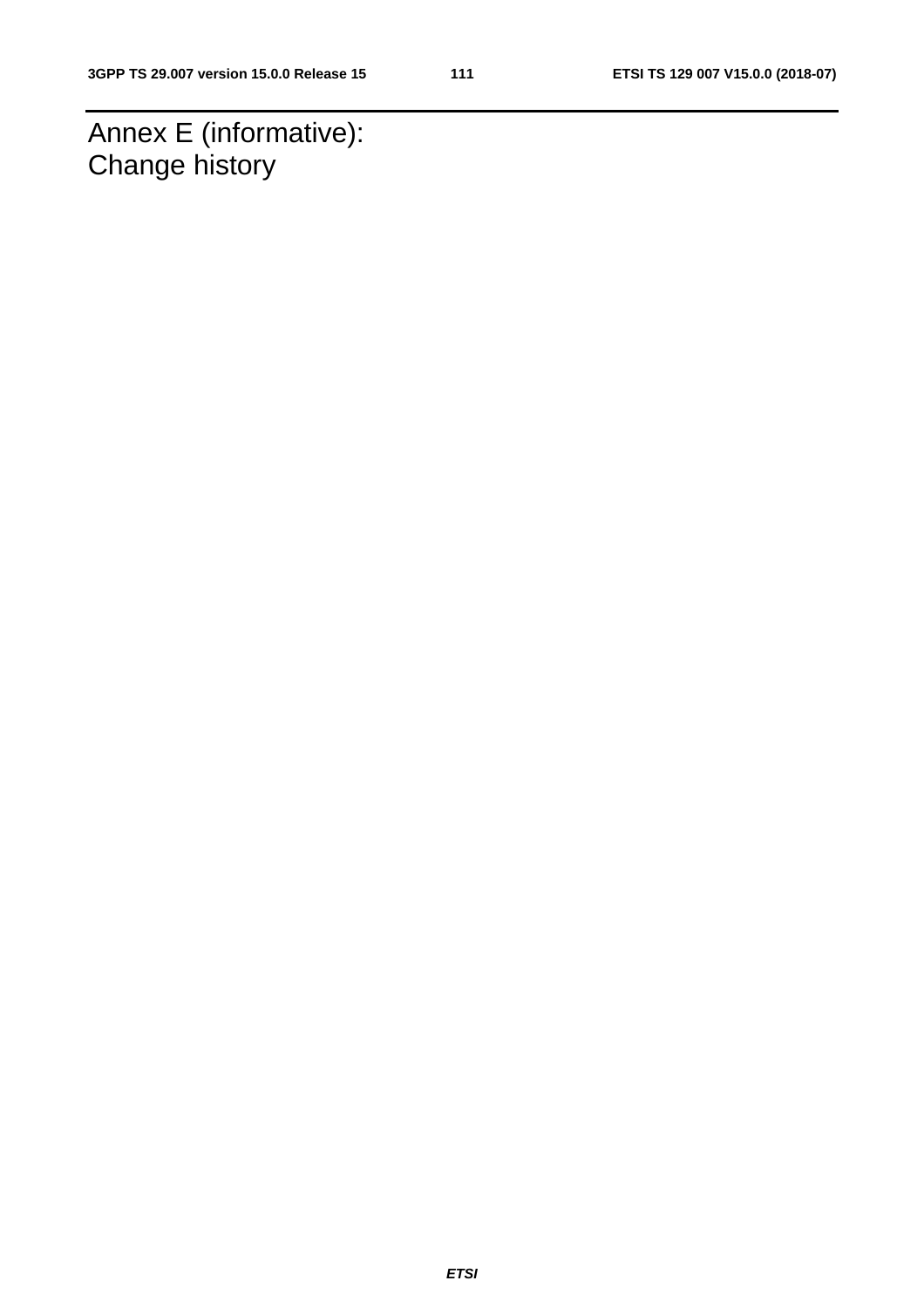# Annex E (informative): Change history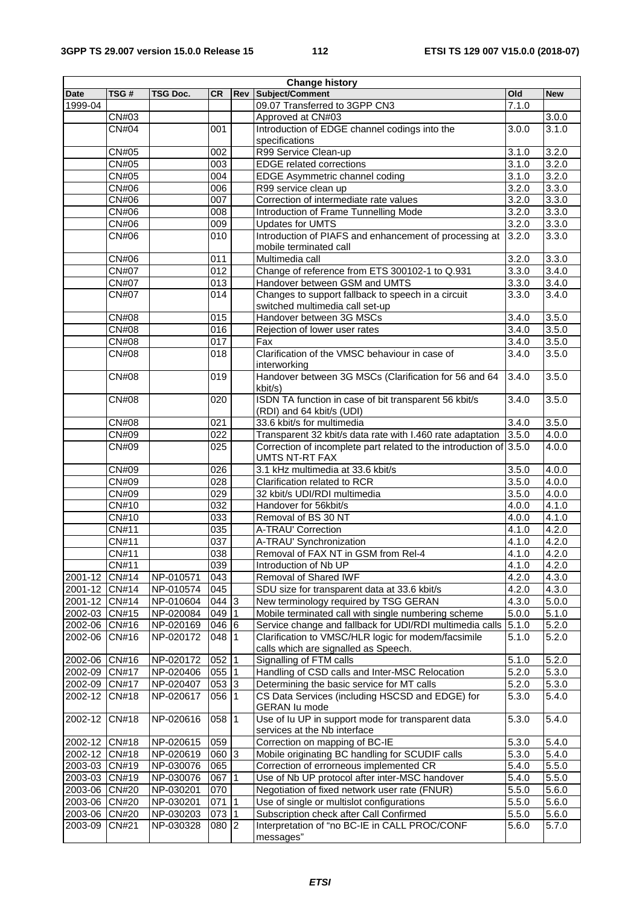| Change history | | | | | | | |
|---|---|---|---|---|---|---|---|
| **Date** | **TSG #** | **TSG Doc.** | **CR** | **Rev** | **Subject/Comment** | **Old** | **New** |
| 1999-04 | | | | | 09.07 Transferred to 3GPP CN3 | 7.1.0 | |
| | CN#03 | | | | Approved at CN#03 | | 3.0.0 |
| | CN#04 | | 001 | | Introduction of EDGE channel codings into the specifications | 3.0.0 | 3.1.0 |
| | CN#05 | | 002 | | R99 Service Clean-up | 3.1.0 | 3.2.0 |
| | CN#05 | | 003 | | EDGE related corrections | 3.1.0 | 3.2.0 |
| | CN#05 | | 004 | | EDGE Asymmetric channel coding | 3.1.0 | 3.2.0 |
| | CN#06 | | 006 | | R99 service clean up | 3.2.0 | 3.3.0 |
| | CN#06 | | 007 | | Correction of intermediate rate values | 3.2.0 | 3.3.0 |
| | CN#06 | | 008 | | Introduction of Frame Tunnelling Mode | 3.2.0 | 3.3.0 |
| | CN#06 | | 009 | | Updates for UMTS | 3.2.0 | 3.3.0 |
| | CN#06 | | 010 | | Introduction of PIAFS and enhancement of processing at mobile terminated call | 3.2.0 | 3.3.0 |
| | CN#06 | | 011 | | Multimedia call | 3.2.0 | 3.3.0 |
| | CN#07 | | 012 | | Change of reference from ETS 300102-1 to Q.931 | 3.3.0 | 3.4.0 |
| | CN#07 | | 013 | | Handover between GSM and UMTS | 3.3.0 | 3.4.0 |
| | CN#07 | | 014 | | Changes to support fallback to speech in a circuit switched multimedia call set-up | 3.3.0 | 3.4.0 |
| | CN#08 | | 015 | | Handover between 3G MSCs | 3.4.0 | 3.5.0 |
| | CN#08 | | 016 | | Rejection of lower user rates | 3.4.0 | 3.5.0 |
| | CN#08 | | 017 | | Fax | 3.4.0 | 3.5.0 |
| | CN#08 | | 018 | | Clarification of the VMSC behaviour in case of interworking | 3.4.0 | 3.5.0 |
| | CN#08 | | 019 | | Handover between 3G MSCs (Clarification for 56 and 64 kbit/s) | 3.4.0 | 3.5.0 |
| | CN#08 | | 020 | | ISDN TA function in case of bit transparent 56 kbit/s (RDI) and 64 kbit/s (UDI) | 3.4.0 | 3.5.0 |
| | CN#08 | | 021 | | 33.6 kbit/s for multimedia | 3.4.0 | 3.5.0 |
| | CN#09 | | 022 | | Transparent 32 kbit/s data rate with I.460 rate adaptation | 3.5.0 | 4.0.0 |
| | CN#09 | | 025 | | Correction of incomplete part related to the introduction of UMTS NT-RT FAX | 3.5.0 | 4.0.0 |
| | CN#09 | | 026 | | 3.1 kHz multimedia at 33.6 kbit/s | 3.5.0 | 4.0.0 |
| | CN#09 | | 028 | | Clarification related to RCR | 3.5.0 | 4.0.0 |
| | CN#09 | | 029 | | 32 kbit/s UDI/RDI multimedia | 3.5.0 | 4.0.0 |
| | CN#10 | | 032 | | Handover for 56kbit/s | 4.0.0 | 4.1.0 |
| | CN#10 | | 033 | | Removal of BS 30 NT | 4.0.0 | 4.1.0 |
| | CN#11 | | 035 | | A-TRAU' Correction | 4.1.0 | 4.2.0 |
| | CN#11 | | 037 | | A-TRAU' Synchronization | 4.1.0 | 4.2.0 |
| | CN#11 | | 038 | | Removal of FAX NT in GSM from Rel-4 | 4.1.0 | 4.2.0 |
| | CN#11 | | 039 | | Introduction of Nb UP | 4.1.0 | 4.2.0 |
| 2001-12 | CN#14 | NP-010571 | 043 | | Removal of Shared IWF | 4.2.0 | 4.3.0 |
| 2001-12 | CN#14 | NP-010574 | 045 | | SDU size for transparent data at 33.6 kbit/s | 4.2.0 | 4.3.0 |
| 2001-12 | CN#14 | NP-010604 | 044 | 3 | New terminology required by TSG GERAN | 4.3.0 | 5.0.0 |
| 2002-03 | CN#15 | NP-020084 | 049 | 1 | Mobile terminated call with single numbering scheme | 5.0.0 | 5.1.0 |
| 2002-06 | CN#16 | NP-020169 | 046 | 6 | Service change and fallback for UDI/RDI multimedia calls | 5.1.0 | 5.2.0 |
| 2002-06 | CN#16 | NP-020172 | 048 | 1 | Clarification to VMSC/HLR logic for modem/facsimile calls which are signalled as Speech. | 5.1.0 | 5.2.0 |
| 2002-06 | CN#16 | NP-020172 | 052 | 1 | Signalling of FTM calls | 5.1.0 | 5.2.0 |
| 2002-09 | CN#17 | NP-020406 | 055 | 1 | Handling of CSD calls and Inter-MSC Relocation | 5.2.0 | 5.3.0 |
| 2002-09 | CN#17 | NP-020407 | 053 | 3 | Determining the basic service for MT calls | 5.2.0 | 5.3.0 |
| 2002-12 | CN#18 | NP-020617 | 056 | 1 | CS Data Services (including HSCSD and EDGE) for GERAN Iu mode | 5.3.0 | 5.4.0 |
| 2002-12 | CN#18 | NP-020616 | 058 | 1 | Use of Iu UP in support mode for transparent data services at the Nb interface | 5.3.0 | 5.4.0 |
| 2002-12 | CN#18 | NP-020615 | 059 | | Correction on mapping of BC-IE | 5.3.0 | 5.4.0 |
| 2002-12 | CN#18 | NP-020619 | 060 | 3 | Mobile originating BC handling for SCUDIF calls | 5.3.0 | 5.4.0 |
| 2003-03 | CN#19 | NP-030076 | 065 | | Correction of errorneous implemented CR | 5.4.0 | 5.5.0 |
| 2003-03 | CN#19 | NP-030076 | 067 | 1 | Use of Nb UP protocol after inter-MSC handover | 5.4.0 | 5.5.0 |
| 2003-06 | CN#20 | NP-030201 | 070 | | Negotiation of fixed network user rate (FNUR) | 5.5.0 | 5.6.0 |
| 2003-06 | CN#20 | NP-030201 | 071 | 1 | Use of single or multislot configurations | 5.5.0 | 5.6.0 |
| 2003-06 | CN#20 | NP-030203 | 073 | 1 | Subscription check after Call Confirmed | 5.5.0 | 5.6.0 |
| 2003-09 | CN#21 | NP-030328 | 080 | 2 | Interpretation of "no BC-IE in CALL PROC/CONF messages" | 5.6.0 | 5.7.0 |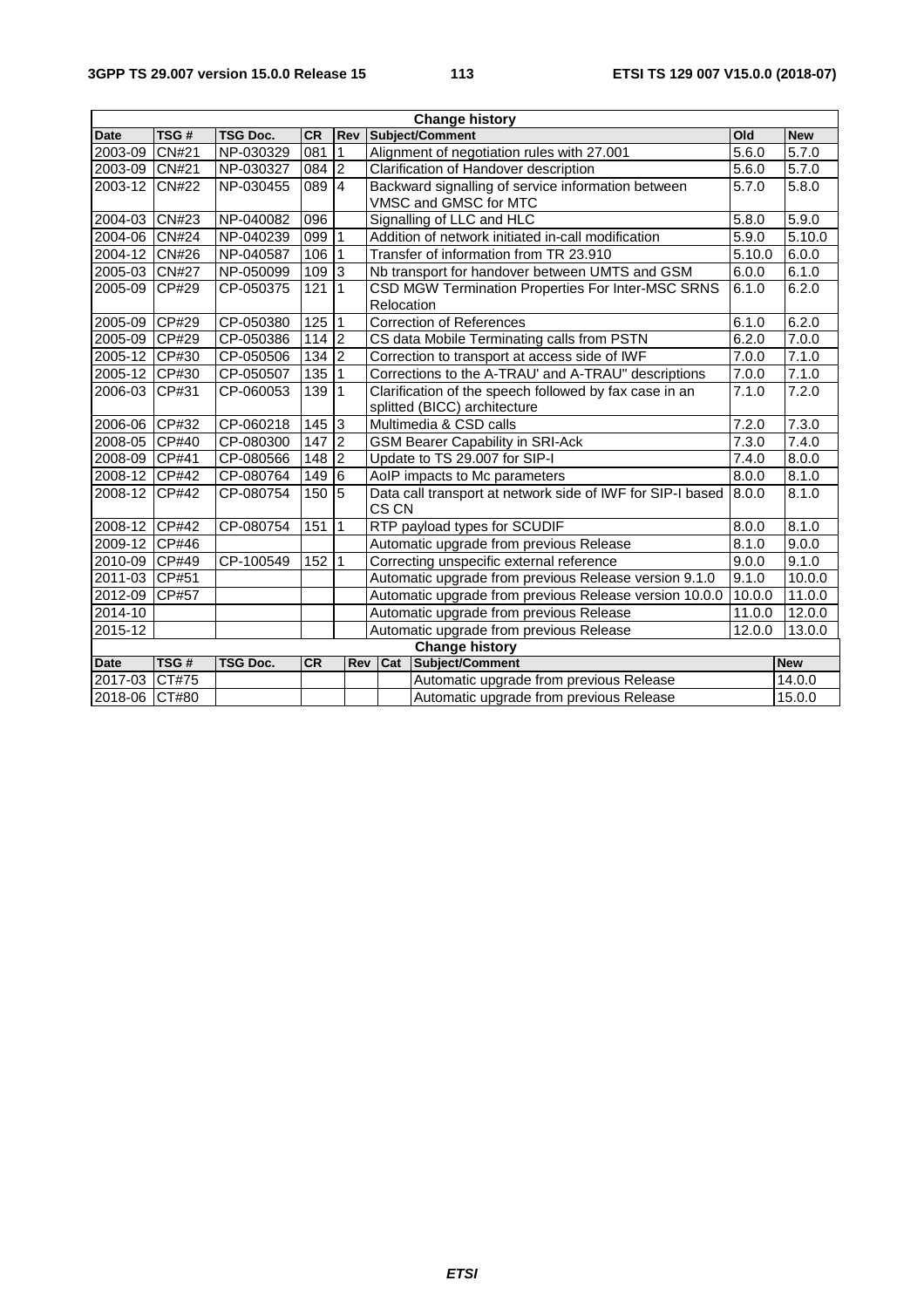| Change history | | | | | | | |
|---|---|---|---|---|---|---|---|
| **Date** | **TSG #** | **TSG Doc.** | **CR** | **Rev** | **Subject/Comment** | **Old** | **New** |
| 2003-09 | CN#21 | NP-030329 | 081 | 1 | Alignment of negotiation rules with 27.001 | 5.6.0 | 5.7.0 |
| 2003-09 | CN#21 | NP-030327 | 084 | 2 | Clarification of Handover description | 5.6.0 | 5.7.0 |
| 2003-12 | CN#22 | NP-030455 | 089 | 4 | Backward signalling of service information between VMSC and GMSC for MTC | 5.7.0 | 5.8.0 |
| 2004-03 | CN#23 | NP-040082 | 096 | | Signalling of LLC and HLC | 5.8.0 | 5.9.0 |
| 2004-06 | CN#24 | NP-040239 | 099 | 1 | Addition of network initiated in-call modification | 5.9.0 | 5.10.0 |
| 2004-12 | CN#26 | NP-040587 | 106 | 1 | Transfer of information from TR 23.910 | 5.10.0 | 6.0.0 |
| 2005-03 | CN#27 | NP-050099 | 109 | 3 | Nb transport for handover between UMTS and GSM | 6.0.0 | 6.1.0 |
| 2005-09 | CP#29 | CP-050375 | 121 | 1 | CSD MGW Termination Properties For Inter-MSC SRNS Relocation | 6.1.0 | 6.2.0 |
| 2005-09 | CP#29 | CP-050380 | 125 | 1 | Correction of References | 6.1.0 | 6.2.0 |
| 2005-09 | CP#29 | CP-050386 | 114 | 2 | CS data Mobile Terminating calls from PSTN | 6.2.0 | 7.0.0 |
| 2005-12 | CP#30 | CP-050506 | 134 | 2 | Correction to transport at access side of IWF | 7.0.0 | 7.1.0 |
| 2005-12 | CP#30 | CP-050507 | 135 | 1 | Corrections to the A-TRAU' and A-TRAU" descriptions | 7.0.0 | 7.1.0 |
| 2006-03 | CP#31 | CP-060053 | 139 | 1 | Clarification of the speech followed by fax case in an splitted (BICC) architecture | 7.1.0 | 7.2.0 |
| 2006-06 | CP#32 | CP-060218 | 145 | 3 | Multimedia & CSD calls | 7.2.0 | 7.3.0 |
| 2008-05 | CP#40 | CP-080300 | 147 | 2 | GSM Bearer Capability in SRI-Ack | 7.3.0 | 7.4.0 |
| 2008-09 | CP#41 | CP-080566 | 148 | 2 | Update to TS 29.007 for SIP-I | 7.4.0 | 8.0.0 |
| 2008-12 | CP#42 | CP-080764 | 149 | 6 | AoIP impacts to Mc parameters | 8.0.0 | 8.1.0 |
| 2008-12 | CP#42 | CP-080754 | 150 | 5 | Data call transport at network side of IWF for SIP-I based CS CN | 8.0.0 | 8.1.0 |
| 2008-12 | CP#42 | CP-080754 | 151 | 1 | RTP payload types for SCUDIF | 8.0.0 | 8.1.0 |
| 2009-12 | CP#46 | | | | Automatic upgrade from previous Release | 8.1.0 | 9.0.0 |
| 2010-09 | CP#49 | CP-100549 | 152 | 1 | Correcting unspecific external reference | 9.0.0 | 9.1.0 |
| 2011-03 | CP#51 | | | | Automatic upgrade from previous Release version 9.1.0 | 9.1.0 | 10.0.0 |
| 2012-09 | CP#57 | | | | Automatic upgrade from previous Release version 10.0.0 | 10.0.0 | 11.0.0 |
| 2014-10 | | | | | Automatic upgrade from previous Release | 11.0.0 | 12.0.0 |
| 2015-12 | | | | | Automatic upgrade from previous Release | 12.0.0 | 13.0.0 |

| Change history | | | | | | | |
|---|---|---|---|---|---|---|---|
| **Date** | **TSG #** | **TSG Doc.** | **CR** | **Rev** | **Cat** | **Subject/Comment** | **New** |
| 2017-03 | CT#75 | | | | | Automatic upgrade from previous Release | 14.0.0 |
| 2018-06 | CT#80 | | | | | Automatic upgrade from previous Release | 15.0.0 |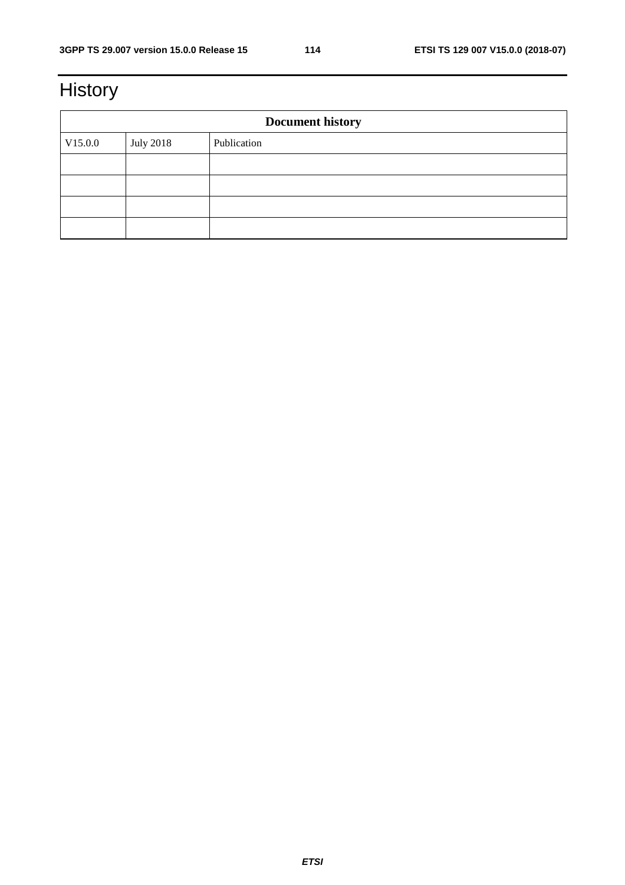# History

| Document history | | |
|---|---|---|
| V15.0.0 | July 2018 | Publication |
| | | |
| | | |
| | | |
| | | |